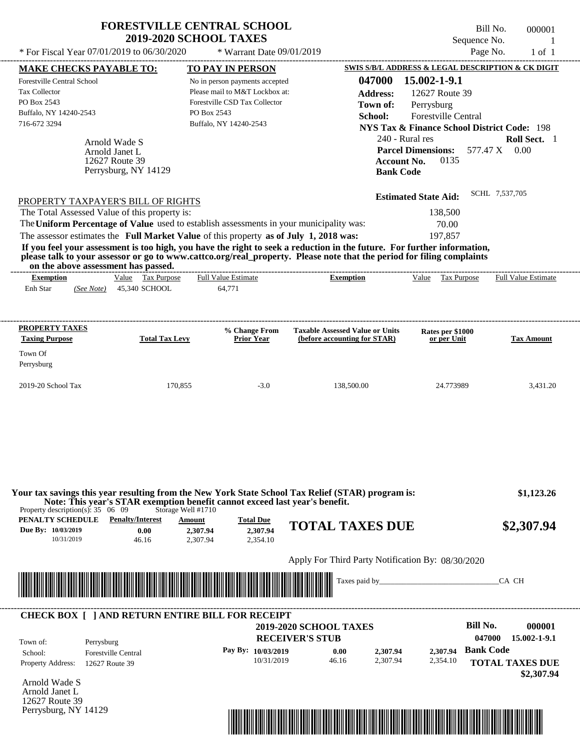# FORESTVILLE CENTRAL SCHOOL
## 2019-2020 SCHOOL TAXES

\* For Fiscal Year 07/01/2019 to 06/30/2020 \* Warrant Date 09/01/2019

Bill No. 000001
Sequence No. 1
Page No. 1 of 1

| MAKE CHECKS PAYABLE TO: | TO PAY IN PERSON | SWIS S/B/L ADDRESS & LEGAL DESCRIPTION & CK DIGIT |
|---|---|---|
| Forestville Central School | No in person payments accepted | 047000 15.002-1-9.1 |
| Tax Collector | Please mail to M&T Lockbox at: | Address: 12627 Route 39 |
| PO Box 2543 | Forestville CSD Tax Collector | Town of: Perrysburg |
| Buffalo, NY 14240-2543 | PO Box 2543 | School: Forestville Central |
| 716-672 3294 | Buffalo, NY 14240-2543 | NYS Tax & Finance School District Code: 198 |

Arnold Wade S
Arnold Janet L
12627 Route 39
Perrysburg, NY 14129

240 - Rural res **Roll Sect.** 1
**Parcel Dimensions:** 577.47 X 0.00
**Account No.** 0135
**Bank Code**

**Estimated State Aid:** SCHL 7,537,705

PROPERTY TAXPAYER'S BILL OF RIGHTS

The Total Assessed Value of this property is: 138,500
The **Uniform Percentage of Value** used to establish assessments in your municipality was: 70.00
The assessor estimates the **Full Market Value** of this property **as of July 1, 2018 was:** 197,857

**If you feel your assessment is too high, you have the right to seek a reduction in the future. For further information, please talk to your assessor or go to www.cattco.org/real_property. Please note that the period for filing complaints on the above assessment has passed.**

| Exemption | Value | Tax Purpose | Full Value Estimate | Exemption | Value | Tax Purpose | Full Value Estimate |
|---|---|---|---|---|---|---|---|
| Enh Star *(See Note)* | 45,340 | SCHOOL | 64,771 | | | | |

| PROPERTY TAXES Taxing Purpose | Total Tax Levy | % Change From Prior Year | Taxable Assessed Value or Units (before accounting for STAR) | Rates per $1000 or per Unit | Tax Amount |
|---|---|---|---|---|---|
| Town Of Perrysburg | | | | | |
| 2019-20 School Tax | 170,855 | -3.0 | 138,500.00 | 24.773989 | 3,431.20 |

**Your tax savings this year resulting from the New York State School Tax Relief (STAR) program is: $1,123.26**
**Note: This year's STAR exemption benefit cannot exceed last year's benefit.**

Property description(s): 35 06 09 Storage Well #1710

| PENALTY SCHEDULE | Penalty/Interest | Amount | Total Due |
|---|---|---|---|
| Due By: 10/03/2019 | 0.00 | 2,307.94 | 2,307.94 |
| 10/31/2019 | 46.16 | 2,307.94 | 2,354.10 |

**TOTAL TAXES DUE $2,307.94**

Apply For Third Party Notification By: 08/30/2020

Taxes paid by_______________________________CA CH

---

**CHECK BOX [ ] AND RETURN ENTIRE BILL FOR RECEIPT**

**2019-2020 SCHOOL TAXES**
**RECEIVER'S STUB**

**Bill No. 000001**
047000 15.002-1-9.1

| | | | | | |
|---|---|---|---|---|---|
| Town of: | Perrysburg | | | | |
| School: | Forestville Central | Pay By: 10/03/2019 | 0.00 | 2,307.94 | 2,307.94 |
| Property Address: | 12627 Route 39 | 10/31/2019 | 46.16 | 2,307.94 | 2,354.10 |

**Bank Code**

**TOTAL TAXES DUE $2,307.94**

Arnold Wade S
Arnold Janet L
12627 Route 39
Perrysburg, NY 14129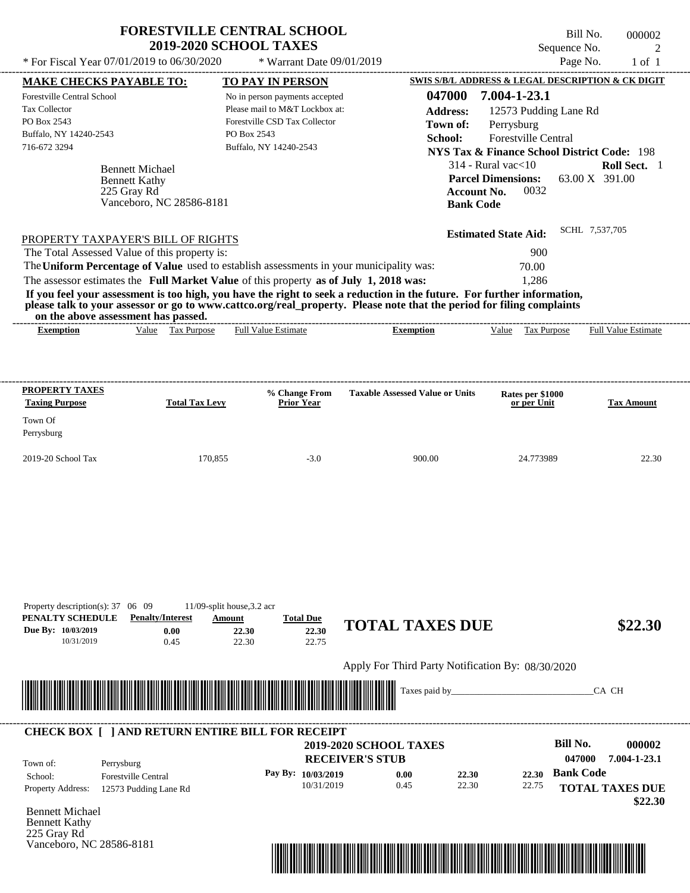# FORESTVILLE CENTRAL SCHOOL
## 2019-2020 SCHOOL TAXES

\* For Fiscal Year 07/01/2019 to 06/30/2020 \* Warrant Date 09/01/2019

Bill No. 000002
Sequence No. 2
Page No. 1 of 1

**MAKE CHECKS PAYABLE TO:**
Forestville Central School
Tax Collector
PO Box 2543
Buffalo, NY 14240-2543
716-672 3294

**TO PAY IN PERSON**
No in person payments accepted
Please mail to M&T Lockbox at:
Forestville CSD Tax Collector
PO Box 2543
Buffalo, NY 14240-2543

**SWIS S/B/L ADDRESS & LEGAL DESCRIPTION & CK DIGIT**
**047000 7.004-1-23.1**
**Address:** 12573 Pudding Lane Rd
**Town of:** Perrysburg
**School:** Forestville Central
**NYS Tax & Finance School District Code:** 198
314 - Rural vac<10 **Roll Sect.** 1
**Parcel Dimensions:** 63.00 X 391.00
**Account No.** 0032
**Bank Code**

Bennett Michael
Bennett Kathy
225 Gray Rd
Vanceboro, NC 28586-8181

**Estimated State Aid:** SCHL 7,537,705

PROPERTY TAXPAYER'S BILL OF RIGHTS

The Total Assessed Value of this property is: 900
The **Uniform Percentage of Value** used to establish assessments in your municipality was: 70.00
The assessor estimates the **Full Market Value** of this property **as of July 1, 2018 was:** 1,286

**If you feel your assessment is too high, you have the right to seek a reduction in the future. For further information, please talk to your assessor or go to www.cattco.org/real_property. Please note that the period for filing complaints on the above assessment has passed.**

| Exemption | Value | Tax Purpose | Full Value Estimate | Exemption | Value | Tax Purpose | Full Value Estimate |
|---|---|---|---|---|---|---|---|

| PROPERTY TAXES Taxing Purpose | Total Tax Levy | % Change From Prior Year | Taxable Assessed Value or Units | Rates per $1000 or per Unit | Tax Amount |
|---|---|---|---|---|---|
| Town Of Perrysburg | | | | | |
| 2019-20 School Tax | 170,855 | -3.0 | 900.00 | 24.773989 | 22.30 |

Property description(s): 37 06 09 11/09-split house,3.2 acr

| PENALTY SCHEDULE | Penalty/Interest | Amount | Total Due |
|---|---|---|---|
| Due By: 10/03/2019 | 0.00 | 22.30 | 22.30 |
| 10/31/2019 | 0.45 | 22.30 | 22.75 |

**TOTAL TAXES DUE $22.30**

Apply For Third Party Notification By: 08/30/2020

Taxes paid by\_\_\_\_\_\_\_\_\_\_\_\_\_\_\_\_\_\_\_\_\_\_\_\_\_\_\_\_\_\_CA CH

**CHECK BOX [ ] AND RETURN ENTIRE BILL FOR RECEIPT**

**2019-2020 SCHOOL TAXES**
**RECEIVER'S STUB**

**Bill No. 000002**
**047000 7.004-1-23.1**

Town of: Perrysburg
School: Forestville Central
Property Address: 12573 Pudding Lane Rd

| Pay By: | | | |
|---|---|---|---|
| 10/03/2019 | 0.00 | 22.30 | 22.30 |
| 10/31/2019 | 0.45 | 22.30 | 22.75 |

**Bank Code**

**TOTAL TAXES DUE $22.30**

Bennett Michael
Bennett Kathy
225 Gray Rd
Vanceboro, NC 28586-8181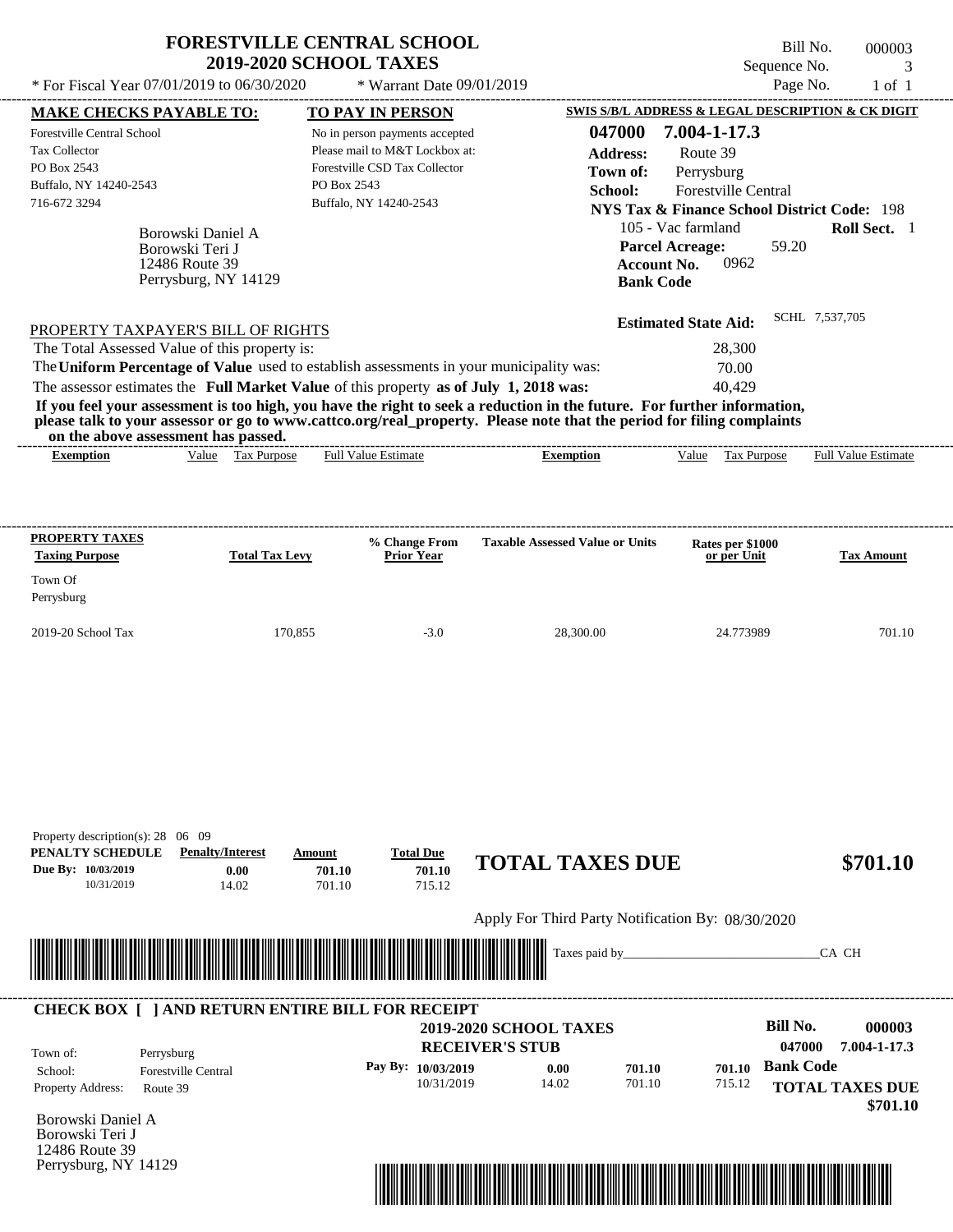# FORESTVILLE CENTRAL SCHOOL
## 2019-2020 SCHOOL TAXES

Bill No. 000003
Sequence No. 3
Page No. 1 of 1

* For Fiscal Year 07/01/2019 to 06/30/2020 * Warrant Date 09/01/2019

| MAKE CHECKS PAYABLE TO: | TO PAY IN PERSON | SWIS S/B/L ADDRESS & LEGAL DESCRIPTION & CK DIGIT |
|---|---|---|
| Forestville Central School | No in person payments accepted | **047000 7.004-1-17.3** |
| Tax Collector | Please mail to M&T Lockbox at: | **Address:** Route 39 |
| PO Box 2543 | Forestville CSD Tax Collector | **Town of:** Perrysburg |
| Buffalo, NY 14240-2543 | PO Box 2543 | **School:** Forestville Central |
| 716-672 3294 | Buffalo, NY 14240-2543 | **NYS Tax & Finance School District Code:** 198 |

Borowski Daniel A
Borowski Teri J
12486 Route 39
Perrysburg, NY 14129

105 - Vac farmland **Roll Sect.** 1
**Parcel Acreage:** 59.20
**Account No.** 0962
**Bank Code**

**Estimated State Aid:** SCHL 7,537,705

PROPERTY TAXPAYER'S BILL OF RIGHTS

The Total Assessed Value of this property is: 28,300
The **Uniform Percentage of Value** used to establish assessments in your municipality was: 70.00
The assessor estimates the **Full Market Value** of this property **as of July 1, 2018 was:** 40,429

**If you feel your assessment is too high, you have the right to seek a reduction in the future. For further information, please talk to your assessor or go to www.cattco.org/real_property. Please note that the period for filing complaints on the above assessment has passed.**

| Exemption | Value | Tax Purpose | Full Value Estimate | Exemption | Value | Tax Purpose | Full Value Estimate |
|---|---|---|---|---|---|---|---|

| PROPERTY TAXES Taxing Purpose | Total Tax Levy | % Change From Prior Year | Taxable Assessed Value or Units | Rates per $1000 or per Unit | Tax Amount |
|---|---|---|---|---|---|
| Town Of Perrysburg | | | | | |
| 2019-20 School Tax | 170,855 | -3.0 | 28,300.00 | 24.773989 | 701.10 |

Property description(s): 28 06 09

| PENALTY SCHEDULE | Penalty/Interest | Amount | Total Due |
|---|---|---|---|
| Due By: 10/03/2019 | 0.00 | 701.10 | 701.10 |
| 10/31/2019 | 14.02 | 701.10 | 715.12 |

**TOTAL TAXES DUE $701.10**

Apply For Third Party Notification By: 08/30/2020

Taxes paid by_______________________________CA CH

**CHECK BOX [ ] AND RETURN ENTIRE BILL FOR RECEIPT**

**2019-2020 SCHOOL TAXES**
**RECEIVER'S STUB**

**Bill No. 000003**
**047000 7.004-1-17.3**

Town of: Perrysburg
School: Forestville Central
Property Address: Route 39

| Pay By: | Penalty/Interest | Amount | Total Due |
|---|---|---|---|
| 10/03/2019 | 0.00 | 701.10 | 701.10 |
| 10/31/2019 | 14.02 | 701.10 | 715.12 |

**Bank Code**

**TOTAL TAXES DUE $701.10**

Borowski Daniel A
Borowski Teri J
12486 Route 39
Perrysburg, NY 14129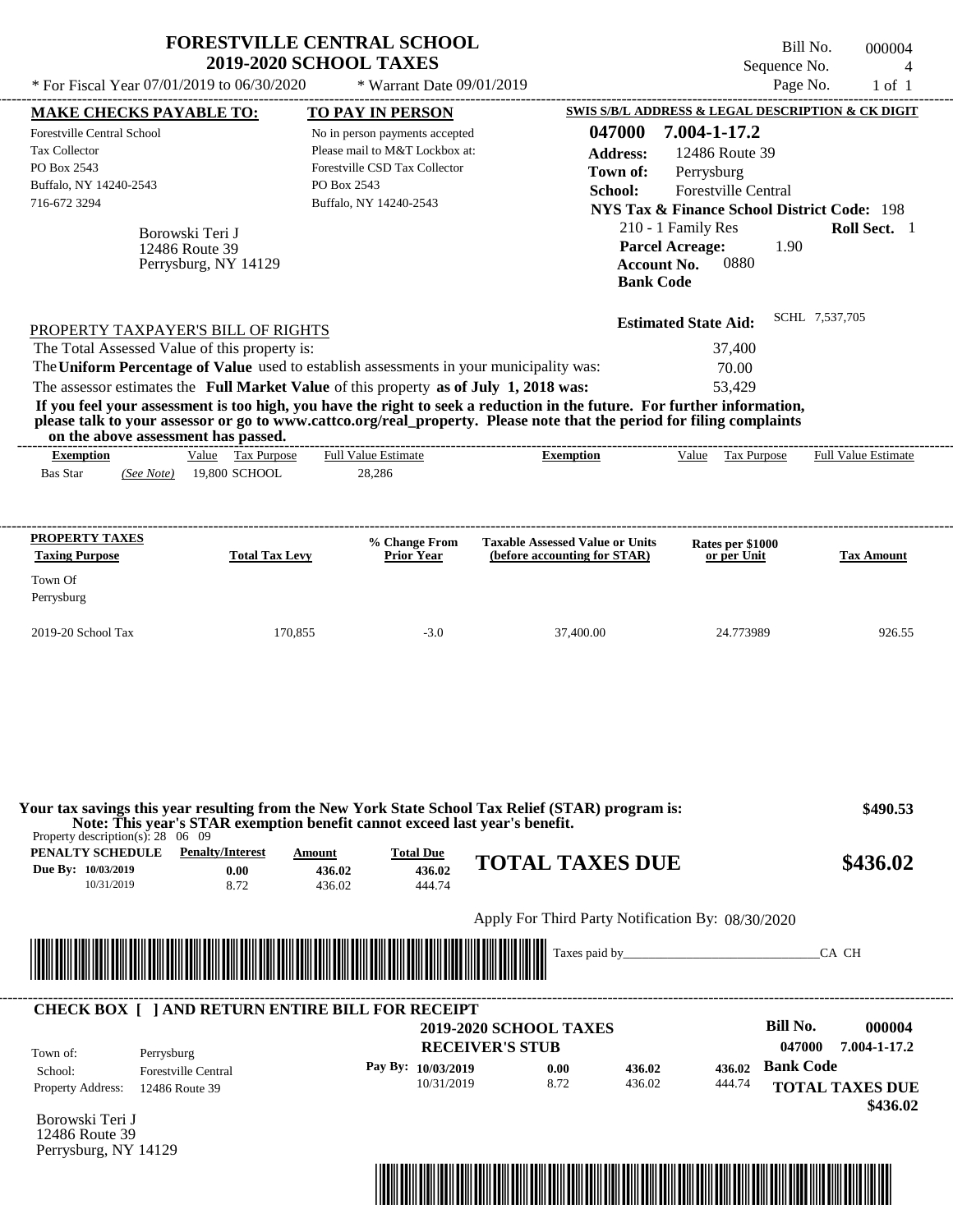# FORESTVILLE CENTRAL SCHOOL
## 2019-2020 SCHOOL TAXES

Bill No. 000004
Sequence No. 4
Page No. 1 of 1

* For Fiscal Year 07/01/2019 to 06/30/2020 * Warrant Date 09/01/2019

**MAKE CHECKS PAYABLE TO:**

Forestville Central School
Tax Collector
PO Box 2543
Buffalo, NY 14240-2543
716-672 3294

Borowski Teri J
12486 Route 39
Perrysburg, NY 14129

**TO PAY IN PERSON**

No in person payments accepted
Please mail to M&T Lockbox at:
Forestville CSD Tax Collector
PO Box 2543
Buffalo, NY 14240-2543

**SWIS S/B/L ADDRESS & LEGAL DESCRIPTION & CK DIGIT**

**047000 7.004-1-17.2**
**Address:** 12486 Route 39
**Town of:** Perrysburg
**School:** Forestville Central
**NYS Tax & Finance School District Code:** 198
210 - 1 Family Res **Roll Sect.** 1
**Parcel Acreage:** 1.90
**Account No.** 0880
**Bank Code**

**Estimated State Aid:** SCHL 7,537,705

PROPERTY TAXPAYER'S BILL OF RIGHTS

| | |
|---|---|
| The Total Assessed Value of this property is: | 37,400 |
| The **Uniform Percentage of Value** used to establish assessments in your municipality was: | 70.00 |
| The assessor estimates the **Full Market Value** of this property **as of July 1, 2018 was:** | 53,429 |

**If you feel your assessment is too high, you have the right to seek a reduction in the future. For further information, please talk to your assessor or go to www.cattco.org/real_property. Please note that the period for filing complaints on the above assessment has passed.**

| Exemption | Value | Tax Purpose | Full Value Estimate | Exemption | Value | Tax Purpose | Full Value Estimate |
|---|---|---|---|---|---|---|---|
| Bas Star *(See Note)* | 19,800 | SCHOOL | 28,286 | | | | |

| PROPERTY TAXES Taxing Purpose | Total Tax Levy | % Change From Prior Year | Taxable Assessed Value or Units (before accounting for STAR) | Rates per $1000 or per Unit | Tax Amount |
|---|---|---|---|---|---|
| Town Of Perrysburg | | | | | |
| 2019-20 School Tax | 170,855 | -3.0 | 37,400.00 | 24.773989 | 926.55 |

**Your tax savings this year resulting from the New York State School Tax Relief (STAR) program is: $490.53**
**Note: This year's STAR exemption benefit cannot exceed last year's benefit.**

Property description(s): 28 06 09

| PENALTY SCHEDULE | Penalty/Interest | Amount | Total Due |
|---|---|---|---|
| Due By: 10/03/2019 | 0.00 | 436.02 | 436.02 |
| 10/31/2019 | 8.72 | 436.02 | 444.74 |

**TOTAL TAXES DUE $436.02**

Apply For Third Party Notification By: 08/30/2020

Taxes paid by\_\_\_\_\_\_\_\_\_\_\_\_\_\_\_\_\_\_\_\_\_\_\_\_\_\_\_\_\_\_CA CH

**CHECK BOX [ ] AND RETURN ENTIRE BILL FOR RECEIPT**

**2019-2020 SCHOOL TAXES**
**RECEIVER'S STUB**

**Bill No. 000004**
**047000 7.004-1-17.2**

| | |
|---|---|
| Town of: | Perrysburg |
| School: | Forestville Central |
| Property Address: | 12486 Route 39 |

| | | | | |
|---|---|---|---|---|
| Pay By: 10/03/2019 | 0.00 | 436.02 | 436.02 | **Bank Code** |
| 10/31/2019 | 8.72 | 436.02 | 444.74 | |

**TOTAL TAXES DUE**
**$436.02**

Borowski Teri J
12486 Route 39
Perrysburg, NY 14129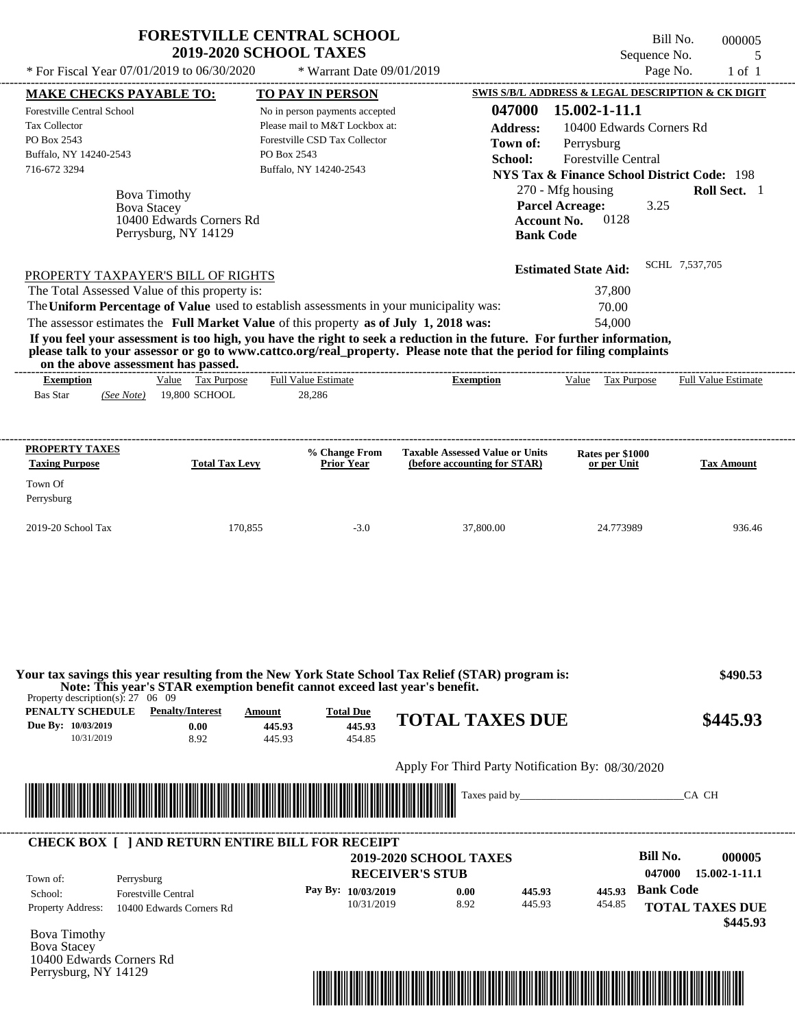# FORESTVILLE CENTRAL SCHOOL
## 2019-2020 SCHOOL TAXES

Bill No. 000005
Sequence No. 5
Page No. 1 of 1

* For Fiscal Year 07/01/2019 to 06/30/2020 * Warrant Date 09/01/2019

**MAKE CHECKS PAYABLE TO:**
Forestville Central School
Tax Collector
PO Box 2543
Buffalo, NY 14240-2543
716-672 3294

**TO PAY IN PERSON**
No in person payments accepted
Please mail to M&T Lockbox at:
Forestville CSD Tax Collector
PO Box 2543
Buffalo, NY 14240-2543

**SWIS S/B/L ADDRESS & LEGAL DESCRIPTION & CK DIGIT**
**047000 15.002-1-11.1**
**Address:** 10400 Edwards Corners Rd
**Town of:** Perrysburg
**School:** Forestville Central
**NYS Tax & Finance School District Code:** 198
270 - Mfg housing **Roll Sect.** 1
**Parcel Acreage:** 3.25
**Account No.** 0128
**Bank Code**

Bova Timothy
Bova Stacey
10400 Edwards Corners Rd
Perrysburg, NY 14129

**Estimated State Aid:** SCHL 7,537,705

PROPERTY TAXPAYER'S BILL OF RIGHTS

The Total Assessed Value of this property is: 37,800
The **Uniform Percentage of Value** used to establish assessments in your municipality was: 70.00
The assessor estimates the **Full Market Value** of this property **as of July 1, 2018 was:** 54,000

**If you feel your assessment is too high, you have the right to seek a reduction in the future. For further information, please talk to your assessor or go to www.cattco.org/real_property. Please note that the period for filing complaints on the above assessment has passed.**

| Exemption | Value | Tax Purpose | Full Value Estimate | Exemption | Value | Tax Purpose | Full Value Estimate |
|---|---|---|---|---|---|---|---|
| Bas Star *(See Note)* | 19,800 | SCHOOL | 28,286 | | | | |

| PROPERTY TAXES Taxing Purpose | Total Tax Levy | % Change From Prior Year | Taxable Assessed Value or Units (before accounting for STAR) | Rates per $1000 or per Unit | Tax Amount |
|---|---|---|---|---|---|
| Town Of Perrysburg | | | | | |
| 2019-20 School Tax | 170,855 | -3.0 | 37,800.00 | 24.773989 | 936.46 |

**Your tax savings this year resulting from the New York State School Tax Relief (STAR) program is: $490.53**
**Note: This year's STAR exemption benefit cannot exceed last year's benefit.**

Property description(s): 27 06 09

| PENALTY SCHEDULE | Penalty/Interest | Amount | Total Due |
|---|---|---|---|
| Due By: 10/03/2019 | 0.00 | 445.93 | 445.93 |
| 10/31/2019 | 8.92 | 445.93 | 454.85 |

**TOTAL TAXES DUE $445.93**

Apply For Third Party Notification By: 08/30/2020

Taxes paid by_______________________________CA CH

**CHECK BOX [ ] AND RETURN ENTIRE BILL FOR RECEIPT**

**2019-2020 SCHOOL TAXES**
**RECEIVER'S STUB**

**Bill No. 000005**
**047000 15.002-1-11.1**

Town of: Perrysburg
School: Forestville Central
Property Address: 10400 Edwards Corners Rd

| Pay By: | | | |
|---|---|---|---|
| 10/03/2019 | 0.00 | 445.93 | 445.93 |
| 10/31/2019 | 8.92 | 445.93 | 454.85 |

**Bank Code**
**TOTAL TAXES DUE $445.93**

Bova Timothy
Bova Stacey
10400 Edwards Corners Rd
Perrysburg, NY 14129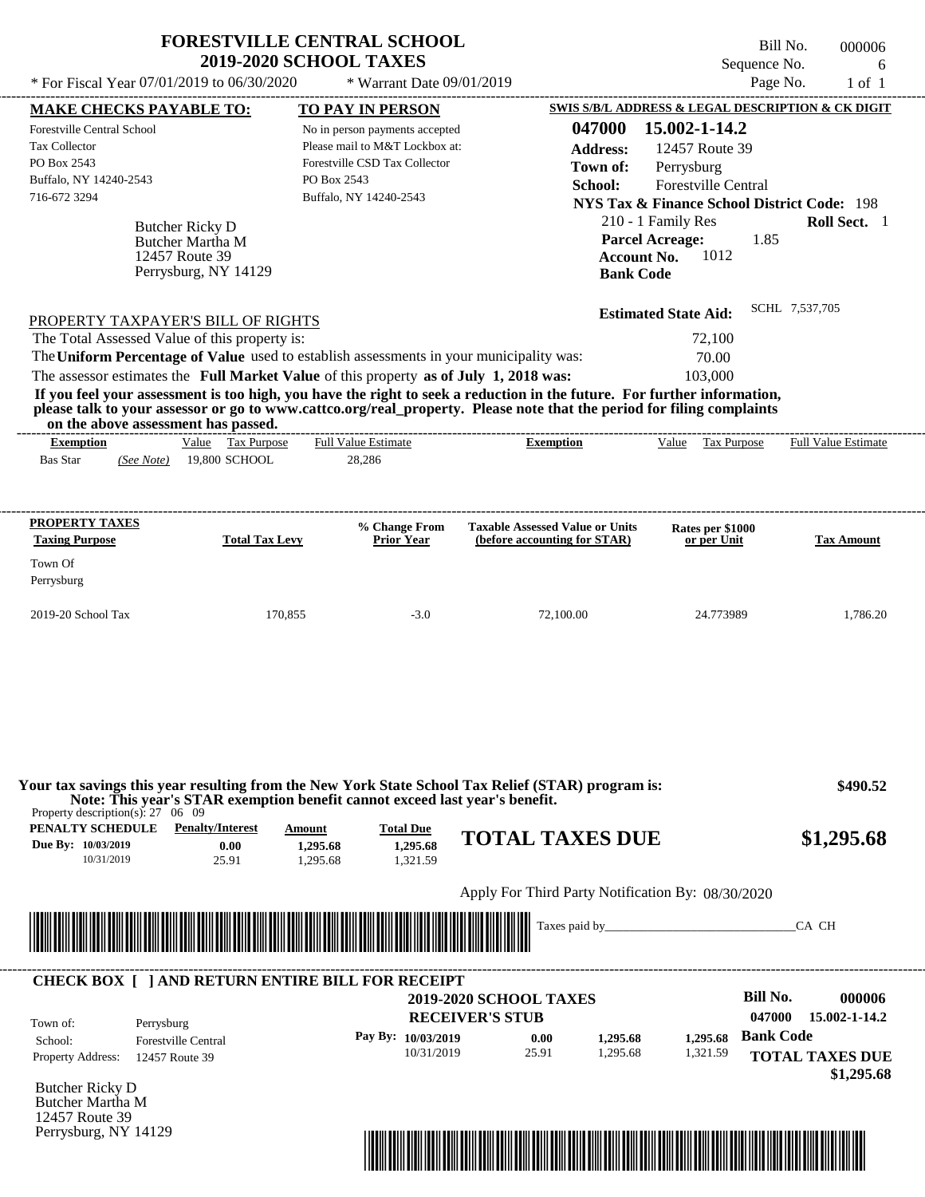# FORESTVILLE CENTRAL SCHOOL
## 2019-2020 SCHOOL TAXES

Bill No. 000006
Sequence No. 6
Page No. 1 of 1

* For Fiscal Year 07/01/2019 to 06/30/2020 * Warrant Date 09/01/2019

**MAKE CHECKS PAYABLE TO:**
Forestville Central School
Tax Collector
PO Box 2543
Buffalo, NY 14240-2543
716-672 3294

**TO PAY IN PERSON**
No in person payments accepted
Please mail to M&T Lockbox at:
Forestville CSD Tax Collector
PO Box 2543
Buffalo, NY 14240-2543

**SWIS S/B/L ADDRESS & LEGAL DESCRIPTION & CK DIGIT**
**047000 15.002-1-14.2**
**Address:** 12457 Route 39
**Town of:** Perrysburg
**School:** Forestville Central
**NYS Tax & Finance School District Code:** 198
210 - 1 Family Res **Roll Sect.** 1
**Parcel Acreage:** 1.85
**Account No.** 1012
**Bank Code**

Butcher Ricky D
Butcher Martha M
12457 Route 39
Perrysburg, NY 14129

**Estimated State Aid:** SCHL 7,537,705

PROPERTY TAXPAYER'S BILL OF RIGHTS

The Total Assessed Value of this property is: 72,100
The **Uniform Percentage of Value** used to establish assessments in your municipality was: 70.00
The assessor estimates the **Full Market Value** of this property **as of July 1, 2018 was:** 103,000

**If you feel your assessment is too high, you have the right to seek a reduction in the future. For further information, please talk to your assessor or go to www.cattco.org/real_property. Please note that the period for filing complaints on the above assessment has passed.**

| Exemption | Value | Tax Purpose | Full Value Estimate | Exemption | Value | Tax Purpose | Full Value Estimate |
|---|---|---|---|---|---|---|---|
| Bas Star *(See Note)* | 19,800 | SCHOOL | 28,286 | | | | |

| PROPERTY TAXES Taxing Purpose | Total Tax Levy | % Change From Prior Year | Taxable Assessed Value or Units (before accounting for STAR) | Rates per $1000 or per Unit | Tax Amount |
|---|---|---|---|---|---|
| Town Of Perrysburg | | | | | |
| 2019-20 School Tax | 170,855 | -3.0 | 72,100.00 | 24.773989 | 1,786.20 |

**Your tax savings this year resulting from the New York State School Tax Relief (STAR) program is: $490.52**
**Note: This year's STAR exemption benefit cannot exceed last year's benefit.**

Property description(s): 27 06 09

| PENALTY SCHEDULE | Penalty/Interest | Amount | Total Due |
|---|---|---|---|
| Due By: 10/03/2019 | 0.00 | 1,295.68 | 1,295.68 |
| 10/31/2019 | 25.91 | 1,295.68 | 1,321.59 |

**TOTAL TAXES DUE $1,295.68**

Apply For Third Party Notification By: 08/30/2020

Taxes paid by_______________________________CA CH

---

**CHECK BOX [ ] AND RETURN ENTIRE BILL FOR RECEIPT**

**2019-2020 SCHOOL TAXES**
**RECEIVER'S STUB**

**Bill No. 000006**
**047000 15.002-1-14.2**

Town of: Perrysburg
School: Forestville Central
Property Address: 12457 Route 39

| Pay By: | | | |
|---|---|---|---|
| 10/03/2019 | 0.00 | 1,295.68 | 1,295.68 |
| 10/31/2019 | 25.91 | 1,295.68 | 1,321.59 |

**Bank Code**
**TOTAL TAXES DUE $1,295.68**

Butcher Ricky D
Butcher Martha M
12457 Route 39
Perrysburg, NY 14129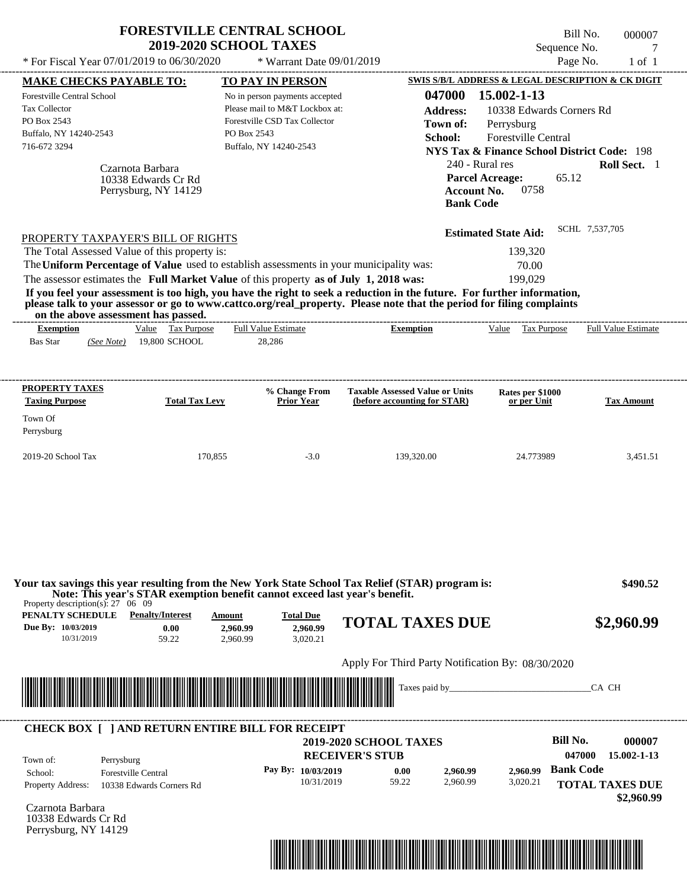# FORESTVILLE CENTRAL SCHOOL
## 2019-2020 SCHOOL TAXES

Bill No. 000007
Sequence No. 7
Page No. 1 of 1

\* For Fiscal Year 07/01/2019 to 06/30/2020 — \* Warrant Date 09/01/2019

**MAKE CHECKS PAYABLE TO:**
Forestville Central School
Tax Collector
PO Box 2543
Buffalo, NY 14240-2543
716-672 3294

**TO PAY IN PERSON**
No in person payments accepted
Please mail to M&T Lockbox at:
Forestville CSD Tax Collector
PO Box 2543
Buffalo, NY 14240-2543

**SWIS S/B/L ADDRESS & LEGAL DESCRIPTION & CK DIGIT**
**047000 15.002-1-13**
**Address:** 10338 Edwards Corners Rd
**Town of:** Perrysburg
**School:** Forestville Central
**NYS Tax & Finance School District Code:** 198
240 - Rural res — **Roll Sect.** 1
**Parcel Acreage:** 65.12
**Account No.** 0758
**Bank Code**

Czarnota Barbara
10338 Edwards Cr Rd
Perrysburg, NY 14129

**Estimated State Aid:** SCHL 7,537,705

PROPERTY TAXPAYER'S BILL OF RIGHTS

The Total Assessed Value of this property is: 139,320
The **Uniform Percentage of Value** used to establish assessments in your municipality was: 70.00
The assessor estimates the **Full Market Value** of this property **as of July 1, 2018 was:** 199,029

**If you feel your assessment is too high, you have the right to seek a reduction in the future. For further information, please talk to your assessor or go to www.cattco.org/real_property. Please note that the period for filing complaints on the above assessment has passed.**

| Exemption | Value | Tax Purpose | Full Value Estimate | Exemption | Value | Tax Purpose | Full Value Estimate |
|---|---|---|---|---|---|---|---|
| Bas Star (See Note) | 19,800 | SCHOOL | 28,286 | | | | |

| PROPERTY TAXES Taxing Purpose | Total Tax Levy | % Change From Prior Year | Taxable Assessed Value or Units (before accounting for STAR) | Rates per $1000 or per Unit | Tax Amount |
|---|---|---|---|---|---|
| Town Of Perrysburg | | | | | |
| 2019-20 School Tax | 170,855 | -3.0 | 139,320.00 | 24.773989 | 3,451.51 |

**Your tax savings this year resulting from the New York State School Tax Relief (STAR) program is:** **$490.52**
**Note: This year's STAR exemption benefit cannot exceed last year's benefit.**

Property description(s): 27 06 09

| PENALTY SCHEDULE | Penalty/Interest | Amount | Total Due |
|---|---|---|---|
| Due By: 10/03/2019 | 0.00 | 2,960.99 | 2,960.99 |
| 10/31/2019 | 59.22 | 2,960.99 | 3,020.21 |

**TOTAL TAXES DUE** **$2,960.99**

Apply For Third Party Notification By: 08/30/2020

Taxes paid by_______________________________CA CH

---

**CHECK BOX [ ] AND RETURN ENTIRE BILL FOR RECEIPT**

**2019-2020 SCHOOL TAXES**
**RECEIVER'S STUB**

**Bill No.** **000007**
047000 15.002-1-13

Town of: Perrysburg
School: Forestville Central
Property Address: 10338 Edwards Corners Rd

| Pay By: | Penalty | Amount | Total |
|---|---|---|---|
| 10/03/2019 | 0.00 | 2,960.99 | 2,960.99 |
| 10/31/2019 | 59.22 | 2,960.99 | 3,020.21 |

**Bank Code**
**TOTAL TAXES DUE** **$2,960.99**

Czarnota Barbara
10338 Edwards Cr Rd
Perrysburg, NY 14129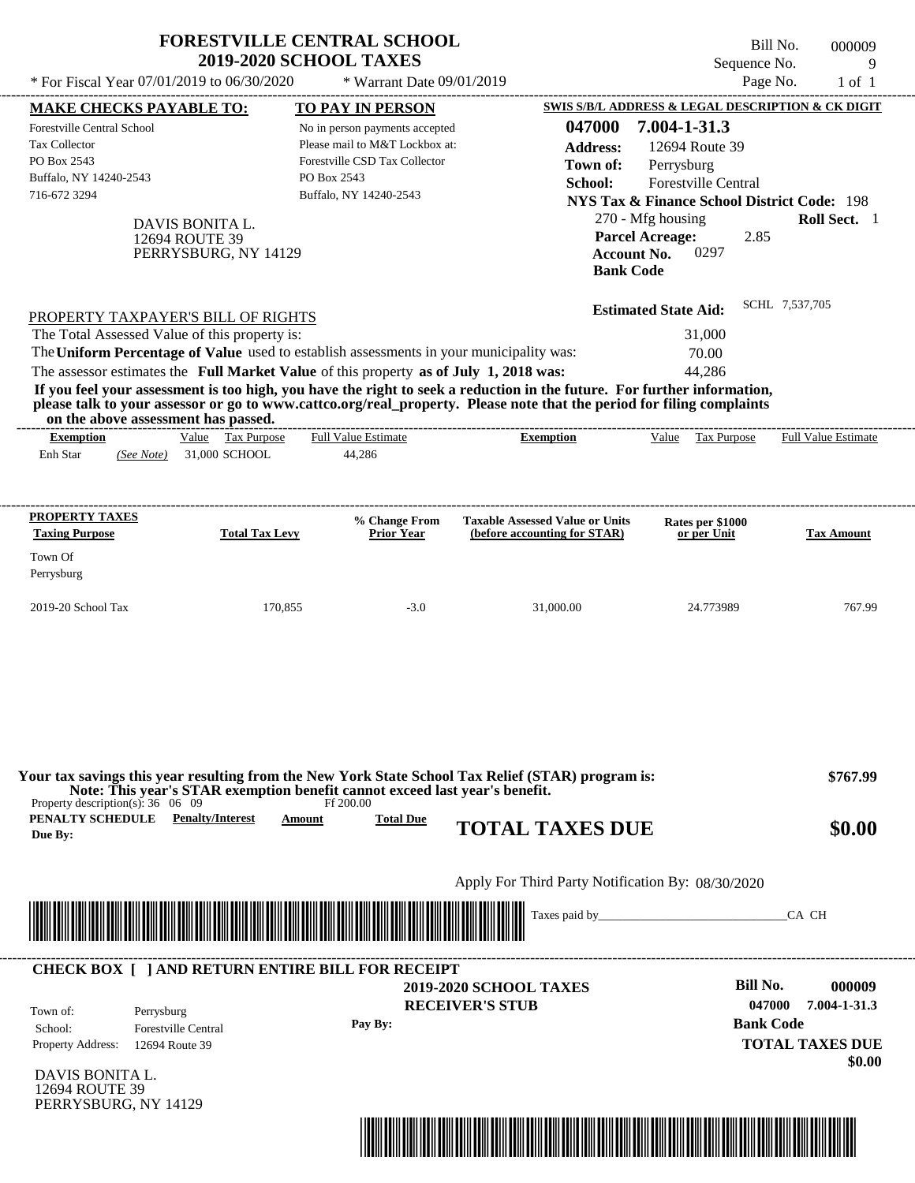# FORESTVILLE CENTRAL SCHOOL
## 2019-2020 SCHOOL TAXES

\* For Fiscal Year 07/01/2019 to 06/30/2020 &nbsp;&nbsp; \* Warrant Date 09/01/2019

Bill No. 000009
Sequence No. 9
Page No. 1 of 1

**MAKE CHECKS PAYABLE TO:**
Forestville Central School
Tax Collector
PO Box 2543
Buffalo, NY 14240-2543
716-672 3294

**TO PAY IN PERSON**
No in person payments accepted
Please mail to M&T Lockbox at:
Forestville CSD Tax Collector
PO Box 2543
Buffalo, NY 14240-2543

**SWIS S/B/L ADDRESS & LEGAL DESCRIPTION & CK DIGIT**
**047000 7.004-1-31.3**
**Address:** 12694 Route 39
**Town of:** Perrysburg
**School:** Forestville Central
**NYS Tax & Finance School District Code:** 198
270 - Mfg housing &nbsp;&nbsp; **Roll Sect.** 1
**Parcel Acreage:** 2.85
**Account No.** 0297
**Bank Code**

DAVIS BONITA L.
12694 ROUTE 39
PERRYSBURG, NY 14129

**Estimated State Aid:** SCHL 7,537,705

PROPERTY TAXPAYER'S BILL OF RIGHTS

The Total Assessed Value of this property is: 31,000
The **Uniform Percentage of Value** used to establish assessments in your municipality was: 70.00
The assessor estimates the **Full Market Value** of this property **as of July 1, 2018 was:** 44,286

**If you feel your assessment is too high, you have the right to seek a reduction in the future. For further information, please talk to your assessor or go to www.cattco.org/real_property. Please note that the period for filing complaints on the above assessment has passed.**

| Exemption | Value | Tax Purpose | Full Value Estimate | Exemption | Value | Tax Purpose | Full Value Estimate |
|---|---|---|---|---|---|---|---|
| Enh Star *(See Note)* | 31,000 | SCHOOL | 44,286 | | | | |

| PROPERTY TAXES Taxing Purpose | Total Tax Levy | % Change From Prior Year | Taxable Assessed Value or Units (before accounting for STAR) | Rates per $1000 or per Unit | Tax Amount |
|---|---|---|---|---|---|
| Town Of Perrysburg | | | | | |
| 2019-20 School Tax | 170,855 | -3.0 | 31,000.00 | 24.773989 | 767.99 |

**Your tax savings this year resulting from the New York State School Tax Relief (STAR) program is: $767.99**
**Note: This year's STAR exemption benefit cannot exceed last year's benefit.**

Property description(s): 36 06 09 &nbsp;&nbsp; Ff 200.00

| PENALTY SCHEDULE Due By: | Penalty/Interest | Amount | Total Due |
|---|---|---|---|

**TOTAL TAXES DUE $0.00**

Apply For Third Party Notification By: 08/30/2020

Taxes paid by_______________________________CA CH

**CHECK BOX [ ] AND RETURN ENTIRE BILL FOR RECEIPT**

**2019-2020 SCHOOL TAXES**
**RECEIVER'S STUB**

**Bill No. 000009**
**047000 7.004-1-31.3**
**Bank Code**

Town of: Perrysburg
School: Forestville Central
Property Address: 12694 Route 39

**Pay By:**

**TOTAL TAXES DUE**
**$0.00**

DAVIS BONITA L.
12694 ROUTE 39
PERRYSBURG, NY 14129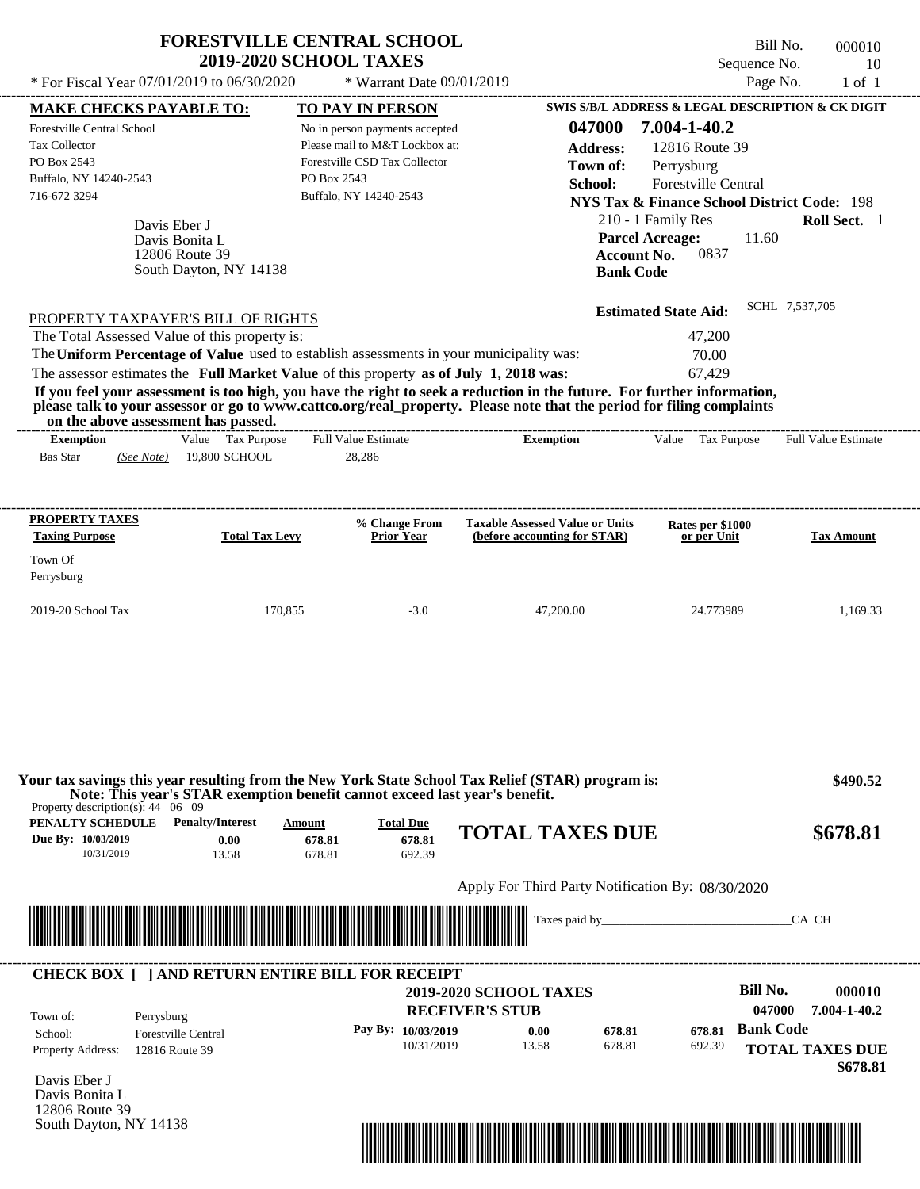# FORESTVILLE CENTRAL SCHOOL
## 2019-2020 SCHOOL TAXES

Bill No. 000010
Sequence No. 10
Page No. 1 of 1

* For Fiscal Year 07/01/2019 to 06/30/2020 * Warrant Date 09/01/2019

**MAKE CHECKS PAYABLE TO:**
Forestville Central School
Tax Collector
PO Box 2543
Buffalo, NY 14240-2543
716-672 3294

**TO PAY IN PERSON**
No in person payments accepted
Please mail to M&T Lockbox at:
Forestville CSD Tax Collector
PO Box 2543
Buffalo, NY 14240-2543

**SWIS S/B/L ADDRESS & LEGAL DESCRIPTION & CK DIGIT**
**047000 7.004-1-40.2**
**Address:** 12816 Route 39
**Town of:** Perrysburg
**School:** Forestville Central
**NYS Tax & Finance School District Code:** 198
210 - 1 Family Res **Roll Sect.** 1
**Parcel Acreage:** 11.60
**Account No.** 0837
**Bank Code**

Davis Eber J
Davis Bonita L
12806 Route 39
South Dayton, NY 14138

**Estimated State Aid:** SCHL 7,537,705

PROPERTY TAXPAYER'S BILL OF RIGHTS

The Total Assessed Value of this property is: 47,200
The **Uniform Percentage of Value** used to establish assessments in your municipality was: 70.00
The assessor estimates the **Full Market Value** of this property **as of July 1, 2018 was:** 67,429

**If you feel your assessment is too high, you have the right to seek a reduction in the future. For further information, please talk to your assessor or go to www.cattco.org/real_property. Please note that the period for filing complaints on the above assessment has passed.**

| Exemption | Value | Tax Purpose | Full Value Estimate | Exemption | Value | Tax Purpose | Full Value Estimate |
|---|---|---|---|---|---|---|---|
| Bas Star *(See Note)* | 19,800 | SCHOOL | 28,286 | | | | |

| PROPERTY TAXES Taxing Purpose | Total Tax Levy | % Change From Prior Year | Taxable Assessed Value or Units (before accounting for STAR) | Rates per $1000 or per Unit | Tax Amount |
|---|---|---|---|---|---|
| Town Of Perrysburg | | | | | |
| 2019-20 School Tax | 170,855 | -3.0 | 47,200.00 | 24.773989 | 1,169.33 |

**Your tax savings this year resulting from the New York State School Tax Relief (STAR) program is: $490.52**
**Note: This year's STAR exemption benefit cannot exceed last year's benefit.**

Property description(s): 44 06 09

| PENALTY SCHEDULE | Penalty/Interest | Amount | Total Due |
|---|---|---|---|
| Due By: 10/03/2019 | 0.00 | 678.81 | 678.81 |
| 10/31/2019 | 13.58 | 678.81 | 692.39 |

**TOTAL TAXES DUE $678.81**

Apply For Third Party Notification By: 08/30/2020

Taxes paid by_______________________________CA CH

---

**CHECK BOX [ ] AND RETURN ENTIRE BILL FOR RECEIPT**

**2019-2020 SCHOOL TAXES**
**RECEIVER'S STUB**

**Bill No. 000010**
047000 7.004-1-40.2

Town of: Perrysburg
School: Forestville Central
Property Address: 12816 Route 39

| Pay By: | | | |
|---|---|---|---|
| 10/03/2019 | 0.00 | 678.81 | 678.81 |
| 10/31/2019 | 13.58 | 678.81 | 692.39 |

**Bank Code**
**TOTAL TAXES DUE $678.81**

Davis Eber J
Davis Bonita L
12806 Route 39
South Dayton, NY 14138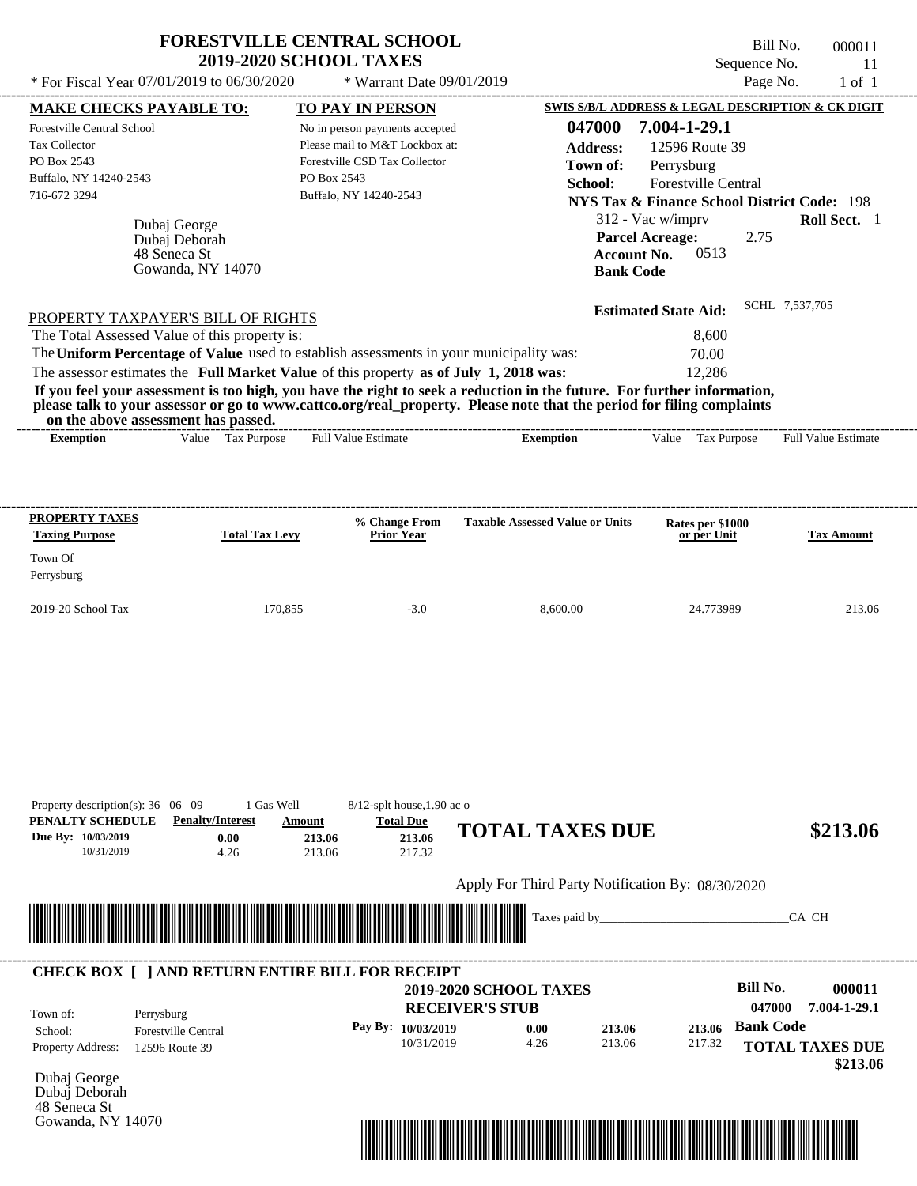# FORESTVILLE CENTRAL SCHOOL
## 2019-2020 SCHOOL TAXES

Bill No. 000011
Sequence No. 11
Page No. 1 of 1

* For Fiscal Year 07/01/2019 to 06/30/2020 * Warrant Date 09/01/2019

**MAKE CHECKS PAYABLE TO:**
Forestville Central School
Tax Collector
PO Box 2543
Buffalo, NY 14240-2543
716-672 3294

**TO PAY IN PERSON**
No in person payments accepted
Please mail to M&T Lockbox at:
Forestville CSD Tax Collector
PO Box 2543
Buffalo, NY 14240-2543

**SWIS S/B/L ADDRESS & LEGAL DESCRIPTION & CK DIGIT**
**047000 7.004-1-29.1**
**Address:** 12596 Route 39
**Town of:** Perrysburg
**School:** Forestville Central
**NYS Tax & Finance School District Code:** 198
312 - Vac w/imprv **Roll Sect.** 1
**Parcel Acreage:** 2.75
**Account No.** 0513
**Bank Code**

Dubaj George
Dubaj Deborah
48 Seneca St
Gowanda, NY 14070

**Estimated State Aid:** SCHL 7,537,705

PROPERTY TAXPAYER'S BILL OF RIGHTS

The Total Assessed Value of this property is: 8,600
The **Uniform Percentage of Value** used to establish assessments in your municipality was: 70.00
The assessor estimates the **Full Market Value** of this property **as of July 1, 2018 was:** 12,286

**If you feel your assessment is too high, you have the right to seek a reduction in the future. For further information, please talk to your assessor or go to www.cattco.org/real_property. Please note that the period for filing complaints on the above assessment has passed.**

| Exemption | Value | Tax Purpose | Full Value Estimate | Exemption | Value | Tax Purpose | Full Value Estimate |
|---|---|---|---|---|---|---|---|

| PROPERTY TAXES Taxing Purpose | Total Tax Levy | % Change From Prior Year | Taxable Assessed Value or Units | Rates per $1000 or per Unit | Tax Amount |
|---|---|---|---|---|---|
| Town Of Perrysburg | | | | | |
| 2019-20 School Tax | 170,855 | -3.0 | 8,600.00 | 24.773989 | 213.06 |

Property description(s): 36 06 09 1 Gas Well 8/12-splt house,1.90 ac o

| PENALTY SCHEDULE | Penalty/Interest | Amount | Total Due |
|---|---|---|---|
| Due By: 10/03/2019 | 0.00 | 213.06 | 213.06 |
| 10/31/2019 | 4.26 | 213.06 | 217.32 |

**TOTAL TAXES DUE $213.06**

Apply For Third Party Notification By: 08/30/2020

Taxes paid by_______________________________CA CH

---

**CHECK BOX [ ] AND RETURN ENTIRE BILL FOR RECEIPT**

**2019-2020 SCHOOL TAXES**
**RECEIVER'S STUB**

**Bill No. 000011**
**047000 7.004-1-29.1**

Town of: Perrysburg
School: Forestville Central
Property Address: 12596 Route 39

| Pay By: | | | | |
|---|---|---|---|---|
| 10/03/2019 | 0.00 | 213.06 | 213.06 | **Bank Code** |
| 10/31/2019 | 4.26 | 213.06 | 217.32 | |

**TOTAL TAXES DUE**
**$213.06**

Dubaj George
Dubaj Deborah
48 Seneca St
Gowanda, NY 14070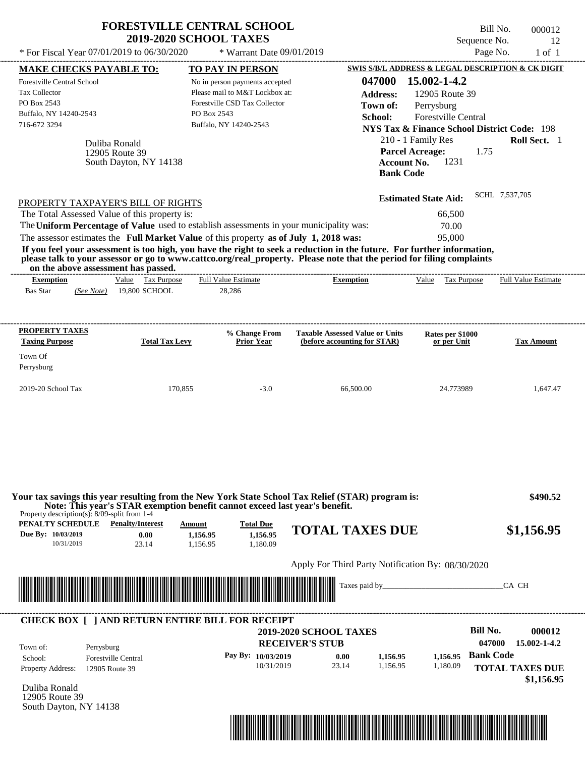# FORESTVILLE CENTRAL SCHOOL
## 2019-2020 SCHOOL TAXES

* For Fiscal Year 07/01/2019 to 06/30/2020 * Warrant Date 09/01/2019

Bill No. 000012
Sequence No. 12
Page No. 1 of 1

**MAKE CHECKS PAYABLE TO:**
Forestville Central School
Tax Collector
PO Box 2543
Buffalo, NY 14240-2543
716-672 3294

**TO PAY IN PERSON**
No in person payments accepted
Please mail to M&T Lockbox at:
Forestville CSD Tax Collector
PO Box 2543
Buffalo, NY 14240-2543

**SWIS S/B/L ADDRESS & LEGAL DESCRIPTION & CK DIGIT**
**047000 15.002-1-4.2**
**Address:** 12905 Route 39
**Town of:** Perrysburg
**School:** Forestville Central
**NYS Tax & Finance School District Code:** 198
210 - 1 Family Res **Roll Sect.** 1
**Parcel Acreage:** 1.75
**Account No.** 1231
**Bank Code**

Duliba Ronald
12905 Route 39
South Dayton, NY 14138

**Estimated State Aid:** SCHL 7,537,705

PROPERTY TAXPAYER'S BILL OF RIGHTS

The Total Assessed Value of this property is: 66,500
The **Uniform Percentage of Value** used to establish assessments in your municipality was: 70.00
The assessor estimates the **Full Market Value** of this property **as of July 1, 2018 was:** 95,000

**If you feel your assessment is too high, you have the right to seek a reduction in the future. For further information, please talk to your assessor or go to www.cattco.org/real_property. Please note that the period for filing complaints on the above assessment has passed.**

| Exemption | Value | Tax Purpose | Full Value Estimate | Exemption | Value | Tax Purpose | Full Value Estimate |
|---|---|---|---|---|---|---|---|
| Bas Star *(See Note)* | 19,800 | SCHOOL | 28,286 | | | | |

| PROPERTY TAXES Taxing Purpose | Total Tax Levy | % Change From Prior Year | Taxable Assessed Value or Units (before accounting for STAR) | Rates per $1000 or per Unit | Tax Amount |
|---|---|---|---|---|---|
| Town Of Perrysburg | | | | | |
| 2019-20 School Tax | 170,855 | -3.0 | 66,500.00 | 24.773989 | 1,647.47 |

**Your tax savings this year resulting from the New York State School Tax Relief (STAR) program is: $490.52**
**Note: This year's STAR exemption benefit cannot exceed last year's benefit.**

Property description(s): 8/09-split from 1-4

| PENALTY SCHEDULE | Penalty/Interest | Amount | Total Due |
|---|---|---|---|
| Due By: 10/03/2019 | 0.00 | 1,156.95 | 1,156.95 |
| 10/31/2019 | 23.14 | 1,156.95 | 1,180.09 |

**TOTAL TAXES DUE $1,156.95**

Apply For Third Party Notification By: 08/30/2020

Taxes paid by_______________________________CA CH

**CHECK BOX [ ] AND RETURN ENTIRE BILL FOR RECEIPT**

**2019-2020 SCHOOL TAXES**
**RECEIVER'S STUB**

**Bill No.** 000012
047000 15.002-1-4.2

Town of: Perrysburg
School: Forestville Central
Property Address: 12905 Route 39

| Pay By: | | | |
|---|---|---|---|
| 10/03/2019 | 0.00 | 1,156.95 | 1,156.95 |
| 10/31/2019 | 23.14 | 1,156.95 | 1,180.09 |

**Bank Code**
**TOTAL TAXES DUE $1,156.95**

Duliba Ronald
12905 Route 39
South Dayton, NY 14138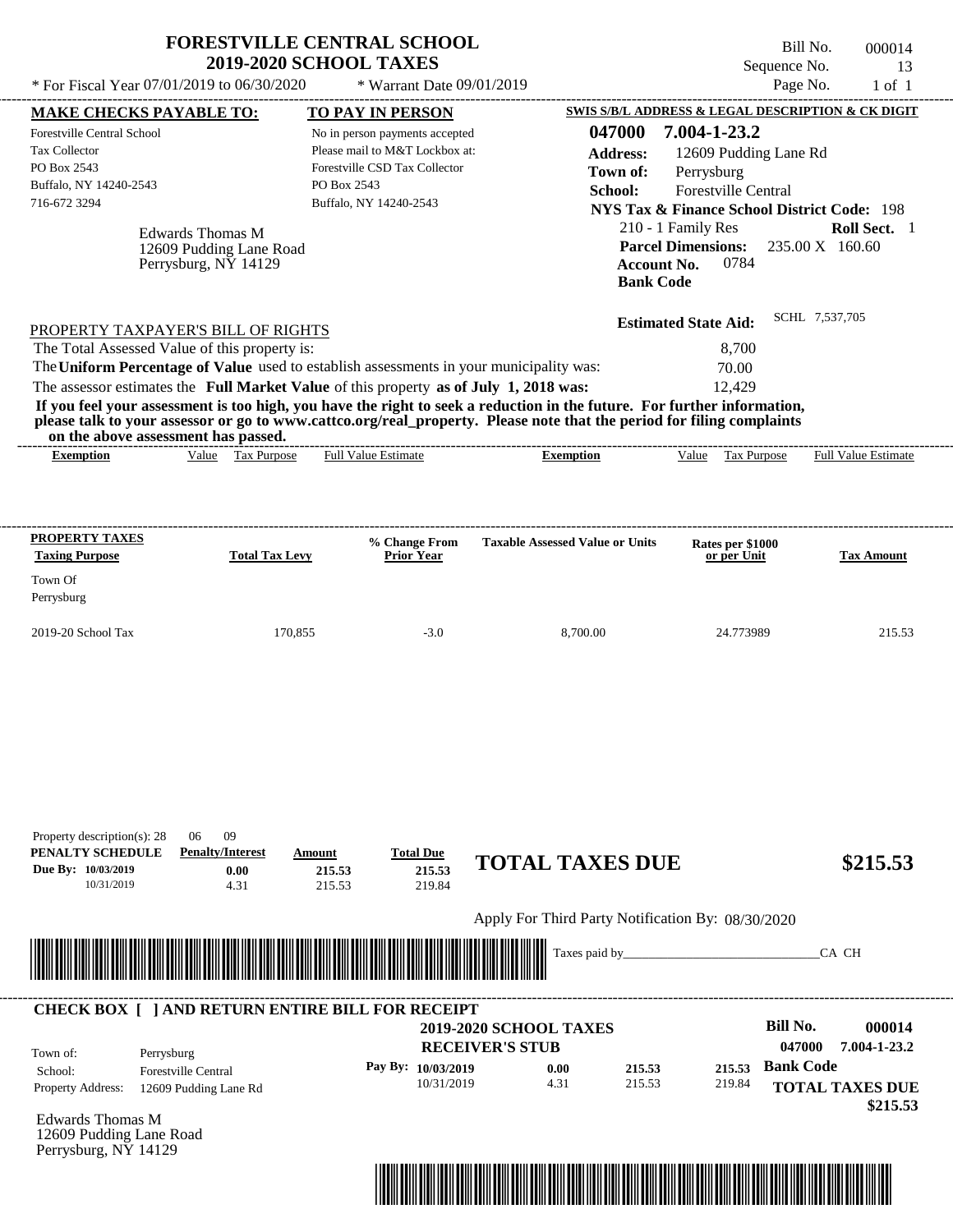# FORESTVILLE CENTRAL SCHOOL
## 2019-2020 SCHOOL TAXES

\* For Fiscal Year 07/01/2019 to 06/30/2020 \* Warrant Date 09/01/2019

Bill No. 000014
Sequence No. 13
Page No. 1 of 1

**MAKE CHECKS PAYABLE TO:**
Forestville Central School
Tax Collector
PO Box 2543
Buffalo, NY 14240-2543
716-672 3294

**TO PAY IN PERSON**
No in person payments accepted
Please mail to M&T Lockbox at:
Forestville CSD Tax Collector
PO Box 2543
Buffalo, NY 14240-2543

**SWIS S/B/L ADDRESS & LEGAL DESCRIPTION & CK DIGIT**
**047000 7.004-1-23.2**
**Address:** 12609 Pudding Lane Rd
**Town of:** Perrysburg
**School:** Forestville Central
**NYS Tax & Finance School District Code:** 198
210 - 1 Family Res **Roll Sect.** 1
**Parcel Dimensions:** 235.00 X 160.60
**Account No.** 0784
**Bank Code**

Edwards Thomas M
12609 Pudding Lane Road
Perrysburg, NY 14129

**Estimated State Aid:** SCHL 7,537,705

PROPERTY TAXPAYER'S BILL OF RIGHTS

The Total Assessed Value of this property is: 8,700
The **Uniform Percentage of Value** used to establish assessments in your municipality was: 70.00
The assessor estimates the **Full Market Value** of this property **as of July 1, 2018 was:** 12,429

**If you feel your assessment is too high, you have the right to seek a reduction in the future. For further information, please talk to your assessor or go to www.cattco.org/real_property. Please note that the period for filing complaints on the above assessment has passed.**

| Exemption | Value | Tax Purpose | Full Value Estimate | Exemption | Value | Tax Purpose | Full Value Estimate |
|---|---|---|---|---|---|---|---|

| PROPERTY TAXES Taxing Purpose | Total Tax Levy | % Change From Prior Year | Taxable Assessed Value or Units | Rates per $1000 or per Unit | Tax Amount |
|---|---|---|---|---|---|
| Town Of Perrysburg | | | | | |
| 2019-20 School Tax | 170,855 | -3.0 | 8,700.00 | 24.773989 | 215.53 |

Property description(s): 28 06 09

| PENALTY SCHEDULE | Penalty/Interest | Amount | Total Due |
|---|---|---|---|
| Due By: 10/03/2019 | 0.00 | 215.53 | 215.53 |
| 10/31/2019 | 4.31 | 215.53 | 219.84 |

**TOTAL TAXES DUE $215.53**

Apply For Third Party Notification By: 08/30/2020

Taxes paid by_______________________________CA CH

**CHECK BOX [ ] AND RETURN ENTIRE BILL FOR RECEIPT**

**2019-2020 SCHOOL TAXES**
**RECEIVER'S STUB**

**Bill No. 000014**
**047000 7.004-1-23.2**

Town of: Perrysburg
School: Forestville Central
Property Address: 12609 Pudding Lane Rd

| Pay By: | | | |
|---|---|---|---|
| 10/03/2019 | 0.00 | 215.53 | 215.53 |
| 10/31/2019 | 4.31 | 215.53 | 219.84 |

**Bank Code**
**TOTAL TAXES DUE $215.53**

Edwards Thomas M
12609 Pudding Lane Road
Perrysburg, NY 14129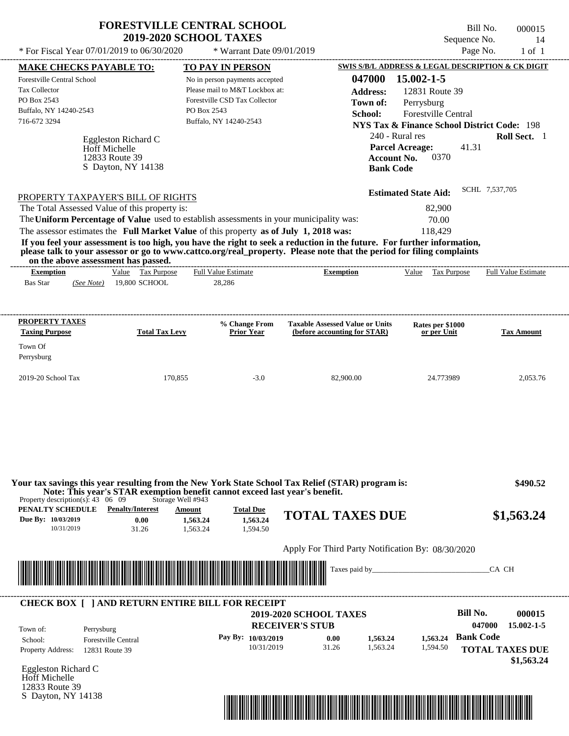# FORESTVILLE CENTRAL SCHOOL
## 2019-2020 SCHOOL TAXES

\* For Fiscal Year 07/01/2019 to 06/30/2020 | \* Warrant Date 09/01/2019

Bill No. 000015
Sequence No. 14
Page No. 1 of 1

**MAKE CHECKS PAYABLE TO:**
Forestville Central School
Tax Collector
PO Box 2543
Buffalo, NY 14240-2543
716-672 3294

**TO PAY IN PERSON**
No in person payments accepted
Please mail to M&T Lockbox at:
Forestville CSD Tax Collector
PO Box 2543
Buffalo, NY 14240-2543

**SWIS S/B/L ADDRESS & LEGAL DESCRIPTION & CK DIGIT**
**047000 15.002-1-5**
**Address:** 12831 Route 39
**Town of:** Perrysburg
**School:** Forestville Central
**NYS Tax & Finance School District Code:** 198
240 - Rural res **Roll Sect.** 1
**Parcel Acreage:** 41.31
**Account No.** 0370
**Bank Code**

Eggleston Richard C
Hoff Michelle
12833 Route 39
S Dayton, NY 14138

**Estimated State Aid:** SCHL 7,537,705

PROPERTY TAXPAYER'S BILL OF RIGHTS

The Total Assessed Value of this property is: 82,900
The **Uniform Percentage of Value** used to establish assessments in your municipality was: 70.00
The assessor estimates the **Full Market Value** of this property **as of July 1, 2018 was:** 118,429

**If you feel your assessment is too high, you have the right to seek a reduction in the future. For further information, please talk to your assessor or go to www.cattco.org/real_property. Please note that the period for filing complaints on the above assessment has passed.**

| Exemption | | Value | Tax Purpose | Full Value Estimate | Exemption | Value | Tax Purpose | Full Value Estimate |
|---|---|---|---|---|---|---|---|---|
| Bas Star | *(See Note)* | 19,800 | SCHOOL | 28,286 | | | | |

| PROPERTY TAXES Taxing Purpose | Total Tax Levy | % Change From Prior Year | Taxable Assessed Value or Units (before accounting for STAR) | Rates per $1000 or per Unit | Tax Amount |
|---|---|---|---|---|---|
| Town Of Perrysburg | | | | | |
| 2019-20 School Tax | 170,855 | -3.0 | 82,900.00 | 24.773989 | 2,053.76 |

**Your tax savings this year resulting from the New York State School Tax Relief (STAR) program is: $490.52**
**Note: This year's STAR exemption benefit cannot exceed last year's benefit.**

Property description(s): 43 06 09 Storage Well #943

| PENALTY SCHEDULE | Penalty/Interest | Amount | Total Due |
|---|---|---|---|
| Due By: 10/03/2019 | 0.00 | 1,563.24 | 1,563.24 |
| 10/31/2019 | 31.26 | 1,563.24 | 1,594.50 |

**TOTAL TAXES DUE $1,563.24**

Apply For Third Party Notification By: 08/30/2020

Taxes paid by_______________________________CA CH

**CHECK BOX [ ] AND RETURN ENTIRE BILL FOR RECEIPT**

**2019-2020 SCHOOL TAXES**
**RECEIVER'S STUB**

**Bill No. 000015**
**047000 15.002-1-5**

Town of: Perrysburg
School: Forestville Central
Property Address: 12831 Route 39

| Pay By: | Penalty/Interest | Amount | Total Due |
|---|---|---|---|
| 10/03/2019 | 0.00 | 1,563.24 | 1,563.24 |
| 10/31/2019 | 31.26 | 1,563.24 | 1,594.50 |

**Bank Code**
**TOTAL TAXES DUE $1,563.24**

Eggleston Richard C
Hoff Michelle
12833 Route 39
S Dayton, NY 14138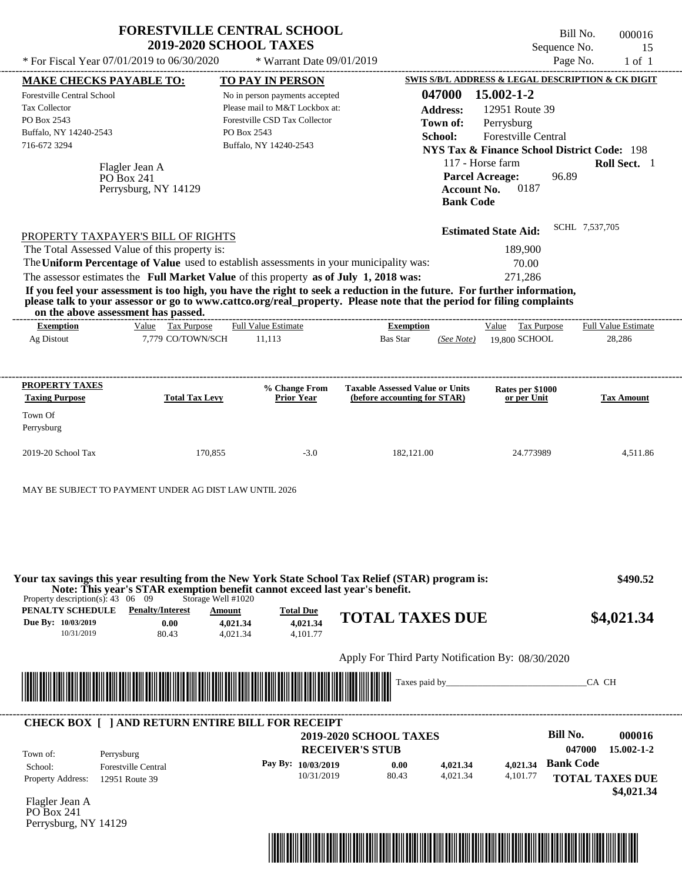# FORESTVILLE CENTRAL SCHOOL
## 2019-2020 SCHOOL TAXES

\* For Fiscal Year 07/01/2019 to 06/30/2020 \* Warrant Date 09/01/2019

Bill No. 000016
Sequence No. 15
Page No. 1 of 1

**MAKE CHECKS PAYABLE TO:**
Forestville Central School
Tax Collector
PO Box 2543
Buffalo, NY 14240-2543
716-672 3294

**TO PAY IN PERSON**
No in person payments accepted
Please mail to M&T Lockbox at:
Forestville CSD Tax Collector
PO Box 2543
Buffalo, NY 14240-2543

**SWIS S/B/L ADDRESS & LEGAL DESCRIPTION & CK DIGIT**
**047000 15.002-1-2**
**Address:** 12951 Route 39
**Town of:** Perrysburg
**School:** Forestville Central
**NYS Tax & Finance School District Code:** 198
117 - Horse farm **Roll Sect.** 1
**Parcel Acreage:** 96.89
**Account No.** 0187
**Bank Code**

Flagler Jean A
PO Box 241
Perrysburg, NY 14129

**Estimated State Aid:** SCHL 7,537,705

PROPERTY TAXPAYER'S BILL OF RIGHTS

The Total Assessed Value of this property is: 189,900
The **Uniform Percentage of Value** used to establish assessments in your municipality was: 70.00
The assessor estimates the **Full Market Value** of this property **as of July 1, 2018 was:** 271,286

**If you feel your assessment is too high, you have the right to seek a reduction in the future. For further information, please talk to your assessor or go to www.cattco.org/real_property. Please note that the period for filing complaints on the above assessment has passed.**

| Exemption | Value | Tax Purpose | Full Value Estimate | Exemption | | Value | Tax Purpose | Full Value Estimate |
|---|---|---|---|---|---|---|---|---|
| Ag Distout | 7,779 | CO/TOWN/SCH | 11,113 | Bas Star | (See Note) | 19,800 | SCHOOL | 28,286 |

| PROPERTY TAXES Taxing Purpose | Total Tax Levy | % Change From Prior Year | Taxable Assessed Value or Units (before accounting for STAR) | Rates per $1000 or per Unit | Tax Amount |
|---|---|---|---|---|---|
| Town Of Perrysburg | | | | | |
| 2019-20 School Tax | 170,855 | -3.0 | 182,121.00 | 24.773989 | 4,511.86 |

MAY BE SUBJECT TO PAYMENT UNDER AG DIST LAW UNTIL 2026

**Your tax savings this year resulting from the New York State School Tax Relief (STAR) program is: $490.52**
**Note: This year's STAR exemption benefit cannot exceed last year's benefit.**

Property description(s): 43 06 09 Storage Well #1020

| PENALTY SCHEDULE | Penalty/Interest | Amount | Total Due |
|---|---|---|---|
| Due By: 10/03/2019 | 0.00 | 4,021.34 | 4,021.34 |
| 10/31/2019 | 80.43 | 4,021.34 | 4,101.77 |

**TOTAL TAXES DUE $4,021.34**

Apply For Third Party Notification By: 08/30/2020

Taxes paid by______________________________CA CH

**CHECK BOX [ ] AND RETURN ENTIRE BILL FOR RECEIPT**

**2019-2020 SCHOOL TAXES**
**RECEIVER'S STUB**

**Bill No. 000016**
**047000 15.002-1-2**

Town of: Perrysburg
School: Forestville Central
Property Address: 12951 Route 39

| Pay By: | Penalty/Interest | Amount | Total Due |
|---|---|---|---|
| 10/03/2019 | 0.00 | 4,021.34 | 4,021.34 |
| 10/31/2019 | 80.43 | 4,021.34 | 4,101.77 |

**Bank Code**
**TOTAL TAXES DUE $4,021.34**

Flagler Jean A
PO Box 241
Perrysburg, NY 14129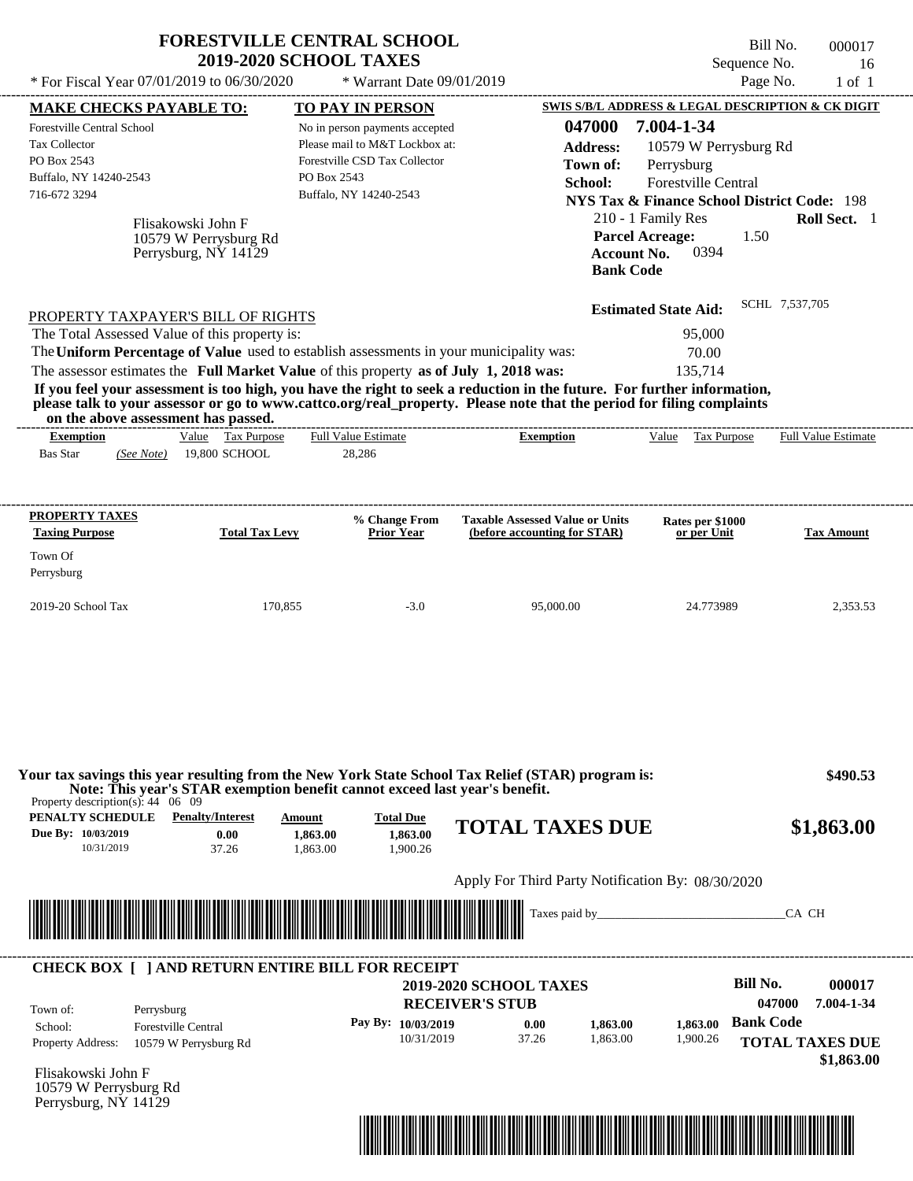# FORESTVILLE CENTRAL SCHOOL
## 2019-2020 SCHOOL TAXES

Bill No. 000017
Sequence No. 16
Page No. 1 of 1

* For Fiscal Year 07/01/2019 to 06/30/2020 * Warrant Date 09/01/2019

**MAKE CHECKS PAYABLE TO:**

Forestville Central School
Tax Collector
PO Box 2543
Buffalo, NY 14240-2543
716-672 3294

**TO PAY IN PERSON**

No in person payments accepted
Please mail to M&T Lockbox at:
Forestville CSD Tax Collector
PO Box 2543
Buffalo, NY 14240-2543

**SWIS S/B/L ADDRESS & LEGAL DESCRIPTION & CK DIGIT**

**047000 7.004-1-34**
**Address:** 10579 W Perrysburg Rd
**Town of:** Perrysburg
**School:** Forestville Central
**NYS Tax & Finance School District Code:** 198
210 - 1 Family Res **Roll Sect.** 1
**Parcel Acreage:** 1.50
**Account No.** 0394
**Bank Code**

Flisakowski John F
10579 W Perrysburg Rd
Perrysburg, NY 14129

**Estimated State Aid:** SCHL 7,537,705

PROPERTY TAXPAYER'S BILL OF RIGHTS

The Total Assessed Value of this property is: 95,000
The **Uniform Percentage of Value** used to establish assessments in your municipality was: 70.00
The assessor estimates the **Full Market Value** of this property **as of July 1, 2018 was:** 135,714

**If you feel your assessment is too high, you have the right to seek a reduction in the future. For further information, please talk to your assessor or go to www.cattco.org/real_property. Please note that the period for filing complaints on the above assessment has passed.**

| Exemption | Value | Tax Purpose | Full Value Estimate | Exemption | Value | Tax Purpose | Full Value Estimate |
|---|---|---|---|---|---|---|---|
| Bas Star (See Note) | 19,800 | SCHOOL | 28,286 | | | | |

| PROPERTY TAXES Taxing Purpose | Total Tax Levy | % Change From Prior Year | Taxable Assessed Value or Units (before accounting for STAR) | Rates per $1000 or per Unit | Tax Amount |
|---|---|---|---|---|---|
| Town Of Perrysburg | | | | | |
| 2019-20 School Tax | 170,855 | -3.0 | 95,000.00 | 24.773989 | 2,353.53 |

**Your tax savings this year resulting from the New York State School Tax Relief (STAR) program is: $490.53**
**Note: This year's STAR exemption benefit cannot exceed last year's benefit.**

Property description(s): 44 06 09

| PENALTY SCHEDULE | Penalty/Interest | Amount | Total Due |
|---|---|---|---|
| Due By: 10/03/2019 | 0.00 | 1,863.00 | 1,863.00 |
| 10/31/2019 | 37.26 | 1,863.00 | 1,900.26 |

**TOTAL TAXES DUE $1,863.00**

Apply For Third Party Notification By: 08/30/2020

Taxes paid by_______________________________CA CH

---

**CHECK BOX [ ] AND RETURN ENTIRE BILL FOR RECEIPT**

**2019-2020 SCHOOL TAXES**
**RECEIVER'S STUB**

**Bill No. 000017**
**047000 7.004-1-34**

Town of: Perrysburg
School: Forestville Central
Property Address: 10579 W Perrysburg Rd

| Pay By: | Penalty/Interest | Amount | Total Due |
|---|---|---|---|
| 10/03/2019 | 0.00 | 1,863.00 | 1,863.00 |
| 10/31/2019 | 37.26 | 1,863.00 | 1,900.26 |

**Bank Code**

**TOTAL TAXES DUE $1,863.00**

Flisakowski John F
10579 W Perrysburg Rd
Perrysburg, NY 14129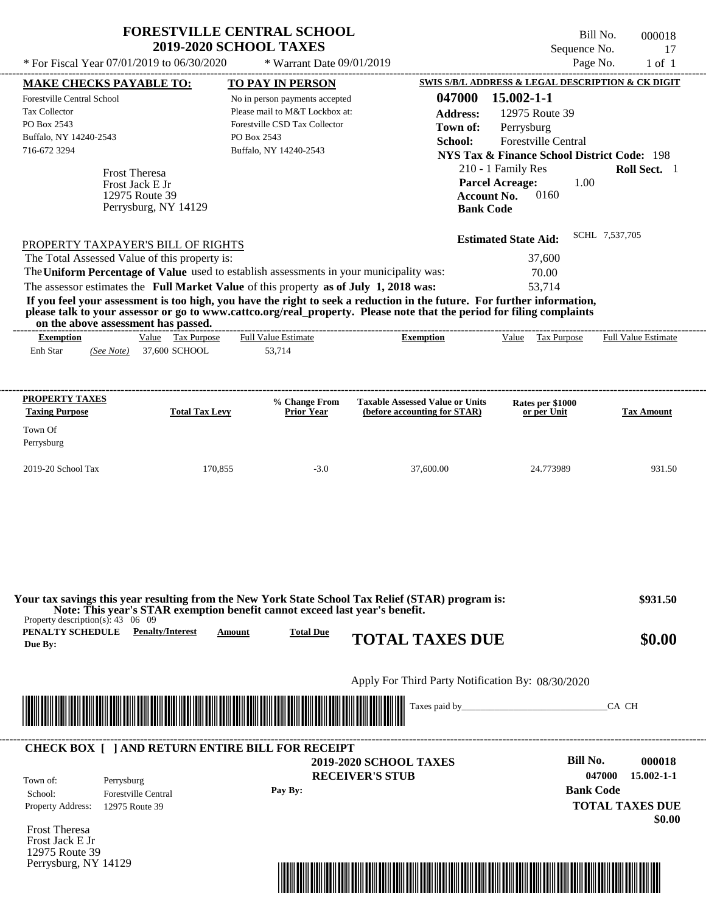# FORESTVILLE CENTRAL SCHOOL
## 2019-2020 SCHOOL TAXES

\* For Fiscal Year 07/01/2019 to 06/30/2020 \* Warrant Date 09/01/2019

Bill No. 000018
Sequence No. 17
Page No. 1 of 1

**MAKE CHECKS PAYABLE TO:**
Forestville Central School
Tax Collector
PO Box 2543
Buffalo, NY 14240-2543
716-672 3294

**TO PAY IN PERSON**
No in person payments accepted
Please mail to M&T Lockbox at:
Forestville CSD Tax Collector
PO Box 2543
Buffalo, NY 14240-2543

**SWIS S/B/L ADDRESS & LEGAL DESCRIPTION & CK DIGIT**
**047000 15.002-1-1**
**Address:** 12975 Route 39
**Town of:** Perrysburg
**School:** Forestville Central
**NYS Tax & Finance School District Code:** 198
210 - 1 Family Res **Roll Sect.** 1
**Parcel Acreage:** 1.00
**Account No.** 0160
**Bank Code**

Frost Theresa
Frost Jack E Jr
12975 Route 39
Perrysburg, NY 14129

**Estimated State Aid:** SCHL 7,537,705

PROPERTY TAXPAYER'S BILL OF RIGHTS

The Total Assessed Value of this property is: 37,600
The **Uniform Percentage of Value** used to establish assessments in your municipality was: 70.00
The assessor estimates the **Full Market Value** of this property **as of July 1, 2018 was:** 53,714

**If you feel your assessment is too high, you have the right to seek a reduction in the future. For further information, please talk to your assessor or go to www.cattco.org/real_property. Please note that the period for filing complaints on the above assessment has passed.**

| Exemption | Value | Tax Purpose | Full Value Estimate | Exemption | Value | Tax Purpose | Full Value Estimate |
|---|---|---|---|---|---|---|---|
| Enh Star *(See Note)* | 37,600 | SCHOOL | 53,714 | | | | |

| PROPERTY TAXES Taxing Purpose | Total Tax Levy | % Change From Prior Year | Taxable Assessed Value or Units (before accounting for STAR) | Rates per $1000 or per Unit | Tax Amount |
|---|---|---|---|---|---|
| Town Of Perrysburg | | | | | |
| 2019-20 School Tax | 170,855 | -3.0 | 37,600.00 | 24.773989 | 931.50 |

**Your tax savings this year resulting from the New York State School Tax Relief (STAR) program is: $931.50**
**Note: This year's STAR exemption benefit cannot exceed last year's benefit.**

Property description(s): 43 06 09

| PENALTY SCHEDULE Due By: | Penalty/Interest | Amount | Total Due |
|---|---|---|---|

**TOTAL TAXES DUE $0.00**

Apply For Third Party Notification By: 08/30/2020

Taxes paid by_______________________________CA CH

**CHECK BOX [ ] AND RETURN ENTIRE BILL FOR RECEIPT**

**2019-2020 SCHOOL TAXES**
**RECEIVER'S STUB**

**Bill No. 000018**
**047000 15.002-1-1**
**Bank Code**

Town of: Perrysburg
School: Forestville Central
Property Address: 12975 Route 39

**Pay By:**

**TOTAL TAXES DUE**
**$0.00**

Frost Theresa
Frost Jack E Jr
12975 Route 39
Perrysburg, NY 14129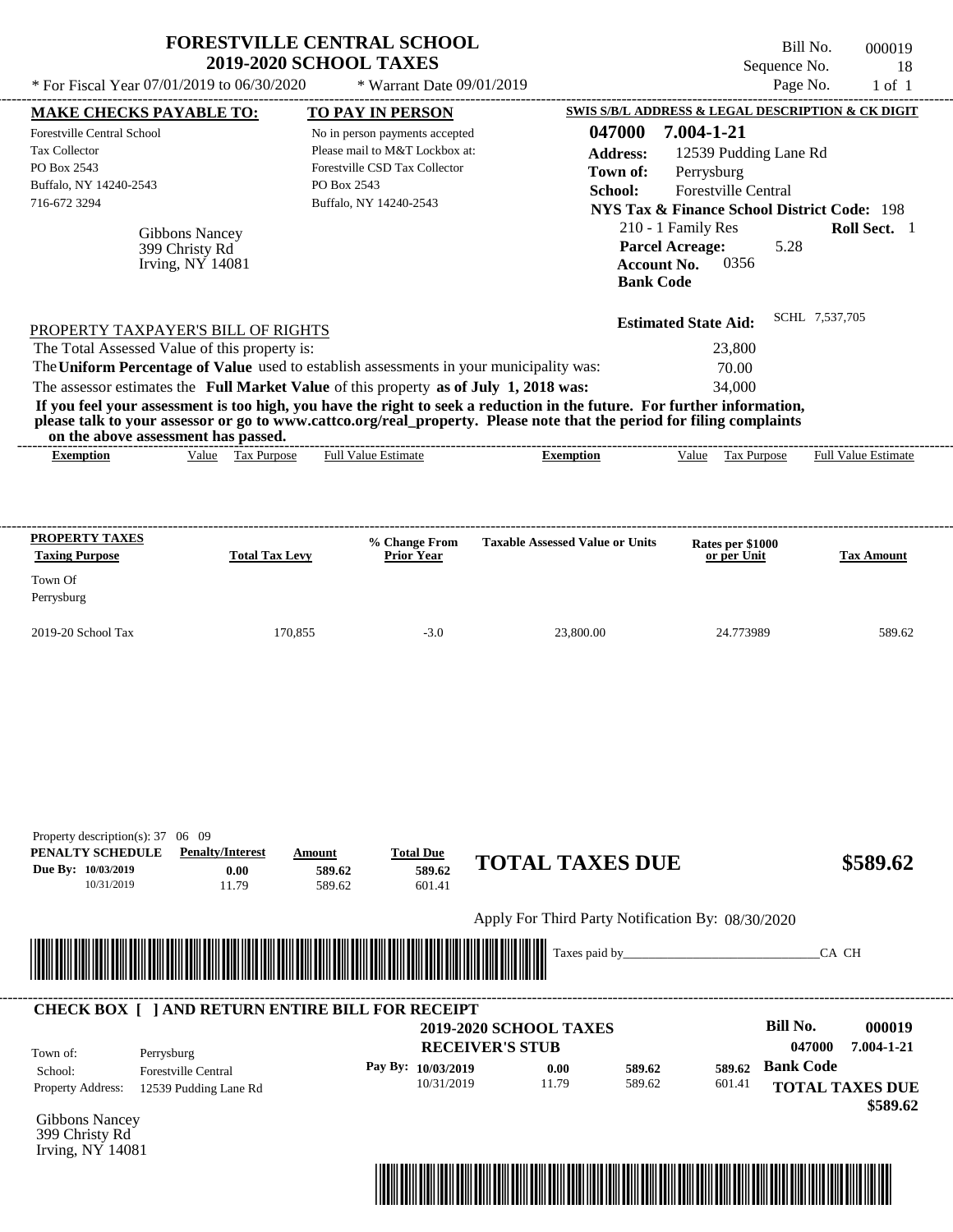# FORESTVILLE CENTRAL SCHOOL
## 2019-2020 SCHOOL TAXES

Bill No. 000019
Sequence No. 18
Page No. 1 of 1

* For Fiscal Year 07/01/2019 to 06/30/2020 * Warrant Date 09/01/2019

**MAKE CHECKS PAYABLE TO:**
Forestville Central School
Tax Collector
PO Box 2543
Buffalo, NY 14240-2543
716-672 3294

**TO PAY IN PERSON**
No in person payments accepted
Please mail to M&T Lockbox at:
Forestville CSD Tax Collector
PO Box 2543
Buffalo, NY 14240-2543

**SWIS S/B/L ADDRESS & LEGAL DESCRIPTION & CK DIGIT**
**047000 7.004-1-21**
**Address:** 12539 Pudding Lane Rd
**Town of:** Perrysburg
**School:** Forestville Central
**NYS Tax & Finance School District Code:** 198
210 - 1 Family Res **Roll Sect.** 1
**Parcel Acreage:** 5.28
**Account No.** 0356
**Bank Code**

Gibbons Nancey
399 Christy Rd
Irving, NY 14081

**Estimated State Aid:** SCHL 7,537,705

PROPERTY TAXPAYER'S BILL OF RIGHTS

The Total Assessed Value of this property is: 23,800
The **Uniform Percentage of Value** used to establish assessments in your municipality was: 70.00
The assessor estimates the **Full Market Value** of this property **as of July 1, 2018 was:** 34,000

**If you feel your assessment is too high, you have the right to seek a reduction in the future. For further information, please talk to your assessor or go to www.cattco.org/real_property. Please note that the period for filing complaints on the above assessment has passed.**

| Exemption | Value | Tax Purpose | Full Value Estimate | Exemption | Value | Tax Purpose | Full Value Estimate |
|---|---|---|---|---|---|---|---|

| PROPERTY TAXES Taxing Purpose | Total Tax Levy | % Change From Prior Year | Taxable Assessed Value or Units | Rates per $1000 or per Unit | Tax Amount |
|---|---|---|---|---|---|
| Town Of Perrysburg | | | | | |
| 2019-20 School Tax | 170,855 | -3.0 | 23,800.00 | 24.773989 | 589.62 |

Property description(s): 37 06 09

| PENALTY SCHEDULE | Penalty/Interest | Amount | Total Due |
|---|---|---|---|
| Due By: 10/03/2019 | 0.00 | 589.62 | 589.62 |
| 10/31/2019 | 11.79 | 589.62 | 601.41 |

**TOTAL TAXES DUE $589.62**

Apply For Third Party Notification By: 08/30/2020

Taxes paid by_______________________________CA CH

**CHECK BOX [ ] AND RETURN ENTIRE BILL FOR RECEIPT**

**2019-2020 SCHOOL TAXES**
**RECEIVER'S STUB**

**Bill No. 000019**
047000 7.004-1-21

Town of: Perrysburg
School: Forestville Central
Property Address: 12539 Pudding Lane Rd

| Pay By: | | | |
|---|---|---|---|
| 10/03/2019 | 0.00 | 589.62 | 589.62 |
| 10/31/2019 | 11.79 | 589.62 | 601.41 |

**Bank Code**

**TOTAL TAXES DUE $589.62**

Gibbons Nancey
399 Christy Rd
Irving, NY 14081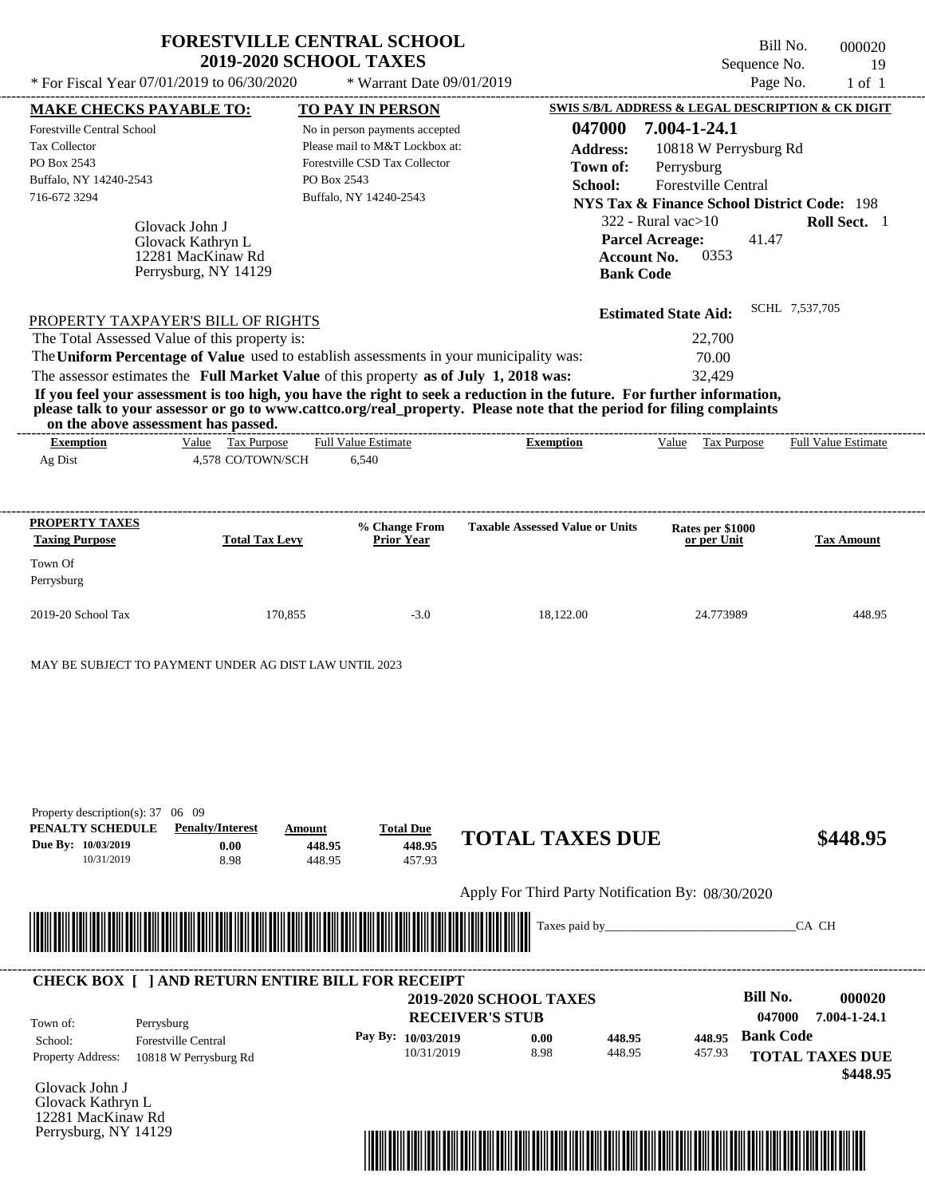# FORESTVILLE CENTRAL SCHOOL
## 2019-2020 SCHOOL TAXES

Bill No. 000020
Sequence No. 19
Page No. 1 of 1

* For Fiscal Year 07/01/2019 to 06/30/2020 * Warrant Date 09/01/2019

**MAKE CHECKS PAYABLE TO:**
Forestville Central School
Tax Collector
PO Box 2543
Buffalo, NY 14240-2543
716-672 3294

**TO PAY IN PERSON**
No in person payments accepted
Please mail to M&T Lockbox at:
Forestville CSD Tax Collector
PO Box 2543
Buffalo, NY 14240-2543

**SWIS S/B/L ADDRESS & LEGAL DESCRIPTION & CK DIGIT**
**047000 7.004-1-24.1**
**Address:** 10818 W Perrysburg Rd
**Town of:** Perrysburg
**School:** Forestville Central
**NYS Tax & Finance School District Code:** 198
322 - Rural vac>10 **Roll Sect.** 1
**Parcel Acreage:** 41.47
**Account No.** 0353
**Bank Code**

Glovack John J
Glovack Kathryn L
12281 MacKinaw Rd
Perrysburg, NY 14129

**Estimated State Aid:** SCHL 7,537,705

PROPERTY TAXPAYER'S BILL OF RIGHTS

The Total Assessed Value of this property is: 22,700
The **Uniform Percentage of Value** used to establish assessments in your municipality was: 70.00
The assessor estimates the **Full Market Value** of this property **as of July 1, 2018 was:** 32,429

**If you feel your assessment is too high, you have the right to seek a reduction in the future. For further information, please talk to your assessor or go to www.cattco.org/real_property. Please note that the period for filing complaints on the above assessment has passed.**

| Exemption | Value | Tax Purpose | Full Value Estimate | Exemption | Value | Tax Purpose | Full Value Estimate |
|---|---|---|---|---|---|---|---|
| Ag Dist | 4,578 | CO/TOWN/SCH | 6,540 | | | | |

| PROPERTY TAXES Taxing Purpose | Total Tax Levy | % Change From Prior Year | Taxable Assessed Value or Units | Rates per $1000 or per Unit | Tax Amount |
|---|---|---|---|---|---|
| Town Of Perrysburg | | | | | |
| 2019-20 School Tax | 170,855 | -3.0 | 18,122.00 | 24.773989 | 448.95 |

MAY BE SUBJECT TO PAYMENT UNDER AG DIST LAW UNTIL 2023

Property description(s): 37 06 09

| PENALTY SCHEDULE | Penalty/Interest | Amount | Total Due |
|---|---|---|---|
| Due By: 10/03/2019 | 0.00 | 448.95 | 448.95 |
| 10/31/2019 | 8.98 | 448.95 | 457.93 |

**TOTAL TAXES DUE $448.95**

Apply For Third Party Notification By: 08/30/2020

Taxes paid by_______________________________CA CH

**CHECK BOX [ ] AND RETURN ENTIRE BILL FOR RECEIPT**

**2019-2020 SCHOOL TAXES**
**RECEIVER'S STUB**

**Bill No. 000020**
**047000 7.004-1-24.1**

Town of: Perrysburg
School: Forestville Central
Property Address: 10818 W Perrysburg Rd

| Pay By: | Penalty/Interest | Amount | Total Due |
|---|---|---|---|
| 10/03/2019 | 0.00 | 448.95 | 448.95 |
| 10/31/2019 | 8.98 | 448.95 | 457.93 |

**Bank Code**

**TOTAL TAXES DUE $448.95**

Glovack John J
Glovack Kathryn L
12281 MacKinaw Rd
Perrysburg, NY 14129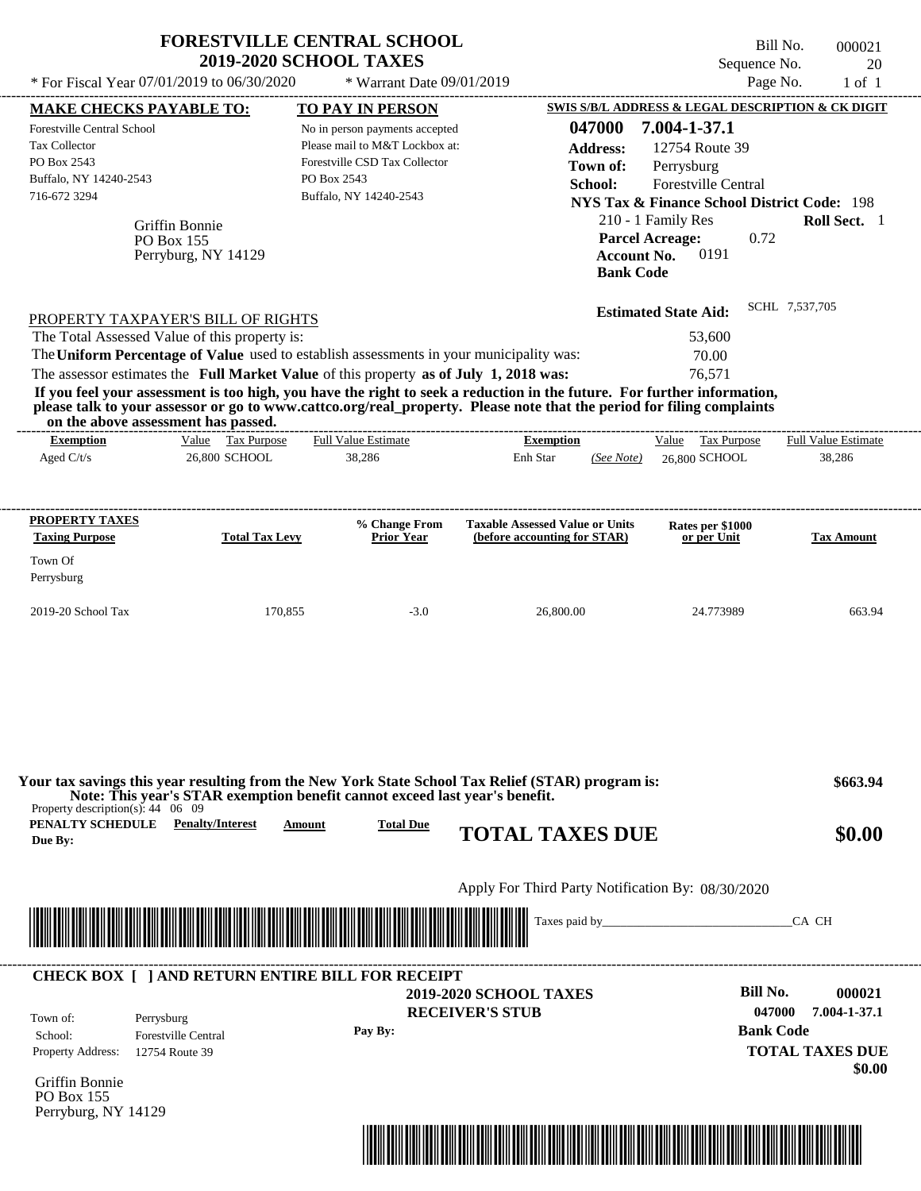# FORESTVILLE CENTRAL SCHOOL
## 2019-2020 SCHOOL TAXES

\* For Fiscal Year 07/01/2019 to 06/30/2020 &nbsp;&nbsp;&nbsp; \* Warrant Date 09/01/2019

Bill No. 000021
Sequence No. 20
Page No. 1 of 1

**MAKE CHECKS PAYABLE TO:**
Forestville Central School
Tax Collector
PO Box 2543
Buffalo, NY 14240-2543
716-672 3294

**TO PAY IN PERSON**
No in person payments accepted
Please mail to M&T Lockbox at:
Forestville CSD Tax Collector
PO Box 2543
Buffalo, NY 14240-2543

**SWIS S/B/L ADDRESS & LEGAL DESCRIPTION & CK DIGIT**
**047000 7.004-1-37.1**
**Address:** 12754 Route 39
**Town of:** Perrysburg
**School:** Forestville Central
**NYS Tax & Finance School District Code:** 198
210 - 1 Family Res &nbsp;&nbsp; **Roll Sect.** 1
**Parcel Acreage:** 0.72
**Account No.** 0191
**Bank Code**

Griffin Bonnie
PO Box 155
Perryburg, NY 14129

**Estimated State Aid:** SCHL 7,537,705

PROPERTY TAXPAYER'S BILL OF RIGHTS

The Total Assessed Value of this property is: 53,600
The **Uniform Percentage of Value** used to establish assessments in your municipality was: 70.00
The assessor estimates the **Full Market Value** of this property **as of July 1, 2018 was:** 76,571

**If you feel your assessment is too high, you have the right to seek a reduction in the future. For further information, please talk to your assessor or go to www.cattco.org/real_property. Please note that the period for filing complaints on the above assessment has passed.**

| Exemption | Value | Tax Purpose | Full Value Estimate | Exemption | | Value | Tax Purpose | Full Value Estimate |
|---|---|---|---|---|---|---|---|---|
| Aged C/t/s | 26,800 | SCHOOL | 38,286 | Enh Star | (See Note) | 26,800 | SCHOOL | 38,286 |

| PROPERTY TAXES Taxing Purpose | Total Tax Levy | % Change From Prior Year | Taxable Assessed Value or Units (before accounting for STAR) | Rates per $1000 or per Unit | Tax Amount |
|---|---|---|---|---|---|
| Town Of Perrysburg | | | | | |
| 2019-20 School Tax | 170,855 | -3.0 | 26,800.00 | 24.773989 | 663.94 |

**Your tax savings this year resulting from the New York State School Tax Relief (STAR) program is: $663.94**
**Note: This year's STAR exemption benefit cannot exceed last year's benefit.**

Property description(s): 44 06 09

| PENALTY SCHEDULE Due By: | Penalty/Interest | Amount | Total Due |
|---|---|---|---|

**TOTAL TAXES DUE $0.00**

Apply For Third Party Notification By: 08/30/2020

Taxes paid by_______________________________CA CH

**CHECK BOX [ ] AND RETURN ENTIRE BILL FOR RECEIPT**

**2019-2020 SCHOOL TAXES**
**RECEIVER'S STUB**

Town of: Perrysburg
School: Forestville Central
Property Address: 12754 Route 39

Pay By:

**Bill No. 000021**
**047000 7.004-1-37.1**
**Bank Code**
**TOTAL TAXES DUE**
**$0.00**

Griffin Bonnie
PO Box 155
Perryburg, NY 14129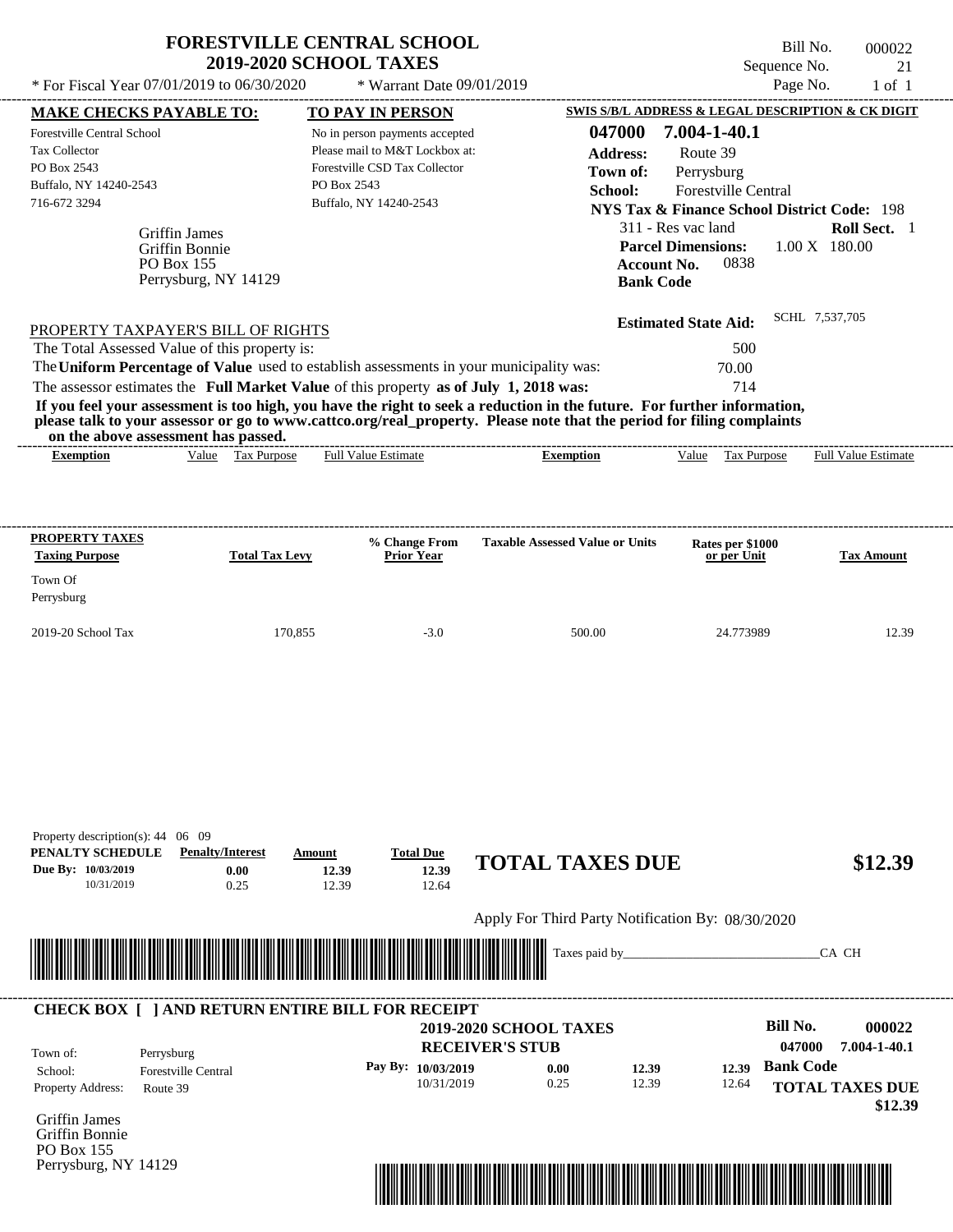# FORESTVILLE CENTRAL SCHOOL
## 2019-2020 SCHOOL TAXES

Bill No. 000022
Sequence No. 21
Page No. 1 of 1

* For Fiscal Year 07/01/2019 to 06/30/2020 * Warrant Date 09/01/2019

**MAKE CHECKS PAYABLE TO:**
Forestville Central School
Tax Collector
PO Box 2543
Buffalo, NY 14240-2543
716-672 3294

**TO PAY IN PERSON**
No in person payments accepted
Please mail to M&T Lockbox at:
Forestville CSD Tax Collector
PO Box 2543
Buffalo, NY 14240-2543

**SWIS S/B/L ADDRESS & LEGAL DESCRIPTION & CK DIGIT**
**047000 7.004-1-40.1**
**Address:** Route 39
**Town of:** Perrysburg
**School:** Forestville Central
**NYS Tax & Finance School District Code:** 198
311 - Res vac land **Roll Sect.** 1
**Parcel Dimensions:** 1.00 X 180.00
**Account No.** 0838
**Bank Code**

Griffin James
Griffin Bonnie
PO Box 155
Perrysburg, NY 14129

**Estimated State Aid:** SCHL 7,537,705

PROPERTY TAXPAYER'S BILL OF RIGHTS

The Total Assessed Value of this property is: 500
The **Uniform Percentage of Value** used to establish assessments in your municipality was: 70.00
The assessor estimates the **Full Market Value** of this property **as of July 1, 2018 was:** 714

**If you feel your assessment is too high, you have the right to seek a reduction in the future. For further information, please talk to your assessor or go to www.cattco.org/real_property. Please note that the period for filing complaints on the above assessment has passed.**

| Exemption | Value | Tax Purpose | Full Value Estimate | Exemption | Value | Tax Purpose | Full Value Estimate |
|---|---|---|---|---|---|---|---|

| PROPERTY TAXES Taxing Purpose | Total Tax Levy | % Change From Prior Year | Taxable Assessed Value or Units | Rates per $1000 or per Unit | Tax Amount |
|---|---|---|---|---|---|
| Town Of Perrysburg | | | | | |
| 2019-20 School Tax | 170,855 | -3.0 | 500.00 | 24.773989 | 12.39 |

Property description(s): 44 06 09

| PENALTY SCHEDULE | Penalty/Interest | Amount | Total Due |
|---|---|---|---|
| Due By: 10/03/2019 | 0.00 | 12.39 | 12.39 |
| 10/31/2019 | 0.25 | 12.39 | 12.64 |

**TOTAL TAXES DUE $12.39**

Apply For Third Party Notification By: 08/30/2020

Taxes paid by_______________________________CA CH

**CHECK BOX [ ] AND RETURN ENTIRE BILL FOR RECEIPT**

**2019-2020 SCHOOL TAXES**
**RECEIVER'S STUB**

**Bill No. 000022**
**047000 7.004-1-40.1**

Town of: Perrysburg
School: Forestville Central
Property Address: Route 39

| Pay By: | | | |
|---|---|---|---|
| 10/03/2019 | 0.00 | 12.39 | 12.39 |
| 10/31/2019 | 0.25 | 12.39 | 12.64 |

**Bank Code**

**TOTAL TAXES DUE $12.39**

Griffin James
Griffin Bonnie
PO Box 155
Perrysburg, NY 14129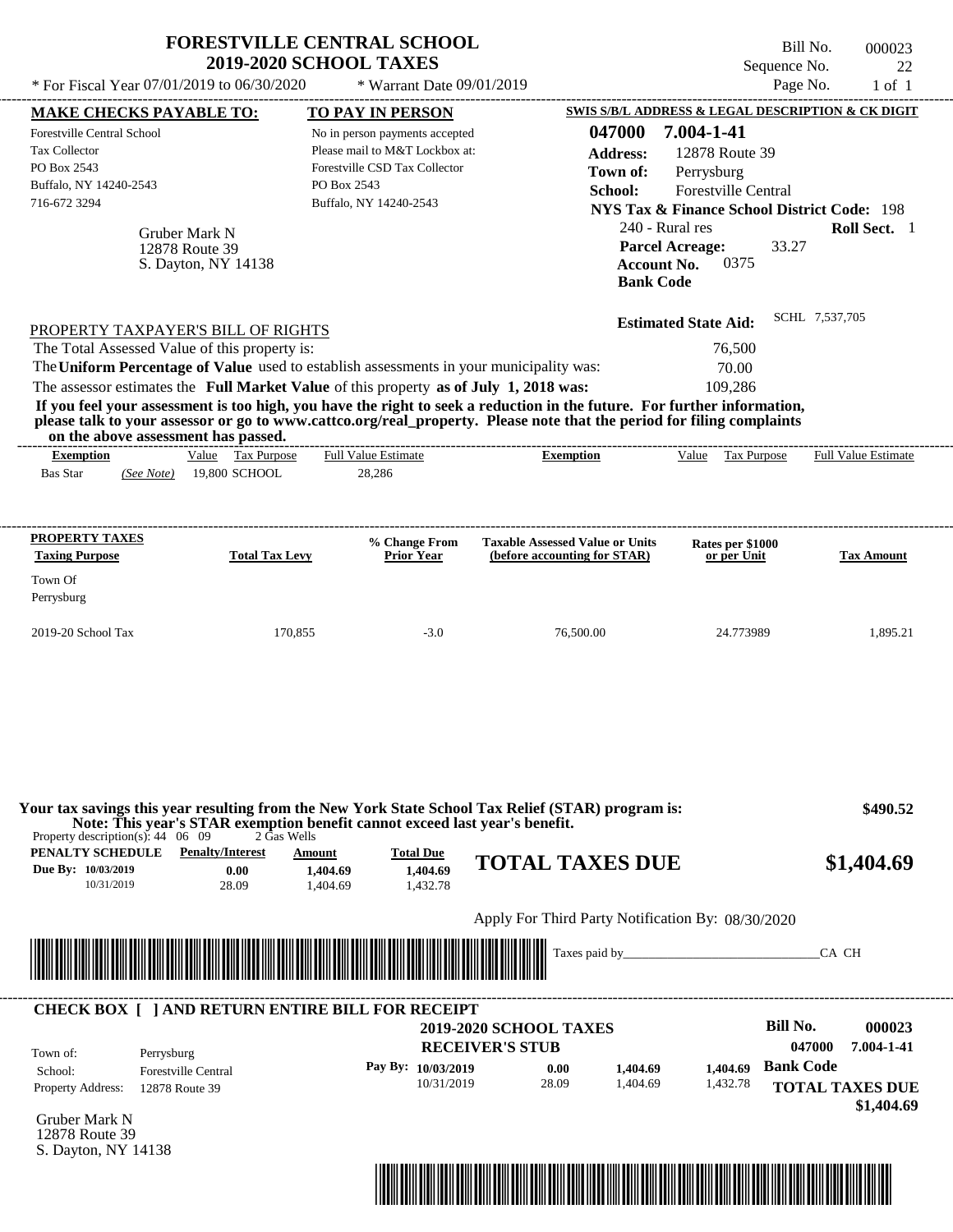# FORESTVILLE CENTRAL SCHOOL
## 2019-2020 SCHOOL TAXES

\* For Fiscal Year 07/01/2019 to 06/30/2020 &nbsp;&nbsp;&nbsp; \* Warrant Date 09/01/2019

Bill No. 000023
Sequence No. 22
Page No. 1 of 1

| MAKE CHECKS PAYABLE TO: | TO PAY IN PERSON | SWIS S/B/L ADDRESS & LEGAL DESCRIPTION & CK DIGIT |
|---|---|---|
| Forestville Central School | No in person payments accepted | 047000 7.004-1-41 |
| Tax Collector | Please mail to M&T Lockbox at: | Address: 12878 Route 39 |
| PO Box 2543 | Forestville CSD Tax Collector | Town of: Perrysburg |
| Buffalo, NY 14240-2543 | PO Box 2543 | School: Forestville Central |
| 716-672 3294 | Buffalo, NY 14240-2543 | NYS Tax & Finance School District Code: 198 |

Gruber Mark N
12878 Route 39
S. Dayton, NY 14138

240 - Rural res &nbsp;&nbsp; **Roll Sect.** 1
**Parcel Acreage:** 33.27
**Account No.** 0375
**Bank Code**

**Estimated State Aid:** SCHL 7,537,705

PROPERTY TAXPAYER'S BILL OF RIGHTS

The Total Assessed Value of this property is: 76,500
The **Uniform Percentage of Value** used to establish assessments in your municipality was: 70.00
The assessor estimates the **Full Market Value** of this property **as of July 1, 2018 was:** 109,286

**If you feel your assessment is too high, you have the right to seek a reduction in the future. For further information, please talk to your assessor or go to www.cattco.org/real_property. Please note that the period for filing complaints on the above assessment has passed.**

| Exemption | Value | Tax Purpose | Full Value Estimate | Exemption | Value | Tax Purpose | Full Value Estimate |
|---|---|---|---|---|---|---|---|
| Bas Star (See Note) | 19,800 | SCHOOL | 28,286 | | | | |

| PROPERTY TAXES Taxing Purpose | Total Tax Levy | % Change From Prior Year | Taxable Assessed Value or Units (before accounting for STAR) | Rates per $1000 or per Unit | Tax Amount |
|---|---|---|---|---|---|
| Town Of Perrysburg | | | | | |
| 2019-20 School Tax | 170,855 | -3.0 | 76,500.00 | 24.773989 | 1,895.21 |

**Your tax savings this year resulting from the New York State School Tax Relief (STAR) program is:** **$490.52**
**Note: This year's STAR exemption benefit cannot exceed last year's benefit.**

Property description(s): 44 06 09 &nbsp;&nbsp; 2 Gas Wells

| PENALTY SCHEDULE | Penalty/Interest | Amount | Total Due |
|---|---|---|---|
| Due By: 10/03/2019 | 0.00 | 1,404.69 | 1,404.69 |
| 10/31/2019 | 28.09 | 1,404.69 | 1,432.78 |

**TOTAL TAXES DUE** **$1,404.69**

Apply For Third Party Notification By: 08/30/2020

Taxes paid by_______________________________CA CH

**CHECK BOX [ ] AND RETURN ENTIRE BILL FOR RECEIPT**

**2019-2020 SCHOOL TAXES**
**RECEIVER'S STUB**

Bill No. 000023
047000 7.004-1-41

Town of: Perrysburg
School: Forestville Central
Property Address: 12878 Route 39

| Pay By: | | | |
|---|---|---|---|
| 10/03/2019 | 0.00 | 1,404.69 | 1,404.69 |
| 10/31/2019 | 28.09 | 1,404.69 | 1,432.78 |

**Bank Code**

**TOTAL TAXES DUE** **$1,404.69**

Gruber Mark N
12878 Route 39
S. Dayton, NY 14138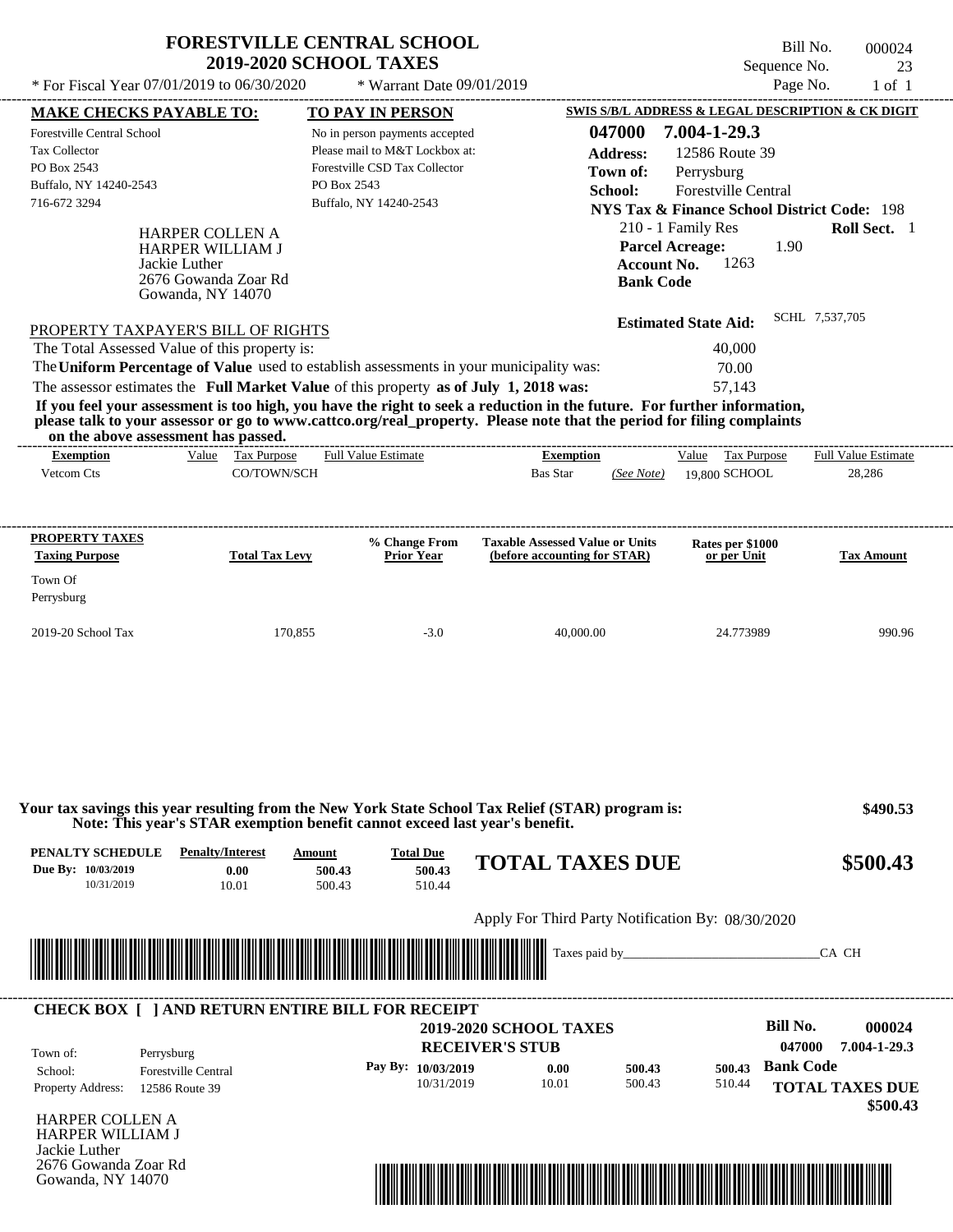# FORESTVILLE CENTRAL SCHOOL
## 2019-2020 SCHOOL TAXES

\* For Fiscal Year 07/01/2019 to 06/30/2020 \* Warrant Date 09/01/2019

Bill No. 000024
Sequence No. 23
Page No. 1 of 1

**MAKE CHECKS PAYABLE TO:**
Forestville Central School
Tax Collector
PO Box 2543
Buffalo, NY 14240-2543
716-672 3294

**TO PAY IN PERSON**
No in person payments accepted
Please mail to M&T Lockbox at:
Forestville CSD Tax Collector
PO Box 2543
Buffalo, NY 14240-2543

**SWIS S/B/L ADDRESS & LEGAL DESCRIPTION & CK DIGIT**
047000 7.004-1-29.3
Address: 12586 Route 39
Town of: Perrysburg
School: Forestville Central
NYS Tax & Finance School District Code: 198
210 - 1 Family Res — Roll Sect. 1
Parcel Acreage: 1.90
Account No. 1263
Bank Code

HARPER COLLEN A
HARPER WILLIAM J
Jackie Luther
2676 Gowanda Zoar Rd
Gowanda, NY 14070

Estimated State Aid: SCHL 7,537,705

PROPERTY TAXPAYER'S BILL OF RIGHTS

| | |
|---|---|
| The Total Assessed Value of this property is: | 40,000 |
| The **Uniform Percentage of Value** used to establish assessments in your municipality was: | 70.00 |
| The assessor estimates the **Full Market Value** of this property **as of July 1, 2018 was:** | 57,143 |

**If you feel your assessment is too high, you have the right to seek a reduction in the future. For further information, please talk to your assessor or go to www.cattco.org/real_property. Please note that the period for filing complaints on the above assessment has passed.**

| Exemption | Value | Tax Purpose | Full Value Estimate | Exemption | | Value | Tax Purpose | Full Value Estimate |
|---|---|---|---|---|---|---|---|---|
| Vetcom Cts | | CO/TOWN/SCH | | Bas Star | (See Note) | 19,800 | SCHOOL | 28,286 |

| PROPERTY TAXES Taxing Purpose | Total Tax Levy | % Change From Prior Year | Taxable Assessed Value or Units (before accounting for STAR) | Rates per $1000 or per Unit | Tax Amount |
|---|---|---|---|---|---|
| Town Of Perrysburg | | | | | |
| 2019-20 School Tax | 170,855 | -3.0 | 40,000.00 | 24.773989 | 990.96 |

**Your tax savings this year resulting from the New York State School Tax Relief (STAR) program is: $490.53**
**Note: This year's STAR exemption benefit cannot exceed last year's benefit.**

| PENALTY SCHEDULE | Penalty/Interest | Amount | Total Due |
|---|---|---|---|
| Due By: 10/03/2019 | 0.00 | 500.43 | 500.43 |
| 10/31/2019 | 10.01 | 500.43 | 510.44 |

**TOTAL TAXES DUE $500.43**

Apply For Third Party Notification By: 08/30/2020

Taxes paid by_______________________________CA CH

**CHECK BOX [ ] AND RETURN ENTIRE BILL FOR RECEIPT**

**2019-2020 SCHOOL TAXES**
**RECEIVER'S STUB**

Bill No. 000024
047000 7.004-1-29.3
Bank Code

Town of: Perrysburg
School: Forestville Central
Property Address: 12586 Route 39

| Pay By: | | | |
|---|---|---|---|
| 10/03/2019 | 0.00 | 500.43 | 500.43 |
| 10/31/2019 | 10.01 | 500.43 | 510.44 |

**TOTAL TAXES DUE $500.43**

HARPER COLLEN A
HARPER WILLIAM J
Jackie Luther
2676 Gowanda Zoar Rd
Gowanda, NY 14070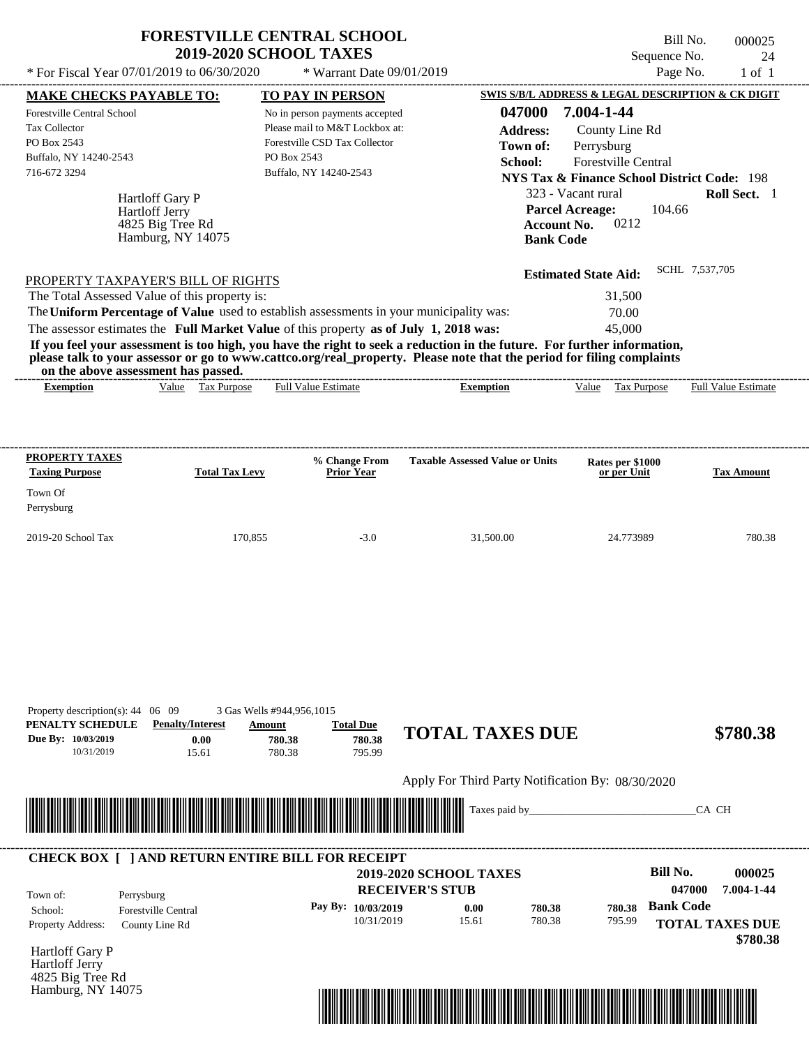# FORESTVILLE CENTRAL SCHOOL
## 2019-2020 SCHOOL TAXES

Bill No. 000025
Sequence No. 24
Page No. 1 of 1

* For Fiscal Year 07/01/2019 to 06/30/2020 * Warrant Date 09/01/2019

**MAKE CHECKS PAYABLE TO:**
Forestville Central School
Tax Collector
PO Box 2543
Buffalo, NY 14240-2543
716-672 3294

**TO PAY IN PERSON**
No in person payments accepted
Please mail to M&T Lockbox at:
Forestville CSD Tax Collector
PO Box 2543
Buffalo, NY 14240-2543

**SWIS S/B/L ADDRESS & LEGAL DESCRIPTION & CK DIGIT**
**047000 7.004-1-44**
**Address:** County Line Rd
**Town of:** Perrysburg
**School:** Forestville Central
**NYS Tax & Finance School District Code:** 198
323 - Vacant rural **Roll Sect.** 1
**Parcel Acreage:** 104.66
**Account No.** 0212
**Bank Code**

Hartloff Gary P
Hartloff Jerry
4825 Big Tree Rd
Hamburg, NY 14075

**Estimated State Aid:** SCHL 7,537,705

PROPERTY TAXPAYER'S BILL OF RIGHTS

The Total Assessed Value of this property is: 31,500

The **Uniform Percentage of Value** used to establish assessments in your municipality was: 70.00

The assessor estimates the **Full Market Value** of this property **as of July 1, 2018 was:** 45,000

**If you feel your assessment is too high, you have the right to seek a reduction in the future. For further information, please talk to your assessor or go to www.cattco.org/real_property. Please note that the period for filing complaints on the above assessment has passed.**

| Exemption | Value | Tax Purpose | Full Value Estimate | Exemption | Value | Tax Purpose | Full Value Estimate |
|---|---|---|---|---|---|---|---|

| PROPERTY TAXES Taxing Purpose | Total Tax Levy | % Change From Prior Year | Taxable Assessed Value or Units | Rates per $1000 or per Unit | Tax Amount |
|---|---|---|---|---|---|
| Town Of Perrysburg | | | | | |
| 2019-20 School Tax | 170,855 | -3.0 | 31,500.00 | 24.773989 | 780.38 |

Property description(s): 44 06 09 3 Gas Wells #944,956,1015

| PENALTY SCHEDULE | Penalty/Interest | Amount | Total Due |
|---|---|---|---|
| Due By: 10/03/2019 | 0.00 | 780.38 | 780.38 |
| 10/31/2019 | 15.61 | 780.38 | 795.99 |

**TOTAL TAXES DUE $780.38**

Apply For Third Party Notification By: 08/30/2020

Taxes paid by_______________________________CA CH

**CHECK BOX [ ] AND RETURN ENTIRE BILL FOR RECEIPT**

**2019-2020 SCHOOL TAXES**
**RECEIVER'S STUB**

**Bill No. 000025**
**047000 7.004-1-44**

Town of: Perrysburg
School: Forestville Central
Property Address: County Line Rd

| Pay By: | | | |
|---|---|---|---|
| 10/03/2019 | 0.00 | 780.38 | 780.38 |
| 10/31/2019 | 15.61 | 780.38 | 795.99 |

**Bank Code**

**TOTAL TAXES DUE $780.38**

Hartloff Gary P
Hartloff Jerry
4825 Big Tree Rd
Hamburg, NY 14075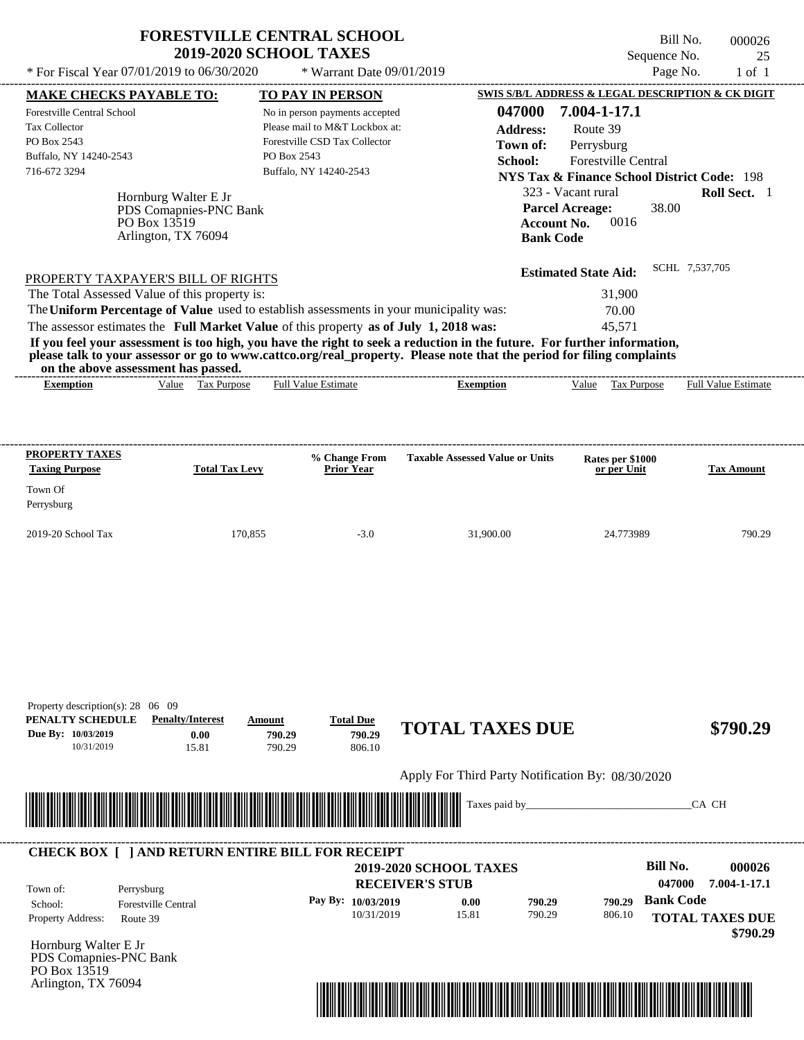# FORESTVILLE CENTRAL SCHOOL
## 2019-2020 SCHOOL TAXES

\* For Fiscal Year 07/01/2019 to 06/30/2020 \* Warrant Date 09/01/2019

Bill No. 000026
Sequence No. 25
Page No. 1 of 1

| MAKE CHECKS PAYABLE TO: | TO PAY IN PERSON | SWIS S/B/L ADDRESS & LEGAL DESCRIPTION & CK DIGIT |
|---|---|---|
| Forestville Central School | No in person payments accepted | **047000 7.004-1-17.1** |
| Tax Collector | Please mail to M&T Lockbox at: | **Address:** Route 39 |
| PO Box 2543 | Forestville CSD Tax Collector | **Town of:** Perrysburg |
| Buffalo, NY 14240-2543 | PO Box 2543 | **School:** Forestville Central |
| 716-672 3294 | Buffalo, NY 14240-2543 | **NYS Tax & Finance School District Code:** 198 |

Hornburg Walter E Jr
PDS Comapnies-PNC Bank
PO Box 13519
Arlington, TX 76094

323 - Vacant rural **Roll Sect.** 1
**Parcel Acreage:** 38.00
**Account No.** 0016
**Bank Code**

**Estimated State Aid:** SCHL 7,537,705

PROPERTY TAXPAYER'S BILL OF RIGHTS

The Total Assessed Value of this property is: 31,900
The **Uniform Percentage of Value** used to establish assessments in your municipality was: 70.00
The assessor estimates the **Full Market Value** of this property **as of July 1, 2018 was:** 45,571

**If you feel your assessment is too high, you have the right to seek a reduction in the future. For further information, please talk to your assessor or go to www.cattco.org/real_property. Please note that the period for filing complaints on the above assessment has passed.**

| Exemption | Value | Tax Purpose | Full Value Estimate | Exemption | Value | Tax Purpose | Full Value Estimate |
|---|---|---|---|---|---|---|---|

| PROPERTY TAXES Taxing Purpose | Total Tax Levy | % Change From Prior Year | Taxable Assessed Value or Units | Rates per $1000 or per Unit | Tax Amount |
|---|---|---|---|---|---|
| Town Of Perrysburg | | | | | |
| 2019-20 School Tax | 170,855 | -3.0 | 31,900.00 | 24.773989 | 790.29 |

Property description(s): 28 06 09

| PENALTY SCHEDULE | Penalty/Interest | Amount | Total Due |
|---|---|---|---|
| Due By: 10/03/2019 | 0.00 | 790.29 | 790.29 |
| 10/31/2019 | 15.81 | 790.29 | 806.10 |

**TOTAL TAXES DUE $790.29**

Apply For Third Party Notification By: 08/30/2020

Taxes paid by_______________________________CA CH

**CHECK BOX [ ] AND RETURN ENTIRE BILL FOR RECEIPT**

**2019-2020 SCHOOL TAXES**
**RECEIVER'S STUB**

**Bill No. 000026**
**047000 7.004-1-17.1**

Town of: Perrysburg
School: Forestville Central
Property Address: Route 39

| Pay By: | | | |
|---|---|---|---|
| 10/03/2019 | 0.00 | 790.29 | 790.29 |
| 10/31/2019 | 15.81 | 790.29 | 806.10 |

**Bank Code**

**TOTAL TAXES DUE $790.29**

Hornburg Walter E Jr
PDS Comapnies-PNC Bank
PO Box 13519
Arlington, TX 76094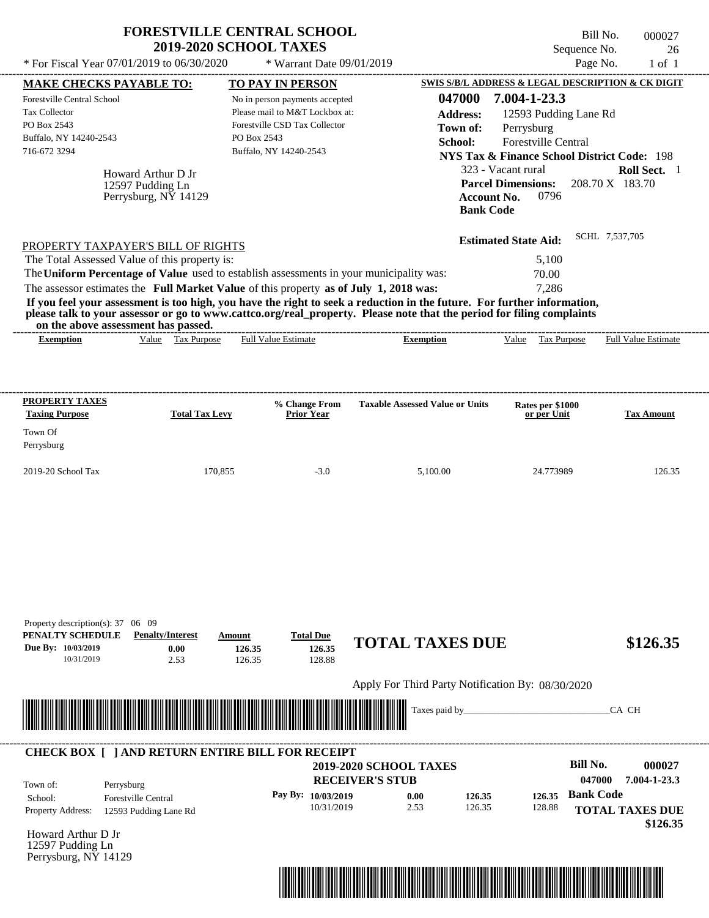# FORESTVILLE CENTRAL SCHOOL
## 2019-2020 SCHOOL TAXES

\* For Fiscal Year 07/01/2019 to 06/30/2020 &nbsp;&nbsp;&nbsp; \* Warrant Date 09/01/2019

Bill No. 000027
Sequence No. 26
Page No. 1 of 1

**MAKE CHECKS PAYABLE TO:**
Forestville Central School
Tax Collector
PO Box 2543
Buffalo, NY 14240-2543
716-672 3294

**TO PAY IN PERSON**
No in person payments accepted
Please mail to M&T Lockbox at:
Forestville CSD Tax Collector
PO Box 2543
Buffalo, NY 14240-2543

**SWIS S/B/L ADDRESS & LEGAL DESCRIPTION & CK DIGIT**
**047000 7.004-1-23.3**
**Address:** 12593 Pudding Lane Rd
**Town of:** Perrysburg
**School:** Forestville Central
**NYS Tax & Finance School District Code:** 198
323 - Vacant rural &nbsp;&nbsp; **Roll Sect.** 1
**Parcel Dimensions:** 208.70 X 183.70
**Account No.** 0796
**Bank Code**

Howard Arthur D Jr
12597 Pudding Ln
Perrysburg, NY 14129

**Estimated State Aid:** SCHL 7,537,705

PROPERTY TAXPAYER'S BILL OF RIGHTS

The Total Assessed Value of this property is: 5,100
The **Uniform Percentage of Value** used to establish assessments in your municipality was: 70.00
The assessor estimates the **Full Market Value** of this property **as of July 1, 2018 was:** 7,286

**If you feel your assessment is too high, you have the right to seek a reduction in the future. For further information, please talk to your assessor or go to www.cattco.org/real_property. Please note that the period for filing complaints on the above assessment has passed.**

| Exemption | Value | Tax Purpose | Full Value Estimate | Exemption | Value | Tax Purpose | Full Value Estimate |
|---|---|---|---|---|---|---|---|

| PROPERTY TAXES Taxing Purpose | Total Tax Levy | % Change From Prior Year | Taxable Assessed Value or Units | Rates per $1000 or per Unit | Tax Amount |
|---|---|---|---|---|---|
| Town Of Perrysburg | | | | | |
| 2019-20 School Tax | 170,855 | -3.0 | 5,100.00 | 24.773989 | 126.35 |

Property description(s): 37 06 09

| PENALTY SCHEDULE | Penalty/Interest | Amount | Total Due |
|---|---|---|---|
| Due By: 10/03/2019 | 0.00 | 126.35 | 126.35 |
| 10/31/2019 | 2.53 | 126.35 | 128.88 |

**TOTAL TAXES DUE** **$126.35**

Apply For Third Party Notification By: 08/30/2020

Taxes paid by_______________________________CA CH

**CHECK BOX [ ] AND RETURN ENTIRE BILL FOR RECEIPT**

**2019-2020 SCHOOL TAXES**
**RECEIVER'S STUB**

**Bill No.** 000027
047000 7.004-1-23.3

| | | | | | |
|---|---|---|---|---|---|
| Town of: | Perrysburg | **Pay By: 10/03/2019** | 0.00 | 126.35 | 126.35 |
| School: | Forestville Central | 10/31/2019 | 2.53 | 126.35 | 128.88 |
| Property Address: | 12593 Pudding Lane Rd | | | | |

**Bank Code**

**TOTAL TAXES DUE** **$126.35**

Howard Arthur D Jr
12597 Pudding Ln
Perrysburg, NY 14129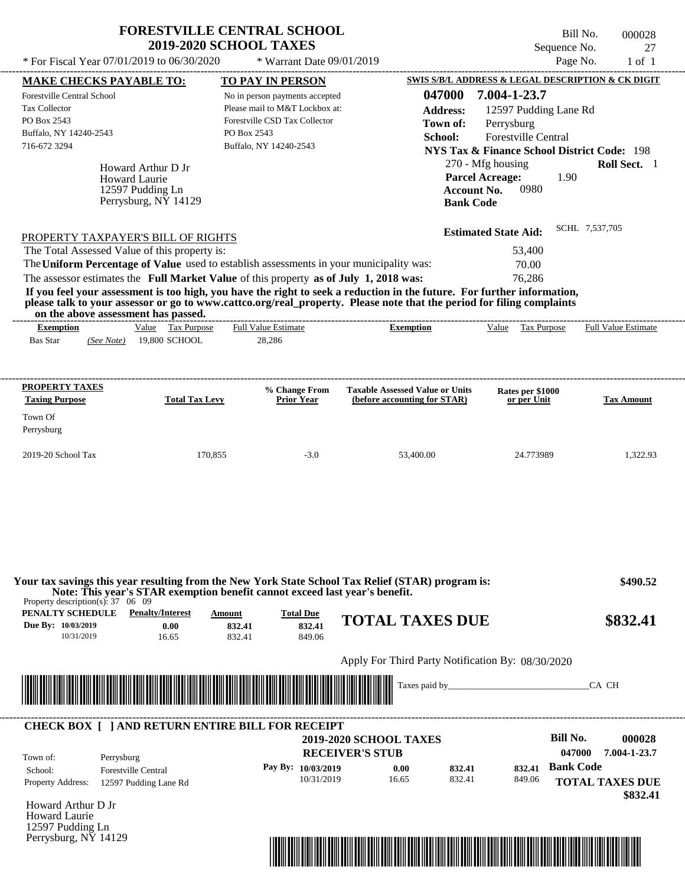# FORESTVILLE CENTRAL SCHOOL
## 2019-2020 SCHOOL TAXES

* For Fiscal Year 07/01/2019 to 06/30/2020 * Warrant Date 09/01/2019

Bill No. 000028
Sequence No. 27
Page No. 1 of 1

**MAKE CHECKS PAYABLE TO:**
Forestville Central School
Tax Collector
PO Box 2543
Buffalo, NY 14240-2543
716-672 3294

**TO PAY IN PERSON**
No in person payments accepted
Please mail to M&T Lockbox at:
Forestville CSD Tax Collector
PO Box 2543
Buffalo, NY 14240-2543

**SWIS S/B/L ADDRESS & LEGAL DESCRIPTION & CK DIGIT**
**047000 7.004-1-23.7**
**Address:** 12597 Pudding Lane Rd
**Town of:** Perrysburg
**School:** Forestville Central
**NYS Tax & Finance School District Code:** 198
270 - Mfg housing **Roll Sect.** 1
**Parcel Acreage:** 1.90
**Account No.** 0980
**Bank Code**

Howard Arthur D Jr
Howard Laurie
12597 Pudding Ln
Perrysburg, NY 14129

**Estimated State Aid:** SCHL 7,537,705

PROPERTY TAXPAYER'S BILL OF RIGHTS

| | |
|---|---|
| The Total Assessed Value of this property is: | 53,400 |
| The **Uniform Percentage of Value** used to establish assessments in your municipality was: | 70.00 |
| The assessor estimates the **Full Market Value** of this property **as of July 1, 2018 was:** | 76,286 |

**If you feel your assessment is too high, you have the right to seek a reduction in the future. For further information, please talk to your assessor or go to www.cattco.org/real_property. Please note that the period for filing complaints on the above assessment has passed.**

| Exemption | Value | Tax Purpose | Full Value Estimate | Exemption | Value | Tax Purpose | Full Value Estimate |
|---|---|---|---|---|---|---|---|
| Bas Star *(See Note)* | 19,800 | SCHOOL | 28,286 | | | | |

| PROPERTY TAXES Taxing Purpose | Total Tax Levy | % Change From Prior Year | Taxable Assessed Value or Units (before accounting for STAR) | Rates per $1000 or per Unit | Tax Amount |
|---|---|---|---|---|---|
| Town Of Perrysburg | | | | | |
| 2019-20 School Tax | 170,855 | -3.0 | 53,400.00 | 24.773989 | 1,322.93 |

**Your tax savings this year resulting from the New York State School Tax Relief (STAR) program is:** **$490.52**
**Note: This year's STAR exemption benefit cannot exceed last year's benefit.**

Property description(s): 37 06 09

| PENALTY SCHEDULE | Penalty/Interest | Amount | Total Due |
|---|---|---|---|
| Due By: 10/03/2019 | 0.00 | 832.41 | 832.41 |
| 10/31/2019 | 16.65 | 832.41 | 849.06 |

**TOTAL TAXES DUE** **$832.41**

Apply For Third Party Notification By: 08/30/2020

Taxes paid by_______________________________CA CH

---

**CHECK BOX [ ] AND RETURN ENTIRE BILL FOR RECEIPT**

**2019-2020 SCHOOL TAXES**
**RECEIVER'S STUB**

**Bill No.** **000028**
**047000 7.004-1-23.7**

| | |
|---|---|
| Town of: | Perrysburg |
| School: | Forestville Central |
| Property Address: | 12597 Pudding Lane Rd |

| Pay By: | Penalty/Interest | Amount | Total Due |
|---|---|---|---|
| 10/03/2019 | 0.00 | 832.41 | 832.41 |
| 10/31/2019 | 16.65 | 832.41 | 849.06 |

**Bank Code**
**TOTAL TAXES DUE** **$832.41**

Howard Arthur D Jr
Howard Laurie
12597 Pudding Ln
Perrysburg, NY 14129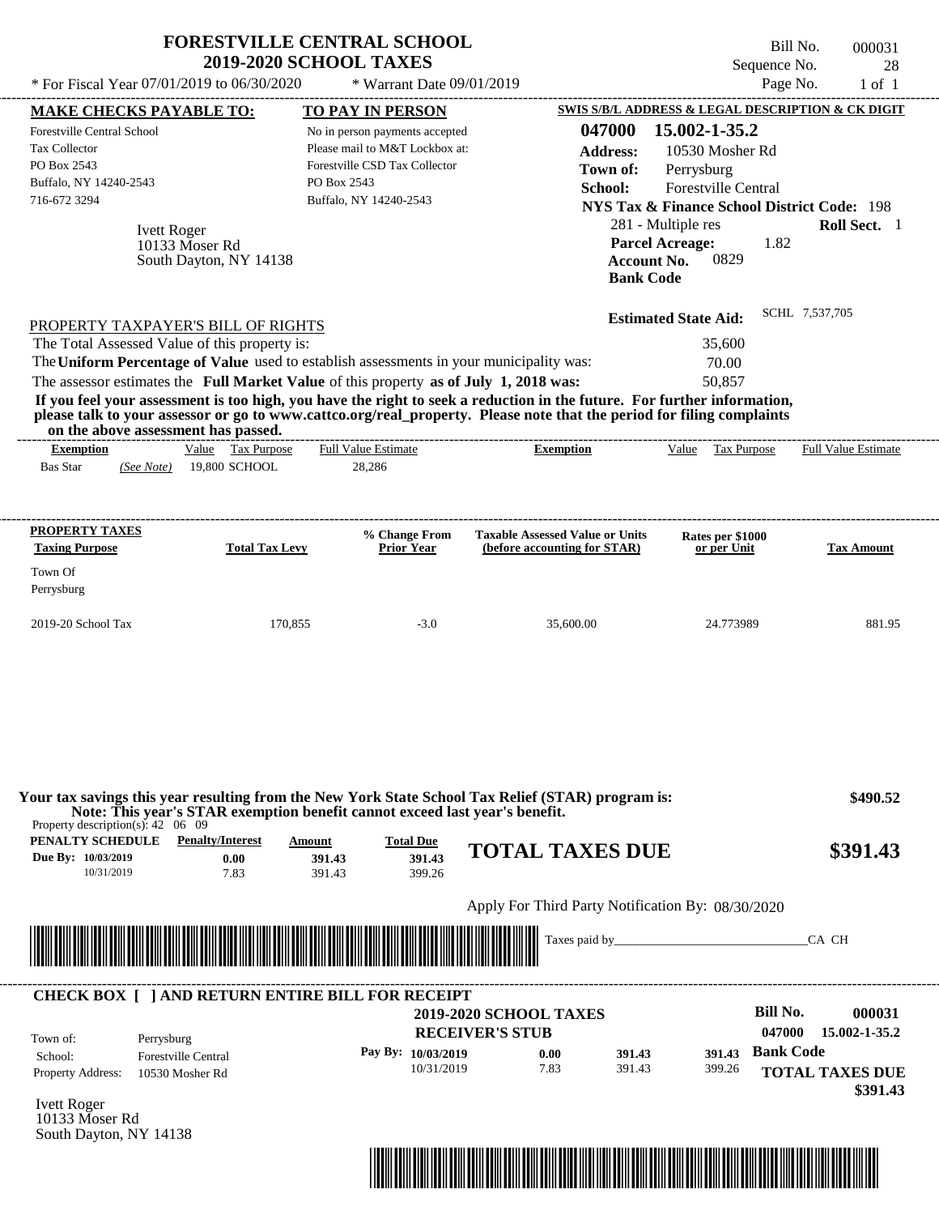# FORESTVILLE CENTRAL SCHOOL
## 2019-2020 SCHOOL TAXES

* For Fiscal Year 07/01/2019 to 06/30/2020 * Warrant Date 09/01/2019

Bill No. 000031
Sequence No. 28
Page No. 1 of 1

| MAKE CHECKS PAYABLE TO: | TO PAY IN PERSON | SWIS S/B/L ADDRESS & LEGAL DESCRIPTION & CK DIGIT |
|---|---|---|
| Forestville Central School | No in person payments accepted | 047000 15.002-1-35.2 |
| Tax Collector | Please mail to M&T Lockbox at: | Address: 10530 Mosher Rd |
| PO Box 2543 | Forestville CSD Tax Collector | Town of: Perrysburg |
| Buffalo, NY 14240-2543 | PO Box 2543 | School: Forestville Central |
| 716-672 3294 | Buffalo, NY 14240-2543 | NYS Tax & Finance School District Code: 198 |

Ivett Roger
10133 Moser Rd
South Dayton, NY 14138

281 - Multiple res  **Roll Sect.** 1
**Parcel Acreage:** 1.82
**Account No.** 0829
**Bank Code**

**Estimated State Aid:** SCHL 7,537,705

PROPERTY TAXPAYER'S BILL OF RIGHTS

The Total Assessed Value of this property is: 35,600
The **Uniform Percentage of Value** used to establish assessments in your municipality was: 70.00
The assessor estimates the **Full Market Value** of this property **as of July 1, 2018 was:** 50,857

**If you feel your assessment is too high, you have the right to seek a reduction in the future. For further information, please talk to your assessor or go to www.cattco.org/real_property. Please note that the period for filing complaints on the above assessment has passed.**

| Exemption | Value | Tax Purpose | Full Value Estimate | Exemption | Value | Tax Purpose | Full Value Estimate |
|---|---|---|---|---|---|---|---|
| Bas Star (See Note) | 19,800 | SCHOOL | 28,286 | | | | |

| PROPERTY TAXES Taxing Purpose | Total Tax Levy | % Change From Prior Year | Taxable Assessed Value or Units (before accounting for STAR) | Rates per $1000 or per Unit | Tax Amount |
|---|---|---|---|---|---|
| Town Of Perrysburg | | | | | |
| 2019-20 School Tax | 170,855 | -3.0 | 35,600.00 | 24.773989 | 881.95 |

**Your tax savings this year resulting from the New York State School Tax Relief (STAR) program is: $490.52**
**Note: This year's STAR exemption benefit cannot exceed last year's benefit.**

Property description(s): 42 06 09

| PENALTY SCHEDULE | Penalty/Interest | Amount | Total Due |
|---|---|---|---|
| Due By: 10/03/2019 | 0.00 | 391.43 | 391.43 |
| 10/31/2019 | 7.83 | 391.43 | 399.26 |

**TOTAL TAXES DUE $391.43**

Apply For Third Party Notification By: 08/30/2020

Taxes paid by_______________________________CA CH

**CHECK BOX [ ] AND RETURN ENTIRE BILL FOR RECEIPT**

**2019-2020 SCHOOL TAXES**
**RECEIVER'S STUB**

Bill No. 000031
047000 15.002-1-35.2

| Town of: | Perrysburg |
|---|---|
| School: | Forestville Central |
| Property Address: | 10530 Mosher Rd |

| Pay By: | | | |
|---|---|---|---|
| 10/03/2019 | 0.00 | 391.43 | 391.43 |
| 10/31/2019 | 7.83 | 391.43 | 399.26 |

**Bank Code**

**TOTAL TAXES DUE $391.43**

Ivett Roger
10133 Moser Rd
South Dayton, NY 14138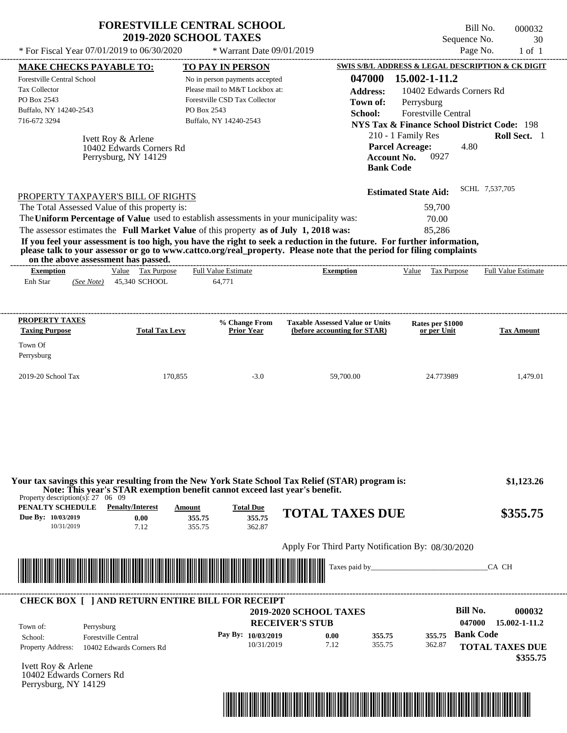# FORESTVILLE CENTRAL SCHOOL
## 2019-2020 SCHOOL TAXES

* For Fiscal Year 07/01/2019 to 06/30/2020    * Warrant Date 09/01/2019

Bill No. 000032
Sequence No. 30
Page No. 1 of 1

**MAKE CHECKS PAYABLE TO:**
Forestville Central School
Tax Collector
PO Box 2543
Buffalo, NY 14240-2543
716-672 3294

**TO PAY IN PERSON**
No in person payments accepted
Please mail to M&T Lockbox at:
Forestville CSD Tax Collector
PO Box 2543
Buffalo, NY 14240-2543

**SWIS S/B/L ADDRESS & LEGAL DESCRIPTION & CK DIGIT**
**047000 15.002-1-11.2**
**Address:** 10402 Edwards Corners Rd
**Town of:** Perrysburg
**School:** Forestville Central
**NYS Tax & Finance School District Code:** 198
210 - 1 Family Res    **Roll Sect.** 1
**Parcel Acreage:** 4.80
**Account No.** 0927
**Bank Code**

Ivett Roy & Arlene
10402 Edwards Corners Rd
Perrysburg, NY 14129

**Estimated State Aid:** SCHL 7,537,705

PROPERTY TAXPAYER'S BILL OF RIGHTS

The Total Assessed Value of this property is: 59,700
The **Uniform Percentage of Value** used to establish assessments in your municipality was: 70.00
The assessor estimates the **Full Market Value** of this property **as of July 1, 2018 was:** 85,286

**If you feel your assessment is too high, you have the right to seek a reduction in the future. For further information, please talk to your assessor or go to www.cattco.org/real_property. Please note that the period for filing complaints on the above assessment has passed.**

| Exemption | Value | Tax Purpose | Full Value Estimate | Exemption | Value | Tax Purpose | Full Value Estimate |
|---|---|---|---|---|---|---|---|
| Enh Star *(See Note)* | 45,340 | SCHOOL | 64,771 | | | | |

| PROPERTY TAXES Taxing Purpose | Total Tax Levy | % Change From Prior Year | Taxable Assessed Value or Units (before accounting for STAR) | Rates per $1000 or per Unit | Tax Amount |
|---|---|---|---|---|---|
| Town Of Perrysburg | | | | | |
| 2019-20 School Tax | 170,855 | -3.0 | 59,700.00 | 24.773989 | 1,479.01 |

**Your tax savings this year resulting from the New York State School Tax Relief (STAR) program is: $1,123.26**
**Note: This year's STAR exemption benefit cannot exceed last year's benefit.**

Property description(s): 27 06 09

| PENALTY SCHEDULE | Penalty/Interest | Amount | Total Due |
|---|---|---|---|
| Due By: 10/03/2019 | 0.00 | 355.75 | 355.75 |
| 10/31/2019 | 7.12 | 355.75 | 362.87 |

**TOTAL TAXES DUE $355.75**

Apply For Third Party Notification By: 08/30/2020

Taxes paid by_______________________________CA CH

**CHECK BOX [ ] AND RETURN ENTIRE BILL FOR RECEIPT**

**2019-2020 SCHOOL TAXES**
**RECEIVER'S STUB**

Bill No. **000032**
047000 15.002-1-11.2

Town of: Perrysburg
School: Forestville Central
Property Address: 10402 Edwards Corners Rd

| Pay By: | Penalty/Interest | Amount | Total Due |
|---|---|---|---|
| 10/03/2019 | 0.00 | 355.75 | 355.75 |
| 10/31/2019 | 7.12 | 355.75 | 362.87 |

**Bank Code**
**TOTAL TAXES DUE $355.75**

Ivett Roy & Arlene
10402 Edwards Corners Rd
Perrysburg, NY 14129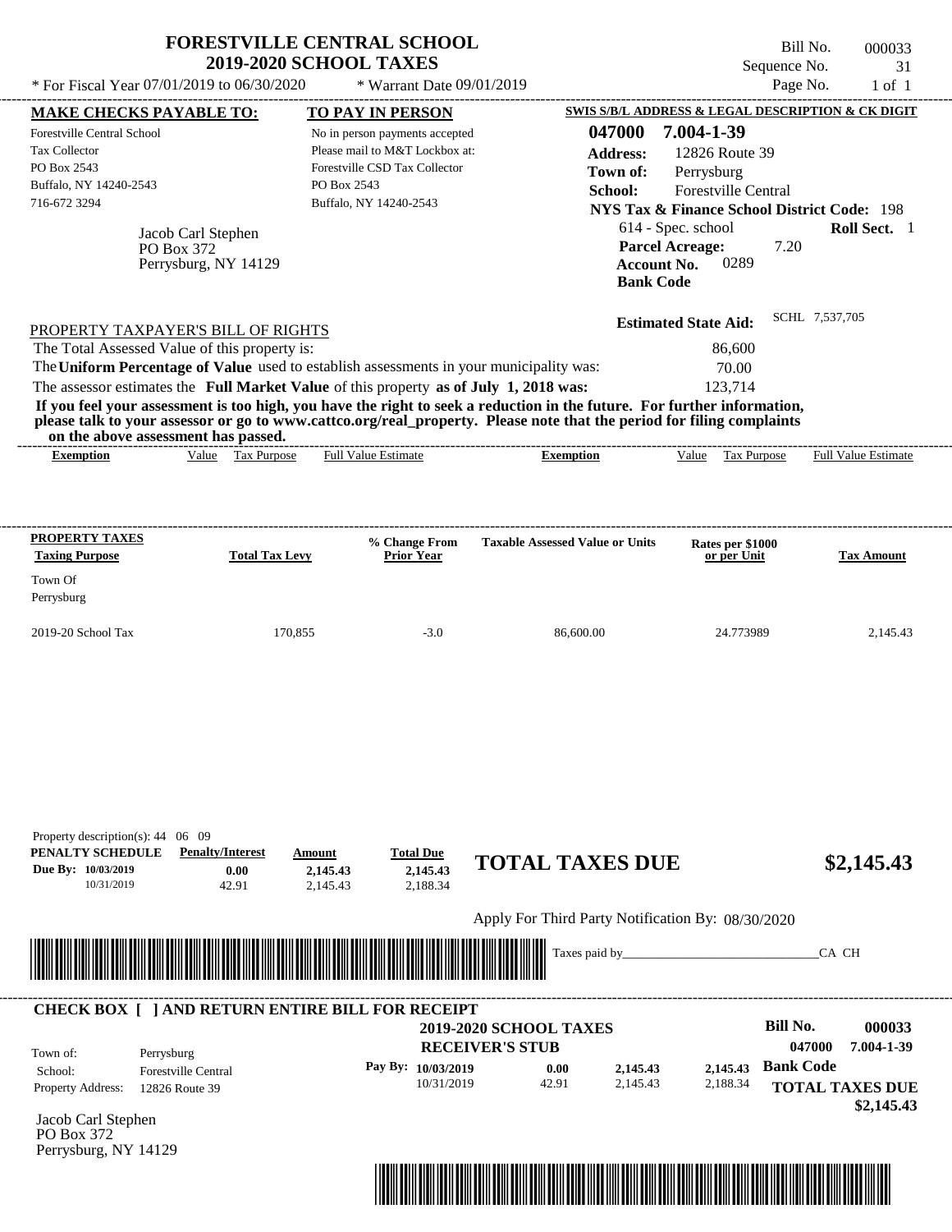# FORESTVILLE CENTRAL SCHOOL
## 2019-2020 SCHOOL TAXES

Bill No. 000033
Sequence No. 31
Page No. 1 of 1

* For Fiscal Year 07/01/2019 to 06/30/2020 * Warrant Date 09/01/2019

**MAKE CHECKS PAYABLE TO:**

Forestville Central School
Tax Collector
PO Box 2543
Buffalo, NY 14240-2543
716-672 3294

Jacob Carl Stephen
PO Box 372
Perrysburg, NY 14129

**TO PAY IN PERSON**

No in person payments accepted
Please mail to M&T Lockbox at:
Forestville CSD Tax Collector
PO Box 2543
Buffalo, NY 14240-2543

**SWIS S/B/L ADDRESS & LEGAL DESCRIPTION & CK DIGIT**

**047000 7.004-1-39**
**Address:** 12826 Route 39
**Town of:** Perrysburg
**School:** Forestville Central
**NYS Tax & Finance School District Code:** 198
614 - Spec. school **Roll Sect.** 1
**Parcel Acreage:** 7.20
**Account No.** 0289
**Bank Code**

**Estimated State Aid:** SCHL 7,537,705

PROPERTY TAXPAYER'S BILL OF RIGHTS

The Total Assessed Value of this property is: 86,600
The **Uniform Percentage of Value** used to establish assessments in your municipality was: 70.00
The assessor estimates the **Full Market Value** of this property **as of July 1, 2018 was:** 123,714

**If you feel your assessment is too high, you have the right to seek a reduction in the future. For further information, please talk to your assessor or go to www.cattco.org/real_property. Please note that the period for filing complaints on the above assessment has passed.**

| Exemption | Value | Tax Purpose | Full Value Estimate | Exemption | Value | Tax Purpose | Full Value Estimate |
|---|---|---|---|---|---|---|---|

| PROPERTY TAXES Taxing Purpose | Total Tax Levy | % Change From Prior Year | Taxable Assessed Value or Units | Rates per $1000 or per Unit | Tax Amount |
|---|---|---|---|---|---|
| Town Of Perrysburg | | | | | |
| 2019-20 School Tax | 170,855 | -3.0 | 86,600.00 | 24.773989 | 2,145.43 |

Property description(s): 44 06 09

| PENALTY SCHEDULE | Penalty/Interest | Amount | Total Due |
|---|---|---|---|
| Due By: 10/03/2019 | 0.00 | 2,145.43 | 2,145.43 |
| 10/31/2019 | 42.91 | 2,145.43 | 2,188.34 |

**TOTAL TAXES DUE $2,145.43**

Apply For Third Party Notification By: 08/30/2020

Taxes paid by_______________________________CA CH

**CHECK BOX [ ] AND RETURN ENTIRE BILL FOR RECEIPT**

**2019-2020 SCHOOL TAXES**
**RECEIVER'S STUB**

**Bill No. 000033**
**047000 7.004-1-39**

Town of: Perrysburg
School: Forestville Central
Property Address: 12826 Route 39

| Pay By: | | | |
|---|---|---|---|
| 10/03/2019 | 0.00 | 2,145.43 | 2,145.43 |
| 10/31/2019 | 42.91 | 2,145.43 | 2,188.34 |

**Bank Code**

**TOTAL TAXES DUE**
**$2,145.43**

Jacob Carl Stephen
PO Box 372
Perrysburg, NY 14129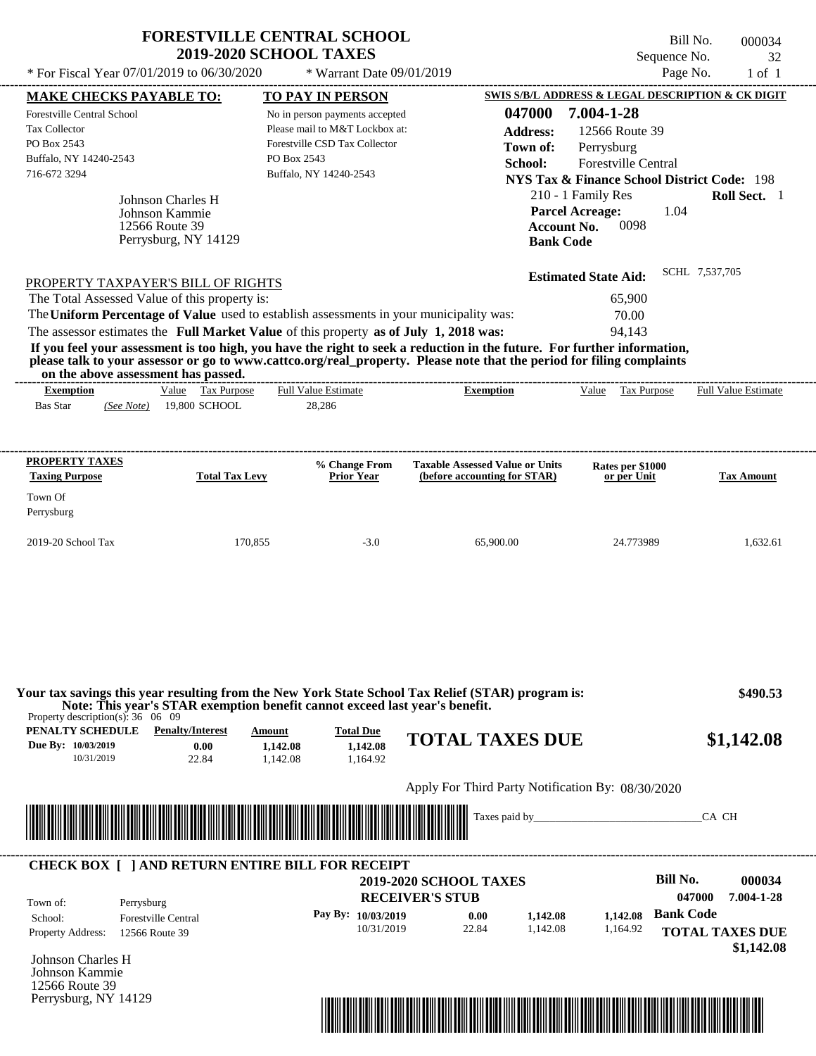# FORESTVILLE CENTRAL SCHOOL
## 2019-2020 SCHOOL TAXES

Bill No. 000034
Sequence No. 32
Page No. 1 of 1

* For Fiscal Year 07/01/2019 to 06/30/2020 * Warrant Date 09/01/2019

**MAKE CHECKS PAYABLE TO:**

Forestville Central School
Tax Collector
PO Box 2543
Buffalo, NY 14240-2543
716-672 3294

**TO PAY IN PERSON**

No in person payments accepted
Please mail to M&T Lockbox at:
Forestville CSD Tax Collector
PO Box 2543
Buffalo, NY 14240-2543

**SWIS S/B/L ADDRESS & LEGAL DESCRIPTION & CK DIGIT**

**047000 7.004-1-28**
**Address:** 12566 Route 39
**Town of:** Perrysburg
**School:** Forestville Central
**NYS Tax & Finance School District Code:** 198
210 - 1 Family Res **Roll Sect.** 1
**Parcel Acreage:** 1.04
**Account No.** 0098
**Bank Code**

Johnson Charles H
Johnson Kammie
12566 Route 39
Perrysburg, NY 14129

**Estimated State Aid:** SCHL 7,537,705

PROPERTY TAXPAYER'S BILL OF RIGHTS

The Total Assessed Value of this property is: 65,900
The **Uniform Percentage of Value** used to establish assessments in your municipality was: 70.00
The assessor estimates the **Full Market Value** of this property **as of July 1, 2018 was:** 94,143

**If you feel your assessment is too high, you have the right to seek a reduction in the future. For further information, please talk to your assessor or go to www.cattco.org/real_property. Please note that the period for filing complaints on the above assessment has passed.**

| Exemption | Value | Tax Purpose | Full Value Estimate | Exemption | Value | Tax Purpose | Full Value Estimate |
|---|---|---|---|---|---|---|---|
| Bas Star (See Note) | 19,800 | SCHOOL | 28,286 | | | | |

| PROPERTY TAXES Taxing Purpose | Total Tax Levy | % Change From Prior Year | Taxable Assessed Value or Units (before accounting for STAR) | Rates per $1000 or per Unit | Tax Amount |
|---|---|---|---|---|---|
| Town Of Perrysburg | | | | | |
| 2019-20 School Tax | 170,855 | -3.0 | 65,900.00 | 24.773989 | 1,632.61 |

**Your tax savings this year resulting from the New York State School Tax Relief (STAR) program is: $490.53**
**Note: This year's STAR exemption benefit cannot exceed last year's benefit.**

Property description(s): 36 06 09

| PENALTY SCHEDULE | Penalty/Interest | Amount | Total Due |
|---|---|---|---|
| Due By: 10/03/2019 | 0.00 | 1,142.08 | 1,142.08 |
| 10/31/2019 | 22.84 | 1,142.08 | 1,164.92 |

**TOTAL TAXES DUE $1,142.08**

Apply For Third Party Notification By: 08/30/2020

Taxes paid by_______________________________CA CH

**CHECK BOX [ ] AND RETURN ENTIRE BILL FOR RECEIPT**

**2019-2020 SCHOOL TAXES**
**RECEIVER'S STUB**

**Bill No. 000034**
**047000 7.004-1-28**

Town of: Perrysburg
School: Forestville Central
Property Address: 12566 Route 39

| Pay By: | | | |
|---|---|---|---|
| 10/03/2019 | 0.00 | 1,142.08 | 1,142.08 |
| 10/31/2019 | 22.84 | 1,142.08 | 1,164.92 |

**Bank Code**

**TOTAL TAXES DUE $1,142.08**

Johnson Charles H
Johnson Kammie
12566 Route 39
Perrysburg, NY 14129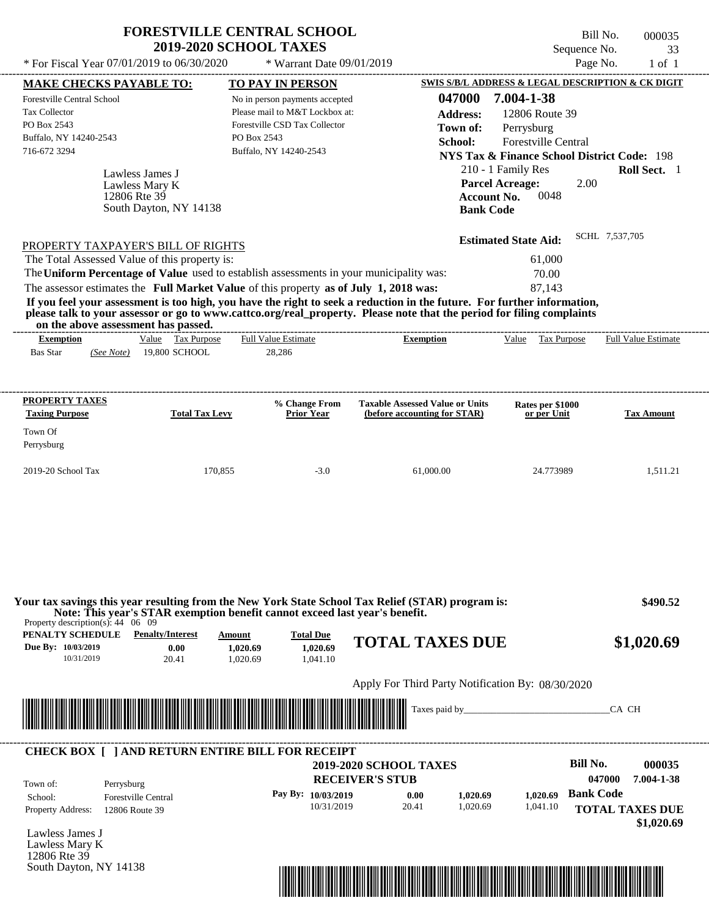# FORESTVILLE CENTRAL SCHOOL
## 2019-2020 SCHOOL TAXES

\* For Fiscal Year 07/01/2019 to 06/30/2020 — \* Warrant Date 09/01/2019

Bill No. 000035
Sequence No. 33
Page No. 1 of 1

| MAKE CHECKS PAYABLE TO: | TO PAY IN PERSON | SWIS S/B/L ADDRESS & LEGAL DESCRIPTION & CK DIGIT |
|---|---|---|
| Forestville Central School | No in person payments accepted | 047000 7.004-1-38 |
| Tax Collector | Please mail to M&T Lockbox at: | Address: 12806 Route 39 |
| PO Box 2543 | Forestville CSD Tax Collector | Town of: Perrysburg |
| Buffalo, NY 14240-2543 | PO Box 2543 | School: Forestville Central |
| 716-672 3294 | Buffalo, NY 14240-2543 | NYS Tax & Finance School District Code: 198 |

Lawless James J
Lawless Mary K
12806 Rte 39
South Dayton, NY 14138

210 - 1 Family Res — **Roll Sect.** 1
**Parcel Acreage:** 2.00
**Account No.** 0048
**Bank Code**

**Estimated State Aid:** SCHL 7,537,705

PROPERTY TAXPAYER'S BILL OF RIGHTS

The Total Assessed Value of this property is: 61,000
The **Uniform Percentage of Value** used to establish assessments in your municipality was: 70.00
The assessor estimates the **Full Market Value** of this property **as of July 1, 2018 was:** 87,143

**If you feel your assessment is too high, you have the right to seek a reduction in the future. For further information, please talk to your assessor or go to www.cattco.org/real_property. Please note that the period for filing complaints on the above assessment has passed.**

| Exemption | Value | Tax Purpose | Full Value Estimate | Exemption | Value | Tax Purpose | Full Value Estimate |
|---|---|---|---|---|---|---|---|
| Bas Star *(See Note)* | 19,800 | SCHOOL | 28,286 | | | | |

| PROPERTY TAXES Taxing Purpose | Total Tax Levy | % Change From Prior Year | Taxable Assessed Value or Units (before accounting for STAR) | Rates per $1000 or per Unit | Tax Amount |
|---|---|---|---|---|---|
| Town Of Perrysburg | | | | | |
| 2019-20 School Tax | 170,855 | -3.0 | 61,000.00 | 24.773989 | 1,511.21 |

**Your tax savings this year resulting from the New York State School Tax Relief (STAR) program is: $490.52**
**Note: This year's STAR exemption benefit cannot exceed last year's benefit.**

Property description(s): 44 06 09

| PENALTY SCHEDULE | Penalty/Interest | Amount | Total Due |
|---|---|---|---|
| Due By: 10/03/2019 | 0.00 | 1,020.69 | 1,020.69 |
| 10/31/2019 | 20.41 | 1,020.69 | 1,041.10 |

**TOTAL TAXES DUE $1,020.69**

Apply For Third Party Notification By: 08/30/2020

Taxes paid by_______________________________CA CH

**CHECK BOX [ ] AND RETURN ENTIRE BILL FOR RECEIPT**

**2019-2020 SCHOOL TAXES**
**RECEIVER'S STUB**

**Bill No. 000035**
047000 7.004-1-38

Town of: Perrysburg
School: Forestville Central
Property Address: 12806 Route 39

| Pay By: | | | |
|---|---|---|---|
| 10/03/2019 | 0.00 | 1,020.69 | 1,020.69 |
| 10/31/2019 | 20.41 | 1,020.69 | 1,041.10 |

**Bank Code**
**TOTAL TAXES DUE $1,020.69**

Lawless James J
Lawless Mary K
12806 Rte 39
South Dayton, NY 14138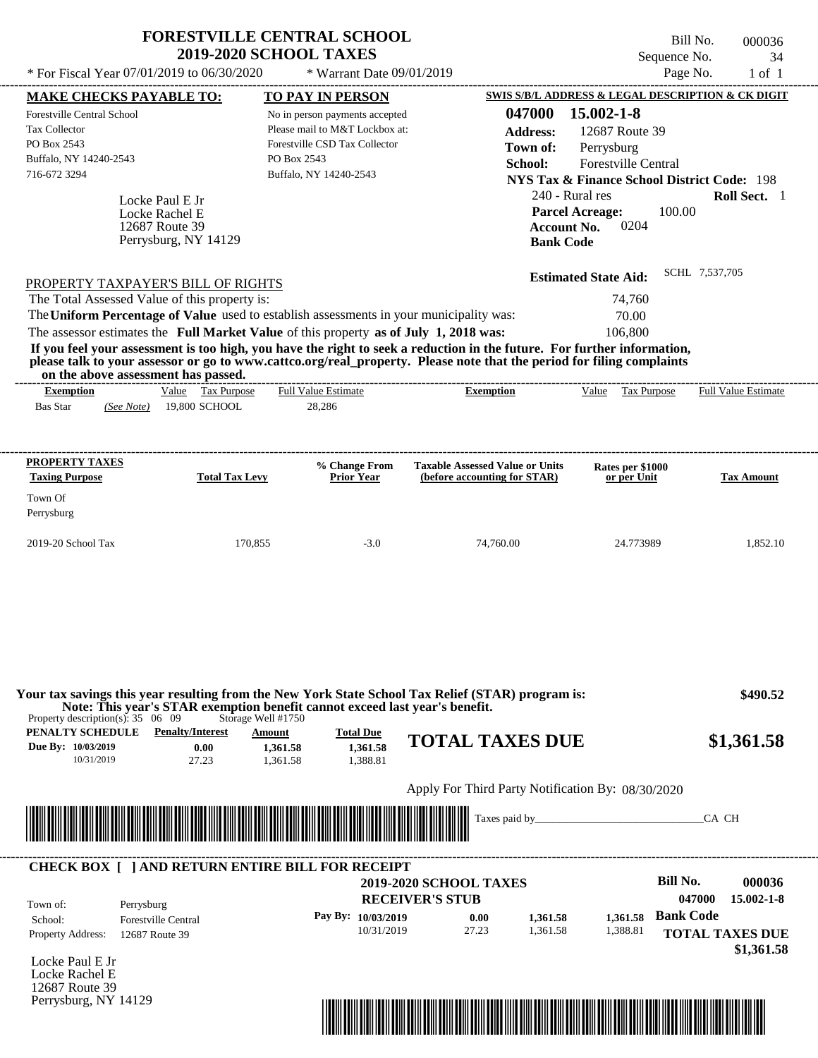# FORESTVILLE CENTRAL SCHOOL
## 2019-2020 SCHOOL TAXES

\* For Fiscal Year 07/01/2019 to 06/30/2020 \* Warrant Date 09/01/2019

Bill No. 000036
Sequence No. 34
Page No. 1 of 1

**MAKE CHECKS PAYABLE TO:**
Forestville Central School
Tax Collector
PO Box 2543
Buffalo, NY 14240-2543
716-672 3294

**TO PAY IN PERSON**
No in person payments accepted
Please mail to M&T Lockbox at:
Forestville CSD Tax Collector
PO Box 2543
Buffalo, NY 14240-2543

**SWIS S/B/L ADDRESS & LEGAL DESCRIPTION & CK DIGIT**
**047000 15.002-1-8**
**Address:** 12687 Route 39
**Town of:** Perrysburg
**School:** Forestville Central
**NYS Tax & Finance School District Code:** 198
240 - Rural res **Roll Sect.** 1
**Parcel Acreage:** 100.00
**Account No.** 0204
**Bank Code**

Locke Paul E Jr
Locke Rachel E
12687 Route 39
Perrysburg, NY 14129

**Estimated State Aid:** SCHL 7,537,705

PROPERTY TAXPAYER'S BILL OF RIGHTS

The Total Assessed Value of this property is: 74,760
The **Uniform Percentage of Value** used to establish assessments in your municipality was: 70.00
The assessor estimates the **Full Market Value** of this property **as of July 1, 2018 was:** 106,800

**If you feel your assessment is too high, you have the right to seek a reduction in the future. For further information, please talk to your assessor or go to www.cattco.org/real_property. Please note that the period for filing complaints on the above assessment has passed.**

| Exemption | Value | Tax Purpose | Full Value Estimate | Exemption | Value | Tax Purpose | Full Value Estimate |
|---|---|---|---|---|---|---|---|
| Bas Star (See Note) | 19,800 | SCHOOL | 28,286 | | | | |

| PROPERTY TAXES Taxing Purpose | Total Tax Levy | % Change From Prior Year | Taxable Assessed Value or Units (before accounting for STAR) | Rates per $1000 or per Unit | Tax Amount |
|---|---|---|---|---|---|
| Town Of Perrysburg | | | | | |
| 2019-20 School Tax | 170,855 | -3.0 | 74,760.00 | 24.773989 | 1,852.10 |

**Your tax savings this year resulting from the New York State School Tax Relief (STAR) program is: $490.52**
**Note: This year's STAR exemption benefit cannot exceed last year's benefit.**

Property description(s): 35 06 09 Storage Well #1750

| PENALTY SCHEDULE | Penalty/Interest | Amount | Total Due |
|---|---|---|---|
| Due By: 10/03/2019 | 0.00 | 1,361.58 | 1,361.58 |
| 10/31/2019 | 27.23 | 1,361.58 | 1,388.81 |

**TOTAL TAXES DUE $1,361.58**

Apply For Third Party Notification By: 08/30/2020

Taxes paid by\_\_\_\_\_\_\_\_\_\_\_\_\_\_\_\_\_\_\_\_\_\_\_\_\_\_\_\_\_\_CA CH

**CHECK BOX [ ] AND RETURN ENTIRE BILL FOR RECEIPT**

**2019-2020 SCHOOL TAXES**
**RECEIVER'S STUB**

**Bill No.** 000036
047000 15.002-1-8

Town of: Perrysburg
School: Forestville Central
Property Address: 12687 Route 39

| Pay By: | | | | |
|---|---|---|---|---|
| 10/03/2019 | 0.00 | 1,361.58 | 1,361.58 | Bank Code |
| 10/31/2019 | 27.23 | 1,361.58 | 1,388.81 | |

**TOTAL TAXES DUE $1,361.58**

Locke Paul E Jr
Locke Rachel E
12687 Route 39
Perrysburg, NY 14129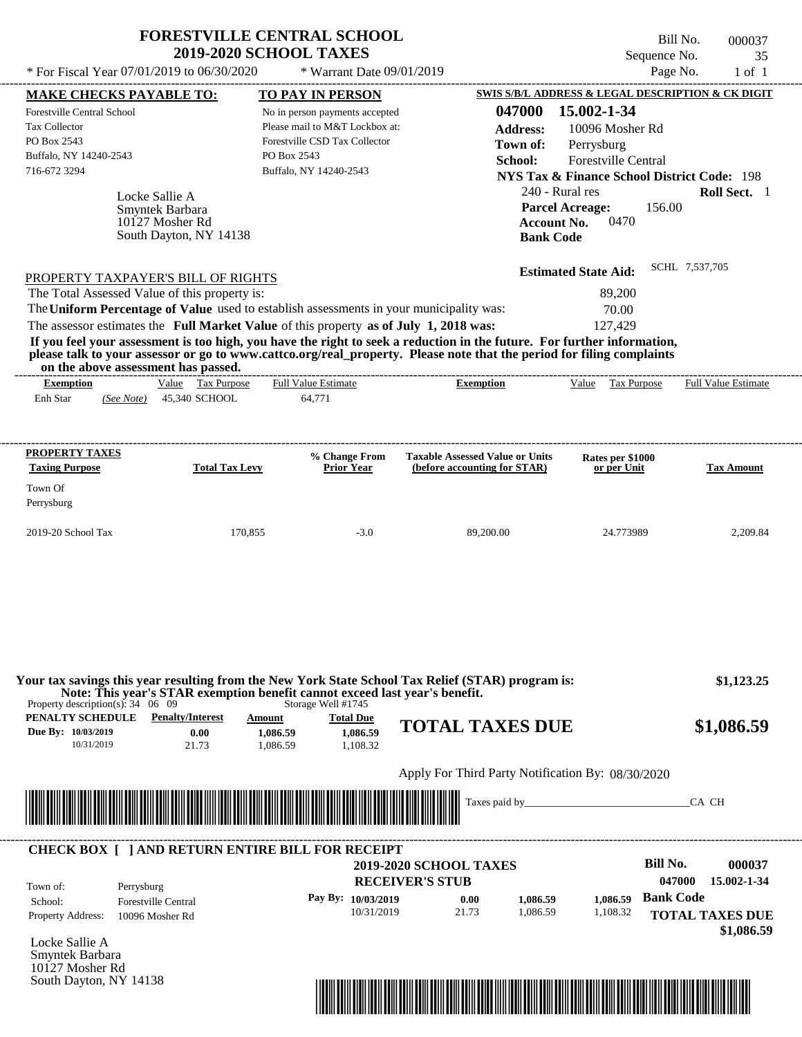# FORESTVILLE CENTRAL SCHOOL
## 2019-2020 SCHOOL TAXES

\* For Fiscal Year 07/01/2019 to 06/30/2020 \* Warrant Date 09/01/2019

Bill No. 000037
Sequence No. 35
Page No. 1 of 1

| MAKE CHECKS PAYABLE TO: | TO PAY IN PERSON | SWIS S/B/L ADDRESS & LEGAL DESCRIPTION & CK DIGIT |
|---|---|---|
| Forestville Central School | No in person payments accepted | 047000 15.002-1-34 |
| Tax Collector | Please mail to M&T Lockbox at: | Address: 10096 Mosher Rd |
| PO Box 2543 | Forestville CSD Tax Collector | Town of: Perrysburg |
| Buffalo, NY 14240-2543 | PO Box 2543 | School: Forestville Central |
| 716-672 3294 | Buffalo, NY 14240-2543 | NYS Tax & Finance School District Code: 198 |

Locke Sallie A
Smyntek Barbara
10127 Mosher Rd
South Dayton, NY 14138

240 - Rural res — **Roll Sect.** 1
**Parcel Acreage:** 156.00
**Account No.** 0470
**Bank Code**

**Estimated State Aid:** SCHL 7,537,705

PROPERTY TAXPAYER'S BILL OF RIGHTS

The Total Assessed Value of this property is: 89,200
The **Uniform Percentage of Value** used to establish assessments in your municipality was: 70.00
The assessor estimates the **Full Market Value** of this property **as of July 1, 2018 was:** 127,429

**If you feel your assessment is too high, you have the right to seek a reduction in the future. For further information, please talk to your assessor or go to www.cattco.org/real_property. Please note that the period for filing complaints on the above assessment has passed.**

| Exemption | Value | Tax Purpose | Full Value Estimate | Exemption | Value | Tax Purpose | Full Value Estimate |
|---|---|---|---|---|---|---|---|
| Enh Star *(See Note)* | 45,340 | SCHOOL | 64,771 | | | | |

| PROPERTY TAXES Taxing Purpose | Total Tax Levy | % Change From Prior Year | Taxable Assessed Value or Units (before accounting for STAR) | Rates per $1000 or per Unit | Tax Amount |
|---|---|---|---|---|---|
| Town Of Perrysburg | | | | | |
| 2019-20 School Tax | 170,855 | -3.0 | 89,200.00 | 24.773989 | 2,209.84 |

**Your tax savings this year resulting from the New York State School Tax Relief (STAR) program is:** **$1,123.25**
**Note: This year's STAR exemption benefit cannot exceed last year's benefit.**

Property description(s): 34 06 09 — Storage Well #1745

| PENALTY SCHEDULE | Penalty/Interest | Amount | Total Due |
|---|---|---|---|
| Due By: 10/03/2019 | 0.00 | 1,086.59 | 1,086.59 |
| 10/31/2019 | 21.73 | 1,086.59 | 1,108.32 |

**TOTAL TAXES DUE** **$1,086.59**

Apply For Third Party Notification By: 08/30/2020

Taxes paid by_______________________________CA CH

---

**CHECK BOX [ ] AND RETURN ENTIRE BILL FOR RECEIPT**

**2019-2020 SCHOOL TAXES**
**RECEIVER'S STUB**

**Bill No.** 000037
047000 15.002-1-34

Town of: Perrysburg
School: Forestville Central
Property Address: 10096 Mosher Rd

| Pay By: | Penalty/Interest | Amount | Total Due |
|---|---|---|---|
| 10/03/2019 | 0.00 | 1,086.59 | 1,086.59 |
| 10/31/2019 | 21.73 | 1,086.59 | 1,108.32 |

**Bank Code**
**TOTAL TAXES DUE** **$1,086.59**

Locke Sallie A
Smyntek Barbara
10127 Mosher Rd
South Dayton, NY 14138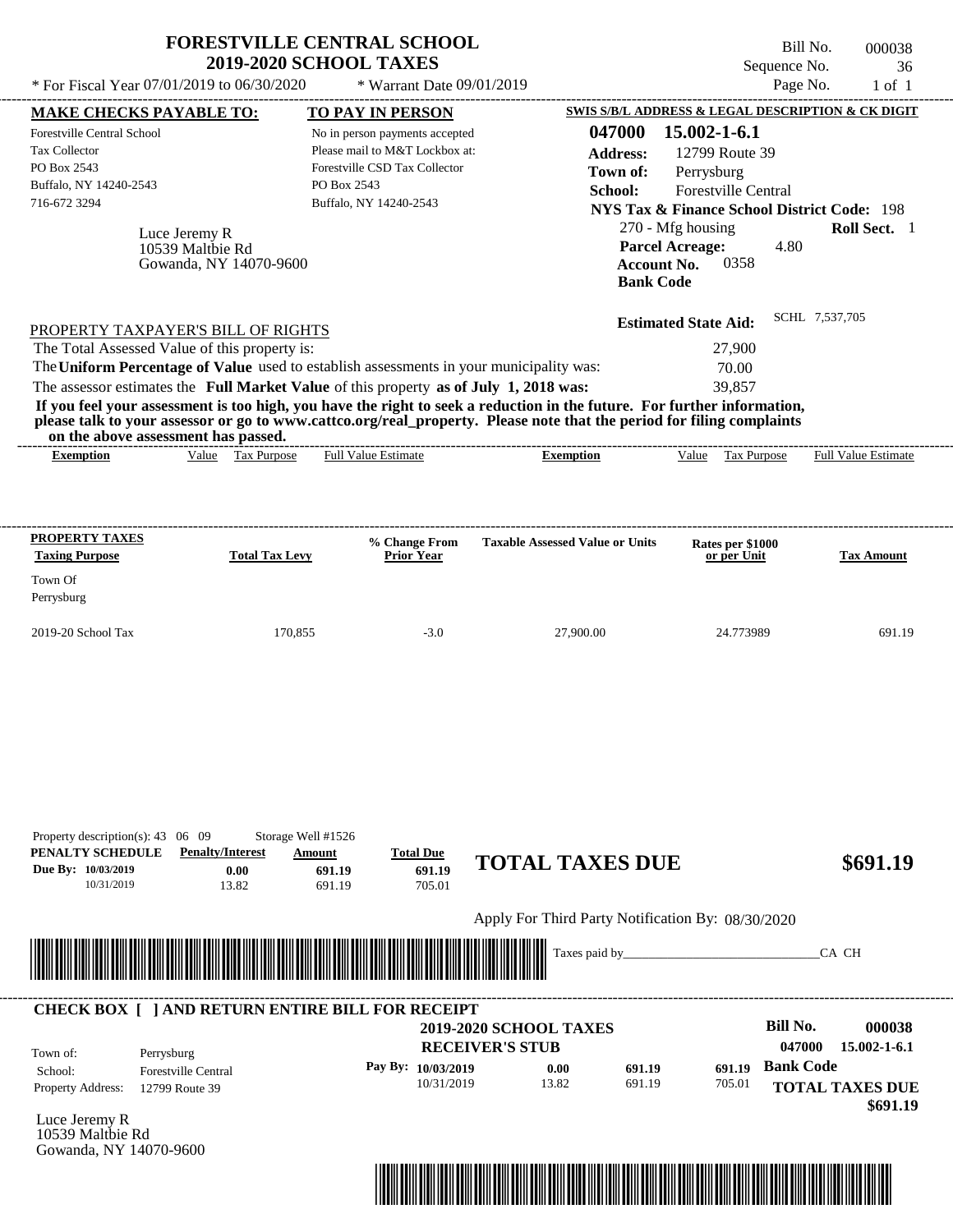# FORESTVILLE CENTRAL SCHOOL
## 2019-2020 SCHOOL TAXES

Bill No. 000038
Sequence No. 36
Page No. 1 of 1

\* For Fiscal Year 07/01/2019 to 06/30/2020 &nbsp;&nbsp;&nbsp; \* Warrant Date 09/01/2019

**MAKE CHECKS PAYABLE TO:**
Forestville Central School
Tax Collector
PO Box 2543
Buffalo, NY 14240-2543
716-672 3294

**TO PAY IN PERSON**
No in person payments accepted
Please mail to M&T Lockbox at:
Forestville CSD Tax Collector
PO Box 2543
Buffalo, NY 14240-2543

**SWIS S/B/L ADDRESS & LEGAL DESCRIPTION & CK DIGIT**
**047000 15.002-1-6.1**
**Address:** 12799 Route 39
**Town of:** Perrysburg
**School:** Forestville Central
**NYS Tax & Finance School District Code:** 198
270 - Mfg housing &nbsp;&nbsp; **Roll Sect.** 1
**Parcel Acreage:** 4.80
**Account No.** 0358
**Bank Code**

Luce Jeremy R
10539 Maltbie Rd
Gowanda, NY 14070-9600

**Estimated State Aid:** SCHL 7,537,705

PROPERTY TAXPAYER'S BILL OF RIGHTS

The Total Assessed Value of this property is: 27,900
The **Uniform Percentage of Value** used to establish assessments in your municipality was: 70.00
The assessor estimates the **Full Market Value** of this property **as of July 1, 2018 was:** 39,857

**If you feel your assessment is too high, you have the right to seek a reduction in the future. For further information, please talk to your assessor or go to www.cattco.org/real_property. Please note that the period for filing complaints on the above assessment has passed.**

| Exemption | Value | Tax Purpose | Full Value Estimate | Exemption | Value | Tax Purpose | Full Value Estimate |
|---|---|---|---|---|---|---|---|

| PROPERTY TAXES Taxing Purpose | Total Tax Levy | % Change From Prior Year | Taxable Assessed Value or Units | Rates per $1000 or per Unit | Tax Amount |
|---|---|---|---|---|---|
| Town Of Perrysburg | | | | | |
| 2019-20 School Tax | 170,855 | -3.0 | 27,900.00 | 24.773989 | 691.19 |

Property description(s): 43 06 09 &nbsp;&nbsp; Storage Well #1526

| PENALTY SCHEDULE | Penalty/Interest | Amount | Total Due |
|---|---|---|---|
| Due By: 10/03/2019 | 0.00 | 691.19 | 691.19 |
| 10/31/2019 | 13.82 | 691.19 | 705.01 |

**TOTAL TAXES DUE $691.19**

Apply For Third Party Notification By: 08/30/2020

Taxes paid by_______________________________CA CH

**CHECK BOX [ ] AND RETURN ENTIRE BILL FOR RECEIPT**

**2019-2020 SCHOOL TAXES**
**RECEIVER'S STUB**

**Bill No. 000038**
**047000 15.002-1-6.1**

Town of: Perrysburg
School: Forestville Central
Property Address: 12799 Route 39

| Pay By: | Penalty/Interest | Amount | Total Due |
|---|---|---|---|
| 10/03/2019 | 0.00 | 691.19 | 691.19 |
| 10/31/2019 | 13.82 | 691.19 | 705.01 |

**Bank Code**

**TOTAL TAXES DUE $691.19**

Luce Jeremy R
10539 Maltbie Rd
Gowanda, NY 14070-9600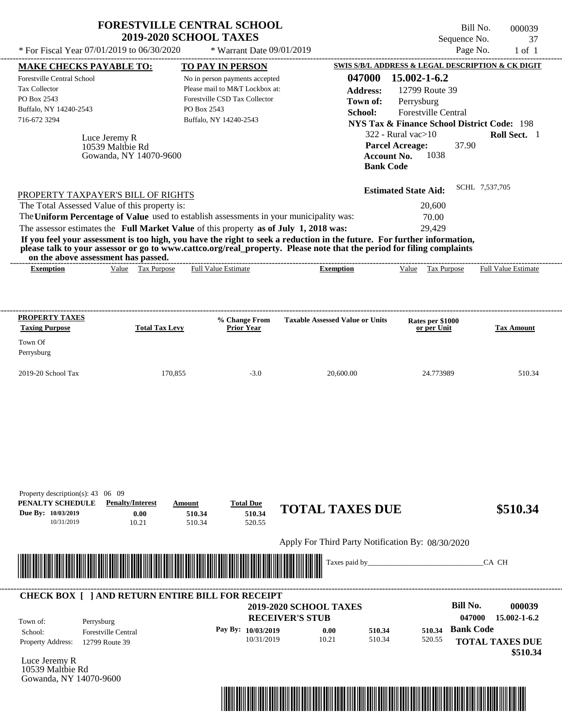# FORESTVILLE CENTRAL SCHOOL
## 2019-2020 SCHOOL TAXES

\* For Fiscal Year 07/01/2019 to 06/30/2020 \* Warrant Date 09/01/2019

Bill No. 000039
Sequence No. 37
Page No. 1 of 1

**MAKE CHECKS PAYABLE TO:**
Forestville Central School
Tax Collector
PO Box 2543
Buffalo, NY 14240-2543
716-672 3294

**TO PAY IN PERSON**
No in person payments accepted
Please mail to M&T Lockbox at:
Forestville CSD Tax Collector
PO Box 2543
Buffalo, NY 14240-2543

**SWIS S/B/L ADDRESS & LEGAL DESCRIPTION & CK DIGIT**
**047000 15.002-1-6.2**
**Address:** 12799 Route 39
**Town of:** Perrysburg
**School:** Forestville Central
**NYS Tax & Finance School District Code:** 198
322 - Rural vac>10 **Roll Sect.** 1
**Parcel Acreage:** 37.90
**Account No.** 1038
**Bank Code**

Luce Jeremy R
10539 Maltbie Rd
Gowanda, NY 14070-9600

**Estimated State Aid:** SCHL 7,537,705

PROPERTY TAXPAYER'S BILL OF RIGHTS

The Total Assessed Value of this property is: 20,600
The **Uniform Percentage of Value** used to establish assessments in your municipality was: 70.00
The assessor estimates the **Full Market Value** of this property **as of July 1, 2018 was:** 29,429

**If you feel your assessment is too high, you have the right to seek a reduction in the future. For further information, please talk to your assessor or go to www.cattco.org/real_property. Please note that the period for filing complaints on the above assessment has passed.**

| Exemption | Value | Tax Purpose | Full Value Estimate | Exemption | Value | Tax Purpose | Full Value Estimate |
|---|---|---|---|---|---|---|---|

| PROPERTY TAXES Taxing Purpose | Total Tax Levy | % Change From Prior Year | Taxable Assessed Value or Units | Rates per $1000 or per Unit | Tax Amount |
|---|---|---|---|---|---|
| Town Of Perrysburg | | | | | |
| 2019-20 School Tax | 170,855 | -3.0 | 20,600.00 | 24.773989 | 510.34 |

Property description(s): 43 06 09

| PENALTY SCHEDULE | Penalty/Interest | Amount | Total Due |
|---|---|---|---|
| Due By: 10/03/2019 | 0.00 | 510.34 | 510.34 |
| 10/31/2019 | 10.21 | 510.34 | 520.55 |

**TOTAL TAXES DUE $510.34**

Apply For Third Party Notification By: 08/30/2020

Taxes paid by_______________________________CA CH

**CHECK BOX [ ] AND RETURN ENTIRE BILL FOR RECEIPT**

**2019-2020 SCHOOL TAXES**
**RECEIVER'S STUB**

**Bill No.** 000039
047000 15.002-1-6.2

Town of: Perrysburg
School: Forestville Central
Property Address: 12799 Route 39

| Pay By: | | | |
|---|---|---|---|
| 10/03/2019 | 0.00 | 510.34 | 510.34 |
| 10/31/2019 | 10.21 | 510.34 | 520.55 |

**Bank Code**

**TOTAL TAXES DUE $510.34**

Luce Jeremy R
10539 Maltbie Rd
Gowanda, NY 14070-9600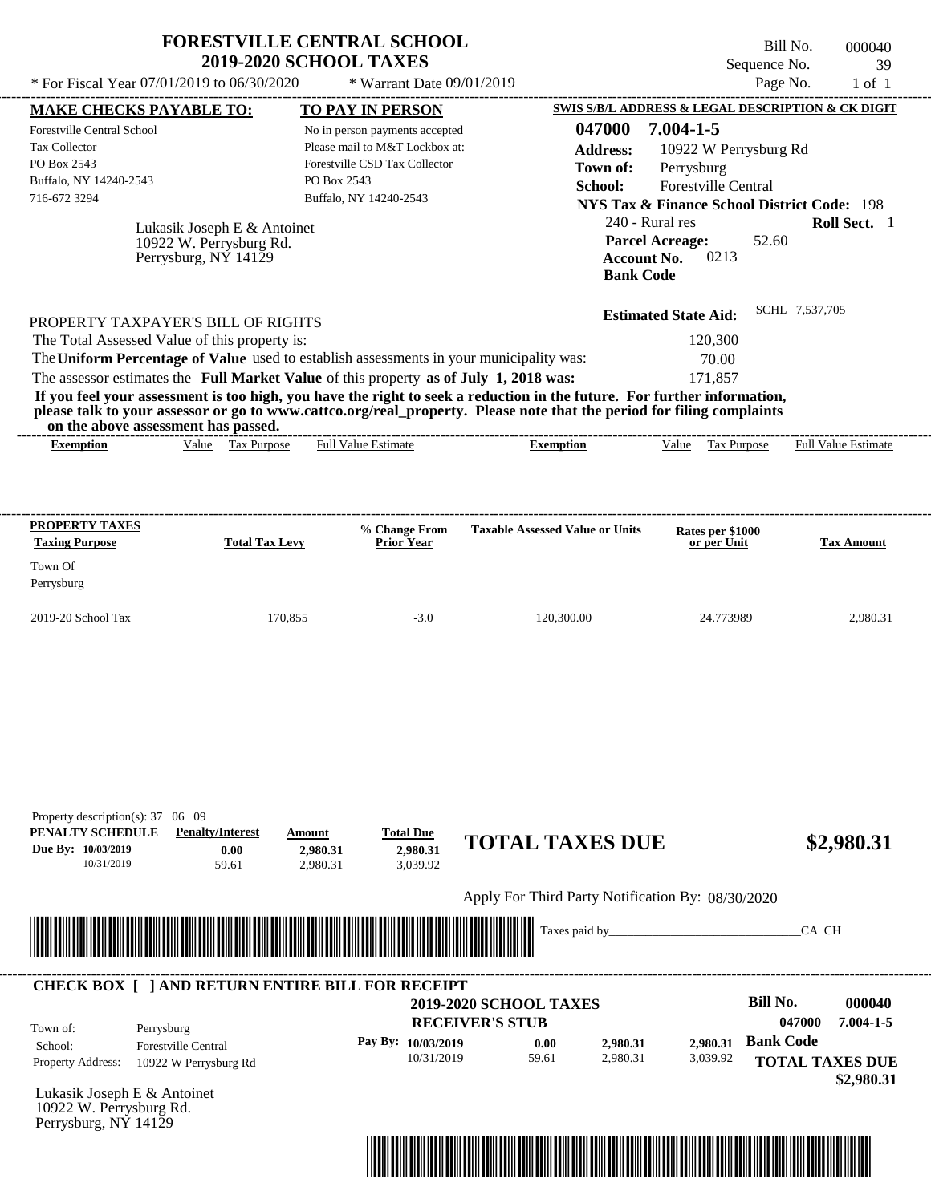# FORESTVILLE CENTRAL SCHOOL
## 2019-2020 SCHOOL TAXES

\* For Fiscal Year 07/01/2019 to 06/30/2020 \* Warrant Date 09/01/2019

Bill No. 000040
Sequence No. 39
Page No. 1 of 1

**MAKE CHECKS PAYABLE TO:**
Forestville Central School
Tax Collector
PO Box 2543
Buffalo, NY 14240-2543
716-672 3294

**TO PAY IN PERSON**
No in person payments accepted
Please mail to M&T Lockbox at:
Forestville CSD Tax Collector
PO Box 2543
Buffalo, NY 14240-2543

**SWIS S/B/L ADDRESS & LEGAL DESCRIPTION & CK DIGIT**
**047000 7.004-1-5**
**Address:** 10922 W Perrysburg Rd
**Town of:** Perrysburg
**School:** Forestville Central
**NYS Tax & Finance School District Code:** 198
240 - Rural res **Roll Sect.** 1
**Parcel Acreage:** 52.60
**Account No.** 0213
**Bank Code**

Lukasik Joseph E & Antoinet
10922 W. Perrysburg Rd.
Perrysburg, NY 14129

**Estimated State Aid:** SCHL 7,537,705

PROPERTY TAXPAYER'S BILL OF RIGHTS

The Total Assessed Value of this property is: 120,300
The **Uniform Percentage of Value** used to establish assessments in your municipality was: 70.00
The assessor estimates the **Full Market Value** of this property **as of July 1, 2018 was:** 171,857

**If you feel your assessment is too high, you have the right to seek a reduction in the future. For further information, please talk to your assessor or go to www.cattco.org/real_property. Please note that the period for filing complaints on the above assessment has passed.**

| Exemption | Value | Tax Purpose | Full Value Estimate | Exemption | Value | Tax Purpose | Full Value Estimate |
|---|---|---|---|---|---|---|---|

| PROPERTY TAXES Taxing Purpose | Total Tax Levy | % Change From Prior Year | Taxable Assessed Value or Units | Rates per $1000 or per Unit | Tax Amount |
|---|---|---|---|---|---|
| Town Of Perrysburg | | | | | |
| 2019-20 School Tax | 170,855 | -3.0 | 120,300.00 | 24.773989 | 2,980.31 |

Property description(s): 37 06 09

| PENALTY SCHEDULE | Penalty/Interest | Amount | Total Due |
|---|---|---|---|
| Due By: 10/03/2019 | 0.00 | 2,980.31 | 2,980.31 |
| 10/31/2019 | 59.61 | 2,980.31 | 3,039.92 |

**TOTAL TAXES DUE $2,980.31**

Apply For Third Party Notification By: 08/30/2020

Taxes paid by_______________________________CA CH

**CHECK BOX [ ] AND RETURN ENTIRE BILL FOR RECEIPT**

**2019-2020 SCHOOL TAXES**
**RECEIVER'S STUB**

**Bill No. 000040**
**047000 7.004-1-5**

Town of: Perrysburg
School: Forestville Central
Property Address: 10922 W Perrysburg Rd

| Pay By: | | | | |
|---|---|---|---|---|
| 10/03/2019 | 0.00 | 2,980.31 | 2,980.31 | **Bank Code** |
| 10/31/2019 | 59.61 | 2,980.31 | 3,039.92 | |

**TOTAL TAXES DUE**
**$2,980.31**

Lukasik Joseph E & Antoinet
10922 W. Perrysburg Rd.
Perrysburg, NY 14129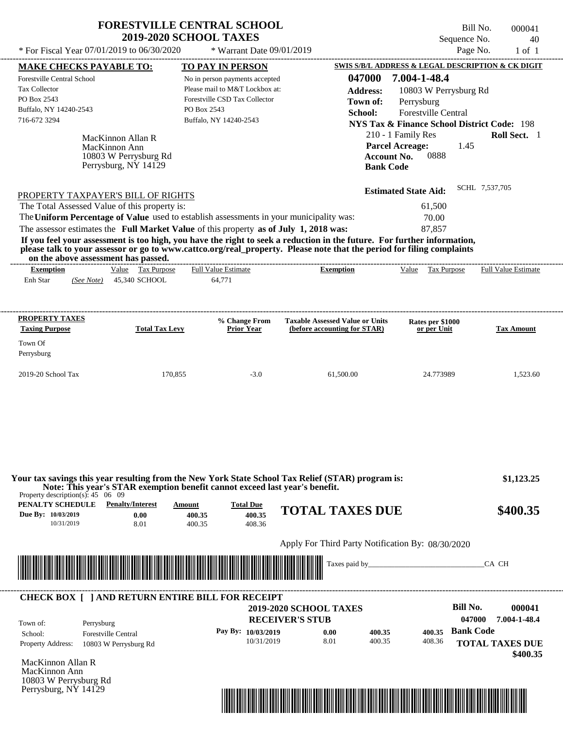# FORESTVILLE CENTRAL SCHOOL
## 2019-2020 SCHOOL TAXES

Bill No. 000041
Sequence No. 40
Page No. 1 of 1

* For Fiscal Year 07/01/2019 to 06/30/2020 * Warrant Date 09/01/2019

**MAKE CHECKS PAYABLE TO:**
Forestville Central School
Tax Collector
PO Box 2543
Buffalo, NY 14240-2543
716-672 3294

**TO PAY IN PERSON**
No in person payments accepted
Please mail to M&T Lockbox at:
Forestville CSD Tax Collector
PO Box 2543
Buffalo, NY 14240-2543

**SWIS S/B/L ADDRESS & LEGAL DESCRIPTION & CK DIGIT**
**047000 7.004-1-48.4**
**Address:** 10803 W Perrysburg Rd
**Town of:** Perrysburg
**School:** Forestville Central
**NYS Tax & Finance School District Code:** 198
210 - 1 Family Res **Roll Sect.** 1
**Parcel Acreage:** 1.45
**Account No.** 0888
**Bank Code**

MacKinnon Allan R
MacKinnon Ann
10803 W Perrysburg Rd
Perrysburg, NY 14129

**Estimated State Aid:** SCHL 7,537,705

PROPERTY TAXPAYER'S BILL OF RIGHTS

The Total Assessed Value of this property is: 61,500
The **Uniform Percentage of Value** used to establish assessments in your municipality was: 70.00
The assessor estimates the **Full Market Value** of this property **as of July 1, 2018 was:** 87,857

**If you feel your assessment is too high, you have the right to seek a reduction in the future. For further information, please talk to your assessor or go to www.cattco.org/real_property. Please note that the period for filing complaints on the above assessment has passed.**

| Exemption | Value | Tax Purpose | Full Value Estimate | Exemption | Value | Tax Purpose | Full Value Estimate |
|---|---|---|---|---|---|---|---|
| Enh Star *(See Note)* | 45,340 | SCHOOL | 64,771 | | | | |

| PROPERTY TAXES Taxing Purpose | Total Tax Levy | % Change From Prior Year | Taxable Assessed Value or Units (before accounting for STAR) | Rates per $1000 or per Unit | Tax Amount |
|---|---|---|---|---|---|
| Town Of Perrysburg | | | | | |
| 2019-20 School Tax | 170,855 | -3.0 | 61,500.00 | 24.773989 | 1,523.60 |

**Your tax savings this year resulting from the New York State School Tax Relief (STAR) program is:** **$1,123.25**
**Note: This year's STAR exemption benefit cannot exceed last year's benefit.**

Property description(s): 45 06 09

| PENALTY SCHEDULE | Penalty/Interest | Amount | Total Due |
|---|---|---|---|
| Due By: 10/03/2019 | 0.00 | 400.35 | 400.35 |
| 10/31/2019 | 8.01 | 400.35 | 408.36 |

**TOTAL TAXES DUE** **$400.35**

Apply For Third Party Notification By: 08/30/2020

Taxes paid by_______________________________CA CH

**CHECK BOX [ ] AND RETURN ENTIRE BILL FOR RECEIPT**

**2019-2020 SCHOOL TAXES**
**RECEIVER'S STUB**

**Bill No.** **000041**
**047000 7.004-1-48.4**

Town of: Perrysburg
School: Forestville Central
Property Address: 10803 W Perrysburg Rd

| Pay By: | | | |
|---|---|---|---|
| 10/03/2019 | 0.00 | 400.35 | 400.35 |
| 10/31/2019 | 8.01 | 400.35 | 408.36 |

**Bank Code**
**TOTAL TAXES DUE** **$400.35**

MacKinnon Allan R
MacKinnon Ann
10803 W Perrysburg Rd
Perrysburg, NY 14129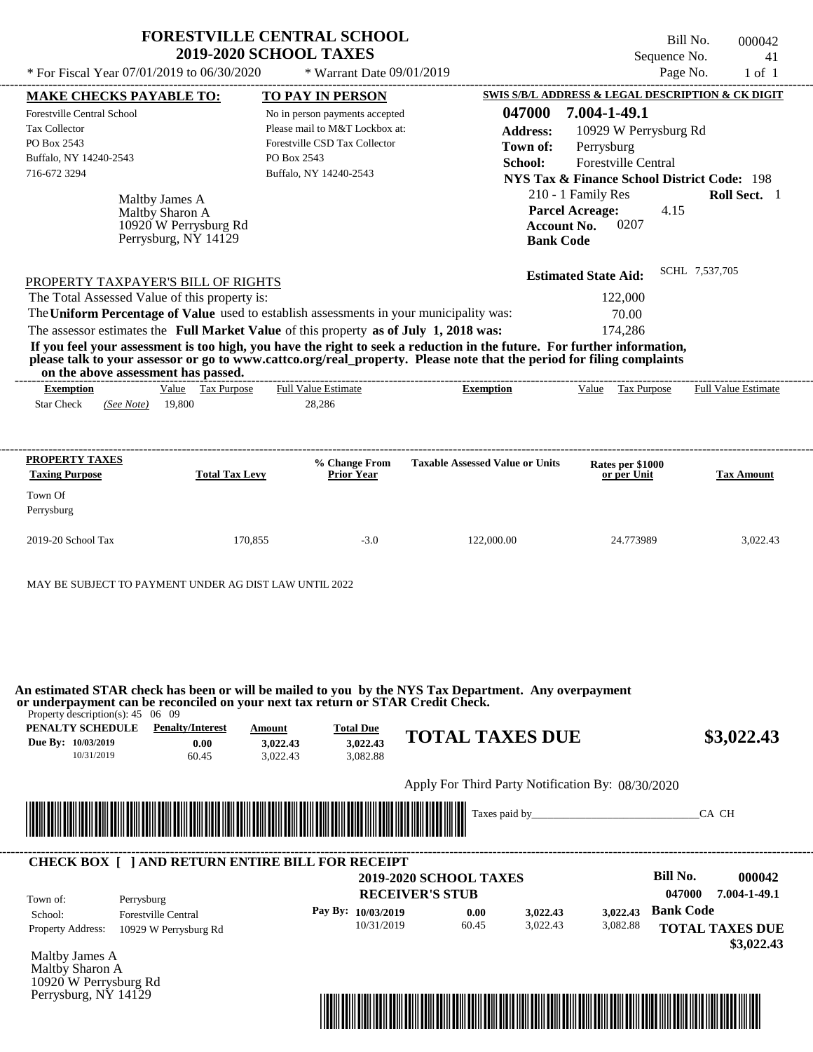# FORESTVILLE CENTRAL SCHOOL
## 2019-2020 SCHOOL TAXES

Bill No. 000042
Sequence No. 41
Page No. 1 of 1

* For Fiscal Year 07/01/2019 to 06/30/2020 &nbsp;&nbsp;&nbsp; * Warrant Date 09/01/2019

**MAKE CHECKS PAYABLE TO:**
Forestville Central School
Tax Collector
PO Box 2543
Buffalo, NY 14240-2543
716-672 3294

**TO PAY IN PERSON**
No in person payments accepted
Please mail to M&T Lockbox at:
Forestville CSD Tax Collector
PO Box 2543
Buffalo, NY 14240-2543

**SWIS S/B/L ADDRESS & LEGAL DESCRIPTION & CK DIGIT**
**047000 7.004-1-49.1**
**Address:** 10929 W Perrysburg Rd
**Town of:** Perrysburg
**School:** Forestville Central
**NYS Tax & Finance School District Code:** 198
210 - 1 Family Res &nbsp;&nbsp; **Roll Sect.** 1
**Parcel Acreage:** 4.15
**Account No.** 0207
**Bank Code**

Maltby James A
Maltby Sharon A
10920 W Perrysburg Rd
Perrysburg, NY 14129

**Estimated State Aid:** SCHL 7,537,705

PROPERTY TAXPAYER'S BILL OF RIGHTS

The Total Assessed Value of this property is: 122,000
The **Uniform Percentage of Value** used to establish assessments in your municipality was: 70.00
The assessor estimates the **Full Market Value** of this property **as of July 1, 2018 was:** 174,286

**If you feel your assessment is too high, you have the right to seek a reduction in the future. For further information, please talk to your assessor or go to www.cattco.org/real_property. Please note that the period for filing complaints on the above assessment has passed.**

| Exemption | Value | Tax Purpose | Full Value Estimate | Exemption | Value | Tax Purpose | Full Value Estimate |
|---|---|---|---|---|---|---|---|
| Star Check *(See Note)* | 19,800 | | 28,286 | | | | |

| PROPERTY TAXES Taxing Purpose | Total Tax Levy | % Change From Prior Year | Taxable Assessed Value or Units | Rates per $1000 or per Unit | Tax Amount |
|---|---|---|---|---|---|
| Town Of Perrysburg | | | | | |
| 2019-20 School Tax | 170,855 | -3.0 | 122,000.00 | 24.773989 | 3,022.43 |

MAY BE SUBJECT TO PAYMENT UNDER AG DIST LAW UNTIL 2022

**An estimated STAR check has been or will be mailed to you by the NYS Tax Department. Any overpayment or underpayment can be reconciled on your next tax return or STAR Credit Check.**

Property description(s): 45 06 09

| PENALTY SCHEDULE | Penalty/Interest | Amount | Total Due |
|---|---|---|---|
| Due By: 10/03/2019 | 0.00 | 3,022.43 | 3,022.43 |
| 10/31/2019 | 60.45 | 3,022.43 | 3,082.88 |

**TOTAL TAXES DUE $3,022.43**

Apply For Third Party Notification By: 08/30/2020

Taxes paid by_______________________________CA CH

---

**CHECK BOX [ ] AND RETURN ENTIRE BILL FOR RECEIPT**

**2019-2020 SCHOOL TAXES**
**RECEIVER'S STUB**

**Bill No. 000042**
**047000 7.004-1-49.1**

Town of: Perrysburg
School: Forestville Central
Property Address: 10929 W Perrysburg Rd

| Pay By: | | | |
|---|---|---|---|
| 10/03/2019 | 0.00 | 3,022.43 | 3,022.43 |
| 10/31/2019 | 60.45 | 3,022.43 | 3,082.88 |

**Bank Code**
**TOTAL TAXES DUE $3,022.43**

Maltby James A
Maltby Sharon A
10920 W Perrysburg Rd
Perrysburg, NY 14129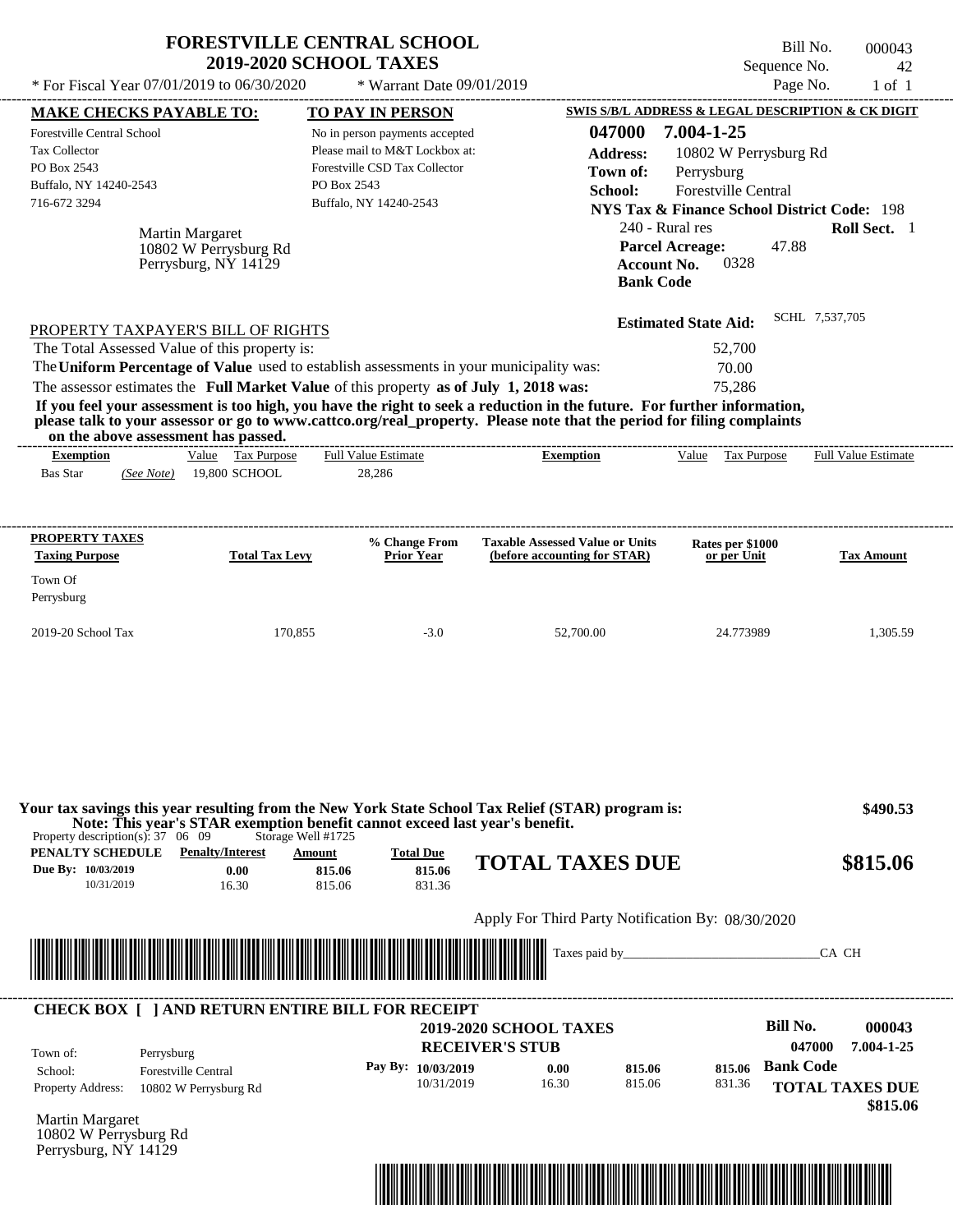# FORESTVILLE CENTRAL SCHOOL
## 2019-2020 SCHOOL TAXES

\* For Fiscal Year 07/01/2019 to 06/30/2020 \* Warrant Date 09/01/2019

Bill No. 000043
Sequence No. 42
Page No. 1 of 1

| MAKE CHECKS PAYABLE TO: | TO PAY IN PERSON | SWIS S/B/L ADDRESS & LEGAL DESCRIPTION & CK DIGIT |
|---|---|---|
| Forestville Central School<br>Tax Collector<br>PO Box 2543<br>Buffalo, NY 14240-2543<br>716-672 3294 | No in person payments accepted<br>Please mail to M&T Lockbox at:<br>Forestville CSD Tax Collector<br>PO Box 2543<br>Buffalo, NY 14240-2543 | **047000 7.004-1-25**<br>**Address:** 10802 W Perrysburg Rd<br>**Town of:** Perrysburg<br>**School:** Forestville Central<br>**NYS Tax & Finance School District Code:** 198<br>240 - Rural res **Roll Sect.** 1<br>**Parcel Acreage:** 47.88<br>**Account No.** 0328<br>**Bank Code** |

Martin Margaret
10802 W Perrysburg Rd
Perrysburg, NY 14129

**Estimated State Aid:** SCHL 7,537,705

PROPERTY TAXPAYER'S BILL OF RIGHTS

The Total Assessed Value of this property is: 52,700

The **Uniform Percentage of Value** used to establish assessments in your municipality was: 70.00

The assessor estimates the **Full Market Value** of this property **as of July 1, 2018 was:** 75,286

**If you feel your assessment is too high, you have the right to seek a reduction in the future. For further information, please talk to your assessor or go to www.cattco.org/real_property. Please note that the period for filing complaints on the above assessment has passed.**

| Exemption | Value | Tax Purpose | Full Value Estimate | Exemption | Value | Tax Purpose | Full Value Estimate |
|---|---|---|---|---|---|---|---|
| Bas Star *(See Note)* | 19,800 | SCHOOL | 28,286 | | | | |

| PROPERTY TAXES Taxing Purpose | Total Tax Levy | % Change From Prior Year | Taxable Assessed Value or Units (before accounting for STAR) | Rates per $1000 or per Unit | Tax Amount |
|---|---|---|---|---|---|
| Town Of Perrysburg | | | | | |
| 2019-20 School Tax | 170,855 | -3.0 | 52,700.00 | 24.773989 | 1,305.59 |

**Your tax savings this year resulting from the New York State School Tax Relief (STAR) program is: $490.53**
**Note: This year's STAR exemption benefit cannot exceed last year's benefit.**

Property description(s): 37 06 09 Storage Well #1725

| PENALTY SCHEDULE | Penalty/Interest | Amount | Total Due |
|---|---|---|---|
| Due By: 10/03/2019 | 0.00 | 815.06 | 815.06 |
| 10/31/2019 | 16.30 | 815.06 | 831.36 |

**TOTAL TAXES DUE $815.06**

Apply For Third Party Notification By: 08/30/2020

Taxes paid by_______________________________CA CH

---

**CHECK BOX [ ] AND RETURN ENTIRE BILL FOR RECEIPT**

**2019-2020 SCHOOL TAXES**
**RECEIVER'S STUB**

**Bill No. 000043**
**047000 7.004-1-25**

Town of: Perrysburg
School: Forestville Central
Property Address: 10802 W Perrysburg Rd

| Pay By: | | | |
|---|---|---|---|
| 10/03/2019 | 0.00 | 815.06 | 815.06 |
| 10/31/2019 | 16.30 | 815.06 | 831.36 |

**Bank Code**

**TOTAL TAXES DUE $815.06**

Martin Margaret
10802 W Perrysburg Rd
Perrysburg, NY 14129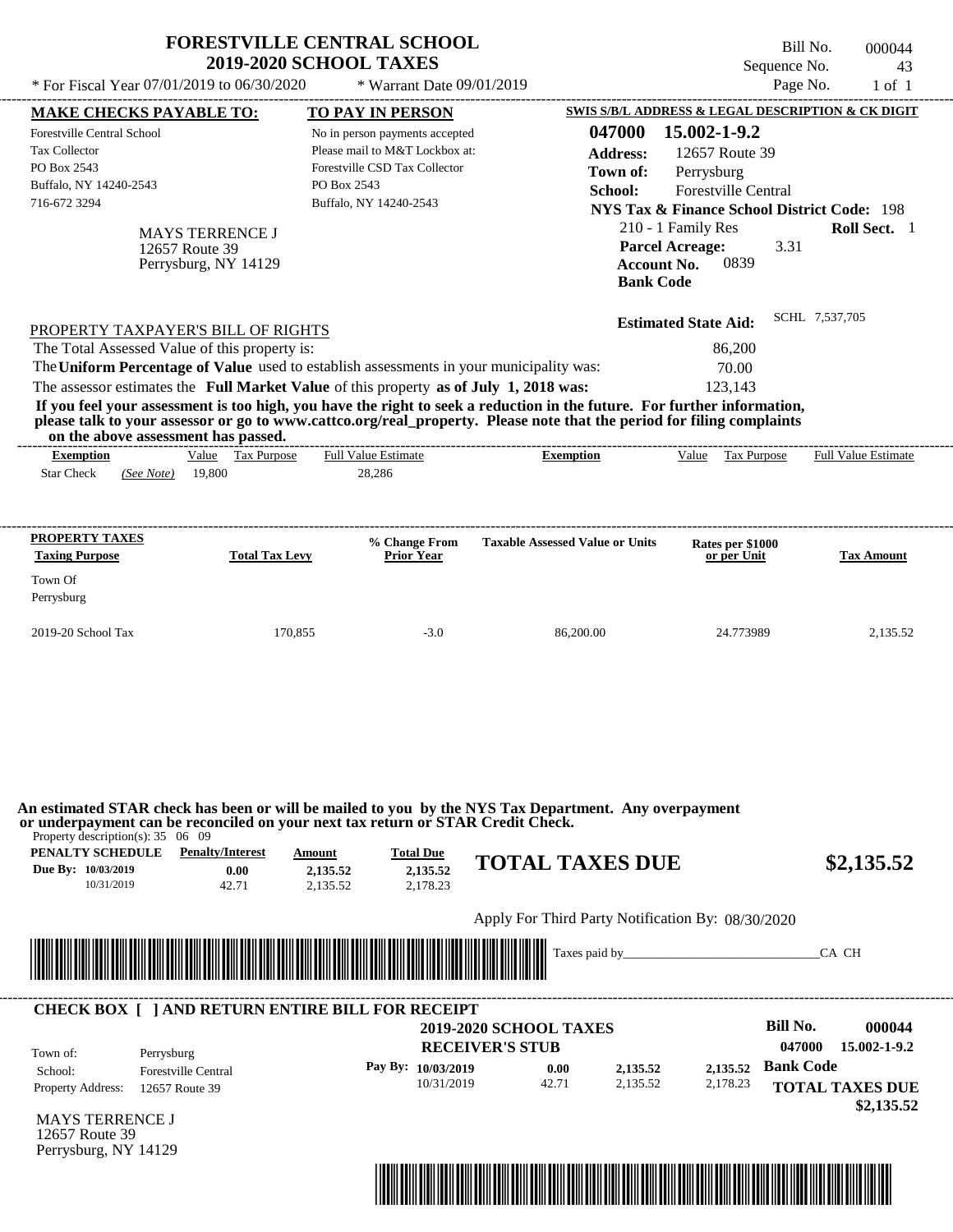# FORESTVILLE CENTRAL SCHOOL
## 2019-2020 SCHOOL TAXES

Bill No. 000044
Sequence No. 43
Page No. 1 of 1

* For Fiscal Year 07/01/2019 to 06/30/2020 * Warrant Date 09/01/2019

**MAKE CHECKS PAYABLE TO:**
Forestville Central School
Tax Collector
PO Box 2543
Buffalo, NY 14240-2543
716-672 3294

**TO PAY IN PERSON**
No in person payments accepted
Please mail to M&T Lockbox at:
Forestville CSD Tax Collector
PO Box 2543
Buffalo, NY 14240-2543

**SWIS S/B/L ADDRESS & LEGAL DESCRIPTION & CK DIGIT**
**047000 15.002-1-9.2**
**Address:** 12657 Route 39
**Town of:** Perrysburg
**School:** Forestville Central
**NYS Tax & Finance School District Code:** 198
210 - 1 Family Res **Roll Sect.** 1
**Parcel Acreage:** 3.31
**Account No.** 0839
**Bank Code**

MAYS TERRENCE J
12657 Route 39
Perrysburg, NY 14129

**Estimated State Aid:** SCHL 7,537,705

PROPERTY TAXPAYER'S BILL OF RIGHTS

The Total Assessed Value of this property is: 86,200
The **Uniform Percentage of Value** used to establish assessments in your municipality was: 70.00
The assessor estimates the **Full Market Value** of this property **as of July 1, 2018 was:** 123,143

**If you feel your assessment is too high, you have the right to seek a reduction in the future. For further information, please talk to your assessor or go to www.cattco.org/real_property. Please note that the period for filing complaints on the above assessment has passed.**

| Exemption | Value | Tax Purpose | Full Value Estimate | Exemption | Value | Tax Purpose | Full Value Estimate |
|---|---|---|---|---|---|---|---|
| Star Check *(See Note)* | 19,800 | | 28,286 | | | | |

| PROPERTY TAXES Taxing Purpose | Total Tax Levy | % Change From Prior Year | Taxable Assessed Value or Units | Rates per $1000 or per Unit | Tax Amount |
|---|---|---|---|---|---|
| Town Of Perrysburg | | | | | |
| 2019-20 School Tax | 170,855 | -3.0 | 86,200.00 | 24.773989 | 2,135.52 |

**An estimated STAR check has been or will be mailed to you by the NYS Tax Department. Any overpayment or underpayment can be reconciled on your next tax return or STAR Credit Check.**

Property description(s): 35 06 09

| PENALTY SCHEDULE | Penalty/Interest | Amount | Total Due |
|---|---|---|---|
| Due By: 10/03/2019 | 0.00 | 2,135.52 | 2,135.52 |
| 10/31/2019 | 42.71 | 2,135.52 | 2,178.23 |

**TOTAL TAXES DUE $2,135.52**

Apply For Third Party Notification By: 08/30/2020

Taxes paid by_______________________________CA CH

**CHECK BOX [ ] AND RETURN ENTIRE BILL FOR RECEIPT**

**2019-2020 SCHOOL TAXES**
**RECEIVER'S STUB**

**Bill No.** 000044
047000 15.002-1-9.2

Town of: Perrysburg
School: Forestville Central
Property Address: 12657 Route 39

| Pay By: | | | |
|---|---|---|---|
| 10/03/2019 | 0.00 | 2,135.52 | 2,135.52 |
| 10/31/2019 | 42.71 | 2,135.52 | 2,178.23 |

**Bank Code**

**TOTAL TAXES DUE**
**$2,135.52**

MAYS TERRENCE J
12657 Route 39
Perrysburg, NY 14129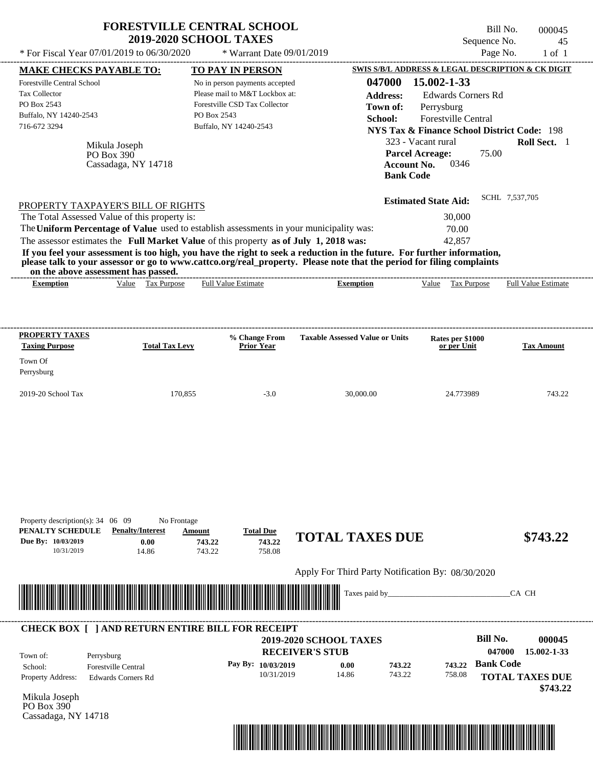# FORESTVILLE CENTRAL SCHOOL
## 2019-2020 SCHOOL TAXES

\* For Fiscal Year 07/01/2019 to 06/30/2020 \* Warrant Date 09/01/2019

Bill No. 000045
Sequence No. 45
Page No. 1 of 1

**MAKE CHECKS PAYABLE TO:**
Forestville Central School
Tax Collector
PO Box 2543
Buffalo, NY 14240-2543
716-672 3294

**TO PAY IN PERSON**
No in person payments accepted
Please mail to M&T Lockbox at:
Forestville CSD Tax Collector
PO Box 2543
Buffalo, NY 14240-2543

**SWIS S/B/L ADDRESS & LEGAL DESCRIPTION & CK DIGIT**
**047000 15.002-1-33**
**Address:** Edwards Corners Rd
**Town of:** Perrysburg
**School:** Forestville Central
**NYS Tax & Finance School District Code:** 198
323 - Vacant rural **Roll Sect.** 1
**Parcel Acreage:** 75.00
**Account No.** 0346
**Bank Code**

Mikula Joseph
PO Box 390
Cassadaga, NY 14718

**Estimated State Aid:** SCHL 7,537,705

PROPERTY TAXPAYER'S BILL OF RIGHTS

The Total Assessed Value of this property is: 30,000
The **Uniform Percentage of Value** used to establish assessments in your municipality was: 70.00
The assessor estimates the **Full Market Value** of this property **as of July 1, 2018 was:** 42,857

**If you feel your assessment is too high, you have the right to seek a reduction in the future. For further information, please talk to your assessor or go to www.cattco.org/real_property. Please note that the period for filing complaints on the above assessment has passed.**

| Exemption | Value | Tax Purpose | Full Value Estimate | Exemption | Value | Tax Purpose | Full Value Estimate |
|---|---|---|---|---|---|---|---|

| PROPERTY TAXES Taxing Purpose | Total Tax Levy | % Change From Prior Year | Taxable Assessed Value or Units | Rates per $1000 or per Unit | Tax Amount |
|---|---|---|---|---|---|
| Town Of Perrysburg | | | | | |
| 2019-20 School Tax | 170,855 | -3.0 | 30,000.00 | 24.773989 | 743.22 |

Property description(s): 34 06 09 No Frontage

| PENALTY SCHEDULE | Penalty/Interest | Amount | Total Due |
|---|---|---|---|
| Due By: 10/03/2019 | 0.00 | 743.22 | 743.22 |
| 10/31/2019 | 14.86 | 743.22 | 758.08 |

**TOTAL TAXES DUE $743.22**

Apply For Third Party Notification By: 08/30/2020

Taxes paid by_______________________________CA CH

**CHECK BOX [ ] AND RETURN ENTIRE BILL FOR RECEIPT**

**2019-2020 SCHOOL TAXES**
**RECEIVER'S STUB**

**Bill No. 000045**
**047000 15.002-1-33**

Town of: Perrysburg
School: Forestville Central
Property Address: Edwards Corners Rd

| Pay By: | Penalty/Interest | Amount | Total Due |
|---|---|---|---|
| 10/03/2019 | 0.00 | 743.22 | 743.22 |
| 10/31/2019 | 14.86 | 743.22 | 758.08 |

**Bank Code**

**TOTAL TAXES DUE $743.22**

Mikula Joseph
PO Box 390
Cassadaga, NY 14718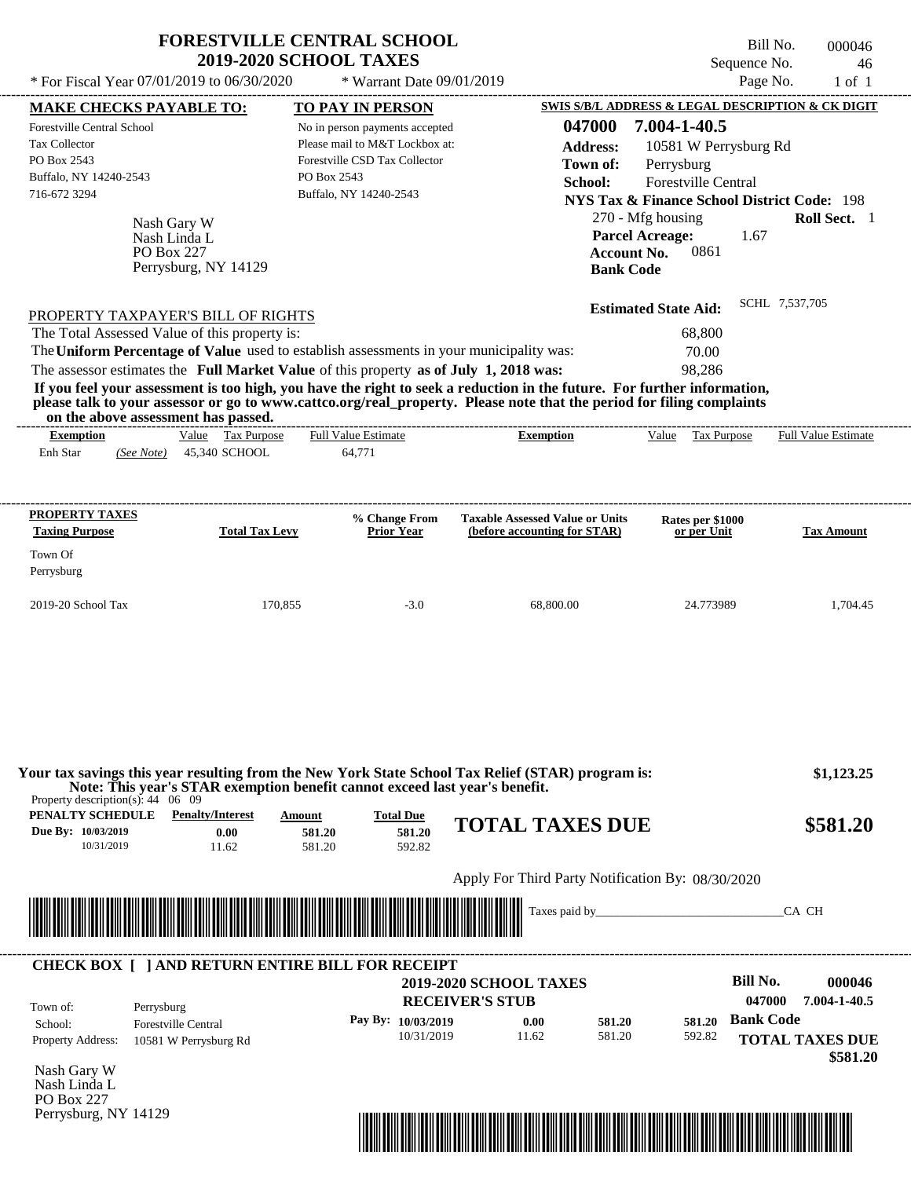# FORESTVILLE CENTRAL SCHOOL
## 2019-2020 SCHOOL TAXES

Bill No. 000046
Sequence No. 46
Page No. 1 of 1

* For Fiscal Year 07/01/2019 to 06/30/2020 * Warrant Date 09/01/2019

**MAKE CHECKS PAYABLE TO:**
Forestville Central School
Tax Collector
PO Box 2543
Buffalo, NY 14240-2543
716-672 3294

**TO PAY IN PERSON**
No in person payments accepted
Please mail to M&T Lockbox at:
Forestville CSD Tax Collector
PO Box 2543
Buffalo, NY 14240-2543

**SWIS S/B/L ADDRESS & LEGAL DESCRIPTION & CK DIGIT**
**047000 7.004-1-40.5**
**Address:** 10581 W Perrysburg Rd
**Town of:** Perrysburg
**School:** Forestville Central
**NYS Tax & Finance School District Code:** 198
270 - Mfg housing **Roll Sect.** 1
**Parcel Acreage:** 1.67
**Account No.** 0861
**Bank Code**

Nash Gary W
Nash Linda L
PO Box 227
Perrysburg, NY 14129

**Estimated State Aid:** SCHL 7,537,705

PROPERTY TAXPAYER'S BILL OF RIGHTS

The Total Assessed Value of this property is: 68,800
The **Uniform Percentage of Value** used to establish assessments in your municipality was: 70.00
The assessor estimates the **Full Market Value** of this property **as of July 1, 2018 was:** 98,286

**If you feel your assessment is too high, you have the right to seek a reduction in the future. For further information, please talk to your assessor or go to www.cattco.org/real_property. Please note that the period for filing complaints on the above assessment has passed.**

| Exemption | Value | Tax Purpose | Full Value Estimate | Exemption | Value | Tax Purpose | Full Value Estimate |
|---|---|---|---|---|---|---|---|
| Enh Star *(See Note)* | 45,340 | SCHOOL | 64,771 | | | | |

| PROPERTY TAXES Taxing Purpose | Total Tax Levy | % Change From Prior Year | Taxable Assessed Value or Units (before accounting for STAR) | Rates per $1000 or per Unit | Tax Amount |
|---|---|---|---|---|---|
| Town Of Perrysburg | | | | | |
| 2019-20 School Tax | 170,855 | -3.0 | 68,800.00 | 24.773989 | 1,704.45 |

**Your tax savings this year resulting from the New York State School Tax Relief (STAR) program is: $1,123.25**
**Note: This year's STAR exemption benefit cannot exceed last year's benefit.**

Property description(s): 44 06 09

| PENALTY SCHEDULE | Penalty/Interest | Amount | Total Due |
|---|---|---|---|
| Due By: 10/03/2019 | 0.00 | 581.20 | 581.20 |
| 10/31/2019 | 11.62 | 581.20 | 592.82 |

**TOTAL TAXES DUE $581.20**

Apply For Third Party Notification By: 08/30/2020

Taxes paid by_______________________________CA CH

**CHECK BOX [ ] AND RETURN ENTIRE BILL FOR RECEIPT**

**2019-2020 SCHOOL TAXES**
**RECEIVER'S STUB**

Bill No. 000046
047000 7.004-1-40.5

Town of: Perrysburg
School: Forestville Central
Property Address: 10581 W Perrysburg Rd

| Pay By: | Penalty/Interest | Amount | Total Due |
|---|---|---|---|
| 10/03/2019 | 0.00 | 581.20 | 581.20 |
| 10/31/2019 | 11.62 | 581.20 | 592.82 |

**Bank Code**
**TOTAL TAXES DUE $581.20**

Nash Gary W
Nash Linda L
PO Box 227
Perrysburg, NY 14129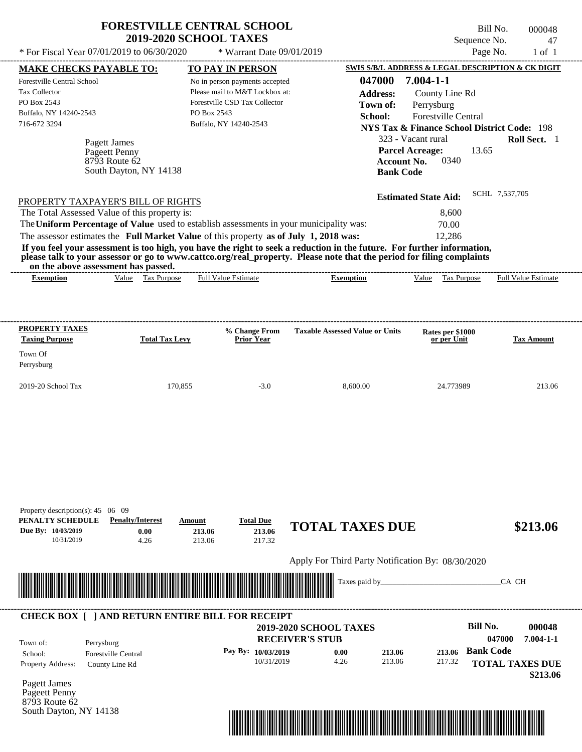# FORESTVILLE CENTRAL SCHOOL
## 2019-2020 SCHOOL TAXES

\* For Fiscal Year 07/01/2019 to 06/30/2020 &nbsp;&nbsp; \* Warrant Date 09/01/2019

Bill No. 000048
Sequence No. 47
Page No. 1 of 1

**MAKE CHECKS PAYABLE TO:**
Forestville Central School
Tax Collector
PO Box 2543
Buffalo, NY 14240-2543
716-672 3294

**TO PAY IN PERSON**
No in person payments accepted
Please mail to M&T Lockbox at:
Forestville CSD Tax Collector
PO Box 2543
Buffalo, NY 14240-2543

**SWIS S/B/L ADDRESS & LEGAL DESCRIPTION & CK DIGIT**
**047000 7.004-1-1**
**Address:** County Line Rd
**Town of:** Perrysburg
**School:** Forestville Central
**NYS Tax & Finance School District Code:** 198
323 - Vacant rural &nbsp;&nbsp; **Roll Sect.** 1
**Parcel Acreage:** 13.65
**Account No.** 0340
**Bank Code**

Pagett James
Pageett Penny
8793 Route 62
South Dayton, NY 14138

**Estimated State Aid:** SCHL 7,537,705

PROPERTY TAXPAYER'S BILL OF RIGHTS

| | |
|---|---|
| The Total Assessed Value of this property is: | 8,600 |
| The **Uniform Percentage of Value** used to establish assessments in your municipality was: | 70.00 |
| The assessor estimates the **Full Market Value** of this property **as of July 1, 2018 was:** | 12,286 |

**If you feel your assessment is too high, you have the right to seek a reduction in the future. For further information, please talk to your assessor or go to www.cattco.org/real_property. Please note that the period for filing complaints on the above assessment has passed.**

| Exemption | Value | Tax Purpose | Full Value Estimate | Exemption | Value | Tax Purpose | Full Value Estimate |
|---|---|---|---|---|---|---|---|

| PROPERTY TAXES Taxing Purpose | Total Tax Levy | % Change From Prior Year | Taxable Assessed Value or Units | Rates per $1000 or per Unit | Tax Amount |
|---|---|---|---|---|---|
| Town Of Perrysburg | | | | | |
| 2019-20 School Tax | 170,855 | -3.0 | 8,600.00 | 24.773989 | 213.06 |

Property description(s): 45 06 09

| PENALTY SCHEDULE | Penalty/Interest | Amount | Total Due |
|---|---|---|---|
| Due By: 10/03/2019 | 0.00 | 213.06 | 213.06 |
| 10/31/2019 | 4.26 | 213.06 | 217.32 |

**TOTAL TAXES DUE** **$213.06**

Apply For Third Party Notification By: 08/30/2020

Taxes paid by_______________________________CA CH

**CHECK BOX [ ] AND RETURN ENTIRE BILL FOR RECEIPT**

**2019-2020 SCHOOL TAXES**
**RECEIVER'S STUB**

**Bill No. 000048**
**047000 7.004-1-1**

| | |
|---|---|
| Town of: | Perrysburg |
| School: | Forestville Central |
| Property Address: | County Line Rd |

| Pay By: | | | |
|---|---|---|---|
| 10/03/2019 | 0.00 | 213.06 | 213.06 |
| 10/31/2019 | 4.26 | 213.06 | 217.32 |

**Bank Code**

**TOTAL TAXES DUE** **$213.06**

Pagett James
Pageett Penny
8793 Route 62
South Dayton, NY 14138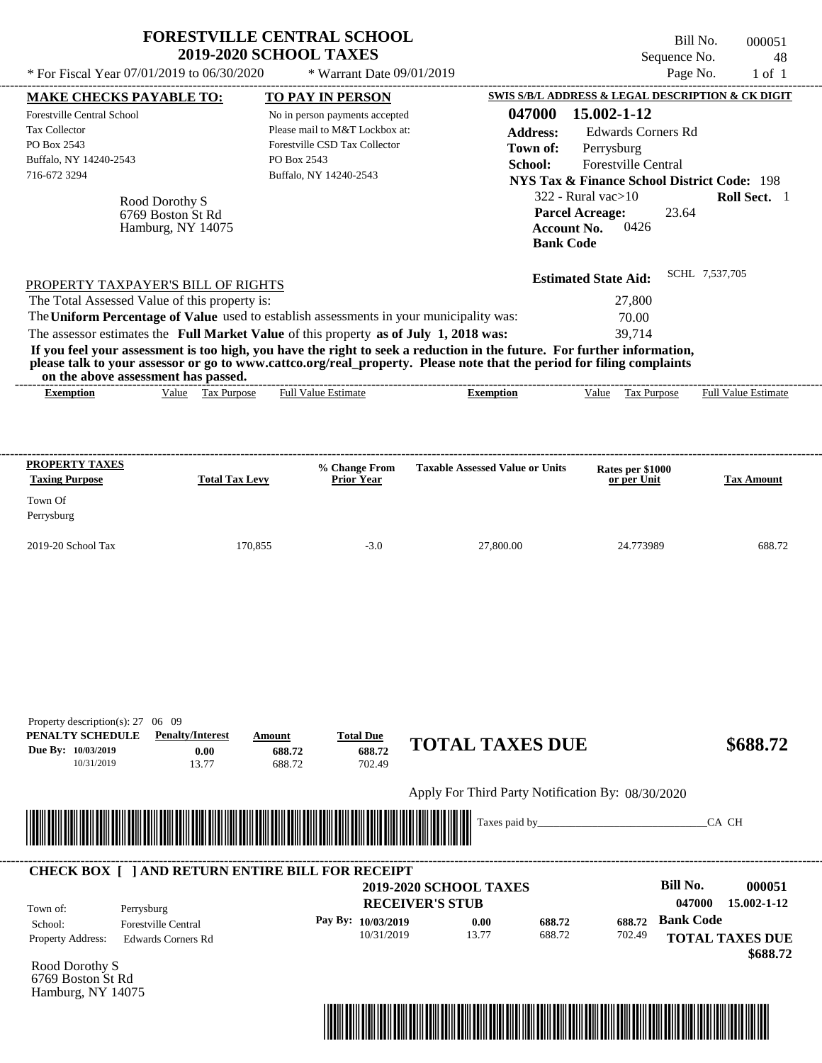# FORESTVILLE CENTRAL SCHOOL
## 2019-2020 SCHOOL TAXES

* For Fiscal Year 07/01/2019 to 06/30/2020 * Warrant Date 09/01/2019

Bill No. 000051
Sequence No. 48
Page No. 1 of 1

**MAKE CHECKS PAYABLE TO:**
Forestville Central School
Tax Collector
PO Box 2543
Buffalo, NY 14240-2543
716-672 3294

**TO PAY IN PERSON**
No in person payments accepted
Please mail to M&T Lockbox at:
Forestville CSD Tax Collector
PO Box 2543
Buffalo, NY 14240-2543

**SWIS S/B/L ADDRESS & LEGAL DESCRIPTION & CK DIGIT**
**047000 15.002-1-12**
**Address:** Edwards Corners Rd
**Town of:** Perrysburg
**School:** Forestville Central
**NYS Tax & Finance School District Code:** 198
322 - Rural vac>10 **Roll Sect.** 1
**Parcel Acreage:** 23.64
**Account No.** 0426
**Bank Code**

Rood Dorothy S
6769 Boston St Rd
Hamburg, NY 14075

**Estimated State Aid:** SCHL 7,537,705

PROPERTY TAXPAYER'S BILL OF RIGHTS

The Total Assessed Value of this property is: 27,800
The **Uniform Percentage of Value** used to establish assessments in your municipality was: 70.00
The assessor estimates the **Full Market Value** of this property **as of July 1, 2018 was:** 39,714

**If you feel your assessment is too high, you have the right to seek a reduction in the future. For further information, please talk to your assessor or go to www.cattco.org/real_property. Please note that the period for filing complaints on the above assessment has passed.**

| Exemption | Value | Tax Purpose | Full Value Estimate | Exemption | Value | Tax Purpose | Full Value Estimate |
|---|---|---|---|---|---|---|---|

| PROPERTY TAXES Taxing Purpose | Total Tax Levy | % Change From Prior Year | Taxable Assessed Value or Units | Rates per $1000 or per Unit | Tax Amount |
|---|---|---|---|---|---|
| Town Of Perrysburg | | | | | |
| 2019-20 School Tax | 170,855 | -3.0 | 27,800.00 | 24.773989 | 688.72 |

Property description(s): 27 06 09

| PENALTY SCHEDULE | Penalty/Interest | Amount | Total Due |
|---|---|---|---|
| Due By: 10/03/2019 | 0.00 | 688.72 | 688.72 |
| 10/31/2019 | 13.77 | 688.72 | 702.49 |

**TOTAL TAXES DUE $688.72**

Apply For Third Party Notification By: 08/30/2020

Taxes paid by_______________________________CA CH

**CHECK BOX [ ] AND RETURN ENTIRE BILL FOR RECEIPT**

**2019-2020 SCHOOL TAXES**
**RECEIVER'S STUB**

**Bill No. 000051**
**047000 15.002-1-12**

Town of: Perrysburg
School: Forestville Central
Property Address: Edwards Corners Rd

| Pay By: | | | |
|---|---|---|---|
| 10/03/2019 | 0.00 | 688.72 | 688.72 |
| 10/31/2019 | 13.77 | 688.72 | 702.49 |

**Bank Code**

**TOTAL TAXES DUE $688.72**

Rood Dorothy S
6769 Boston St Rd
Hamburg, NY 14075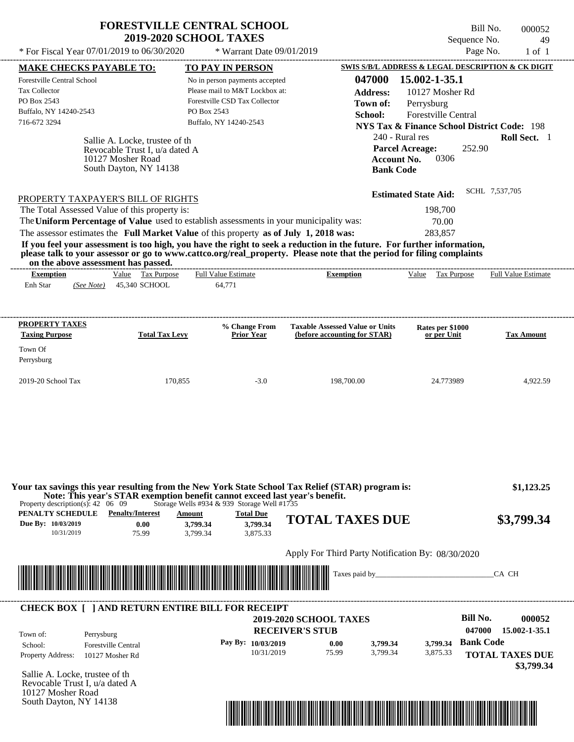# FORESTVILLE CENTRAL SCHOOL
## 2019-2020 SCHOOL TAXES

\* For Fiscal Year 07/01/2019 to 06/30/2020 \* Warrant Date 09/01/2019

Bill No. 000052
Sequence No. 49
Page No. 1 of 1

**MAKE CHECKS PAYABLE TO:**
Forestville Central School
Tax Collector
PO Box 2543
Buffalo, NY 14240-2543
716-672 3294

**TO PAY IN PERSON**
No in person payments accepted
Please mail to M&T Lockbox at:
Forestville CSD Tax Collector
PO Box 2543
Buffalo, NY 14240-2543

**SWIS S/B/L ADDRESS & LEGAL DESCRIPTION & CK DIGIT**
**047000 15.002-1-35.1**
**Address:** 10127 Mosher Rd
**Town of:** Perrysburg
**School:** Forestville Central
**NYS Tax & Finance School District Code:** 198
240 - Rural res **Roll Sect.** 1
**Parcel Acreage:** 252.90
**Account No.** 0306
**Bank Code**

Sallie A. Locke, trustee of th
Revocable Trust I, u/a dated A
10127 Mosher Road
South Dayton, NY 14138

**Estimated State Aid:** SCHL 7,537,705

PROPERTY TAXPAYER'S BILL OF RIGHTS

The Total Assessed Value of this property is: 198,700
The **Uniform Percentage of Value** used to establish assessments in your municipality was: 70.00
The assessor estimates the **Full Market Value** of this property **as of July 1, 2018 was:** 283,857

**If you feel your assessment is too high, you have the right to seek a reduction in the future. For further information, please talk to your assessor or go to www.cattco.org/real_property. Please note that the period for filing complaints on the above assessment has passed.**

| Exemption | Value | Tax Purpose | Full Value Estimate | Exemption | Value | Tax Purpose | Full Value Estimate |
|---|---|---|---|---|---|---|---|
| Enh Star *(See Note)* | 45,340 | SCHOOL | 64,771 | | | | |

| PROPERTY TAXES Taxing Purpose | Total Tax Levy | % Change From Prior Year | Taxable Assessed Value or Units (before accounting for STAR) | Rates per $1000 or per Unit | Tax Amount |
|---|---|---|---|---|---|
| Town Of Perrysburg | | | | | |
| 2019-20 School Tax | 170,855 | -3.0 | 198,700.00 | 24.773989 | 4,922.59 |

**Your tax savings this year resulting from the New York State School Tax Relief (STAR) program is: $1,123.25**
**Note: This year's STAR exemption benefit cannot exceed last year's benefit.**

Property description(s): 42 06 09 Storage Wells #934 & 939 Storage Well #1735

| PENALTY SCHEDULE | Penalty/Interest | Amount | Total Due |
|---|---|---|---|
| Due By: 10/03/2019 | 0.00 | 3,799.34 | 3,799.34 |
| 10/31/2019 | 75.99 | 3,799.34 | 3,875.33 |

**TOTAL TAXES DUE $3,799.34**

Apply For Third Party Notification By: 08/30/2020

Taxes paid by_______________________________CA CH

**CHECK BOX [ ] AND RETURN ENTIRE BILL FOR RECEIPT**

**2019-2020 SCHOOL TAXES**
**RECEIVER'S STUB**

**Bill No. 000052**
**047000 15.002-1-35.1**

Town of: Perrysburg
School: Forestville Central
Property Address: 10127 Mosher Rd

| Pay By: | Penalty/Interest | Amount | Total Due |
|---|---|---|---|
| 10/03/2019 | 0.00 | 3,799.34 | 3,799.34 |
| 10/31/2019 | 75.99 | 3,799.34 | 3,875.33 |

**Bank Code**

**TOTAL TAXES DUE**
**$3,799.34**

Sallie A. Locke, trustee of th
Revocable Trust I, u/a dated A
10127 Mosher Road
South Dayton, NY 14138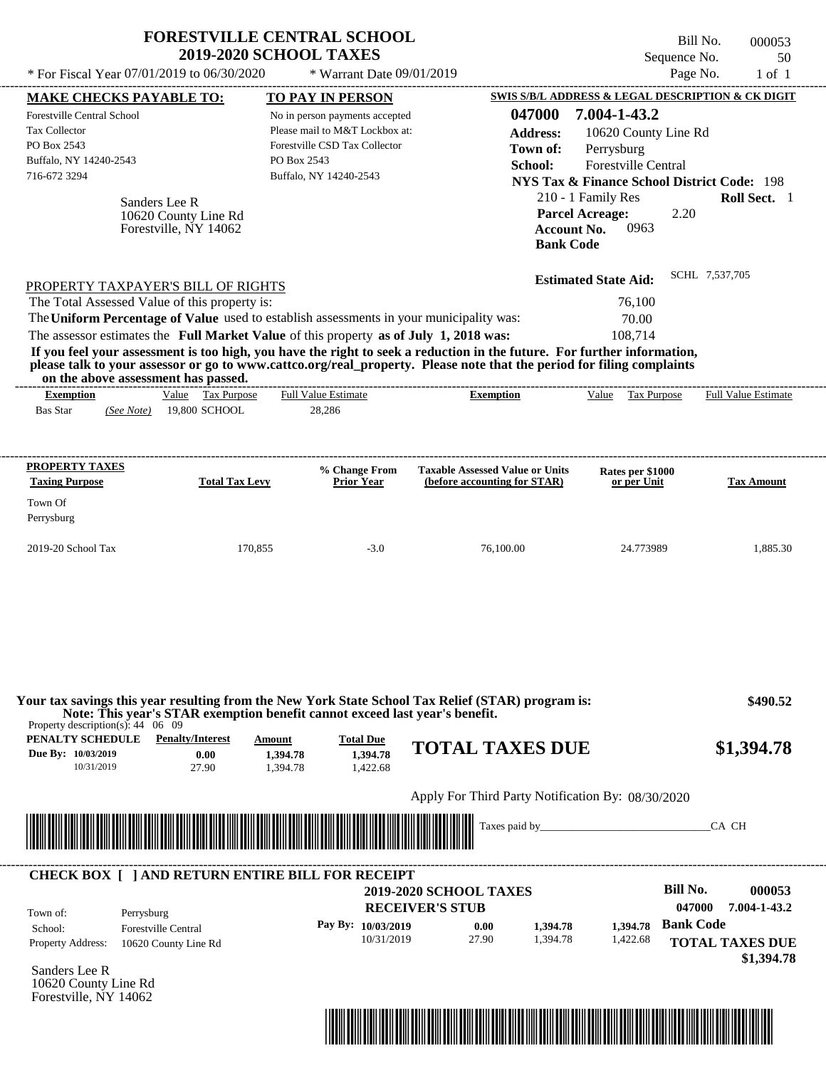# FORESTVILLE CENTRAL SCHOOL
## 2019-2020 SCHOOL TAXES

\* For Fiscal Year 07/01/2019 to 06/30/2020 \* Warrant Date 09/01/2019

Bill No. 000053
Sequence No. 50
Page No. 1 of 1

**MAKE CHECKS PAYABLE TO:**
Forestville Central School
Tax Collector
PO Box 2543
Buffalo, NY 14240-2543
716-672 3294

**TO PAY IN PERSON**
No in person payments accepted
Please mail to M&T Lockbox at:
Forestville CSD Tax Collector
PO Box 2543
Buffalo, NY 14240-2543

**SWIS S/B/L ADDRESS & LEGAL DESCRIPTION & CK DIGIT**
**047000 7.004-1-43.2**
**Address:** 10620 County Line Rd
**Town of:** Perrysburg
**School:** Forestville Central
**NYS Tax & Finance School District Code:** 198
210 - 1 Family Res **Roll Sect.** 1
**Parcel Acreage:** 2.20
**Account No.** 0963
**Bank Code**

Sanders Lee R
10620 County Line Rd
Forestville, NY 14062

**Estimated State Aid:** SCHL 7,537,705

PROPERTY TAXPAYER'S BILL OF RIGHTS

The Total Assessed Value of this property is: 76,100
The **Uniform Percentage of Value** used to establish assessments in your municipality was: 70.00
The assessor estimates the **Full Market Value** of this property **as of July 1, 2018 was:** 108,714

**If you feel your assessment is too high, you have the right to seek a reduction in the future. For further information, please talk to your assessor or go to www.cattco.org/real_property. Please note that the period for filing complaints on the above assessment has passed.**

| Exemption | Value | Tax Purpose | Full Value Estimate | Exemption | Value | Tax Purpose | Full Value Estimate |
|---|---|---|---|---|---|---|---|
| Bas Star *(See Note)* | 19,800 | SCHOOL | 28,286 | | | | |

| PROPERTY TAXES Taxing Purpose | Total Tax Levy | % Change From Prior Year | Taxable Assessed Value or Units (before accounting for STAR) | Rates per $1000 or per Unit | Tax Amount |
|---|---|---|---|---|---|
| Town Of Perrysburg | | | | | |
| 2019-20 School Tax | 170,855 | -3.0 | 76,100.00 | 24.773989 | 1,885.30 |

**Your tax savings this year resulting from the New York State School Tax Relief (STAR) program is: $490.52**
**Note: This year's STAR exemption benefit cannot exceed last year's benefit.**

Property description(s): 44 06 09

| PENALTY SCHEDULE | Penalty/Interest | Amount | Total Due |
|---|---|---|---|
| Due By: 10/03/2019 | 0.00 | 1,394.78 | 1,394.78 |
| 10/31/2019 | 27.90 | 1,394.78 | 1,422.68 |

**TOTAL TAXES DUE $1,394.78**

Apply For Third Party Notification By: 08/30/2020

Taxes paid by_______________________________CA CH

**CHECK BOX [ ] AND RETURN ENTIRE BILL FOR RECEIPT**

**2019-2020 SCHOOL TAXES**
**RECEIVER'S STUB**

**Bill No. 000053**
**047000 7.004-1-43.2**

Town of: Perrysburg
School: Forestville Central
Property Address: 10620 County Line Rd

| Pay By: | Penalty/Interest | Amount | Total Due |
|---|---|---|---|
| 10/03/2019 | 0.00 | 1,394.78 | 1,394.78 |
| 10/31/2019 | 27.90 | 1,394.78 | 1,422.68 |

**Bank Code**

**TOTAL TAXES DUE $1,394.78**

Sanders Lee R
10620 County Line Rd
Forestville, NY 14062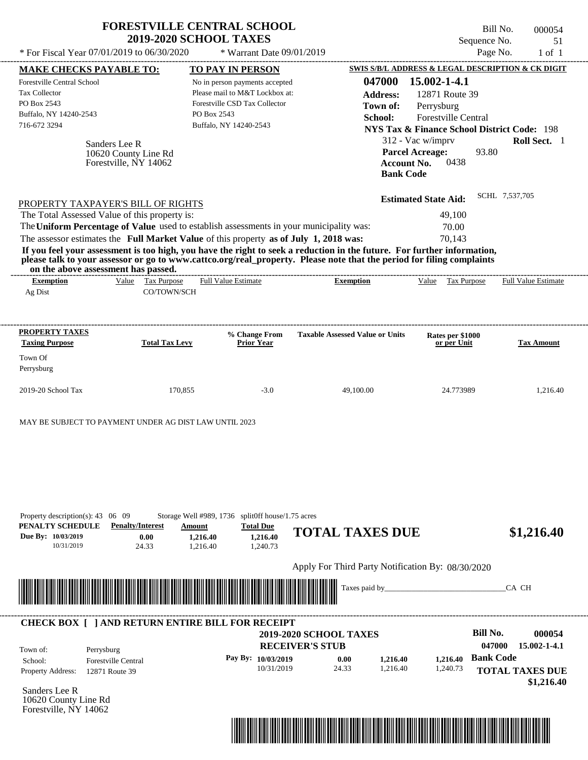# FORESTVILLE CENTRAL SCHOOL
## 2019-2020 SCHOOL TAXES

Bill No. 000054
Sequence No. 51
Page No. 1 of 1

* For Fiscal Year 07/01/2019 to 06/30/2020 * Warrant Date 09/01/2019

**MAKE CHECKS PAYABLE TO:**
Forestville Central School
Tax Collector
PO Box 2543
Buffalo, NY 14240-2543
716-672 3294

**TO PAY IN PERSON**
No in person payments accepted
Please mail to M&T Lockbox at:
Forestville CSD Tax Collector
PO Box 2543
Buffalo, NY 14240-2543

**SWIS S/B/L ADDRESS & LEGAL DESCRIPTION & CK DIGIT**
**047000 15.002-1-4.1**
**Address:** 12871 Route 39
**Town of:** Perrysburg
**School:** Forestville Central
**NYS Tax & Finance School District Code:** 198
312 - Vac w/imprv **Roll Sect.** 1
**Parcel Acreage:** 93.80
**Account No.** 0438
**Bank Code**

Sanders Lee R
10620 County Line Rd
Forestville, NY 14062

**Estimated State Aid:** SCHL 7,537,705

PROPERTY TAXPAYER'S BILL OF RIGHTS

The Total Assessed Value of this property is: 49,100
The **Uniform Percentage of Value** used to establish assessments in your municipality was: 70.00
The assessor estimates the **Full Market Value** of this property **as of July 1, 2018 was:** 70,143

**If you feel your assessment is too high, you have the right to seek a reduction in the future. For further information, please talk to your assessor or go to www.cattco.org/real_property. Please note that the period for filing complaints on the above assessment has passed.**

| Exemption | Value | Tax Purpose | Full Value Estimate | Exemption | Value | Tax Purpose | Full Value Estimate |
|---|---|---|---|---|---|---|---|
| Ag Dist | | CO/TOWN/SCH | | | | | |

| PROPERTY TAXES Taxing Purpose | Total Tax Levy | % Change From Prior Year | Taxable Assessed Value or Units | Rates per $1000 or per Unit | Tax Amount |
|---|---|---|---|---|---|
| Town Of Perrysburg | | | | | |
| 2019-20 School Tax | 170,855 | -3.0 | 49,100.00 | 24.773989 | 1,216.40 |

MAY BE SUBJECT TO PAYMENT UNDER AG DIST LAW UNTIL 2023

Property description(s): 43 06 09 Storage Well #989, 1736 split0ff house/1.75 acres

| PENALTY SCHEDULE | Penalty/Interest | Amount | Total Due |
|---|---|---|---|
| Due By: 10/03/2019 | 0.00 | 1,216.40 | 1,216.40 |
| 10/31/2019 | 24.33 | 1,216.40 | 1,240.73 |

**TOTAL TAXES DUE $1,216.40**

Apply For Third Party Notification By: 08/30/2020

Taxes paid by_______________________________CA CH

**CHECK BOX [ ] AND RETURN ENTIRE BILL FOR RECEIPT**

**2019-2020 SCHOOL TAXES**
**RECEIVER'S STUB**

**Bill No. 000054**
**047000 15.002-1-4.1**

Town of: Perrysburg
School: Forestville Central
Property Address: 12871 Route 39

| Pay By: | | | |
|---|---|---|---|
| 10/03/2019 | 0.00 | 1,216.40 | 1,216.40 |
| 10/31/2019 | 24.33 | 1,216.40 | 1,240.73 |

**Bank Code**
**TOTAL TAXES DUE $1,216.40**

Sanders Lee R
10620 County Line Rd
Forestville, NY 14062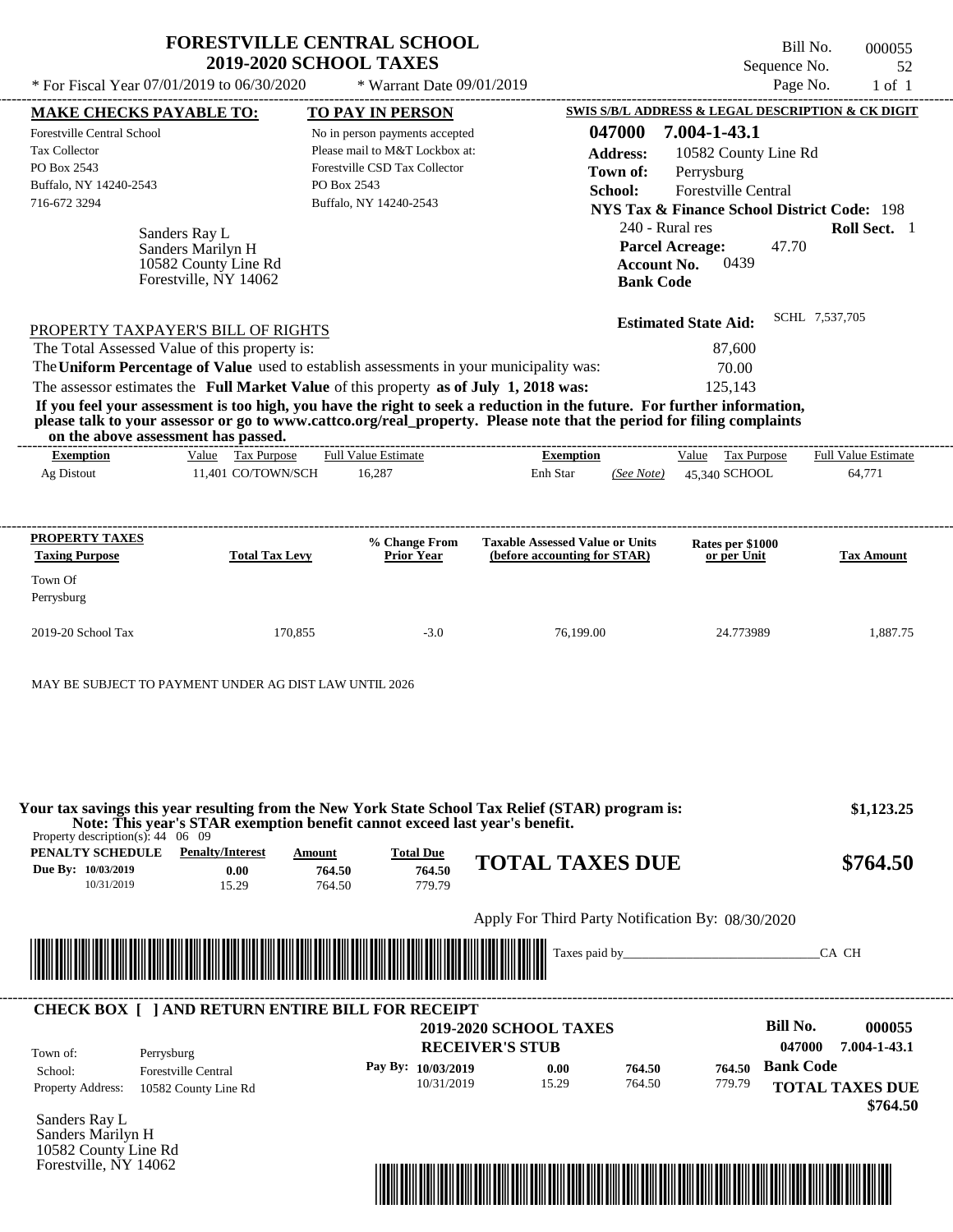# FORESTVILLE CENTRAL SCHOOL
## 2019-2020 SCHOOL TAXES

* For Fiscal Year 07/01/2019 to 06/30/2020 * Warrant Date 09/01/2019

Bill No. 000055
Sequence No. 52
Page No. 1 of 1

| MAKE CHECKS PAYABLE TO: | TO PAY IN PERSON | SWIS S/B/L ADDRESS & LEGAL DESCRIPTION & CK DIGIT |
|---|---|---|
| Forestville Central School | No in person payments accepted | 047000 7.004-1-43.1 |
| Tax Collector | Please mail to M&T Lockbox at: | Address: 10582 County Line Rd |
| PO Box 2543 | Forestville CSD Tax Collector | Town of: Perrysburg |
| Buffalo, NY 14240-2543 | PO Box 2543 | School: Forestville Central |
| 716-672 3294 | Buffalo, NY 14240-2543 | NYS Tax & Finance School District Code: 198 |

Sanders Ray L
Sanders Marilyn H
10582 County Line Rd
Forestville, NY 14062

240 - Rural res  **Roll Sect.** 1
**Parcel Acreage:** 47.70
**Account No.** 0439
**Bank Code**

**Estimated State Aid:** SCHL 7,537,705

PROPERTY TAXPAYER'S BILL OF RIGHTS

The Total Assessed Value of this property is: 87,600
The **Uniform Percentage of Value** used to establish assessments in your municipality was: 70.00
The assessor estimates the **Full Market Value** of this property **as of July 1, 2018 was:** 125,143

**If you feel your assessment is too high, you have the right to seek a reduction in the future. For further information, please talk to your assessor or go to www.cattco.org/real_property. Please note that the period for filing complaints on the above assessment has passed.**

| Exemption | Value | Tax Purpose | Full Value Estimate | Exemption | | Value | Tax Purpose | Full Value Estimate |
|---|---|---|---|---|---|---|---|---|
| Ag Distout | 11,401 | CO/TOWN/SCH | 16,287 | Enh Star | (See Note) | 45,340 | SCHOOL | 64,771 |

| PROPERTY TAXES Taxing Purpose | Total Tax Levy | % Change From Prior Year | Taxable Assessed Value or Units (before accounting for STAR) | Rates per $1000 or per Unit | Tax Amount |
|---|---|---|---|---|---|
| Town Of Perrysburg | | | | | |
| 2019-20 School Tax | 170,855 | -3.0 | 76,199.00 | 24.773989 | 1,887.75 |

MAY BE SUBJECT TO PAYMENT UNDER AG DIST LAW UNTIL 2026

**Your tax savings this year resulting from the New York State School Tax Relief (STAR) program is: $1,123.25**
**Note: This year's STAR exemption benefit cannot exceed last year's benefit.**

Property description(s): 44 06 09

| PENALTY SCHEDULE | Penalty/Interest | Amount | Total Due |
|---|---|---|---|
| Due By: 10/03/2019 | 0.00 | 764.50 | 764.50 |
| 10/31/2019 | 15.29 | 764.50 | 779.79 |

**TOTAL TAXES DUE $764.50**

Apply For Third Party Notification By: 08/30/2020

Taxes paid by_______________________________CA CH

**CHECK BOX [ ] AND RETURN ENTIRE BILL FOR RECEIPT**

**2019-2020 SCHOOL TAXES**
**RECEIVER'S STUB**

Bill No. 000055
047000 7.004-1-43.1

Town of: Perrysburg
School: Forestville Central
Property Address: 10582 County Line Rd

| Pay By: | | | |
|---|---|---|---|
| 10/03/2019 | 0.00 | 764.50 | 764.50 |
| 10/31/2019 | 15.29 | 764.50 | 779.79 |

**Bank Code**

**TOTAL TAXES DUE $764.50**

Sanders Ray L
Sanders Marilyn H
10582 County Line Rd
Forestville, NY 14062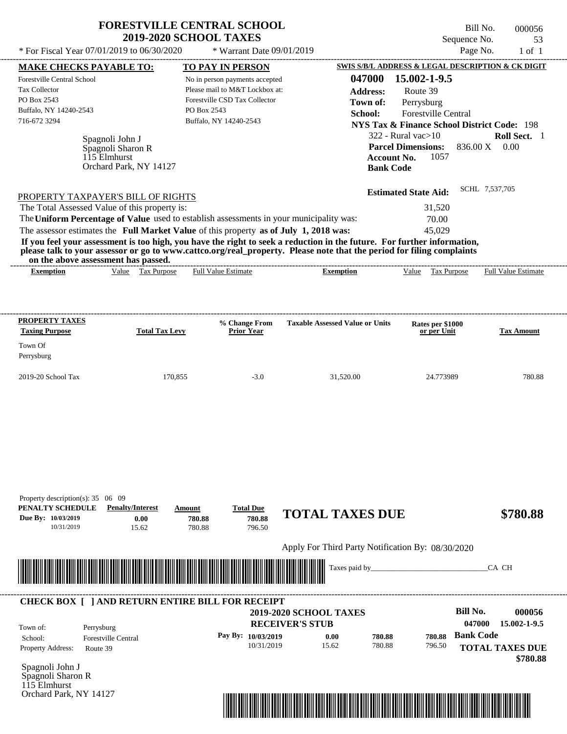# FORESTVILLE CENTRAL SCHOOL
## 2019-2020 SCHOOL TAXES

\* For Fiscal Year 07/01/2019 to 06/30/2020 \* Warrant Date 09/01/2019

Bill No. 000056
Sequence No. 53
Page No. 1 of 1

**MAKE CHECKS PAYABLE TO:**
Forestville Central School
Tax Collector
PO Box 2543
Buffalo, NY 14240-2543
716-672 3294

**TO PAY IN PERSON**
No in person payments accepted
Please mail to M&T Lockbox at:
Forestville CSD Tax Collector
PO Box 2543
Buffalo, NY 14240-2543

**SWIS S/B/L ADDRESS & LEGAL DESCRIPTION & CK DIGIT**
**047000 15.002-1-9.5**
**Address:** Route 39
**Town of:** Perrysburg
**School:** Forestville Central
**NYS Tax & Finance School District Code:** 198
322 - Rural vac>10 **Roll Sect.** 1
**Parcel Dimensions:** 836.00 X 0.00
**Account No.** 1057
**Bank Code**

Spagnoli John J
Spagnoli Sharon R
115 Elmhurst
Orchard Park, NY 14127

**Estimated State Aid:** SCHL 7,537,705

PROPERTY TAXPAYER'S BILL OF RIGHTS

The Total Assessed Value of this property is: 31,520
The **Uniform Percentage of Value** used to establish assessments in your municipality was: 70.00
The assessor estimates the **Full Market Value** of this property **as of July 1, 2018 was:** 45,029

**If you feel your assessment is too high, you have the right to seek a reduction in the future. For further information, please talk to your assessor or go to www.cattco.org/real_property. Please note that the period for filing complaints on the above assessment has passed.**

| Exemption | Value | Tax Purpose | Full Value Estimate | Exemption | Value | Tax Purpose | Full Value Estimate |
|---|---|---|---|---|---|---|---|

| PROPERTY TAXES Taxing Purpose | Total Tax Levy | % Change From Prior Year | Taxable Assessed Value or Units | Rates per $1000 or per Unit | Tax Amount |
|---|---|---|---|---|---|
| Town Of Perrysburg | | | | | |
| 2019-20 School Tax | 170,855 | -3.0 | 31,520.00 | 24.773989 | 780.88 |

Property description(s): 35 06 09

| PENALTY SCHEDULE | Penalty/Interest | Amount | Total Due |
|---|---|---|---|
| Due By: 10/03/2019 | 0.00 | 780.88 | 780.88 |
| 10/31/2019 | 15.62 | 780.88 | 796.50 |

**TOTAL TAXES DUE $780.88**

Apply For Third Party Notification By: 08/30/2020

Taxes paid by_______________________________CA CH

**CHECK BOX [ ] AND RETURN ENTIRE BILL FOR RECEIPT**

**2019-2020 SCHOOL TAXES**
**RECEIVER'S STUB**

**Bill No. 000056**
047000 15.002-1-9.5

Town of: Perrysburg
School: Forestville Central
Property Address: Route 39

| Pay By: | | | |
|---|---|---|---|
| 10/03/2019 | 0.00 | 780.88 | 780.88 |
| 10/31/2019 | 15.62 | 780.88 | 796.50 |

**Bank Code**
**TOTAL TAXES DUE $780.88**

Spagnoli John J
Spagnoli Sharon R
115 Elmhurst
Orchard Park, NY 14127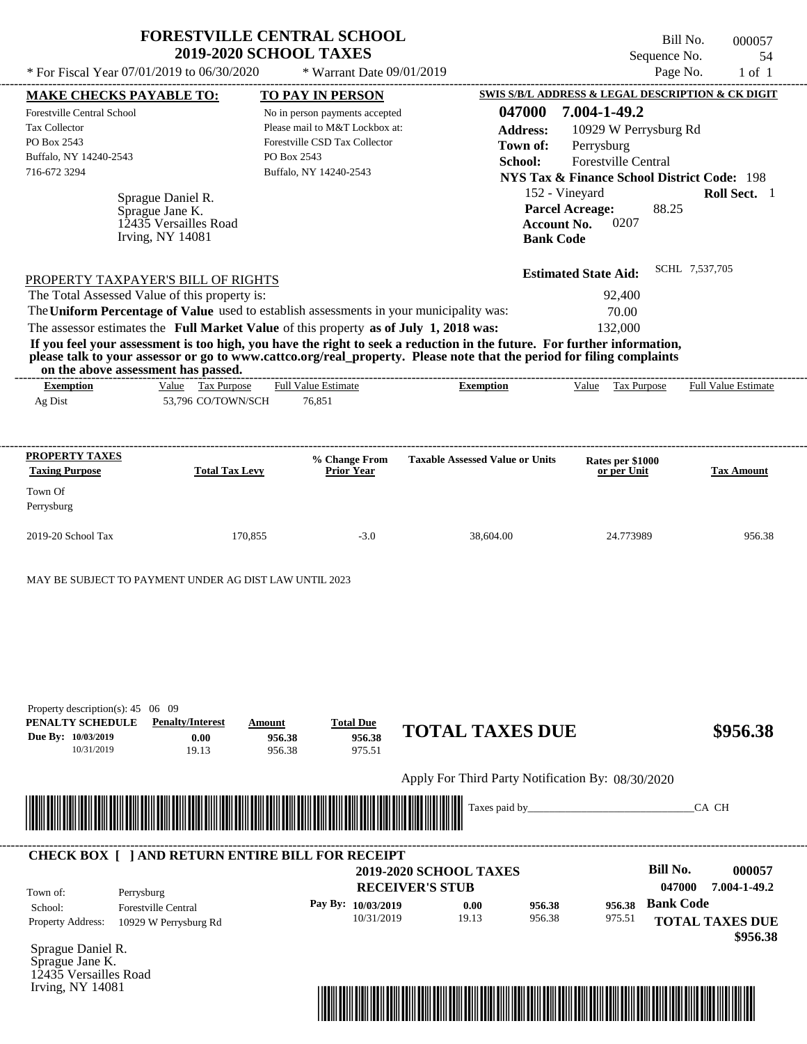# FORESTVILLE CENTRAL SCHOOL
## 2019-2020 SCHOOL TAXES

\* For Fiscal Year 07/01/2019 to 06/30/2020 \* Warrant Date 09/01/2019

Bill No. 000057
Sequence No. 54
Page No. 1 of 1

**MAKE CHECKS PAYABLE TO:**
Forestville Central School
Tax Collector
PO Box 2543
Buffalo, NY 14240-2543
716-672 3294

**TO PAY IN PERSON**
No in person payments accepted
Please mail to M&T Lockbox at:
Forestville CSD Tax Collector
PO Box 2543
Buffalo, NY 14240-2543

**SWIS S/B/L ADDRESS & LEGAL DESCRIPTION & CK DIGIT**
**047000 7.004-1-49.2**
**Address:** 10929 W Perrysburg Rd
**Town of:** Perrysburg
**School:** Forestville Central
**NYS Tax & Finance School District Code:** 198
152 - Vineyard **Roll Sect.** 1
**Parcel Acreage:** 88.25
**Account No.** 0207
**Bank Code**

Sprague Daniel R.
Sprague Jane K.
12435 Versailles Road
Irving, NY 14081

**Estimated State Aid:** SCHL 7,537,705

PROPERTY TAXPAYER'S BILL OF RIGHTS

The Total Assessed Value of this property is: 92,400
The **Uniform Percentage of Value** used to establish assessments in your municipality was: 70.00
The assessor estimates the **Full Market Value** of this property **as of July 1, 2018 was:** 132,000

**If you feel your assessment is too high, you have the right to seek a reduction in the future. For further information, please talk to your assessor or go to www.cattco.org/real_property. Please note that the period for filing complaints on the above assessment has passed.**

| Exemption | Value | Tax Purpose | Full Value Estimate | Exemption | Value | Tax Purpose | Full Value Estimate |
|---|---|---|---|---|---|---|---|
| Ag Dist | 53,796 | CO/TOWN/SCH | 76,851 | | | | |

| PROPERTY TAXES Taxing Purpose | Total Tax Levy | % Change From Prior Year | Taxable Assessed Value or Units | Rates per $1000 or per Unit | Tax Amount |
|---|---|---|---|---|---|
| Town Of Perrysburg | | | | | |
| 2019-20 School Tax | 170,855 | -3.0 | 38,604.00 | 24.773989 | 956.38 |

MAY BE SUBJECT TO PAYMENT UNDER AG DIST LAW UNTIL 2023

Property description(s): 45 06 09

| PENALTY SCHEDULE | Penalty/Interest | Amount | Total Due |
|---|---|---|---|
| Due By: 10/03/2019 | 0.00 | 956.38 | 956.38 |
| 10/31/2019 | 19.13 | 956.38 | 975.51 |

**TOTAL TAXES DUE $956.38**

Apply For Third Party Notification By: 08/30/2020

Taxes paid by\_\_\_\_\_\_\_\_\_\_\_\_\_\_\_\_\_\_\_\_\_\_\_\_\_\_\_\_\_\_CA CH

**CHECK BOX [ ] AND RETURN ENTIRE BILL FOR RECEIPT**

**2019-2020 SCHOOL TAXES**
**RECEIVER'S STUB**

Bill No. 000057
047000 7.004-1-49.2

Town of: Perrysburg
School: Forestville Central
Property Address: 10929 W Perrysburg Rd

| Pay By: | | | | |
|---|---|---|---|---|
| 10/03/2019 | 0.00 | 956.38 | 956.38 | **Bank Code** |
| 10/31/2019 | 19.13 | 956.38 | 975.51 | |

**TOTAL TAXES DUE $956.38**

Sprague Daniel R.
Sprague Jane K.
12435 Versailles Road
Irving, NY 14081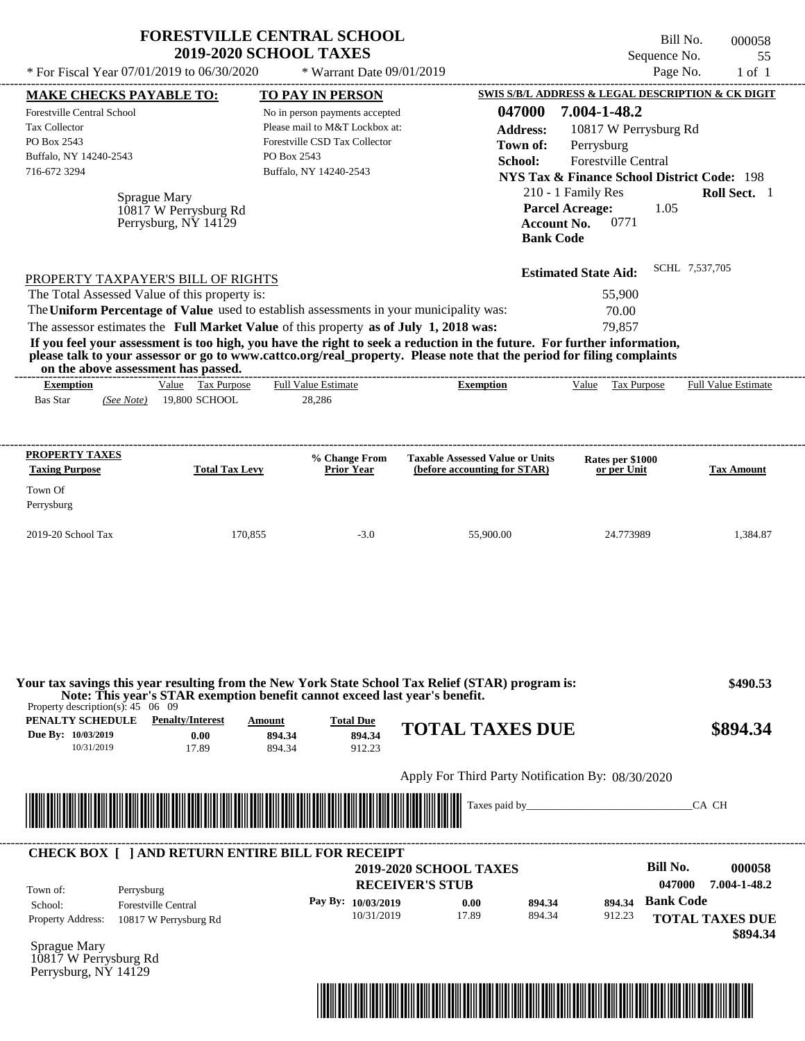# FORESTVILLE CENTRAL SCHOOL
## 2019-2020 SCHOOL TAXES

Bill No. 000058
Sequence No. 55
Page No. 1 of 1

* For Fiscal Year 07/01/2019 to 06/30/2020 &nbsp;&nbsp;&nbsp; * Warrant Date 09/01/2019

**MAKE CHECKS PAYABLE TO:**

Forestville Central School
Tax Collector
PO Box 2543
Buffalo, NY 14240-2543
716-672 3294

**TO PAY IN PERSON**

No in person payments accepted
Please mail to M&T Lockbox at:
Forestville CSD Tax Collector
PO Box 2543
Buffalo, NY 14240-2543

**SWIS S/B/L ADDRESS & LEGAL DESCRIPTION & CK DIGIT**

**047000 7.004-1-48.2**
**Address:** 10817 W Perrysburg Rd
**Town of:** Perrysburg
**School:** Forestville Central
**NYS Tax & Finance School District Code:** 198
210 - 1 Family Res &nbsp;&nbsp; **Roll Sect.** 1
**Parcel Acreage:** 1.05
**Account No.** 0771
**Bank Code**

Sprague Mary
10817 W Perrysburg Rd
Perrysburg, NY 14129

**Estimated State Aid:** SCHL 7,537,705

PROPERTY TAXPAYER'S BILL OF RIGHTS

The Total Assessed Value of this property is: 55,900
The **Uniform Percentage of Value** used to establish assessments in your municipality was: 70.00
The assessor estimates the **Full Market Value** of this property **as of July 1, 2018 was:** 79,857

**If you feel your assessment is too high, you have the right to seek a reduction in the future. For further information, please talk to your assessor or go to www.cattco.org/real_property. Please note that the period for filing complaints on the above assessment has passed.**

| Exemption | Value | Tax Purpose | Full Value Estimate | Exemption | Value | Tax Purpose | Full Value Estimate |
|---|---|---|---|---|---|---|---|
| Bas Star *(See Note)* | 19,800 | SCHOOL | 28,286 | | | | |

| PROPERTY TAXES Taxing Purpose | Total Tax Levy | % Change From Prior Year | Taxable Assessed Value or Units (before accounting for STAR) | Rates per $1000 or per Unit | Tax Amount |
|---|---|---|---|---|---|
| Town Of Perrysburg | | | | | |
| 2019-20 School Tax | 170,855 | -3.0 | 55,900.00 | 24.773989 | 1,384.87 |

**Your tax savings this year resulting from the New York State School Tax Relief (STAR) program is: $490.53**
**Note: This year's STAR exemption benefit cannot exceed last year's benefit.**

Property description(s): 45 06 09

| PENALTY SCHEDULE | Penalty/Interest | Amount | Total Due |
|---|---|---|---|
| Due By: 10/03/2019 | 0.00 | 894.34 | 894.34 |
| 10/31/2019 | 17.89 | 894.34 | 912.23 |

**TOTAL TAXES DUE $894.34**

Apply For Third Party Notification By: 08/30/2020

Taxes paid by_______________________________CA CH

---

**CHECK BOX [ ] AND RETURN ENTIRE BILL FOR RECEIPT**

**2019-2020 SCHOOL TAXES**
**RECEIVER'S STUB**

**Bill No. 000058**
**047000 7.004-1-48.2**

Town of: Perrysburg
School: Forestville Central
Property Address: 10817 W Perrysburg Rd

| Pay By: | | | |
|---|---|---|---|
| 10/03/2019 | 0.00 | 894.34 | 894.34 |
| 10/31/2019 | 17.89 | 894.34 | 912.23 |

**Bank Code**

**TOTAL TAXES DUE $894.34**

Sprague Mary
10817 W Perrysburg Rd
Perrysburg, NY 14129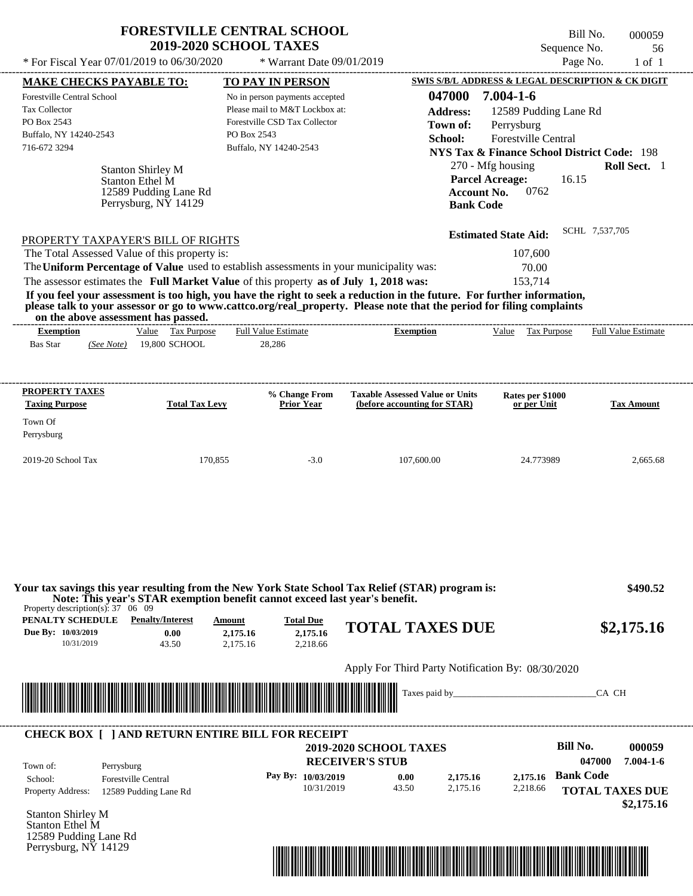# FORESTVILLE CENTRAL SCHOOL
## 2019-2020 SCHOOL TAXES

\* For Fiscal Year 07/01/2019 to 06/30/2020 &nbsp;&nbsp;&nbsp; \* Warrant Date 09/01/2019

Bill No. 000059
Sequence No. 56
Page No. 1 of 1

**MAKE CHECKS PAYABLE TO:**
Forestville Central School
Tax Collector
PO Box 2543
Buffalo, NY 14240-2543
716-672 3294

**TO PAY IN PERSON**
No in person payments accepted
Please mail to M&T Lockbox at:
Forestville CSD Tax Collector
PO Box 2543
Buffalo, NY 14240-2543

**SWIS S/B/L ADDRESS & LEGAL DESCRIPTION & CK DIGIT**
**047000 7.004-1-6**
**Address:** 12589 Pudding Lane Rd
**Town of:** Perrysburg
**School:** Forestville Central
**NYS Tax & Finance School District Code:** 198
270 - Mfg housing &nbsp;&nbsp; **Roll Sect.** 1
**Parcel Acreage:** 16.15
**Account No.** 0762
**Bank Code**

Stanton Shirley M
Stanton Ethel M
12589 Pudding Lane Rd
Perrysburg, NY 14129

**Estimated State Aid:** SCHL 7,537,705

PROPERTY TAXPAYER'S BILL OF RIGHTS

The Total Assessed Value of this property is: 107,600
The **Uniform Percentage of Value** used to establish assessments in your municipality was: 70.00
The assessor estimates the **Full Market Value** of this property **as of July 1, 2018 was:** 153,714

**If you feel your assessment is too high, you have the right to seek a reduction in the future. For further information, please talk to your assessor or go to www.cattco.org/real_property. Please note that the period for filing complaints on the above assessment has passed.**

| Exemption | Value | Tax Purpose | Full Value Estimate | Exemption | Value | Tax Purpose | Full Value Estimate |
|---|---|---|---|---|---|---|---|
| Bas Star *(See Note)* | 19,800 | SCHOOL | 28,286 | | | | |

| PROPERTY TAXES Taxing Purpose | Total Tax Levy | % Change From Prior Year | Taxable Assessed Value or Units (before accounting for STAR) | Rates per $1000 or per Unit | Tax Amount |
|---|---|---|---|---|---|
| Town Of Perrysburg | | | | | |
| 2019-20 School Tax | 170,855 | -3.0 | 107,600.00 | 24.773989 | 2,665.68 |

**Your tax savings this year resulting from the New York State School Tax Relief (STAR) program is: $490.52**
**Note: This year's STAR exemption benefit cannot exceed last year's benefit.**

Property description(s): 37 06 09

| PENALTY SCHEDULE | Penalty/Interest | Amount | Total Due |
|---|---|---|---|
| Due By: 10/03/2019 | 0.00 | 2,175.16 | 2,175.16 |
| 10/31/2019 | 43.50 | 2,175.16 | 2,218.66 |

**TOTAL TAXES DUE $2,175.16**

Apply For Third Party Notification By: 08/30/2020

Taxes paid by_______________________________CA CH

**CHECK BOX [ ] AND RETURN ENTIRE BILL FOR RECEIPT**

**2019-2020 SCHOOL TAXES**
**RECEIVER'S STUB**

**Bill No. 000059**
**047000 7.004-1-6**

Town of: Perrysburg
School: Forestville Central
Property Address: 12589 Pudding Lane Rd

| Pay By: | Penalty/Interest | Amount | Total Due |
|---|---|---|---|
| 10/03/2019 | 0.00 | 2,175.16 | 2,175.16 |
| 10/31/2019 | 43.50 | 2,175.16 | 2,218.66 |

**Bank Code**
**TOTAL TAXES DUE $2,175.16**

Stanton Shirley M
Stanton Ethel M
12589 Pudding Lane Rd
Perrysburg, NY 14129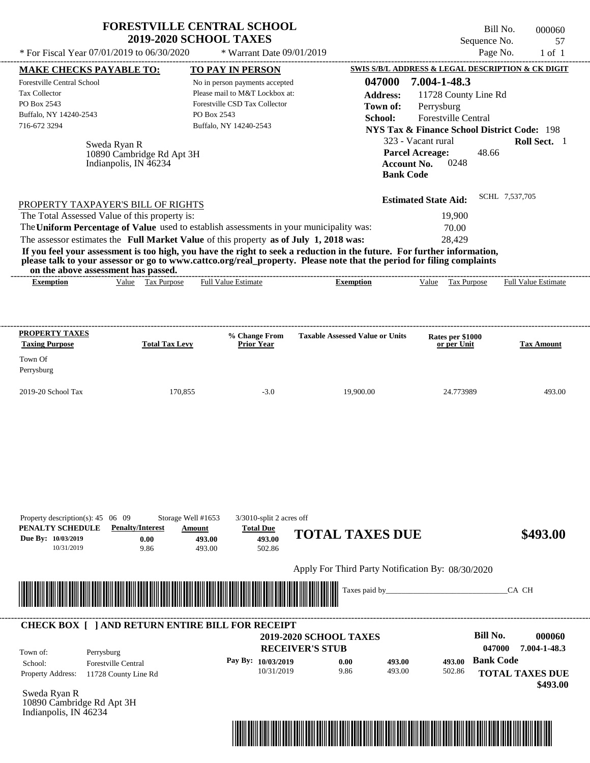# FORESTVILLE CENTRAL SCHOOL
## 2019-2020 SCHOOL TAXES

\* For Fiscal Year 07/01/2019 to 06/30/2020 \* Warrant Date 09/01/2019

Bill No. 000060
Sequence No. 57
Page No. 1 of 1

**MAKE CHECKS PAYABLE TO:**
Forestville Central School
Tax Collector
PO Box 2543
Buffalo, NY 14240-2543
716-672 3294

**TO PAY IN PERSON**
No in person payments accepted
Please mail to M&T Lockbox at:
Forestville CSD Tax Collector
PO Box 2543
Buffalo, NY 14240-2543

**SWIS S/B/L ADDRESS & LEGAL DESCRIPTION & CK DIGIT**
**047000 7.004-1-48.3**
**Address:** 11728 County Line Rd
**Town of:** Perrysburg
**School:** Forestville Central
**NYS Tax & Finance School District Code:** 198
323 - Vacant rural **Roll Sect.** 1
**Parcel Acreage:** 48.66
**Account No.** 0248
**Bank Code**

Sweda Ryan R
10890 Cambridge Rd Apt 3H
Indianpolis, IN 46234

**Estimated State Aid:** SCHL 7,537,705

PROPERTY TAXPAYER'S BILL OF RIGHTS

The Total Assessed Value of this property is: 19,900
The **Uniform Percentage of Value** used to establish assessments in your municipality was: 70.00
The assessor estimates the **Full Market Value** of this property **as of July 1, 2018 was:** 28,429

**If you feel your assessment is too high, you have the right to seek a reduction in the future. For further information, please talk to your assessor or go to www.cattco.org/real_property. Please note that the period for filing complaints on the above assessment has passed.**

| Exemption | Value | Tax Purpose | Full Value Estimate | Exemption | Value | Tax Purpose | Full Value Estimate |
|---|---|---|---|---|---|---|---|

| PROPERTY TAXES Taxing Purpose | Total Tax Levy | % Change From Prior Year | Taxable Assessed Value or Units | Rates per $1000 or per Unit | Tax Amount |
|---|---|---|---|---|---|
| Town Of Perrysburg | | | | | |
| 2019-20 School Tax | 170,855 | -3.0 | 19,900.00 | 24.773989 | 493.00 |

Property description(s): 45 06 09 Storage Well #1653 3/3010-split 2 acres off

| PENALTY SCHEDULE | Penalty/Interest | Amount | Total Due |
|---|---|---|---|
| Due By: 10/03/2019 | 0.00 | 493.00 | 493.00 |
| 10/31/2019 | 9.86 | 493.00 | 502.86 |

**TOTAL TAXES DUE $493.00**

Apply For Third Party Notification By: 08/30/2020

Taxes paid by_______________________________CA CH

**CHECK BOX [ ] AND RETURN ENTIRE BILL FOR RECEIPT**

**2019-2020 SCHOOL TAXES**
**RECEIVER'S STUB**

**Bill No. 000060**
**047000 7.004-1-48.3**

Town of: Perrysburg
School: Forestville Central
Property Address: 11728 County Line Rd

| Pay By: | | | | |
|---|---|---|---|---|
| 10/03/2019 | 0.00 | 493.00 | 493.00 | **Bank Code** |
| 10/31/2019 | 9.86 | 493.00 | 502.86 | |

**TOTAL TAXES DUE**
**$493.00**

Sweda Ryan R
10890 Cambridge Rd Apt 3H
Indianpolis, IN 46234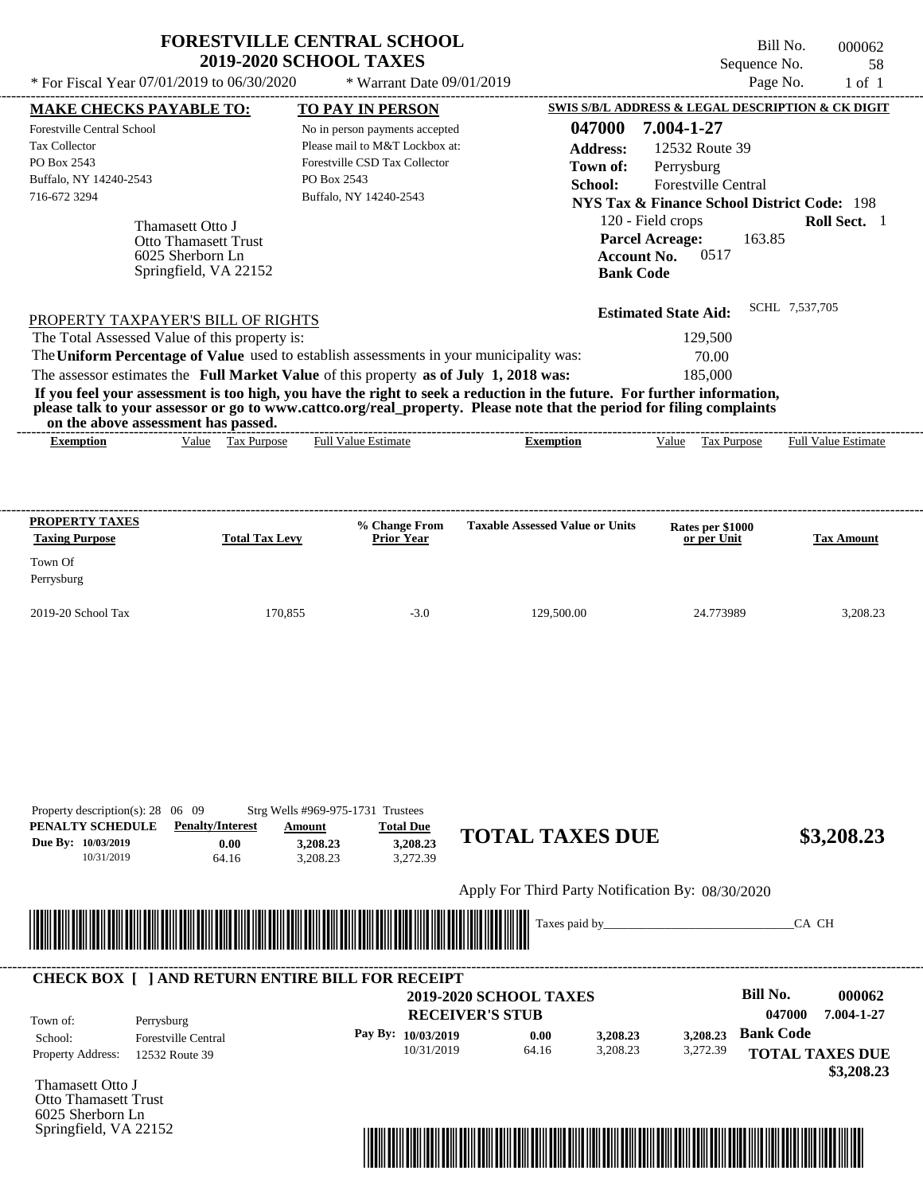# FORESTVILLE CENTRAL SCHOOL
## 2019-2020 SCHOOL TAXES

Bill No. 000062
Sequence No. 58
Page No. 1 of 1

\* For Fiscal Year 07/01/2019 to 06/30/2020 \* Warrant Date 09/01/2019

**MAKE CHECKS PAYABLE TO:**
Forestville Central School
Tax Collector
PO Box 2543
Buffalo, NY 14240-2543
716-672 3294

**TO PAY IN PERSON**
No in person payments accepted
Please mail to M&T Lockbox at:
Forestville CSD Tax Collector
PO Box 2543
Buffalo, NY 14240-2543

**SWIS S/B/L ADDRESS & LEGAL DESCRIPTION & CK DIGIT**
**047000 7.004-1-27**
**Address:** 12532 Route 39
**Town of:** Perrysburg
**School:** Forestville Central
**NYS Tax & Finance School District Code:** 198
120 - Field crops **Roll Sect.** 1
**Parcel Acreage:** 163.85
**Account No.** 0517
**Bank Code**

Thamasett Otto J
Otto Thamasett Trust
6025 Sherborn Ln
Springfield, VA 22152

**Estimated State Aid:** SCHL 7,537,705

PROPERTY TAXPAYER'S BILL OF RIGHTS

The Total Assessed Value of this property is: 129,500
The **Uniform Percentage of Value** used to establish assessments in your municipality was: 70.00
The assessor estimates the **Full Market Value** of this property **as of July 1, 2018 was:** 185,000

**If you feel your assessment is too high, you have the right to seek a reduction in the future. For further information, please talk to your assessor or go to www.cattco.org/real_property. Please note that the period for filing complaints on the above assessment has passed.**

| Exemption | Value | Tax Purpose | Full Value Estimate | Exemption | Value | Tax Purpose | Full Value Estimate |
|---|---|---|---|---|---|---|---|

| PROPERTY TAXES Taxing Purpose | Total Tax Levy | % Change From Prior Year | Taxable Assessed Value or Units | Rates per $1000 or per Unit | Tax Amount |
|---|---|---|---|---|---|
| Town Of Perrysburg | | | | | |
| 2019-20 School Tax | 170,855 | -3.0 | 129,500.00 | 24.773989 | 3,208.23 |

Property description(s): 28 06 09 Strg Wells #969-975-1731 Trustees

| PENALTY SCHEDULE | Penalty/Interest | Amount | Total Due |
|---|---|---|---|
| Due By: 10/03/2019 | 0.00 | 3,208.23 | 3,208.23 |
| 10/31/2019 | 64.16 | 3,208.23 | 3,272.39 |

**TOTAL TAXES DUE $3,208.23**

Apply For Third Party Notification By: 08/30/2020

Taxes paid by_______________________________CA CH

---

**CHECK BOX [ ] AND RETURN ENTIRE BILL FOR RECEIPT**

**2019-2020 SCHOOL TAXES**
**RECEIVER'S STUB**

**Bill No. 000062**
**047000 7.004-1-27**

Town of: Perrysburg
School: Forestville Central
Property Address: 12532 Route 39

| Pay By: | | | |
|---|---|---|---|
| 10/03/2019 | 0.00 | 3,208.23 | 3,208.23 |
| 10/31/2019 | 64.16 | 3,208.23 | 3,272.39 |

**Bank Code**
**TOTAL TAXES DUE $3,208.23**

Thamasett Otto J
Otto Thamasett Trust
6025 Sherborn Ln
Springfield, VA 22152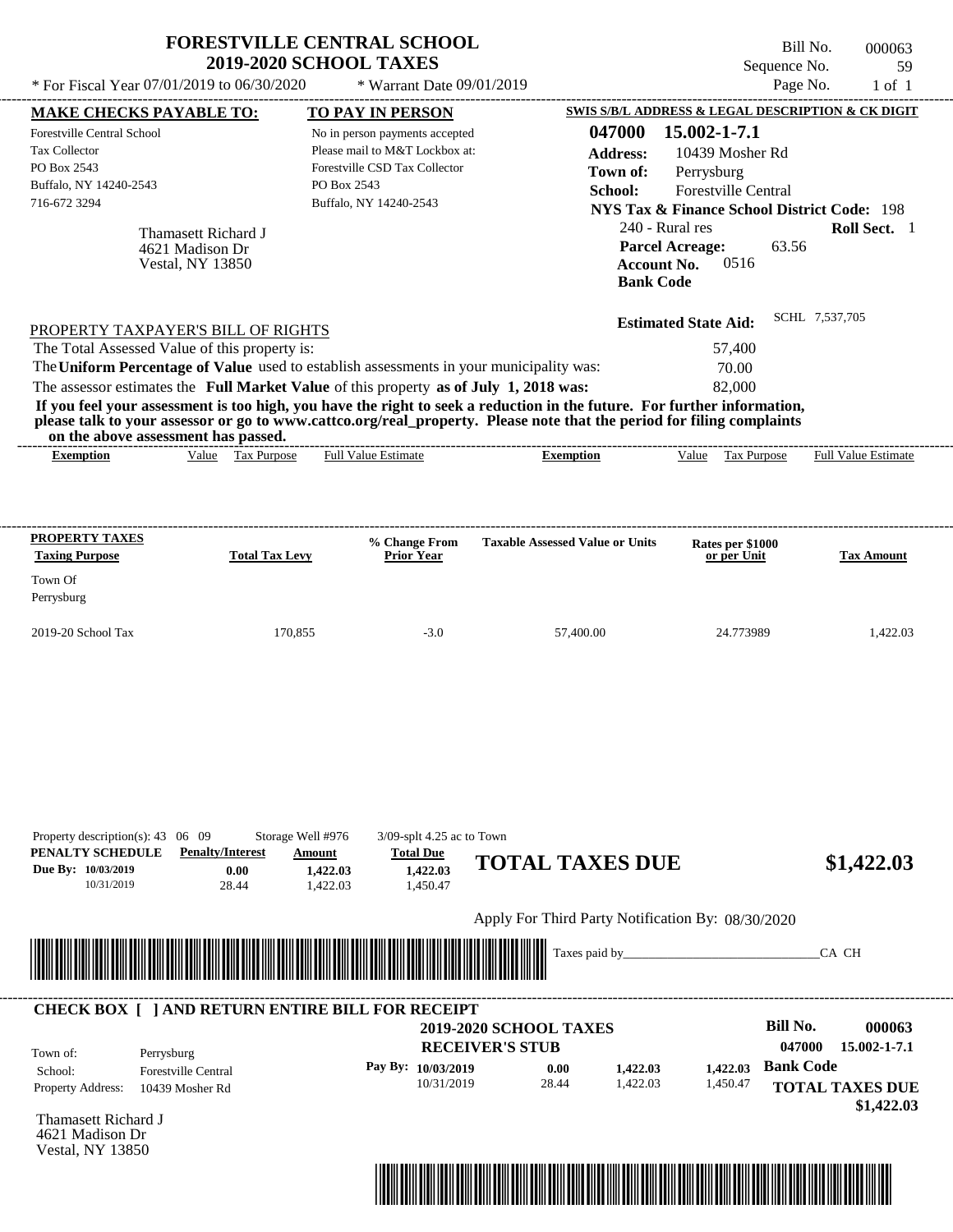# FORESTVILLE CENTRAL SCHOOL
## 2019-2020 SCHOOL TAXES

\* For Fiscal Year 07/01/2019 to 06/30/2020 \* Warrant Date 09/01/2019

Bill No. 000063
Sequence No. 59
Page No. 1 of 1

**MAKE CHECKS PAYABLE TO:**
Forestville Central School
Tax Collector
PO Box 2543
Buffalo, NY 14240-2543
716-672 3294

**TO PAY IN PERSON**
No in person payments accepted
Please mail to M&T Lockbox at:
Forestville CSD Tax Collector
PO Box 2543
Buffalo, NY 14240-2543

**SWIS S/B/L ADDRESS & LEGAL DESCRIPTION & CK DIGIT**
**047000 15.002-1-7.1**
**Address:** 10439 Mosher Rd
**Town of:** Perrysburg
**School:** Forestville Central
**NYS Tax & Finance School District Code:** 198
240 - Rural res **Roll Sect.** 1
**Parcel Acreage:** 63.56
**Account No.** 0516
**Bank Code**

Thamasett Richard J
4621 Madison Dr
Vestal, NY 13850

**Estimated State Aid:** SCHL 7,537,705

PROPERTY TAXPAYER'S BILL OF RIGHTS

The Total Assessed Value of this property is: 57,400
The **Uniform Percentage of Value** used to establish assessments in your municipality was: 70.00
The assessor estimates the **Full Market Value** of this property **as of July 1, 2018 was:** 82,000

**If you feel your assessment is too high, you have the right to seek a reduction in the future. For further information, please talk to your assessor or go to www.cattco.org/real_property. Please note that the period for filing complaints on the above assessment has passed.**

| Exemption | Value | Tax Purpose | Full Value Estimate | Exemption | Value | Tax Purpose | Full Value Estimate |
|---|---|---|---|---|---|---|---|

| PROPERTY TAXES Taxing Purpose | Total Tax Levy | % Change From Prior Year | Taxable Assessed Value or Units | Rates per $1000 or per Unit | Tax Amount |
|---|---|---|---|---|---|
| Town Of Perrysburg | | | | | |
| 2019-20 School Tax | 170,855 | -3.0 | 57,400.00 | 24.773989 | 1,422.03 |

Property description(s): 43 06 09 Storage Well #976 3/09-splt 4.25 ac to Town

| PENALTY SCHEDULE | Penalty/Interest | Amount | Total Due |
|---|---|---|---|
| Due By: 10/03/2019 | 0.00 | 1,422.03 | 1,422.03 |
| 10/31/2019 | 28.44 | 1,422.03 | 1,450.47 |

**TOTAL TAXES DUE $1,422.03**

Apply For Third Party Notification By: 08/30/2020

Taxes paid by_______________________________CA CH

**CHECK BOX [ ] AND RETURN ENTIRE BILL FOR RECEIPT**

**2019-2020 SCHOOL TAXES**
**RECEIVER'S STUB**

**Bill No. 000063**
**047000 15.002-1-7.1**

Town of: Perrysburg
School: Forestville Central
Property Address: 10439 Mosher Rd

| | | | | |
|---|---|---|---|---|
| Pay By: 10/03/2019 | 0.00 | 1,422.03 | 1,422.03 | Bank Code |
| 10/31/2019 | 28.44 | 1,422.03 | 1,450.47 | |

**TOTAL TAXES DUE $1,422.03**

Thamasett Richard J
4621 Madison Dr
Vestal, NY 13850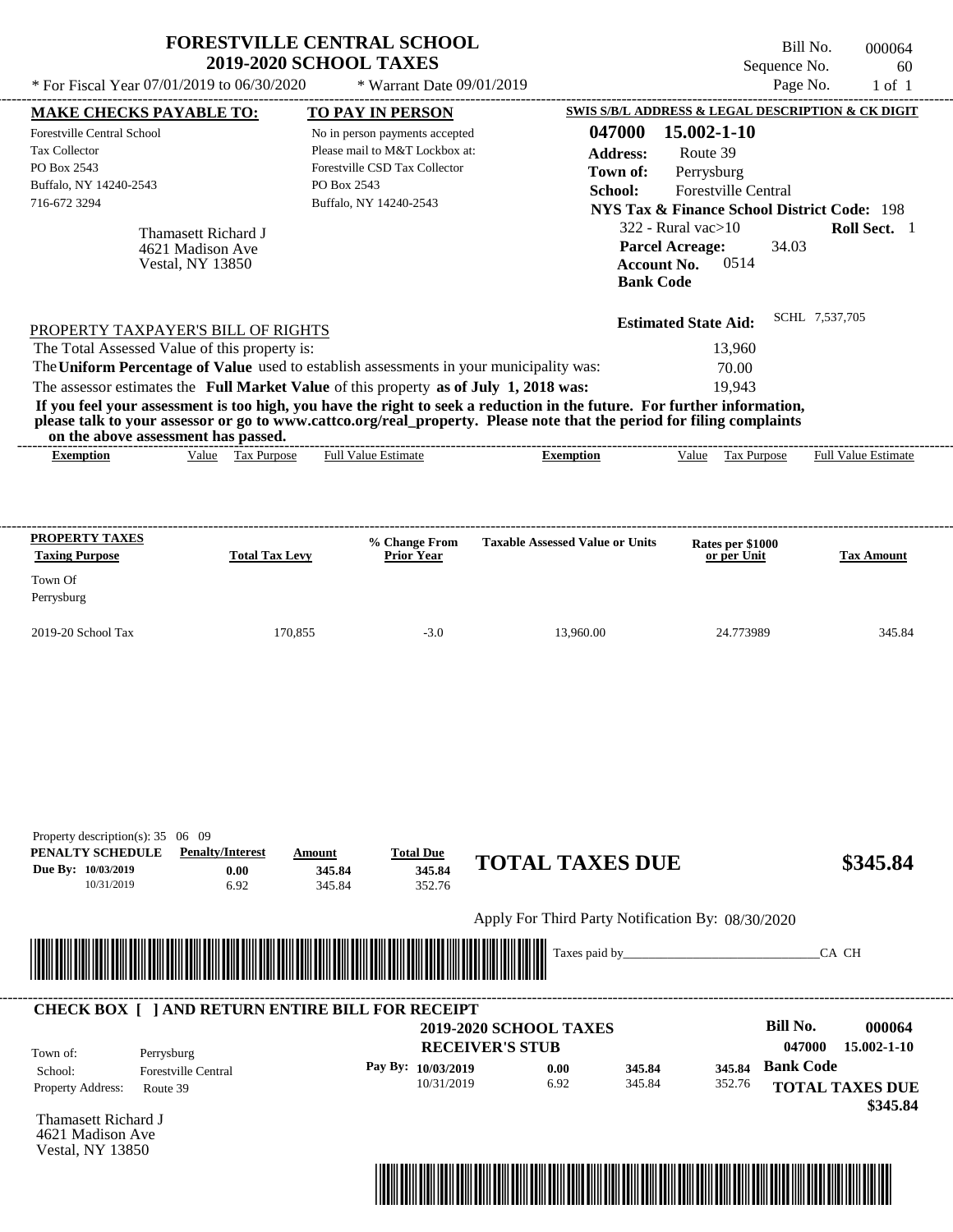# FORESTVILLE CENTRAL SCHOOL
## 2019-2020 SCHOOL TAXES

Bill No. 000064
Sequence No. 60
Page No. 1 of 1

* For Fiscal Year 07/01/2019 to 06/30/2020 &nbsp;&nbsp;&nbsp; * Warrant Date 09/01/2019

**MAKE CHECKS PAYABLE TO:**

Forestville Central School
Tax Collector
PO Box 2543
Buffalo, NY 14240-2543
716-672 3294

**TO PAY IN PERSON**

No in person payments accepted
Please mail to M&T Lockbox at:
Forestville CSD Tax Collector
PO Box 2543
Buffalo, NY 14240-2543

**SWIS S/B/L ADDRESS & LEGAL DESCRIPTION & CK DIGIT**

**047000 15.002-1-10**
**Address:** Route 39
**Town of:** Perrysburg
**School:** Forestville Central
**NYS Tax & Finance School District Code:** 198
322 - Rural vac>10 &nbsp;&nbsp; **Roll Sect.** 1
**Parcel Acreage:** 34.03
**Account No.** 0514
**Bank Code**

Thamasett Richard J
4621 Madison Ave
Vestal, NY 13850

**Estimated State Aid:** SCHL 7,537,705

PROPERTY TAXPAYER'S BILL OF RIGHTS

The Total Assessed Value of this property is: 13,960
The **Uniform Percentage of Value** used to establish assessments in your municipality was: 70.00
The assessor estimates the **Full Market Value** of this property **as of July 1, 2018 was:** 19,943

**If you feel your assessment is too high, you have the right to seek a reduction in the future. For further information, please talk to your assessor or go to www.cattco.org/real_property. Please note that the period for filing complaints on the above assessment has passed.**

| Exemption | Value | Tax Purpose | Full Value Estimate | Exemption | Value | Tax Purpose | Full Value Estimate |
|---|---|---|---|---|---|---|---|

| PROPERTY TAXES Taxing Purpose | Total Tax Levy | % Change From Prior Year | Taxable Assessed Value or Units | Rates per $1000 or per Unit | Tax Amount |
|---|---|---|---|---|---|
| Town Of Perrysburg | | | | | |
| 2019-20 School Tax | 170,855 | -3.0 | 13,960.00 | 24.773989 | 345.84 |

Property description(s): 35 06 09

| PENALTY SCHEDULE | Penalty/Interest | Amount | Total Due |
|---|---|---|---|
| Due By: 10/03/2019 | 0.00 | 345.84 | 345.84 |
| 10/31/2019 | 6.92 | 345.84 | 352.76 |

**TOTAL TAXES DUE $345.84**

Apply For Third Party Notification By: 08/30/2020

Taxes paid by_______________________________CA CH

**CHECK BOX [ ] AND RETURN ENTIRE BILL FOR RECEIPT**

**2019-2020 SCHOOL TAXES**
**RECEIVER'S STUB**

**Bill No. 000064**
**047000 15.002-1-10**

Town of: Perrysburg
School: Forestville Central
Property Address: Route 39

| Pay By: | | | | |
|---|---|---|---|---|
| 10/03/2019 | 0.00 | 345.84 | 345.84 | Bank Code |
| 10/31/2019 | 6.92 | 345.84 | 352.76 | |

**TOTAL TAXES DUE $345.84**

Thamasett Richard J
4621 Madison Ave
Vestal, NY 13850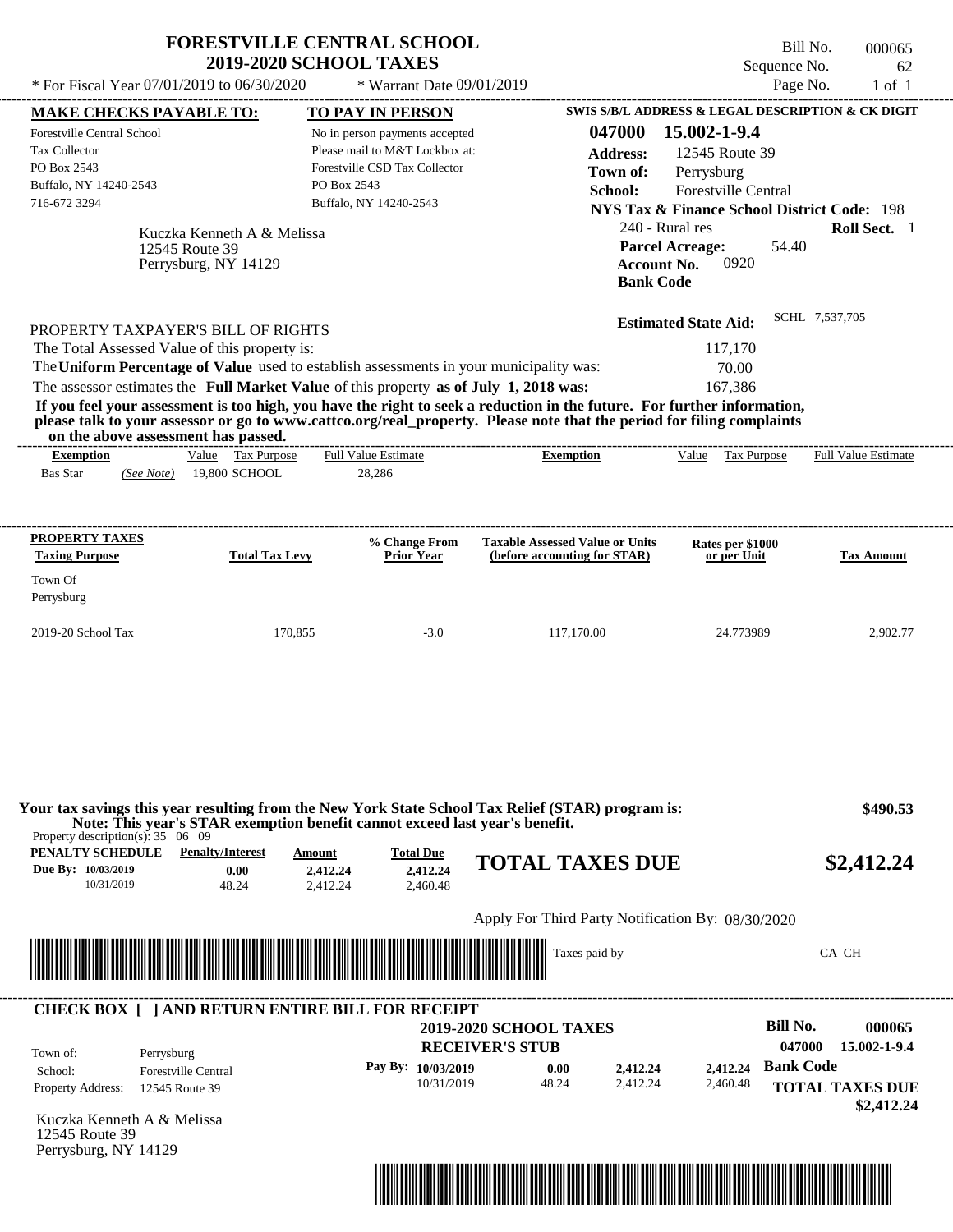# FORESTVILLE CENTRAL SCHOOL
## 2019-2020 SCHOOL TAXES

\* For Fiscal Year 07/01/2019 to 06/30/2020 &nbsp;&nbsp;&nbsp; \* Warrant Date 09/01/2019

Bill No. 000065
Sequence No. 62
Page No. 1 of 1

**MAKE CHECKS PAYABLE TO:**
Forestville Central School
Tax Collector
PO Box 2543
Buffalo, NY 14240-2543
716-672 3294

**TO PAY IN PERSON**
No in person payments accepted
Please mail to M&T Lockbox at:
Forestville CSD Tax Collector
PO Box 2543
Buffalo, NY 14240-2543

**SWIS S/B/L ADDRESS & LEGAL DESCRIPTION & CK DIGIT**
**047000 15.002-1-9.4**
**Address:** 12545 Route 39
**Town of:** Perrysburg
**School:** Forestville Central
**NYS Tax & Finance School District Code:** 198
240 - Rural res &nbsp;&nbsp; **Roll Sect.** 1
**Parcel Acreage:** 54.40
**Account No.** 0920
**Bank Code**

Kuczka Kenneth A & Melissa
12545 Route 39
Perrysburg, NY 14129

**Estimated State Aid:** SCHL 7,537,705

PROPERTY TAXPAYER'S BILL OF RIGHTS

The Total Assessed Value of this property is: 117,170
The **Uniform Percentage of Value** used to establish assessments in your municipality was: 70.00
The assessor estimates the **Full Market Value** of this property **as of July 1, 2018 was:** 167,386

**If you feel your assessment is too high, you have the right to seek a reduction in the future. For further information, please talk to your assessor or go to www.cattco.org/real_property. Please note that the period for filing complaints on the above assessment has passed.**

| Exemption | Value | Tax Purpose | Full Value Estimate | Exemption | Value | Tax Purpose | Full Value Estimate |
|---|---|---|---|---|---|---|---|
| Bas Star *(See Note)* | 19,800 | SCHOOL | 28,286 | | | | |

| PROPERTY TAXES Taxing Purpose | Total Tax Levy | % Change From Prior Year | Taxable Assessed Value or Units (before accounting for STAR) | Rates per $1000 or per Unit | Tax Amount |
|---|---|---|---|---|---|
| Town Of Perrysburg | | | | | |
| 2019-20 School Tax | 170,855 | -3.0 | 117,170.00 | 24.773989 | 2,902.77 |

**Your tax savings this year resulting from the New York State School Tax Relief (STAR) program is: $490.53**
**Note: This year's STAR exemption benefit cannot exceed last year's benefit.**

Property description(s): 35 06 09

| PENALTY SCHEDULE | Penalty/Interest | Amount | Total Due |
|---|---|---|---|
| Due By: 10/03/2019 | 0.00 | 2,412.24 | 2,412.24 |
| 10/31/2019 | 48.24 | 2,412.24 | 2,460.48 |

**TOTAL TAXES DUE $2,412.24**

Apply For Third Party Notification By: 08/30/2020

Taxes paid by_______________________________CA CH

---

**CHECK BOX [ ] AND RETURN ENTIRE BILL FOR RECEIPT**

**2019-2020 SCHOOL TAXES**
**RECEIVER'S STUB**

**Bill No. 000065**
047000 15.002-1-9.4

Town of: Perrysburg
School: Forestville Central
Property Address: 12545 Route 39

| Pay By: | | | |
|---|---|---|---|
| 10/03/2019 | 0.00 | 2,412.24 | 2,412.24 |
| 10/31/2019 | 48.24 | 2,412.24 | 2,460.48 |

**Bank Code**

**TOTAL TAXES DUE**
**$2,412.24**

Kuczka Kenneth A & Melissa
12545 Route 39
Perrysburg, NY 14129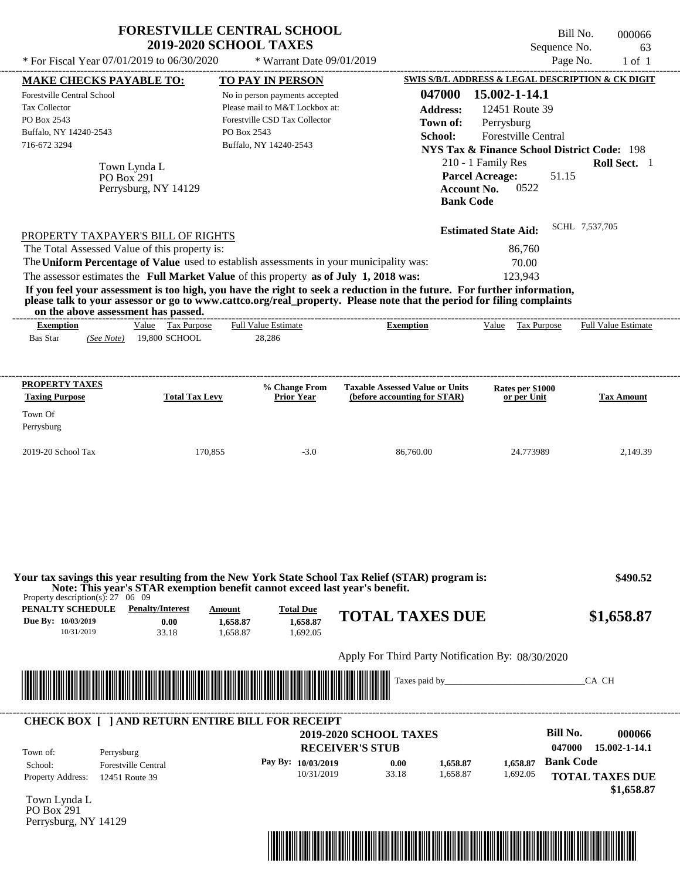# FORESTVILLE CENTRAL SCHOOL
## 2019-2020 SCHOOL TAXES

\* For Fiscal Year 07/01/2019 to 06/30/2020 \* Warrant Date 09/01/2019

Bill No. 000066
Sequence No. 63
Page No. 1 of 1

**MAKE CHECKS PAYABLE TO:**
Forestville Central School
Tax Collector
PO Box 2543
Buffalo, NY 14240-2543
716-672 3294

**TO PAY IN PERSON**
No in person payments accepted
Please mail to M&T Lockbox at:
Forestville CSD Tax Collector
PO Box 2543
Buffalo, NY 14240-2543

**SWIS S/B/L ADDRESS & LEGAL DESCRIPTION & CK DIGIT**
**047000 15.002-1-14.1**
**Address:** 12451 Route 39
**Town of:** Perrysburg
**School:** Forestville Central
**NYS Tax & Finance School District Code:** 198
210 - 1 Family Res **Roll Sect.** 1
**Parcel Acreage:** 51.15
**Account No.** 0522
**Bank Code**

Town Lynda L
PO Box 291
Perrysburg, NY 14129

**Estimated State Aid:** SCHL 7,537,705

PROPERTY TAXPAYER'S BILL OF RIGHTS

The Total Assessed Value of this property is: 86,760
The **Uniform Percentage of Value** used to establish assessments in your municipality was: 70.00
The assessor estimates the **Full Market Value** of this property **as of July 1, 2018 was:** 123,943

**If you feel your assessment is too high, you have the right to seek a reduction in the future. For further information, please talk to your assessor or go to www.cattco.org/real_property. Please note that the period for filing complaints on the above assessment has passed.**

| Exemption | Value | Tax Purpose | Full Value Estimate | Exemption | Value | Tax Purpose | Full Value Estimate |
|---|---|---|---|---|---|---|---|
| Bas Star *(See Note)* | 19,800 | SCHOOL | 28,286 | | | | |

| PROPERTY TAXES Taxing Purpose | Total Tax Levy | % Change From Prior Year | Taxable Assessed Value or Units (before accounting for STAR) | Rates per $1000 or per Unit | Tax Amount |
|---|---|---|---|---|---|
| Town Of Perrysburg | | | | | |
| 2019-20 School Tax | 170,855 | -3.0 | 86,760.00 | 24.773989 | 2,149.39 |

**Your tax savings this year resulting from the New York State School Tax Relief (STAR) program is: $490.52**
**Note: This year's STAR exemption benefit cannot exceed last year's benefit.**

Property description(s): 27 06 09

| PENALTY SCHEDULE | Penalty/Interest | Amount | Total Due |
|---|---|---|---|
| Due By: 10/03/2019 | 0.00 | 1,658.87 | 1,658.87 |
| 10/31/2019 | 33.18 | 1,658.87 | 1,692.05 |

**TOTAL TAXES DUE $1,658.87**

Apply For Third Party Notification By: 08/30/2020

Taxes paid by_______________________________CA CH

---

**CHECK BOX [ ] AND RETURN ENTIRE BILL FOR RECEIPT**

**2019-2020 SCHOOL TAXES**
**RECEIVER'S STUB**

**Bill No. 000066**
047000 15.002-1-14.1

Town of: Perrysburg
School: Forestville Central
Property Address: 12451 Route 39

| Pay By: | | | |
|---|---|---|---|
| 10/03/2019 | 0.00 | 1,658.87 | 1,658.87 |
| 10/31/2019 | 33.18 | 1,658.87 | 1,692.05 |

**Bank Code**

**TOTAL TAXES DUE $1,658.87**

Town Lynda L
PO Box 291
Perrysburg, NY 14129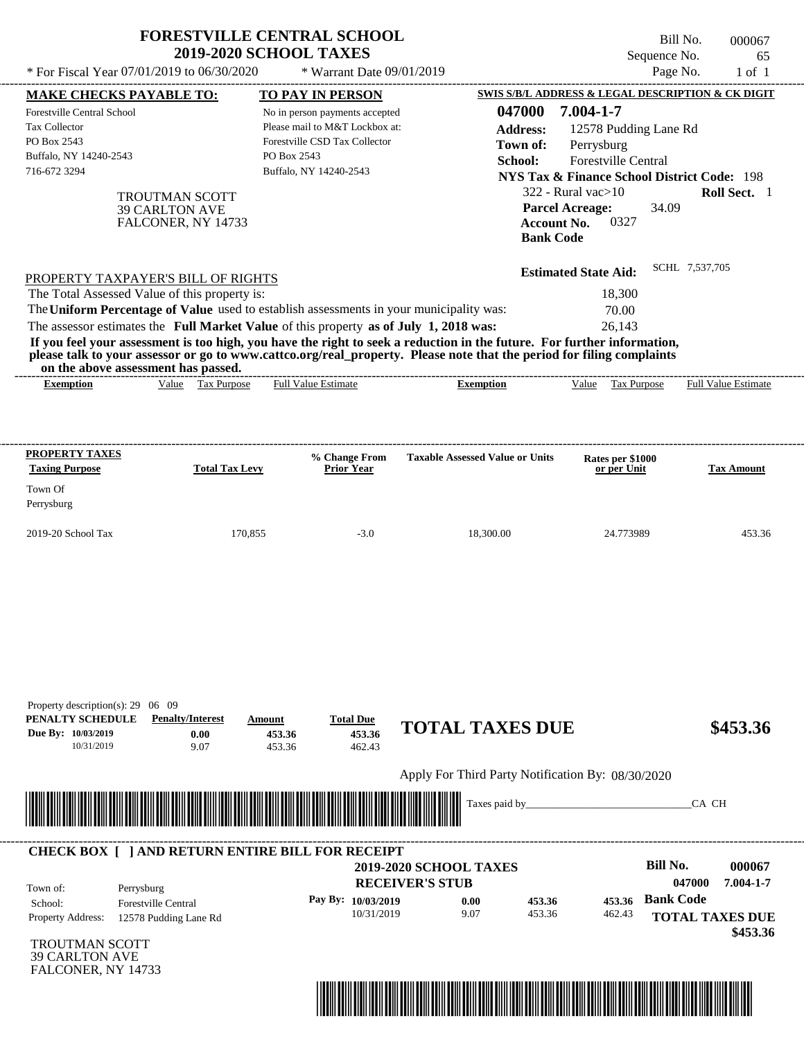# FORESTVILLE CENTRAL SCHOOL
## 2019-2020 SCHOOL TAXES

Bill No. 000067
Sequence No. 65
Page No. 1 of 1

* For Fiscal Year 07/01/2019 to 06/30/2020 * Warrant Date 09/01/2019

**MAKE CHECKS PAYABLE TO:**
Forestville Central School
Tax Collector
PO Box 2543
Buffalo, NY 14240-2543
716-672 3294

**TO PAY IN PERSON**
No in person payments accepted
Please mail to M&T Lockbox at:
Forestville CSD Tax Collector
PO Box 2543
Buffalo, NY 14240-2543

**SWIS S/B/L ADDRESS & LEGAL DESCRIPTION & CK DIGIT**
**047000 7.004-1-7**
**Address:** 12578 Pudding Lane Rd
**Town of:** Perrysburg
**School:** Forestville Central
**NYS Tax & Finance School District Code:** 198
322 - Rural vac>10 **Roll Sect.** 1
**Parcel Acreage:** 34.09
**Account No.** 0327
**Bank Code**

TROUTMAN SCOTT
39 CARLTON AVE
FALCONER, NY 14733

**Estimated State Aid:** SCHL 7,537,705

PROPERTY TAXPAYER'S BILL OF RIGHTS

The Total Assessed Value of this property is: 18,300
The **Uniform Percentage of Value** used to establish assessments in your municipality was: 70.00
The assessor estimates the **Full Market Value** of this property **as of July 1, 2018 was:** 26,143

**If you feel your assessment is too high, you have the right to seek a reduction in the future. For further information, please talk to your assessor or go to www.cattco.org/real_property. Please note that the period for filing complaints on the above assessment has passed.**

| Exemption | Value | Tax Purpose | Full Value Estimate | Exemption | Value | Tax Purpose | Full Value Estimate |
|---|---|---|---|---|---|---|---|

| PROPERTY TAXES Taxing Purpose | Total Tax Levy | % Change From Prior Year | Taxable Assessed Value or Units | Rates per $1000 or per Unit | Tax Amount |
|---|---|---|---|---|---|
| Town Of Perrysburg | | | | | |
| 2019-20 School Tax | 170,855 | -3.0 | 18,300.00 | 24.773989 | 453.36 |

Property description(s): 29 06 09

| PENALTY SCHEDULE | Penalty/Interest | Amount | Total Due |
|---|---|---|---|
| Due By: 10/03/2019 | 0.00 | 453.36 | 453.36 |
| 10/31/2019 | 9.07 | 453.36 | 462.43 |

**TOTAL TAXES DUE $453.36**

Apply For Third Party Notification By: 08/30/2020

Taxes paid by_______________________________CA CH

**CHECK BOX [ ] AND RETURN ENTIRE BILL FOR RECEIPT**

**2019-2020 SCHOOL TAXES**
**RECEIVER'S STUB**

**Bill No. 000067**
**047000 7.004-1-7**

Town of: Perrysburg
School: Forestville Central
Property Address: 12578 Pudding Lane Rd

| Pay By: | | | |
|---|---|---|---|
| 10/03/2019 | 0.00 | 453.36 | 453.36 |
| 10/31/2019 | 9.07 | 453.36 | 462.43 |

**Bank Code**

**TOTAL TAXES DUE $453.36**

TROUTMAN SCOTT
39 CARLTON AVE
FALCONER, NY 14733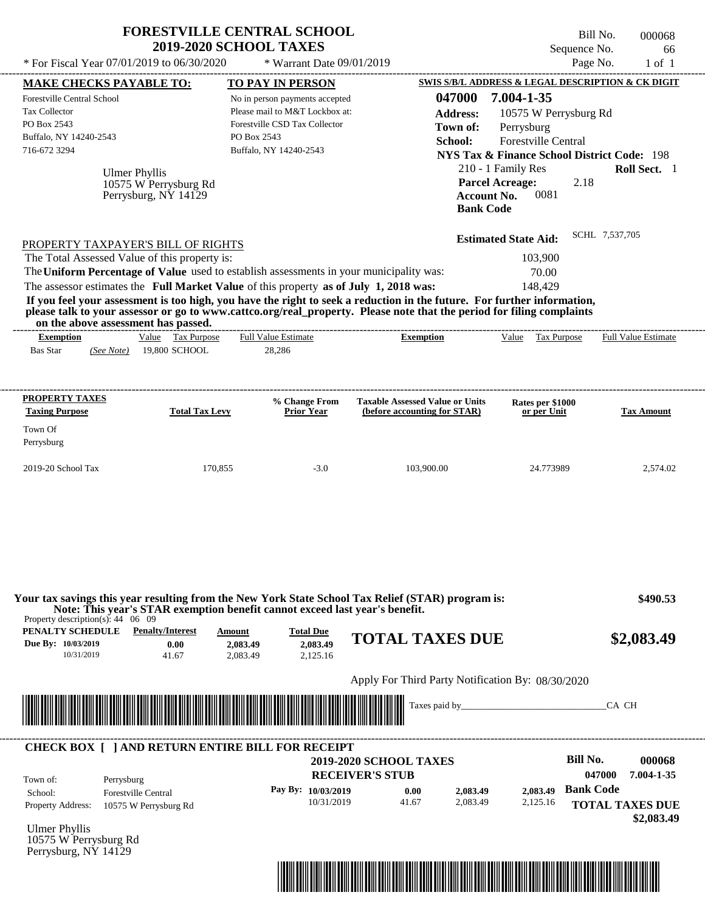# FORESTVILLE CENTRAL SCHOOL
## 2019-2020 SCHOOL TAXES

Bill No. 000068
Sequence No. 66
Page No. 1 of 1

* For Fiscal Year 07/01/2019 to 06/30/2020 * Warrant Date 09/01/2019

**MAKE CHECKS PAYABLE TO:**
Forestville Central School
Tax Collector
PO Box 2543
Buffalo, NY 14240-2543
716-672 3294

**TO PAY IN PERSON**
No in person payments accepted
Please mail to M&T Lockbox at:
Forestville CSD Tax Collector
PO Box 2543
Buffalo, NY 14240-2543

**SWIS S/B/L ADDRESS & LEGAL DESCRIPTION & CK DIGIT**
**047000 7.004-1-35**
**Address:** 10575 W Perrysburg Rd
**Town of:** Perrysburg
**School:** Forestville Central
**NYS Tax & Finance School District Code:** 198
210 - 1 Family Res **Roll Sect.** 1
**Parcel Acreage:** 2.18
**Account No.** 0081
**Bank Code**

Ulmer Phyllis
10575 W Perrysburg Rd
Perrysburg, NY 14129

**Estimated State Aid:** SCHL 7,537,705

PROPERTY TAXPAYER'S BILL OF RIGHTS

The Total Assessed Value of this property is: 103,900
The **Uniform Percentage of Value** used to establish assessments in your municipality was: 70.00
The assessor estimates the **Full Market Value** of this property **as of July 1, 2018 was:** 148,429

**If you feel your assessment is too high, you have the right to seek a reduction in the future. For further information, please talk to your assessor or go to www.cattco.org/real_property. Please note that the period for filing complaints on the above assessment has passed.**

| Exemption | Value | Tax Purpose | Full Value Estimate | Exemption | Value | Tax Purpose | Full Value Estimate |
|---|---|---|---|---|---|---|---|
| Bas Star *(See Note)* | 19,800 | SCHOOL | 28,286 | | | | |

| PROPERTY TAXES Taxing Purpose | Total Tax Levy | % Change From Prior Year | Taxable Assessed Value or Units (before accounting for STAR) | Rates per $1000 or per Unit | Tax Amount |
|---|---|---|---|---|---|
| Town Of Perrysburg | | | | | |
| 2019-20 School Tax | 170,855 | -3.0 | 103,900.00 | 24.773989 | 2,574.02 |

**Your tax savings this year resulting from the New York State School Tax Relief (STAR) program is: $490.53**
**Note: This year's STAR exemption benefit cannot exceed last year's benefit.**

Property description(s): 44 06 09

| PENALTY SCHEDULE | Penalty/Interest | Amount | Total Due |
|---|---|---|---|
| Due By: 10/03/2019 | 0.00 | 2,083.49 | 2,083.49 |
| 10/31/2019 | 41.67 | 2,083.49 | 2,125.16 |

**TOTAL TAXES DUE $2,083.49**

Apply For Third Party Notification By: 08/30/2020

Taxes paid by_______________________________CA CH

---

**CHECK BOX [ ] AND RETURN ENTIRE BILL FOR RECEIPT**

**2019-2020 SCHOOL TAXES**
**RECEIVER'S STUB**

**Bill No. 000068**
**047000 7.004-1-35**

Town of: Perrysburg
School: Forestville Central
Property Address: 10575 W Perrysburg Rd

| Pay By: | Penalty/Interest | Amount | Total Due |
|---|---|---|---|
| 10/03/2019 | 0.00 | 2,083.49 | 2,083.49 |
| 10/31/2019 | 41.67 | 2,083.49 | 2,125.16 |

**Bank Code**
**TOTAL TAXES DUE $2,083.49**

Ulmer Phyllis
10575 W Perrysburg Rd
Perrysburg, NY 14129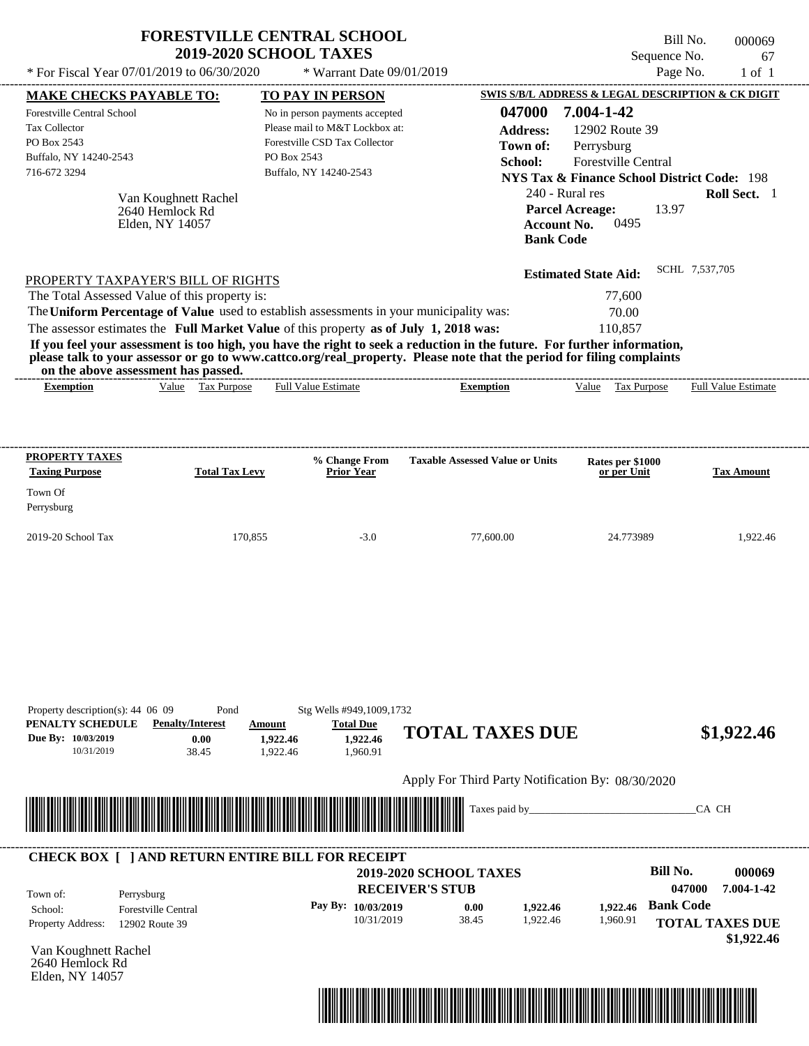# FORESTVILLE CENTRAL SCHOOL
## 2019-2020 SCHOOL TAXES

\* For Fiscal Year 07/01/2019 to 06/30/2020 &nbsp;&nbsp; \* Warrant Date 09/01/2019

Bill No. 000069
Sequence No. 67
Page No. 1 of 1

| MAKE CHECKS PAYABLE TO: | TO PAY IN PERSON | SWIS S/B/L ADDRESS & LEGAL DESCRIPTION & CK DIGIT |
|---|---|---|
| Forestville Central School | No in person payments accepted | 047000 7.004-1-42 |
| Tax Collector | Please mail to M&T Lockbox at: | Address: 12902 Route 39 |
| PO Box 2543 | Forestville CSD Tax Collector | Town of: Perrysburg |
| Buffalo, NY 14240-2543 | PO Box 2543 | School: Forestville Central |
| 716-672 3294 | Buffalo, NY 14240-2543 | NYS Tax & Finance School District Code: 198 |

Van Koughnett Rachel
2640 Hemlock Rd
Elden, NY 14057

240 - Rural res &nbsp;&nbsp; **Roll Sect.** 1
**Parcel Acreage:** 13.97
**Account No.** 0495
**Bank Code**

**Estimated State Aid:** SCHL 7,537,705

PROPERTY TAXPAYER'S BILL OF RIGHTS

The Total Assessed Value of this property is: 77,600
The **Uniform Percentage of Value** used to establish assessments in your municipality was: 70.00
The assessor estimates the **Full Market Value** of this property **as of July 1, 2018 was:** 110,857

**If you feel your assessment is too high, you have the right to seek a reduction in the future. For further information, please talk to your assessor or go to www.cattco.org/real_property. Please note that the period for filing complaints on the above assessment has passed.**

| Exemption | Value | Tax Purpose | Full Value Estimate | Exemption | Value | Tax Purpose | Full Value Estimate |
|---|---|---|---|---|---|---|---|

| PROPERTY TAXES Taxing Purpose | Total Tax Levy | % Change From Prior Year | Taxable Assessed Value or Units | Rates per $1000 or per Unit | Tax Amount |
|---|---|---|---|---|---|
| Town Of Perrysburg | | | | | |
| 2019-20 School Tax | 170,855 | -3.0 | 77,600.00 | 24.773989 | 1,922.46 |

Property description(s): 44 06 09 &nbsp;&nbsp; Pond &nbsp;&nbsp; Stg Wells #949,1009,1732

| PENALTY SCHEDULE | Penalty/Interest | Amount | Total Due |
|---|---|---|---|
| Due By: 10/03/2019 | 0.00 | 1,922.46 | 1,922.46 |
| 10/31/2019 | 38.45 | 1,922.46 | 1,960.91 |

**TOTAL TAXES DUE $1,922.46**

Apply For Third Party Notification By: 08/30/2020

Taxes paid by_______________________________CA CH

**CHECK BOX [ ] AND RETURN ENTIRE BILL FOR RECEIPT**

**2019-2020 SCHOOL TAXES**
**RECEIVER'S STUB**

**Bill No. 000069**
047000 7.004-1-42

Town of: Perrysburg
School: Forestville Central
Property Address: 12902 Route 39

| Pay By: | | | |
|---|---|---|---|
| 10/03/2019 | 0.00 | 1,922.46 | 1,922.46 |
| 10/31/2019 | 38.45 | 1,922.46 | 1,960.91 |

**Bank Code**

**TOTAL TAXES DUE $1,922.46**

Van Koughnett Rachel
2640 Hemlock Rd
Elden, NY 14057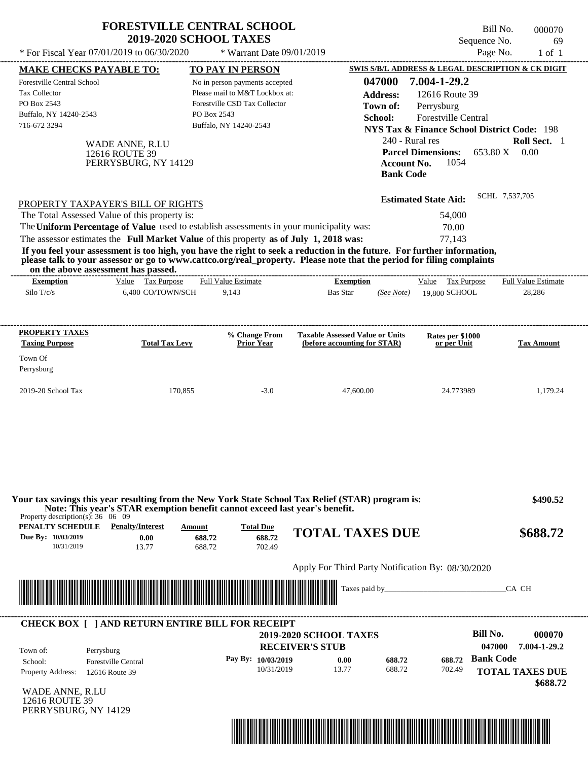# FORESTVILLE CENTRAL SCHOOL
## 2019-2020 SCHOOL TAXES

\* For Fiscal Year 07/01/2019 to 06/30/2020 \* Warrant Date 09/01/2019

Bill No. 000070
Sequence No. 69
Page No. 1 of 1

**MAKE CHECKS PAYABLE TO:**
Forestville Central School
Tax Collector
PO Box 2543
Buffalo, NY 14240-2543
716-672 3294

**TO PAY IN PERSON**
No in person payments accepted
Please mail to M&T Lockbox at:
Forestville CSD Tax Collector
PO Box 2543
Buffalo, NY 14240-2543

**SWIS S/B/L ADDRESS & LEGAL DESCRIPTION & CK DIGIT**
**047000 7.004-1-29.2**
**Address:** 12616 Route 39
**Town of:** Perrysburg
**School:** Forestville Central
**NYS Tax & Finance School District Code:** 198
240 - Rural res **Roll Sect.** 1
**Parcel Dimensions:** 653.80 X 0.00
**Account No.** 1054
**Bank Code**

WADE ANNE, R.LU
12616 ROUTE 39
PERRYSBURG, NY 14129

**Estimated State Aid:** SCHL 7,537,705

PROPERTY TAXPAYER'S BILL OF RIGHTS

The Total Assessed Value of this property is: 54,000
The **Uniform Percentage of Value** used to establish assessments in your municipality was: 70.00
The assessor estimates the **Full Market Value** of this property **as of July 1, 2018 was:** 77,143

**If you feel your assessment is too high, you have the right to seek a reduction in the future. For further information, please talk to your assessor or go to www.cattco.org/real_property. Please note that the period for filing complaints on the above assessment has passed.**

| Exemption | Value | Tax Purpose | Full Value Estimate | Exemption | | Value | Tax Purpose | Full Value Estimate |
|---|---|---|---|---|---|---|---|---|
| Silo T/c/s | 6,400 | CO/TOWN/SCH | 9,143 | Bas Star | (See Note) | 19,800 | SCHOOL | 28,286 |

| PROPERTY TAXES Taxing Purpose | Total Tax Levy | % Change From Prior Year | Taxable Assessed Value or Units (before accounting for STAR) | Rates per $1000 or per Unit | Tax Amount |
|---|---|---|---|---|---|
| Town Of Perrysburg | | | | | |
| 2019-20 School Tax | 170,855 | -3.0 | 47,600.00 | 24.773989 | 1,179.24 |

**Your tax savings this year resulting from the New York State School Tax Relief (STAR) program is: $490.52**
**Note: This year's STAR exemption benefit cannot exceed last year's benefit.**

Property description(s): 36 06 09

| PENALTY SCHEDULE | Penalty/Interest | Amount | Total Due |
|---|---|---|---|
| Due By: 10/03/2019 | 0.00 | 688.72 | 688.72 |
| 10/31/2019 | 13.77 | 688.72 | 702.49 |

**TOTAL TAXES DUE $688.72**

Apply For Third Party Notification By: 08/30/2020

Taxes paid by\_\_\_\_\_\_\_\_\_\_\_\_\_\_\_\_\_\_\_\_\_\_\_\_\_\_\_\_\_\_CA CH

**CHECK BOX [ ] AND RETURN ENTIRE BILL FOR RECEIPT**

**2019-2020 SCHOOL TAXES**
**RECEIVER'S STUB**

**Bill No. 000070**
**047000 7.004-1-29.2**

Town of: Perrysburg
School: Forestville Central
Property Address: 12616 Route 39

| Pay By: | | | |
|---|---|---|---|
| 10/03/2019 | 0.00 | 688.72 | 688.72 |
| 10/31/2019 | 13.77 | 688.72 | 702.49 |

**Bank Code**
**TOTAL TAXES DUE $688.72**

WADE ANNE, R.LU
12616 ROUTE 39
PERRYSBURG, NY 14129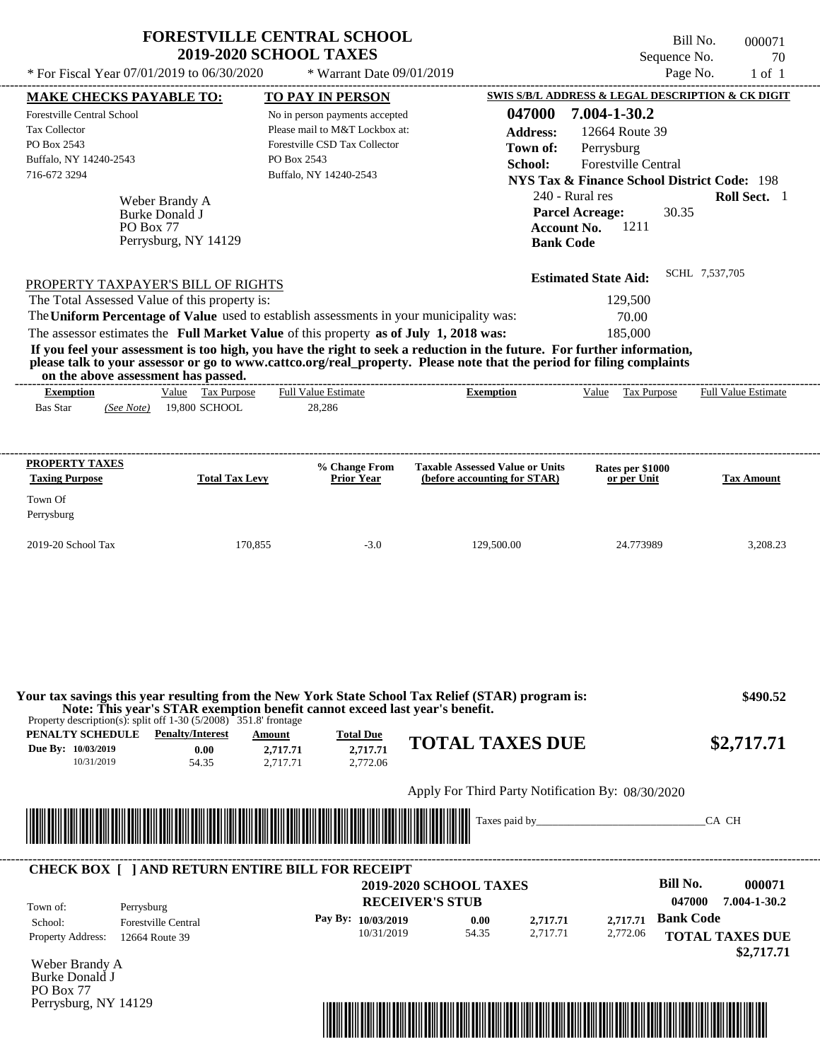# FORESTVILLE CENTRAL SCHOOL
## 2019-2020 SCHOOL TAXES

* For Fiscal Year 07/01/2019 to 06/30/2020 * Warrant Date 09/01/2019

Bill No. 000071
Sequence No. 70
Page No. 1 of 1

| MAKE CHECKS PAYABLE TO: | TO PAY IN PERSON | SWIS S/B/L ADDRESS & LEGAL DESCRIPTION & CK DIGIT |
|---|---|---|
| Forestville Central School | No in person payments accepted | 047000 7.004-1-30.2 |
| Tax Collector | Please mail to M&T Lockbox at: | Address: 12664 Route 39 |
| PO Box 2543 | Forestville CSD Tax Collector | Town of: Perrysburg |
| Buffalo, NY 14240-2543 | PO Box 2543 | School: Forestville Central |
| 716-672 3294 | Buffalo, NY 14240-2543 | NYS Tax & Finance School District Code: 198 |

Weber Brandy A
Burke Donald J
PO Box 77
Perrysburg, NY 14129

240 - Rural res **Roll Sect.** 1
**Parcel Acreage:** 30.35
**Account No.** 1211
**Bank Code**

**Estimated State Aid:** SCHL 7,537,705

PROPERTY TAXPAYER'S BILL OF RIGHTS

The Total Assessed Value of this property is: 129,500
The **Uniform Percentage of Value** used to establish assessments in your municipality was: 70.00
The assessor estimates the **Full Market Value** of this property **as of July 1, 2018 was:** 185,000

**If you feel your assessment is too high, you have the right to seek a reduction in the future. For further information, please talk to your assessor or go to www.cattco.org/real_property. Please note that the period for filing complaints on the above assessment has passed.**

| Exemption | Value | Tax Purpose | Full Value Estimate | Exemption | Value | Tax Purpose | Full Value Estimate |
|---|---|---|---|---|---|---|---|
| Bas Star (See Note) | 19,800 | SCHOOL | 28,286 | | | | |

| PROPERTY TAXES Taxing Purpose | Total Tax Levy | % Change From Prior Year | Taxable Assessed Value or Units (before accounting for STAR) | Rates per $1000 or per Unit | Tax Amount |
|---|---|---|---|---|---|
| Town Of Perrysburg | | | | | |
| 2019-20 School Tax | 170,855 | -3.0 | 129,500.00 | 24.773989 | 3,208.23 |

**Your tax savings this year resulting from the New York State School Tax Relief (STAR) program is: $490.52**
**Note: This year's STAR exemption benefit cannot exceed last year's benefit.**
Property description(s): split off 1-30 (5/2008) 351.8' frontage

| PENALTY SCHEDULE | Penalty/Interest | Amount | Total Due |
|---|---|---|---|
| Due By: 10/03/2019 | 0.00 | 2,717.71 | 2,717.71 |
| 10/31/2019 | 54.35 | 2,717.71 | 2,772.06 |

**TOTAL TAXES DUE $2,717.71**

Apply For Third Party Notification By: 08/30/2020

Taxes paid by_______________________________CA CH

**CHECK BOX [ ] AND RETURN ENTIRE BILL FOR RECEIPT**

**2019-2020 SCHOOL TAXES**
**RECEIVER'S STUB**

Bill No. 000071
047000 7.004-1-30.2

Town of: Perrysburg
School: Forestville Central
Property Address: 12664 Route 39

| Pay By: | Penalty/Interest | Amount | Total Due |
|---|---|---|---|
| 10/03/2019 | 0.00 | 2,717.71 | 2,717.71 |
| 10/31/2019 | 54.35 | 2,717.71 | 2,772.06 |

**Bank Code**
**TOTAL TAXES DUE $2,717.71**

Weber Brandy A
Burke Donald J
PO Box 77
Perrysburg, NY 14129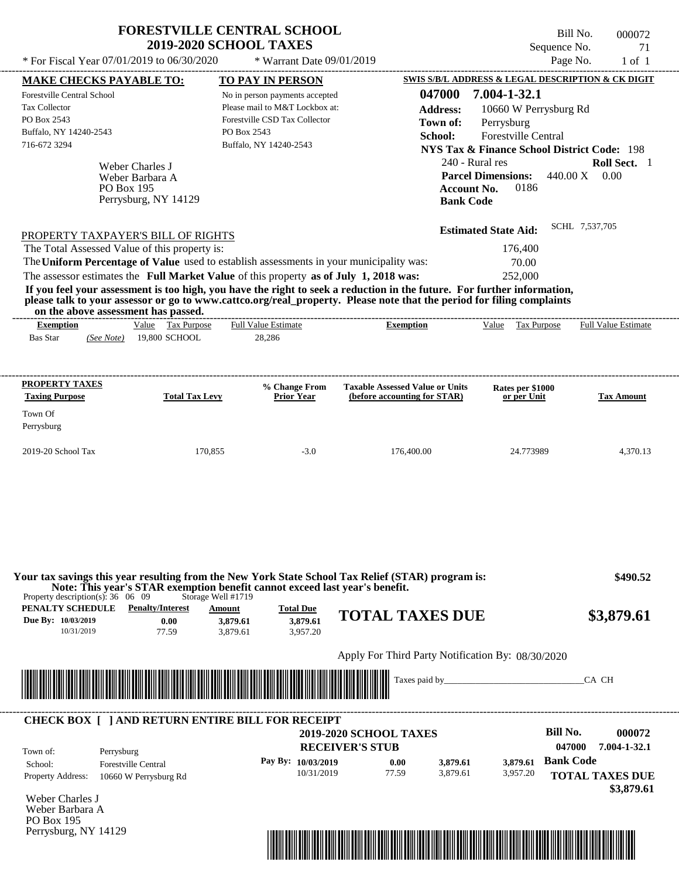# FORESTVILLE CENTRAL SCHOOL
## 2019-2020 SCHOOL TAXES

\* For Fiscal Year 07/01/2019 to 06/30/2020 \* Warrant Date 09/01/2019

Bill No. 000072
Sequence No. 71
Page No. 1 of 1

**MAKE CHECKS PAYABLE TO:**
Forestville Central School
Tax Collector
PO Box 2543
Buffalo, NY 14240-2543
716-672 3294

**TO PAY IN PERSON**
No in person payments accepted
Please mail to M&T Lockbox at:
Forestville CSD Tax Collector
PO Box 2543
Buffalo, NY 14240-2543

**SWIS S/B/L ADDRESS & LEGAL DESCRIPTION & CK DIGIT**
**047000 7.004-1-32.1**
**Address:** 10660 W Perrysburg Rd
**Town of:** Perrysburg
**School:** Forestville Central
**NYS Tax & Finance School District Code:** 198
240 - Rural res **Roll Sect.** 1
**Parcel Dimensions:** 440.00 X 0.00
**Account No.** 0186
**Bank Code**

Weber Charles J
Weber Barbara A
PO Box 195
Perrysburg, NY 14129

**Estimated State Aid:** SCHL 7,537,705

PROPERTY TAXPAYER'S BILL OF RIGHTS

The Total Assessed Value of this property is: 176,400
The **Uniform Percentage of Value** used to establish assessments in your municipality was: 70.00
The assessor estimates the **Full Market Value** of this property **as of July 1, 2018 was:** 252,000

**If you feel your assessment is too high, you have the right to seek a reduction in the future. For further information, please talk to your assessor or go to www.cattco.org/real_property. Please note that the period for filing complaints on the above assessment has passed.**

| Exemption | Value | Tax Purpose | Full Value Estimate | Exemption | Value | Tax Purpose | Full Value Estimate |
|---|---|---|---|---|---|---|---|
| Bas Star (See Note) | 19,800 | SCHOOL | 28,286 | | | | |

| PROPERTY TAXES Taxing Purpose | Total Tax Levy | % Change From Prior Year | Taxable Assessed Value or Units (before accounting for STAR) | Rates per $1000 or per Unit | Tax Amount |
|---|---|---|---|---|---|
| Town Of Perrysburg | | | | | |
| 2019-20 School Tax | 170,855 | -3.0 | 176,400.00 | 24.773989 | 4,370.13 |

**Your tax savings this year resulting from the New York State School Tax Relief (STAR) program is: $490.52**
**Note: This year's STAR exemption benefit cannot exceed last year's benefit.**

Property description(s): 36 06 09 Storage Well #1719

| PENALTY SCHEDULE | Penalty/Interest | Amount | Total Due |
|---|---|---|---|
| Due By: 10/03/2019 | 0.00 | 3,879.61 | 3,879.61 |
| 10/31/2019 | 77.59 | 3,879.61 | 3,957.20 |

**TOTAL TAXES DUE $3,879.61**

Apply For Third Party Notification By: 08/30/2020

Taxes paid by_______________________________CA CH

**CHECK BOX [ ] AND RETURN ENTIRE BILL FOR RECEIPT**

**2019-2020 SCHOOL TAXES**
**RECEIVER'S STUB**

Bill No. **000072**
047000 7.004-1-32.1

Town of: Perrysburg
School: Forestville Central
Property Address: 10660 W Perrysburg Rd

| Pay By: | | | |
|---|---|---|---|
| 10/03/2019 | 0.00 | 3,879.61 | 3,879.61 |
| 10/31/2019 | 77.59 | 3,879.61 | 3,957.20 |

**Bank Code**
**TOTAL TAXES DUE $3,879.61**

Weber Charles J
Weber Barbara A
PO Box 195
Perrysburg, NY 14129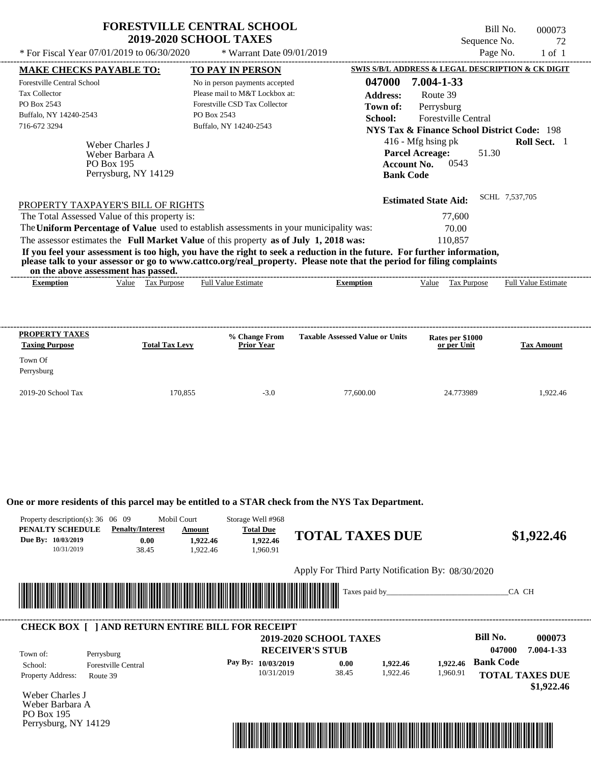# FORESTVILLE CENTRAL SCHOOL
## 2019-2020 SCHOOL TAXES

\* For Fiscal Year 07/01/2019 to 06/30/2020 \* Warrant Date 09/01/2019

Bill No. 000073
Sequence No. 72
Page No. 1 of 1

**MAKE CHECKS PAYABLE TO:**
Forestville Central School
Tax Collector
PO Box 2543
Buffalo, NY 14240-2543
716-672 3294

**TO PAY IN PERSON**
No in person payments accepted
Please mail to M&T Lockbox at:
Forestville CSD Tax Collector
PO Box 2543
Buffalo, NY 14240-2543

**SWIS S/B/L ADDRESS & LEGAL DESCRIPTION & CK DIGIT**
**047000 7.004-1-33**
**Address:** Route 39
**Town of:** Perrysburg
**School:** Forestville Central
**NYS Tax & Finance School District Code:** 198
416 - Mfg hsing pk **Roll Sect.** 1
**Parcel Acreage:** 51.30
**Account No.** 0543
**Bank Code**

Weber Charles J
Weber Barbara A
PO Box 195
Perrysburg, NY 14129

**Estimated State Aid:** SCHL 7,537,705

PROPERTY TAXPAYER'S BILL OF RIGHTS

The Total Assessed Value of this property is: 77,600
The **Uniform Percentage of Value** used to establish assessments in your municipality was: 70.00
The assessor estimates the **Full Market Value** of this property **as of July 1, 2018 was:** 110,857

**If you feel your assessment is too high, you have the right to seek a reduction in the future. For further information, please talk to your assessor or go to www.cattco.org/real_property. Please note that the period for filing complaints on the above assessment has passed.**

| Exemption | Value | Tax Purpose | Full Value Estimate | Exemption | Value | Tax Purpose | Full Value Estimate |
|---|---|---|---|---|---|---|---|

| PROPERTY TAXES Taxing Purpose | Total Tax Levy | % Change From Prior Year | Taxable Assessed Value or Units | Rates per $1000 or per Unit | Tax Amount |
|---|---|---|---|---|---|
| Town Of Perrysburg | | | | | |
| 2019-20 School Tax | 170,855 | -3.0 | 77,600.00 | 24.773989 | 1,922.46 |

**One or more residents of this parcel may be entitled to a STAR check from the NYS Tax Department.**

Property description(s): 36 06 09 Mobil Court Storage Well #968

| PENALTY SCHEDULE | Penalty/Interest | Amount | Total Due |
|---|---|---|---|
| Due By: 10/03/2019 | 0.00 | 1,922.46 | 1,922.46 |
| 10/31/2019 | 38.45 | 1,922.46 | 1,960.91 |

**TOTAL TAXES DUE $1,922.46**

Apply For Third Party Notification By: 08/30/2020

Taxes paid by_______________________________CA CH

**CHECK BOX [ ] AND RETURN ENTIRE BILL FOR RECEIPT**

**2019-2020 SCHOOL TAXES**
**RECEIVER'S STUB**

**Bill No.** 000073
047000 7.004-1-33

Town of: Perrysburg
School: Forestville Central
Property Address: Route 39

| Pay By: | Penalty/Interest | Amount | Total Due |
|---|---|---|---|
| 10/03/2019 | 0.00 | 1,922.46 | 1,922.46 |
| 10/31/2019 | 38.45 | 1,922.46 | 1,960.91 |

**Bank Code**

**TOTAL TAXES DUE**
**$1,922.46**

Weber Charles J
Weber Barbara A
PO Box 195
Perrysburg, NY 14129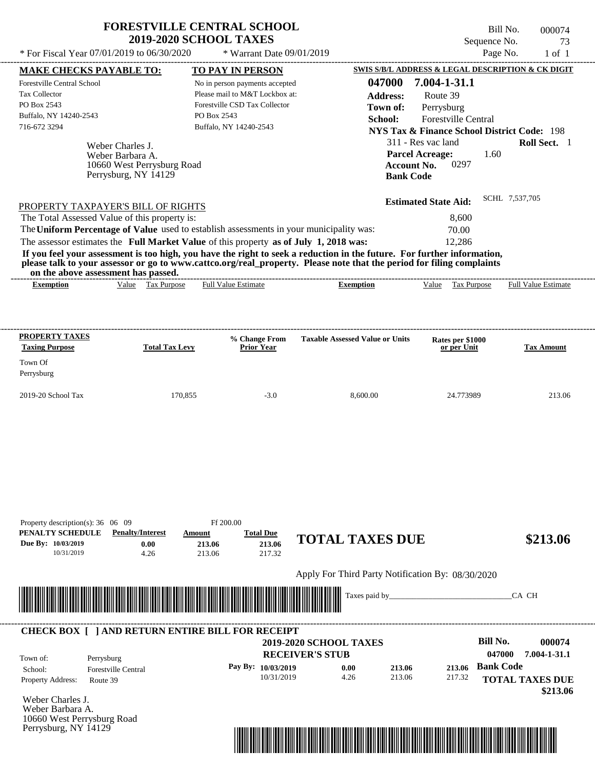# FORESTVILLE CENTRAL SCHOOL
## 2019-2020 SCHOOL TAXES

Bill No. 000074
Sequence No. 73
Page No. 1 of 1

* For Fiscal Year 07/01/2019 to 06/30/2020 * Warrant Date 09/01/2019

**MAKE CHECKS PAYABLE TO:**
Forestville Central School
Tax Collector
PO Box 2543
Buffalo, NY 14240-2543
716-672 3294

**TO PAY IN PERSON**
No in person payments accepted
Please mail to M&T Lockbox at:
Forestville CSD Tax Collector
PO Box 2543
Buffalo, NY 14240-2543

**SWIS S/B/L ADDRESS & LEGAL DESCRIPTION & CK DIGIT**
**047000 7.004-1-31.1**
**Address:** Route 39
**Town of:** Perrysburg
**School:** Forestville Central
**NYS Tax & Finance School District Code:** 198
311 - Res vac land **Roll Sect.** 1
**Parcel Acreage:** 1.60
**Account No.** 0297
**Bank Code**

Weber Charles J.
Weber Barbara A.
10660 West Perrysburg Road
Perrysburg, NY 14129

**Estimated State Aid:** SCHL 7,537,705

PROPERTY TAXPAYER'S BILL OF RIGHTS

The Total Assessed Value of this property is: 8,600
The **Uniform Percentage of Value** used to establish assessments in your municipality was: 70.00
The assessor estimates the **Full Market Value** of this property **as of July 1, 2018 was:** 12,286

**If you feel your assessment is too high, you have the right to seek a reduction in the future. For further information, please talk to your assessor or go to www.cattco.org/real_property. Please note that the period for filing complaints on the above assessment has passed.**

| Exemption | Value | Tax Purpose | Full Value Estimate | Exemption | Value | Tax Purpose | Full Value Estimate |
|---|---|---|---|---|---|---|---|

| PROPERTY TAXES Taxing Purpose | Total Tax Levy | % Change From Prior Year | Taxable Assessed Value or Units | Rates per $1000 or per Unit | Tax Amount |
|---|---|---|---|---|---|
| Town Of Perrysburg | | | | | |
| 2019-20 School Tax | 170,855 | -3.0 | 8,600.00 | 24.773989 | 213.06 |

Property description(s): 36 06 09 Ff 200.00

| PENALTY SCHEDULE | Penalty/Interest | Amount | Total Due |
|---|---|---|---|
| Due By: 10/03/2019 | 0.00 | 213.06 | 213.06 |
| 10/31/2019 | 4.26 | 213.06 | 217.32 |

**TOTAL TAXES DUE $213.06**

Apply For Third Party Notification By: 08/30/2020

Taxes paid by_______________________________CA CH

**CHECK BOX [ ] AND RETURN ENTIRE BILL FOR RECEIPT**

**2019-2020 SCHOOL TAXES**
**RECEIVER'S STUB**

**Bill No. 000074**
**047000 7.004-1-31.1**

Town of: Perrysburg
School: Forestville Central
Property Address: Route 39

| Pay By: | | | |
|---|---|---|---|
| 10/03/2019 | 0.00 | 213.06 | 213.06 |
| 10/31/2019 | 4.26 | 213.06 | 217.32 |

**Bank Code**
**TOTAL TAXES DUE $213.06**

Weber Charles J.
Weber Barbara A.
10660 West Perrysburg Road
Perrysburg, NY 14129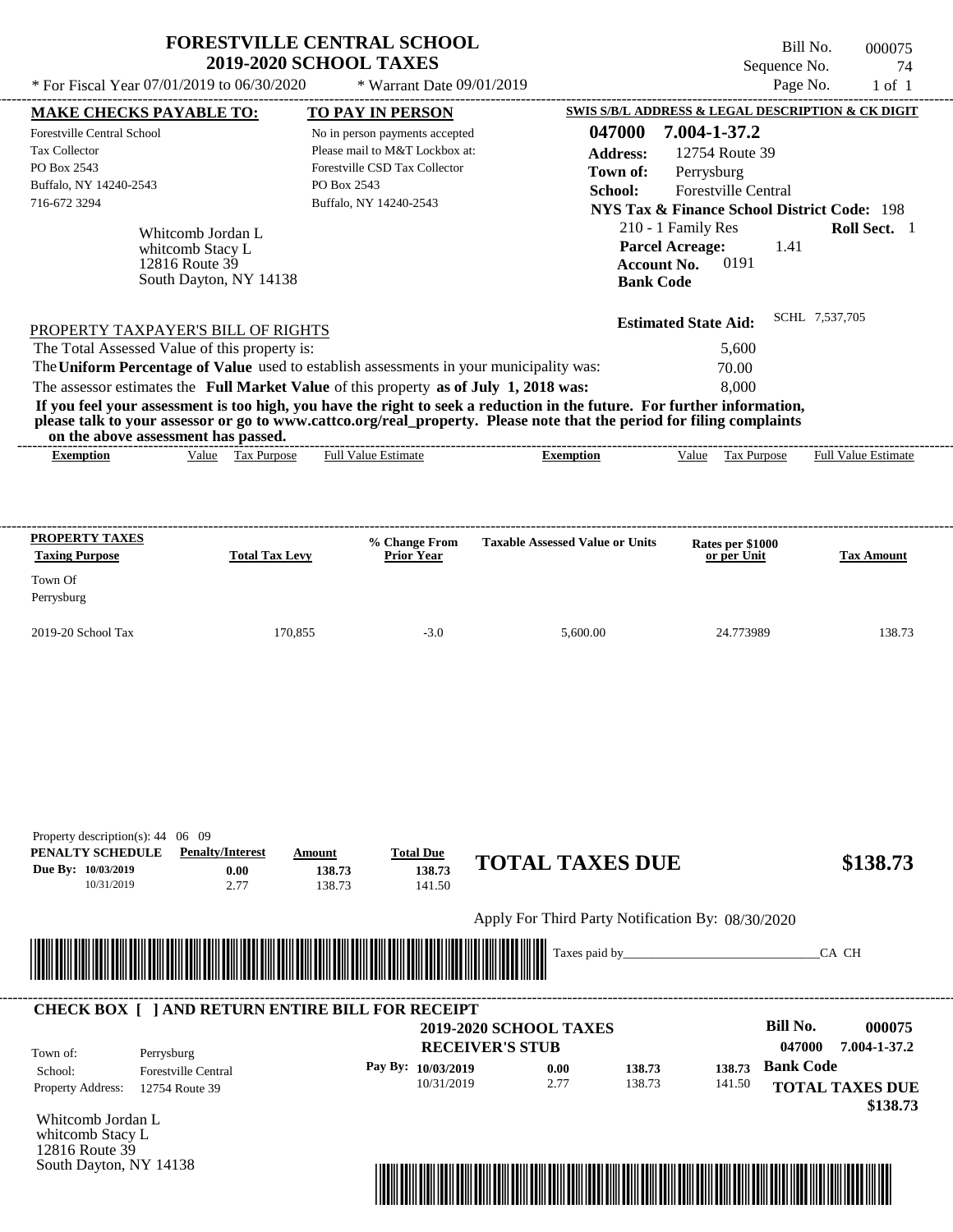# FORESTVILLE CENTRAL SCHOOL
## 2019-2020 SCHOOL TAXES

Bill No. 000075
Sequence No. 74
Page No. 1 of 1

* For Fiscal Year 07/01/2019 to 06/30/2020 &nbsp;&nbsp;&nbsp; * Warrant Date 09/01/2019

**MAKE CHECKS PAYABLE TO:**
Forestville Central School
Tax Collector
PO Box 2543
Buffalo, NY 14240-2543
716-672 3294

**TO PAY IN PERSON**
No in person payments accepted
Please mail to M&T Lockbox at:
Forestville CSD Tax Collector
PO Box 2543
Buffalo, NY 14240-2543

**SWIS S/B/L ADDRESS & LEGAL DESCRIPTION & CK DIGIT**
**047000 7.004-1-37.2**
**Address:** 12754 Route 39
**Town of:** Perrysburg
**School:** Forestville Central
**NYS Tax & Finance School District Code:** 198
210 - 1 Family Res &nbsp;&nbsp; **Roll Sect.** 1
**Parcel Acreage:** 1.41
**Account No.** 0191
**Bank Code**

Whitcomb Jordan L
whitcomb Stacy L
12816 Route 39
South Dayton, NY 14138

**Estimated State Aid:** SCHL 7,537,705

PROPERTY TAXPAYER'S BILL OF RIGHTS

The Total Assessed Value of this property is: 5,600
The **Uniform Percentage of Value** used to establish assessments in your municipality was: 70.00
The assessor estimates the **Full Market Value** of this property **as of July 1, 2018 was:** 8,000

**If you feel your assessment is too high, you have the right to seek a reduction in the future. For further information, please talk to your assessor or go to www.cattco.org/real_property. Please note that the period for filing complaints on the above assessment has passed.**

| Exemption | Value | Tax Purpose | Full Value Estimate | Exemption | Value | Tax Purpose | Full Value Estimate |
|---|---|---|---|---|---|---|---|

| PROPERTY TAXES Taxing Purpose | Total Tax Levy | % Change From Prior Year | Taxable Assessed Value or Units | Rates per $1000 or per Unit | Tax Amount |
|---|---|---|---|---|---|
| Town Of Perrysburg | | | | | |
| 2019-20 School Tax | 170,855 | -3.0 | 5,600.00 | 24.773989 | 138.73 |

Property description(s): 44 06 09

| PENALTY SCHEDULE | Penalty/Interest | Amount | Total Due |
|---|---|---|---|
| Due By: 10/03/2019 | 0.00 | 138.73 | 138.73 |
| 10/31/2019 | 2.77 | 138.73 | 141.50 |

**TOTAL TAXES DUE** **$138.73**

Apply For Third Party Notification By: 08/30/2020

Taxes paid by_______________________________CA CH

---

**CHECK BOX [ ] AND RETURN ENTIRE BILL FOR RECEIPT**

**2019-2020 SCHOOL TAXES**
**RECEIVER'S STUB**

**Bill No.** 000075
047000 7.004-1-37.2
**Bank Code**

Town of: Perrysburg
School: Forestville Central
Property Address: 12754 Route 39

| Pay By: | | | |
|---|---|---|---|
| 10/03/2019 | 0.00 | 138.73 | 138.73 |
| 10/31/2019 | 2.77 | 138.73 | 141.50 |

**TOTAL TAXES DUE**
**$138.73**

Whitcomb Jordan L
whitcomb Stacy L
12816 Route 39
South Dayton, NY 14138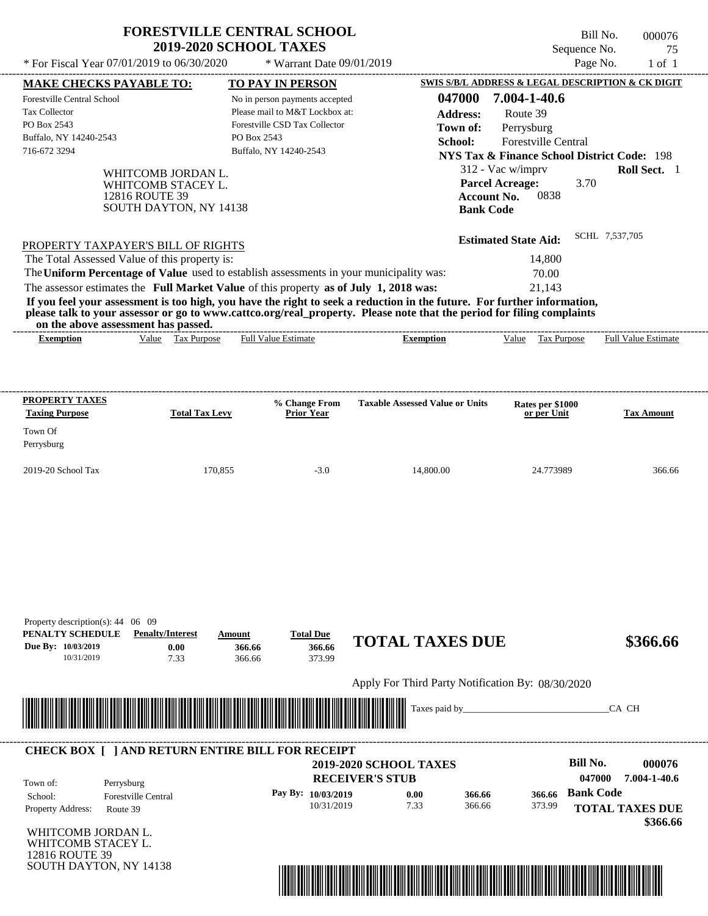# FORESTVILLE CENTRAL SCHOOL
## 2019-2020 SCHOOL TAXES

Bill No. 000076
Sequence No. 75
Page No. 1 of 1

\* For Fiscal Year 07/01/2019 to 06/30/2020 \* Warrant Date 09/01/2019

| MAKE CHECKS PAYABLE TO: | TO PAY IN PERSON | SWIS S/B/L ADDRESS & LEGAL DESCRIPTION & CK DIGIT |
|---|---|---|
| Forestville Central School | No in person payments accepted | 047000 7.004-1-40.6 |
| Tax Collector | Please mail to M&T Lockbox at: | Address: Route 39 |
| PO Box 2543 | Forestville CSD Tax Collector | Town of: Perrysburg |
| Buffalo, NY 14240-2543 | PO Box 2543 | School: Forestville Central |
| 716-672 3294 | Buffalo, NY 14240-2543 | NYS Tax & Finance School District Code: 198 |

WHITCOMB JORDAN L.
WHITCOMB STACEY L.
12816 ROUTE 39
SOUTH DAYTON, NY 14138

312 - Vac w/imprv **Roll Sect.** 1
**Parcel Acreage:** 3.70
**Account No.** 0838
**Bank Code**

**Estimated State Aid:** SCHL 7,537,705

PROPERTY TAXPAYER'S BILL OF RIGHTS

| | |
|---|---|
| The Total Assessed Value of this property is: | 14,800 |
| The **Uniform Percentage of Value** used to establish assessments in your municipality was: | 70.00 |
| The assessor estimates the **Full Market Value** of this property **as of July 1, 2018 was:** | 21,143 |

**If you feel your assessment is too high, you have the right to seek a reduction in the future. For further information, please talk to your assessor or go to www.cattco.org/real_property. Please note that the period for filing complaints on the above assessment has passed.**

| Exemption | Value | Tax Purpose | Full Value Estimate | Exemption | Value | Tax Purpose | Full Value Estimate |
|---|---|---|---|---|---|---|---|

| PROPERTY TAXES Taxing Purpose | Total Tax Levy | % Change From Prior Year | Taxable Assessed Value or Units | Rates per $1000 or per Unit | Tax Amount |
|---|---|---|---|---|---|
| Town Of Perrysburg | | | | | |
| 2019-20 School Tax | 170,855 | -3.0 | 14,800.00 | 24.773989 | 366.66 |

Property description(s): 44 06 09

| PENALTY SCHEDULE | Penalty/Interest | Amount | Total Due |
|---|---|---|---|
| Due By: 10/03/2019 | 0.00 | 366.66 | 366.66 |
| 10/31/2019 | 7.33 | 366.66 | 373.99 |

**TOTAL TAXES DUE $366.66**

Apply For Third Party Notification By: 08/30/2020

Taxes paid by________________________________CA CH

**CHECK BOX [ ] AND RETURN ENTIRE BILL FOR RECEIPT**

**2019-2020 SCHOOL TAXES**
**RECEIVER'S STUB**

**Bill No.** 000076
047000 7.004-1-40.6

Town of: Perrysburg
School: Forestville Central
Property Address: Route 39

| Pay By: | | | |
|---|---|---|---|
| 10/03/2019 | 0.00 | 366.66 | 366.66 |
| 10/31/2019 | 7.33 | 366.66 | 373.99 |

**Bank Code**

**TOTAL TAXES DUE $366.66**

WHITCOMB JORDAN L.
WHITCOMB STACEY L.
12816 ROUTE 39
SOUTH DAYTON, NY 14138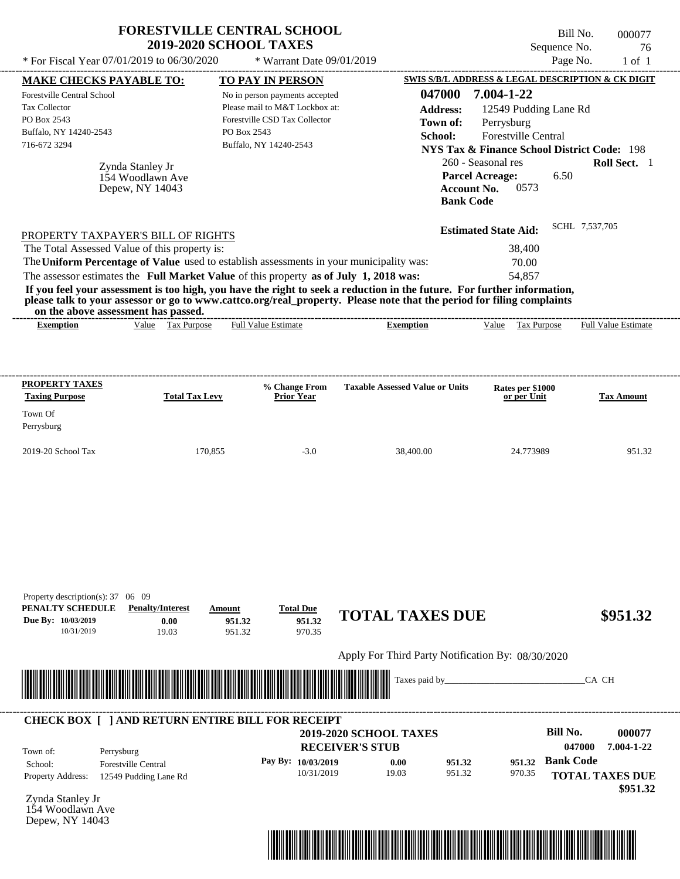# FORESTVILLE CENTRAL SCHOOL
## 2019-2020 SCHOOL TAXES

\* For Fiscal Year 07/01/2019 to 06/30/2020 \* Warrant Date 09/01/2019

Bill No. 000077
Sequence No. 76
Page No. 1 of 1

**MAKE CHECKS PAYABLE TO:**
Forestville Central School
Tax Collector
PO Box 2543
Buffalo, NY 14240-2543
716-672 3294

**TO PAY IN PERSON**
No in person payments accepted
Please mail to M&T Lockbox at:
Forestville CSD Tax Collector
PO Box 2543
Buffalo, NY 14240-2543

**SWIS S/B/L ADDRESS & LEGAL DESCRIPTION & CK DIGIT**
**047000 7.004-1-22**
**Address:** 12549 Pudding Lane Rd
**Town of:** Perrysburg
**School:** Forestville Central
**NYS Tax & Finance School District Code:** 198
260 - Seasonal res **Roll Sect.** 1
**Parcel Acreage:** 6.50
**Account No.** 0573
**Bank Code**

Zynda Stanley Jr
154 Woodlawn Ave
Depew, NY 14043

**Estimated State Aid:** SCHL 7,537,705

PROPERTY TAXPAYER'S BILL OF RIGHTS

The Total Assessed Value of this property is: 38,400
The **Uniform Percentage of Value** used to establish assessments in your municipality was: 70.00
The assessor estimates the **Full Market Value** of this property **as of July 1, 2018 was:** 54,857

**If you feel your assessment is too high, you have the right to seek a reduction in the future. For further information, please talk to your assessor or go to www.cattco.org/real_property. Please note that the period for filing complaints on the above assessment has passed.**

| Exemption | Value | Tax Purpose | Full Value Estimate | Exemption | Value | Tax Purpose | Full Value Estimate |
|---|---|---|---|---|---|---|---|

| PROPERTY TAXES Taxing Purpose | Total Tax Levy | % Change From Prior Year | Taxable Assessed Value or Units | Rates per $1000 or per Unit | Tax Amount |
|---|---|---|---|---|---|
| Town Of Perrysburg | | | | | |
| 2019-20 School Tax | 170,855 | -3.0 | 38,400.00 | 24.773989 | 951.32 |

Property description(s): 37 06 09

| PENALTY SCHEDULE | Penalty/Interest | Amount | Total Due |
|---|---|---|---|
| Due By: 10/03/2019 | 0.00 | 951.32 | 951.32 |
| 10/31/2019 | 19.03 | 951.32 | 970.35 |

**TOTAL TAXES DUE $951.32**

Apply For Third Party Notification By: 08/30/2020

Taxes paid by_______________________________CA CH

**CHECK BOX [ ] AND RETURN ENTIRE BILL FOR RECEIPT**

**2019-2020 SCHOOL TAXES**
**RECEIVER'S STUB**

Bill No. 000077
047000 7.004-1-22

Town of: Perrysburg
School: Forestville Central
Property Address: 12549 Pudding Lane Rd

| Pay By: | | | |
|---|---|---|---|
| 10/03/2019 | 0.00 | 951.32 | 951.32 |
| 10/31/2019 | 19.03 | 951.32 | 970.35 |

**Bank Code**
**TOTAL TAXES DUE**
**$951.32**

Zynda Stanley Jr
154 Woodlawn Ave
Depew, NY 14043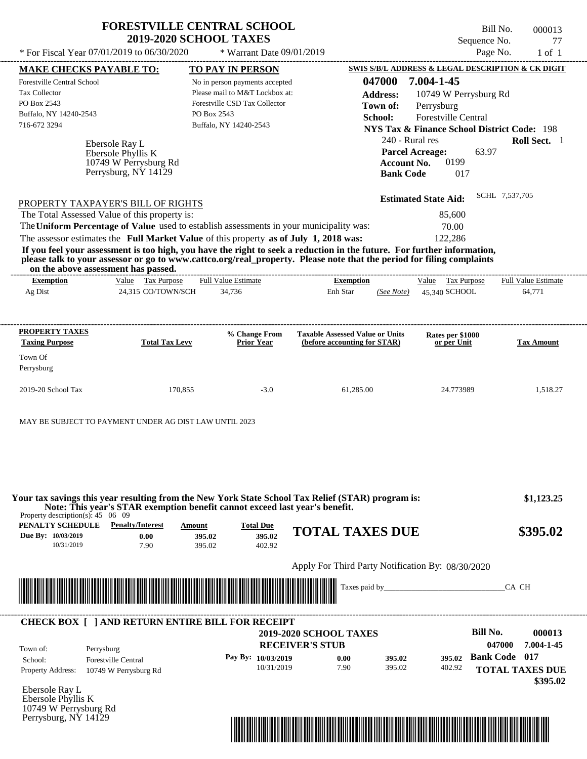# FORESTVILLE CENTRAL SCHOOL
## 2019-2020 SCHOOL TAXES

\* For Fiscal Year 07/01/2019 to 06/30/2020 \* Warrant Date 09/01/2019

Bill No. 000013
Sequence No. 77
Page No. 1 of 1

**MAKE CHECKS PAYABLE TO:**
Forestville Central School
Tax Collector
PO Box 2543
Buffalo, NY 14240-2543
716-672 3294

**TO PAY IN PERSON**
No in person payments accepted
Please mail to M&T Lockbox at:
Forestville CSD Tax Collector
PO Box 2543
Buffalo, NY 14240-2543

**SWIS S/B/L ADDRESS & LEGAL DESCRIPTION & CK DIGIT**
**047000 7.004-1-45**
**Address:** 10749 W Perrysburg Rd
**Town of:** Perrysburg
**School:** Forestville Central
**NYS Tax & Finance School District Code:** 198
240 - Rural res **Roll Sect.** 1
**Parcel Acreage:** 63.97
**Account No.** 0199
**Bank Code** 017

Ebersole Ray L
Ebersole Phyllis K
10749 W Perrysburg Rd
Perrysburg, NY 14129

**Estimated State Aid:** SCHL 7,537,705

PROPERTY TAXPAYER'S BILL OF RIGHTS

The Total Assessed Value of this property is: 85,600
The **Uniform Percentage of Value** used to establish assessments in your municipality was: 70.00
The assessor estimates the **Full Market Value** of this property **as of July 1, 2018 was:** 122,286

**If you feel your assessment is too high, you have the right to seek a reduction in the future. For further information, please talk to your assessor or go to www.cattco.org/real_property. Please note that the period for filing complaints on the above assessment has passed.**

| Exemption | Value | Tax Purpose | Full Value Estimate | Exemption | | Value | Tax Purpose | Full Value Estimate |
|---|---|---|---|---|---|---|---|---|
| Ag Dist | 24,315 | CO/TOWN/SCH | 34,736 | Enh Star | (See Note) | 45,340 | SCHOOL | 64,771 |

| PROPERTY TAXES Taxing Purpose | Total Tax Levy | % Change From Prior Year | Taxable Assessed Value or Units (before accounting for STAR) | Rates per $1000 or per Unit | Tax Amount |
|---|---|---|---|---|---|
| Town Of Perrysburg | | | | | |
| 2019-20 School Tax | 170,855 | -3.0 | 61,285.00 | 24.773989 | 1,518.27 |

MAY BE SUBJECT TO PAYMENT UNDER AG DIST LAW UNTIL 2023

**Your tax savings this year resulting from the New York State School Tax Relief (STAR) program is: $1,123.25**
**Note: This year's STAR exemption benefit cannot exceed last year's benefit.**

Property description(s): 45 06 09

| PENALTY SCHEDULE | Penalty/Interest | Amount | Total Due |
|---|---|---|---|
| Due By: 10/03/2019 | 0.00 | 395.02 | 395.02 |
| 10/31/2019 | 7.90 | 395.02 | 402.92 |

**TOTAL TAXES DUE $395.02**

Apply For Third Party Notification By: 08/30/2020

Taxes paid by_______________________________CA CH

**CHECK BOX [ ] AND RETURN ENTIRE BILL FOR RECEIPT**

**2019-2020 SCHOOL TAXES**
**RECEIVER'S STUB**

Bill No. 000013
047000 7.004-1-45

Town of: Perrysburg
School: Forestville Central
Property Address: 10749 W Perrysburg Rd

| Pay By: | | | |
|---|---|---|---|
| 10/03/2019 | 0.00 | 395.02 | 395.02 |
| 10/31/2019 | 7.90 | 395.02 | 402.92 |

**Bank Code 017**
**TOTAL TAXES DUE $395.02**

Ebersole Ray L
Ebersole Phyllis K
10749 W Perrysburg Rd
Perrysburg, NY 14129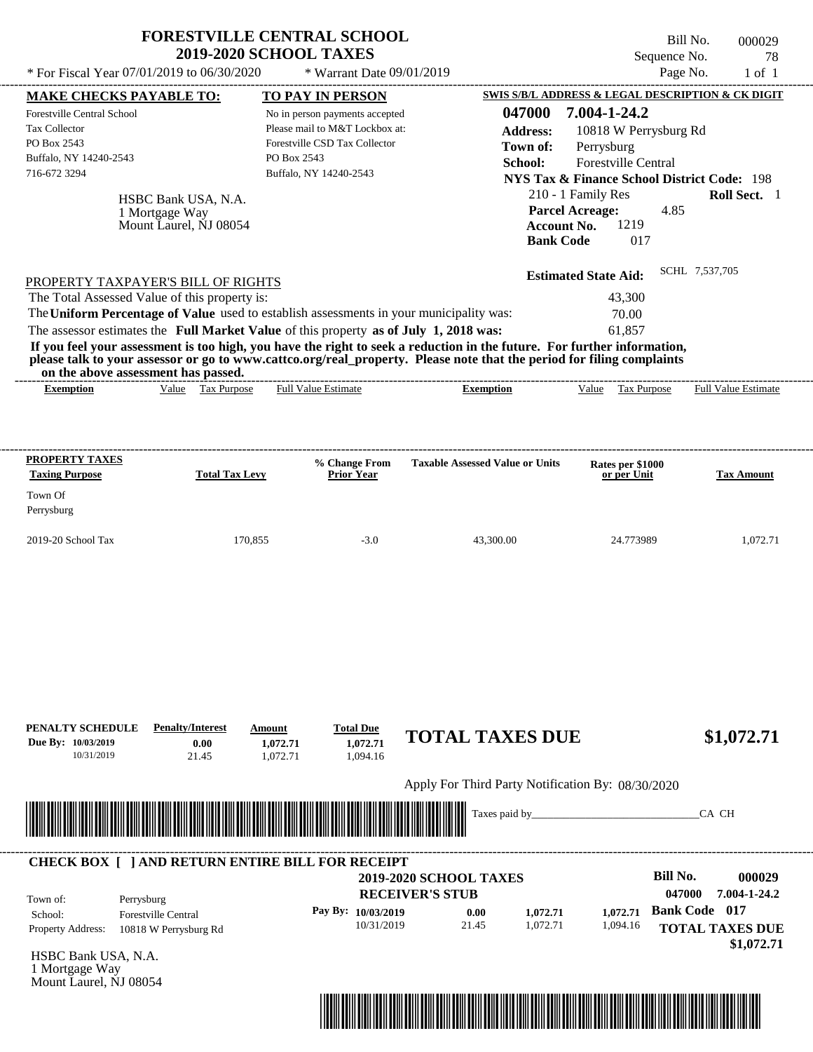# FORESTVILLE CENTRAL SCHOOL
## 2019-2020 SCHOOL TAXES

Bill No. 000029
Sequence No. 78
Page No. 1 of 1

* For Fiscal Year 07/01/2019 to 06/30/2020    * Warrant Date 09/01/2019

| MAKE CHECKS PAYABLE TO: | TO PAY IN PERSON | SWIS S/B/L ADDRESS & LEGAL DESCRIPTION & CK DIGIT |
|---|---|---|
| Forestville Central School | No in person payments accepted | 047000 7.004-1-24.2 |
| Tax Collector | Please mail to M&T Lockbox at: | Address: 10818 W Perrysburg Rd |
| PO Box 2543 | Forestville CSD Tax Collector | Town of: Perrysburg |
| Buffalo, NY 14240-2543 | PO Box 2543 | School: Forestville Central |
| 716-672 3294 | Buffalo, NY 14240-2543 | NYS Tax & Finance School District Code: 198 |

HSBC Bank USA, N.A.
1 Mortgage Way
Mount Laurel, NJ 08054

210 - 1 Family Res    **Roll Sect.** 1
**Parcel Acreage:** 4.85
**Account No.** 1219
**Bank Code** 017

**Estimated State Aid:** SCHL 7,537,705

PROPERTY TAXPAYER'S BILL OF RIGHTS

The Total Assessed Value of this property is: 43,300

The **Uniform Percentage of Value** used to establish assessments in your municipality was: 70.00

The assessor estimates the **Full Market Value** of this property **as of July 1, 2018 was:** 61,857

**If you feel your assessment is too high, you have the right to seek a reduction in the future. For further information, please talk to your assessor or go to www.cattco.org/real_property. Please note that the period for filing complaints on the above assessment has passed.**

| Exemption | Value | Tax Purpose | Full Value Estimate | Exemption | Value | Tax Purpose | Full Value Estimate |
|---|---|---|---|---|---|---|---|

| PROPERTY TAXES Taxing Purpose | Total Tax Levy | % Change From Prior Year | Taxable Assessed Value or Units | Rates per $1000 or per Unit | Tax Amount |
|---|---|---|---|---|---|
| Town Of Perrysburg | | | | | |
| 2019-20 School Tax | 170,855 | -3.0 | 43,300.00 | 24.773989 | 1,072.71 |

| PENALTY SCHEDULE | Penalty/Interest | Amount | Total Due |
|---|---|---|---|
| Due By: 10/03/2019 | 0.00 | 1,072.71 | 1,072.71 |
| 10/31/2019 | 21.45 | 1,072.71 | 1,094.16 |

**TOTAL TAXES DUE $1,072.71**

Apply For Third Party Notification By: 08/30/2020

Taxes paid by_______________________________CA CH

---

**CHECK BOX [ ] AND RETURN ENTIRE BILL FOR RECEIPT**

**2019-2020 SCHOOL TAXES**
**RECEIVER'S STUB**

**Bill No. 000029**
**047000 7.004-1-24.2**

Town of: Perrysburg
School: Forestville Central
Property Address: 10818 W Perrysburg Rd

| Pay By: | | | |
|---|---|---|---|
| 10/03/2019 | 0.00 | 1,072.71 | 1,072.71 |
| 10/31/2019 | 21.45 | 1,072.71 | 1,094.16 |

**Bank Code 017**

**TOTAL TAXES DUE $1,072.71**

HSBC Bank USA, N.A.
1 Mortgage Way
Mount Laurel, NJ 08054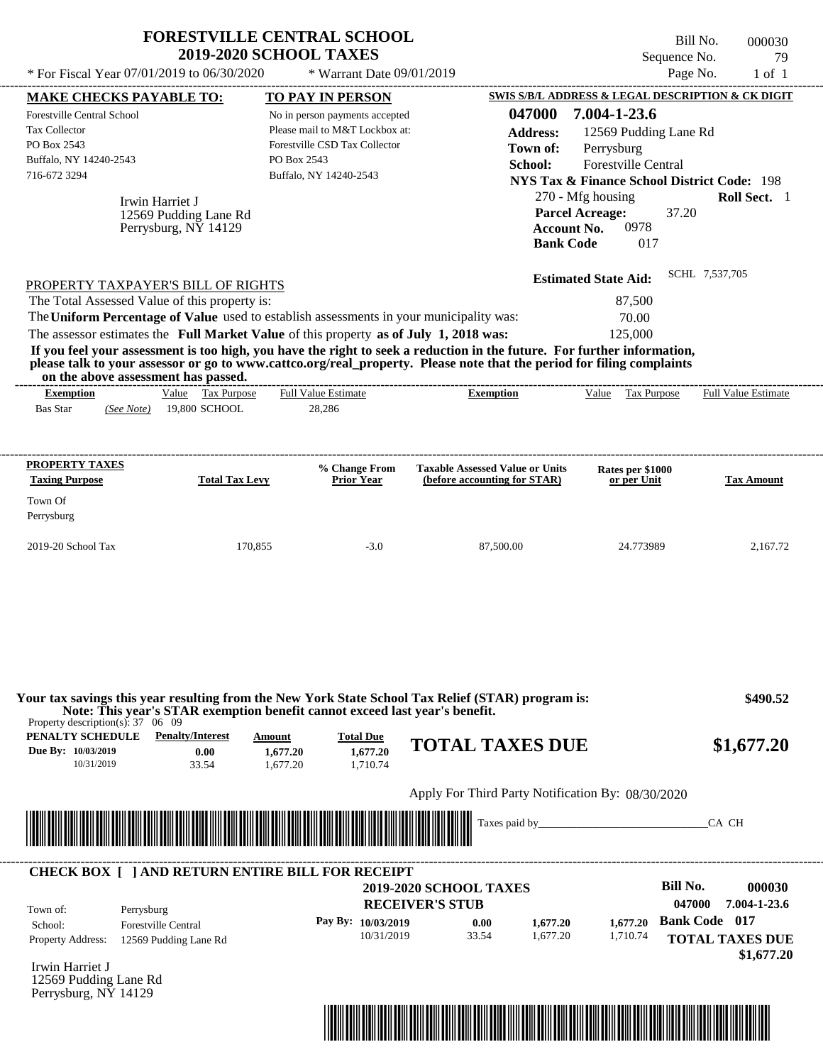# FORESTVILLE CENTRAL SCHOOL
## 2019-2020 SCHOOL TAXES

Bill No. 000030
Sequence No. 79
Page No. 1 of 1

* For Fiscal Year 07/01/2019 to 06/30/2020 * Warrant Date 09/01/2019

**MAKE CHECKS PAYABLE TO:**
Forestville Central School
Tax Collector
PO Box 2543
Buffalo, NY 14240-2543
716-672 3294

**TO PAY IN PERSON**
No in person payments accepted
Please mail to M&T Lockbox at:
Forestville CSD Tax Collector
PO Box 2543
Buffalo, NY 14240-2543

**SWIS S/B/L ADDRESS & LEGAL DESCRIPTION & CK DIGIT**
**047000 7.004-1-23.6**
**Address:** 12569 Pudding Lane Rd
**Town of:** Perrysburg
**School:** Forestville Central
**NYS Tax & Finance School District Code:** 198
270 - Mfg housing **Roll Sect.** 1
**Parcel Acreage:** 37.20
**Account No.** 0978
**Bank Code** 017

Irwin Harriet J
12569 Pudding Lane Rd
Perrysburg, NY 14129

**Estimated State Aid:** SCHL 7,537,705

PROPERTY TAXPAYER'S BILL OF RIGHTS

The Total Assessed Value of this property is: 87,500
The **Uniform Percentage of Value** used to establish assessments in your municipality was: 70.00
The assessor estimates the **Full Market Value** of this property **as of July 1, 2018 was:** 125,000

**If you feel your assessment is too high, you have the right to seek a reduction in the future. For further information, please talk to your assessor or go to www.cattco.org/real_property. Please note that the period for filing complaints on the above assessment has passed.**

| Exemption | Value | Tax Purpose | Full Value Estimate | Exemption | Value | Tax Purpose | Full Value Estimate |
|---|---|---|---|---|---|---|---|
| Bas Star *(See Note)* | 19,800 | SCHOOL | 28,286 | | | | |

| PROPERTY TAXES Taxing Purpose | Total Tax Levy | % Change From Prior Year | Taxable Assessed Value or Units (before accounting for STAR) | Rates per $1000 or per Unit | Tax Amount |
|---|---|---|---|---|---|
| Town Of Perrysburg | | | | | |
| 2019-20 School Tax | 170,855 | -3.0 | 87,500.00 | 24.773989 | 2,167.72 |

**Your tax savings this year resulting from the New York State School Tax Relief (STAR) program is: $490.52**
**Note: This year's STAR exemption benefit cannot exceed last year's benefit.**

Property description(s): 37 06 09

| PENALTY SCHEDULE | Penalty/Interest | Amount | Total Due |
|---|---|---|---|
| Due By: 10/03/2019 | 0.00 | 1,677.20 | 1,677.20 |
| 10/31/2019 | 33.54 | 1,677.20 | 1,710.74 |

**TOTAL TAXES DUE $1,677.20**

Apply For Third Party Notification By: 08/30/2020

Taxes paid by_______________________________CA CH

**CHECK BOX [ ] AND RETURN ENTIRE BILL FOR RECEIPT**

**2019-2020 SCHOOL TAXES**
**RECEIVER'S STUB**

Bill No. **000030**
**047000 7.004-1-23.6**
**Bank Code 017**

Town of: Perrysburg
School: Forestville Central
Property Address: 12569 Pudding Lane Rd

| Pay By: | | | |
|---|---|---|---|
| 10/03/2019 | 0.00 | 1,677.20 | 1,677.20 |
| 10/31/2019 | 33.54 | 1,677.20 | 1,710.74 |

**TOTAL TAXES DUE $1,677.20**

Irwin Harriet J
12569 Pudding Lane Rd
Perrysburg, NY 14129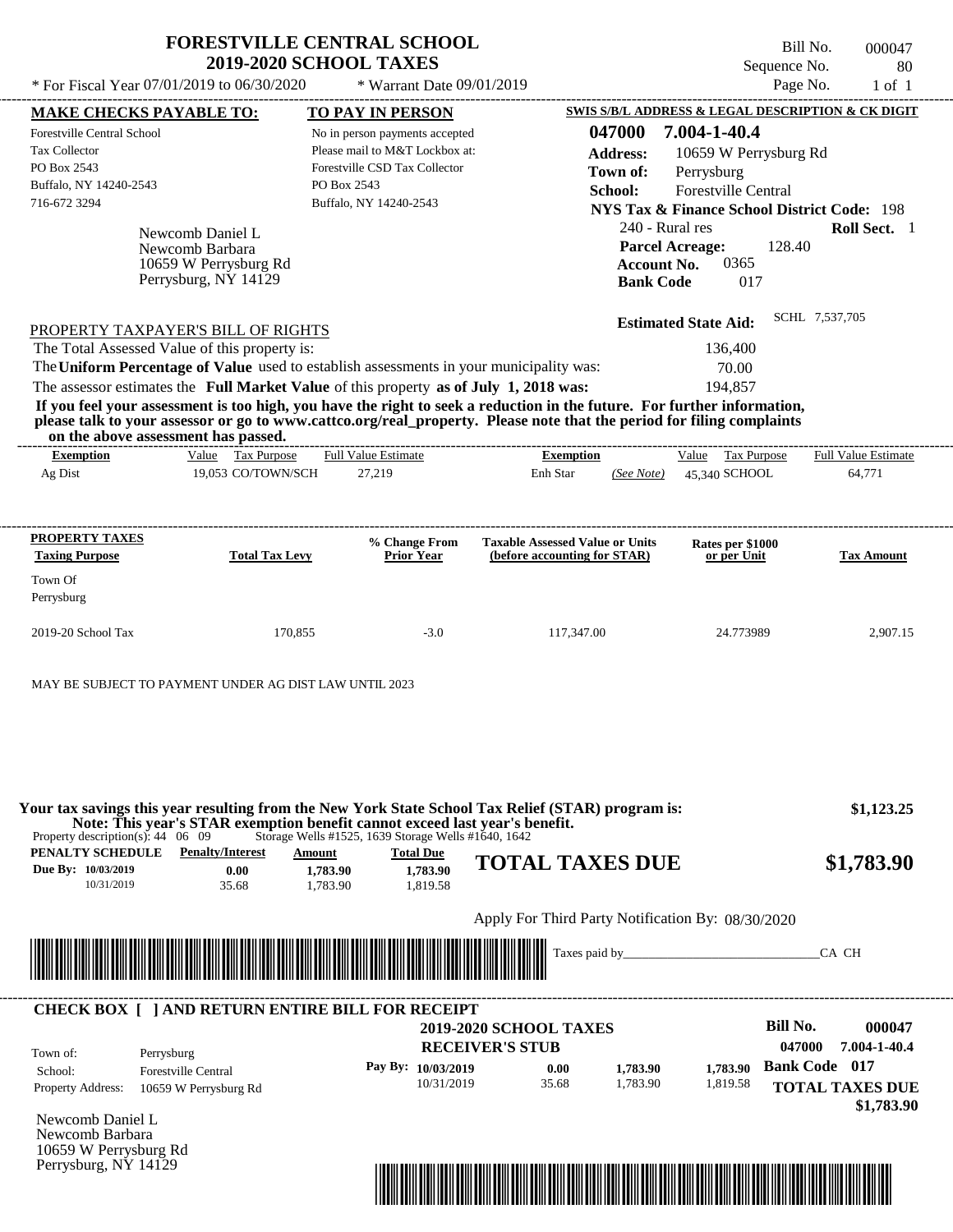# FORESTVILLE CENTRAL SCHOOL
## 2019-2020 SCHOOL TAXES

\* For Fiscal Year 07/01/2019 to 06/30/2020 \* Warrant Date 09/01/2019

Bill No. 000047
Sequence No. 80
Page No. 1 of 1

**MAKE CHECKS PAYABLE TO:**
Forestville Central School
Tax Collector
PO Box 2543
Buffalo, NY 14240-2543
716-672 3294

**TO PAY IN PERSON**
No in person payments accepted
Please mail to M&T Lockbox at:
Forestville CSD Tax Collector
PO Box 2543
Buffalo, NY 14240-2543

**SWIS S/B/L ADDRESS & LEGAL DESCRIPTION & CK DIGIT**
**047000 7.004-1-40.4**
**Address:** 10659 W Perrysburg Rd
**Town of:** Perrysburg
**School:** Forestville Central
**NYS Tax & Finance School District Code:** 198
240 - Rural res **Roll Sect.** 1
**Parcel Acreage:** 128.40
**Account No.** 0365
**Bank Code** 017

Newcomb Daniel L
Newcomb Barbara
10659 W Perrysburg Rd
Perrysburg, NY 14129

**Estimated State Aid:** SCHL 7,537,705

PROPERTY TAXPAYER'S BILL OF RIGHTS

The Total Assessed Value of this property is: 136,400
The **Uniform Percentage of Value** used to establish assessments in your municipality was: 70.00
The assessor estimates the **Full Market Value** of this property **as of July 1, 2018 was:** 194,857

**If you feel your assessment is too high, you have the right to seek a reduction in the future. For further information, please talk to your assessor or go to www.cattco.org/real_property. Please note that the period for filing complaints on the above assessment has passed.**

| Exemption | Value | Tax Purpose | Full Value Estimate | Exemption | | Value | Tax Purpose | Full Value Estimate |
|---|---|---|---|---|---|---|---|---|
| Ag Dist | 19,053 | CO/TOWN/SCH | 27,219 | Enh Star | (See Note) | 45,340 | SCHOOL | 64,771 |

| PROPERTY TAXES Taxing Purpose | Total Tax Levy | % Change From Prior Year | Taxable Assessed Value or Units (before accounting for STAR) | Rates per $1000 or per Unit | Tax Amount |
|---|---|---|---|---|---|
| Town Of Perrysburg | | | | | |
| 2019-20 School Tax | 170,855 | -3.0 | 117,347.00 | 24.773989 | 2,907.15 |

MAY BE SUBJECT TO PAYMENT UNDER AG DIST LAW UNTIL 2023

**Your tax savings this year resulting from the New York State School Tax Relief (STAR) program is:** **$1,123.25**
**Note: This year's STAR exemption benefit cannot exceed last year's benefit.**

Property description(s): 44 06 09 Storage Wells #1525, 1639 Storage Wells #1640, 1642

| PENALTY SCHEDULE | Penalty/Interest | Amount | Total Due |
|---|---|---|---|
| Due By: 10/03/2019 | 0.00 | 1,783.90 | 1,783.90 |
| 10/31/2019 | 35.68 | 1,783.90 | 1,819.58 |

**TOTAL TAXES DUE** **$1,783.90**

Apply For Third Party Notification By: 08/30/2020

Taxes paid by_______________________________CA CH

**CHECK BOX [ ] AND RETURN ENTIRE BILL FOR RECEIPT**

**2019-2020 SCHOOL TAXES**
**RECEIVER'S STUB**

**Bill No. 000047**
**047000 7.004-1-40.4**

Town of: Perrysburg
School: Forestville Central
Property Address: 10659 W Perrysburg Rd

| Pay By: | | | |
|---|---|---|---|
| 10/03/2019 | 0.00 | 1,783.90 | 1,783.90 |
| 10/31/2019 | 35.68 | 1,783.90 | 1,819.58 |

**Bank Code 017**
**TOTAL TAXES DUE**
**$1,783.90**

Newcomb Daniel L
Newcomb Barbara
10659 W Perrysburg Rd
Perrysburg, NY 14129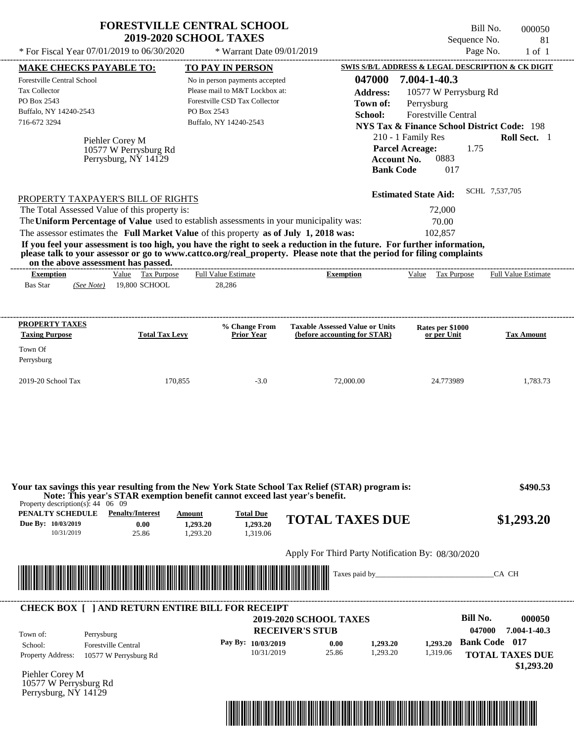# FORESTVILLE CENTRAL SCHOOL
## 2019-2020 SCHOOL TAXES

\* For Fiscal Year 07/01/2019 to 06/30/2020 \* Warrant Date 09/01/2019

Bill No. 000050
Sequence No. 81
Page No. 1 of 1

**MAKE CHECKS PAYABLE TO:**
Forestville Central School
Tax Collector
PO Box 2543
Buffalo, NY 14240-2543
716-672 3294

**TO PAY IN PERSON**
No in person payments accepted
Please mail to M&T Lockbox at:
Forestville CSD Tax Collector
PO Box 2543
Buffalo, NY 14240-2543

**SWIS S/B/L ADDRESS & LEGAL DESCRIPTION & CK DIGIT**
**047000 7.004-1-40.3**
**Address:** 10577 W Perrysburg Rd
**Town of:** Perrysburg
**School:** Forestville Central
**NYS Tax & Finance School District Code:** 198
210 - 1 Family Res **Roll Sect.** 1
**Parcel Acreage:** 1.75
**Account No.** 0883
**Bank Code** 017

Piehler Corey M
10577 W Perrysburg Rd
Perrysburg, NY 14129

**Estimated State Aid:** SCHL 7,537,705

PROPERTY TAXPAYER'S BILL OF RIGHTS

The Total Assessed Value of this property is: 72,000
The **Uniform Percentage of Value** used to establish assessments in your municipality was: 70.00
The assessor estimates the **Full Market Value** of this property **as of July 1, 2018 was:** 102,857

**If you feel your assessment is too high, you have the right to seek a reduction in the future. For further information, please talk to your assessor or go to www.cattco.org/real_property. Please note that the period for filing complaints on the above assessment has passed.**

| Exemption | Value | Tax Purpose | Full Value Estimate | Exemption | Value | Tax Purpose | Full Value Estimate |
|---|---|---|---|---|---|---|---|
| Bas Star *(See Note)* | 19,800 | SCHOOL | 28,286 | | | | |

| PROPERTY TAXES Taxing Purpose | Total Tax Levy | % Change From Prior Year | Taxable Assessed Value or Units (before accounting for STAR) | Rates per $1000 or per Unit | Tax Amount |
|---|---|---|---|---|---|
| Town Of Perrysburg | | | | | |
| 2019-20 School Tax | 170,855 | -3.0 | 72,000.00 | 24.773989 | 1,783.73 |

**Your tax savings this year resulting from the New York State School Tax Relief (STAR) program is: $490.53**
**Note: This year's STAR exemption benefit cannot exceed last year's benefit.**

Property description(s): 44 06 09

| PENALTY SCHEDULE | Penalty/Interest | Amount | Total Due |
|---|---|---|---|
| Due By: 10/03/2019 | 0.00 | 1,293.20 | 1,293.20 |
| 10/31/2019 | 25.86 | 1,293.20 | 1,319.06 |

**TOTAL TAXES DUE $1,293.20**

Apply For Third Party Notification By: 08/30/2020

Taxes paid by_______________________________CA CH

**CHECK BOX [ ] AND RETURN ENTIRE BILL FOR RECEIPT**

**2019-2020 SCHOOL TAXES**
**RECEIVER'S STUB**

**Bill No. 000050**
047000 7.004-1-40.3
**Bank Code 017**

Town of: Perrysburg
School: Forestville Central
Property Address: 10577 W Perrysburg Rd

| Pay By: | | | |
|---|---|---|---|
| 10/03/2019 | 0.00 | 1,293.20 | 1,293.20 |
| 10/31/2019 | 25.86 | 1,293.20 | 1,319.06 |

**TOTAL TAXES DUE $1,293.20**

Piehler Corey M
10577 W Perrysburg Rd
Perrysburg, NY 14129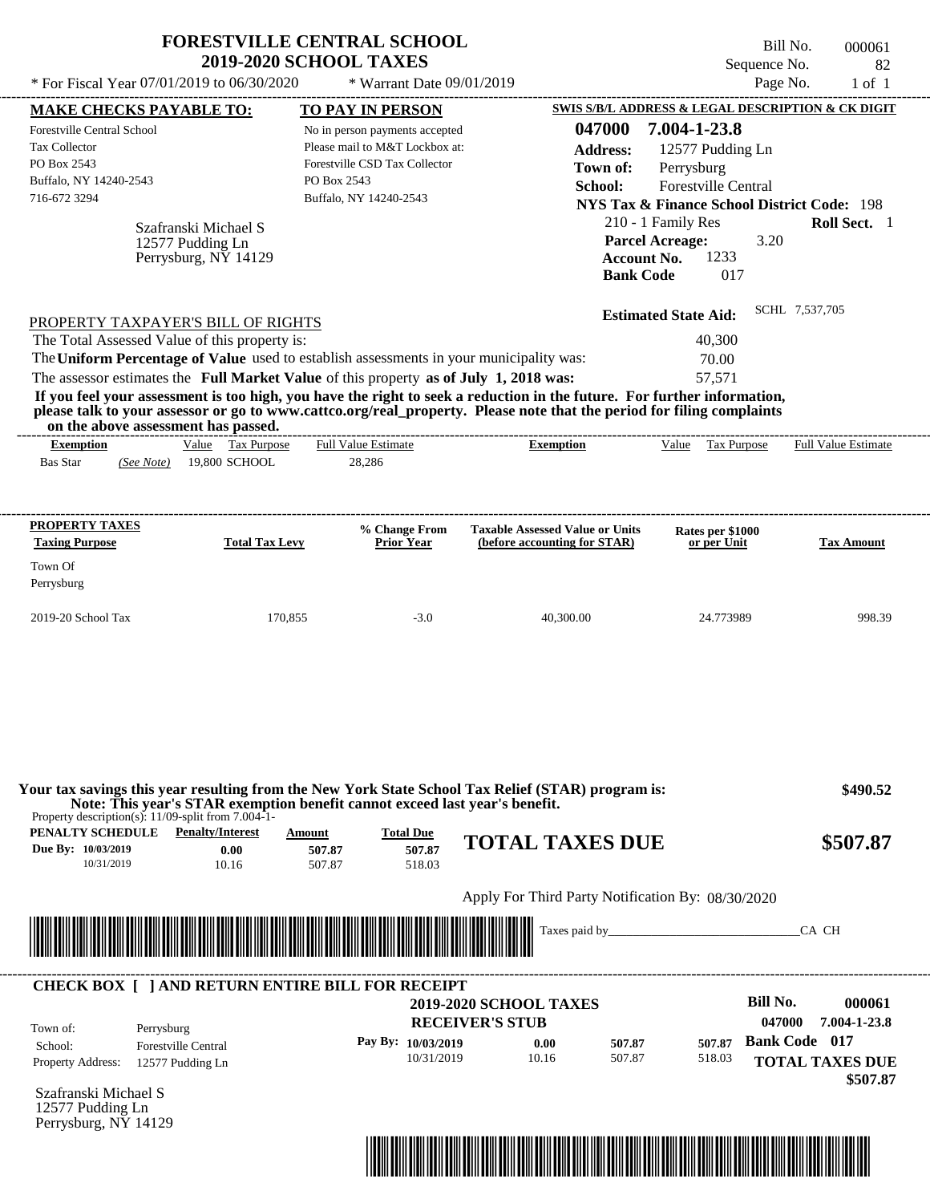# FORESTVILLE CENTRAL SCHOOL
## 2019-2020 SCHOOL TAXES

Bill No. 000061
Sequence No. 82
Page No. 1 of 1

* For Fiscal Year 07/01/2019 to 06/30/2020 * Warrant Date 09/01/2019

**MAKE CHECKS PAYABLE TO:**
Forestville Central School
Tax Collector
PO Box 2543
Buffalo, NY 14240-2543
716-672 3294

**TO PAY IN PERSON**
No in person payments accepted
Please mail to M&T Lockbox at:
Forestville CSD Tax Collector
PO Box 2543
Buffalo, NY 14240-2543

**SWIS S/B/L ADDRESS & LEGAL DESCRIPTION & CK DIGIT**
**047000 7.004-1-23.8**
**Address:** 12577 Pudding Ln
**Town of:** Perrysburg
**School:** Forestville Central
**NYS Tax & Finance School District Code:** 198
210 - 1 Family Res **Roll Sect.** 1
**Parcel Acreage:** 3.20
**Account No.** 1233
**Bank Code** 017

Szafranski Michael S
12577 Pudding Ln
Perrysburg, NY 14129

**Estimated State Aid:** SCHL 7,537,705

PROPERTY TAXPAYER'S BILL OF RIGHTS

The Total Assessed Value of this property is: 40,300
The **Uniform Percentage of Value** used to establish assessments in your municipality was: 70.00
The assessor estimates the **Full Market Value** of this property **as of July 1, 2018 was:** 57,571

**If you feel your assessment is too high, you have the right to seek a reduction in the future. For further information, please talk to your assessor or go to www.cattco.org/real_property. Please note that the period for filing complaints on the above assessment has passed.**

| Exemption | Value | Tax Purpose | Full Value Estimate | Exemption | Value | Tax Purpose | Full Value Estimate |
|---|---|---|---|---|---|---|---|
| Bas Star *(See Note)* | 19,800 | SCHOOL | 28,286 | | | | |

| PROPERTY TAXES Taxing Purpose | Total Tax Levy | % Change From Prior Year | Taxable Assessed Value or Units (before accounting for STAR) | Rates per $1000 or per Unit | Tax Amount |
|---|---|---|---|---|---|
| Town Of Perrysburg | | | | | |
| 2019-20 School Tax | 170,855 | -3.0 | 40,300.00 | 24.773989 | 998.39 |

**Your tax savings this year resulting from the New York State School Tax Relief (STAR) program is: $490.52**
**Note: This year's STAR exemption benefit cannot exceed last year's benefit.**

Property description(s): 11/09-split from 7.004-1-

| PENALTY SCHEDULE | Penalty/Interest | Amount | Total Due |
|---|---|---|---|
| Due By: 10/03/2019 | 0.00 | 507.87 | 507.87 |
| 10/31/2019 | 10.16 | 507.87 | 518.03 |

**TOTAL TAXES DUE $507.87**

Apply For Third Party Notification By: 08/30/2020

Taxes paid by_______________________________CA CH

**CHECK BOX [ ] AND RETURN ENTIRE BILL FOR RECEIPT**

**2019-2020 SCHOOL TAXES**
**RECEIVER'S STUB**

**Bill No. 000061**
047000 7.004-1-23.8
**Bank Code 017**

Town of: Perrysburg
School: Forestville Central
Property Address: 12577 Pudding Ln

| Pay By: | | | |
|---|---|---|---|
| 10/03/2019 | 0.00 | 507.87 | 507.87 |
| 10/31/2019 | 10.16 | 507.87 | 518.03 |

**TOTAL TAXES DUE $507.87**

Szafranski Michael S
12577 Pudding Ln
Perrysburg, NY 14129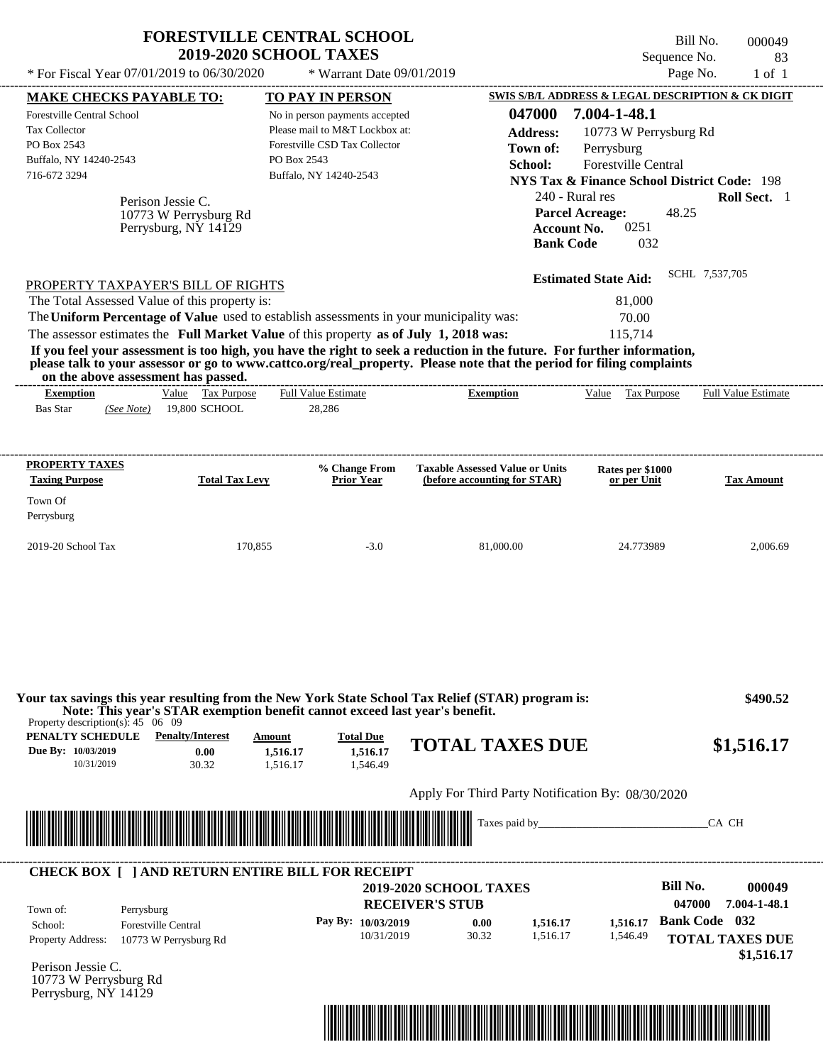# FORESTVILLE CENTRAL SCHOOL
## 2019-2020 SCHOOL TAXES

Bill No. 000049
Sequence No. 83
Page No. 1 of 1

\* For Fiscal Year 07/01/2019 to 06/30/2020 \* Warrant Date 09/01/2019

**MAKE CHECKS PAYABLE TO:**
Forestville Central School
Tax Collector
PO Box 2543
Buffalo, NY 14240-2543
716-672 3294

**TO PAY IN PERSON**
No in person payments accepted
Please mail to M&T Lockbox at:
Forestville CSD Tax Collector
PO Box 2543
Buffalo, NY 14240-2543

**SWIS S/B/L ADDRESS & LEGAL DESCRIPTION & CK DIGIT**
**047000 7.004-1-48.1**
**Address:** 10773 W Perrysburg Rd
**Town of:** Perrysburg
**School:** Forestville Central
**NYS Tax & Finance School District Code:** 198
240 - Rural res **Roll Sect.** 1
**Parcel Acreage:** 48.25
**Account No.** 0251
**Bank Code** 032

Perison Jessie C.
10773 W Perrysburg Rd
Perrysburg, NY 14129

**Estimated State Aid:** SCHL 7,537,705

PROPERTY TAXPAYER'S BILL OF RIGHTS

The Total Assessed Value of this property is: 81,000
The **Uniform Percentage of Value** used to establish assessments in your municipality was: 70.00
The assessor estimates the **Full Market Value** of this property **as of July 1, 2018 was:** 115,714

**If you feel your assessment is too high, you have the right to seek a reduction in the future. For further information, please talk to your assessor or go to www.cattco.org/real_property. Please note that the period for filing complaints on the above assessment has passed.**

| Exemption | Value | Tax Purpose | Full Value Estimate | Exemption | Value | Tax Purpose | Full Value Estimate |
|---|---|---|---|---|---|---|---|
| Bas Star *(See Note)* | 19,800 | SCHOOL | 28,286 | | | | |

| PROPERTY TAXES Taxing Purpose | Total Tax Levy | % Change From Prior Year | Taxable Assessed Value or Units (before accounting for STAR) | Rates per $1000 or per Unit | Tax Amount |
|---|---|---|---|---|---|
| Town Of Perrysburg | | | | | |
| 2019-20 School Tax | 170,855 | -3.0 | 81,000.00 | 24.773989 | 2,006.69 |

**Your tax savings this year resulting from the New York State School Tax Relief (STAR) program is: $490.52**
**Note: This year's STAR exemption benefit cannot exceed last year's benefit.**

Property description(s): 45 06 09

| PENALTY SCHEDULE | Penalty/Interest | Amount | Total Due |
|---|---|---|---|
| Due By: 10/03/2019 | 0.00 | 1,516.17 | 1,516.17 |
| 10/31/2019 | 30.32 | 1,516.17 | 1,546.49 |

**TOTAL TAXES DUE $1,516.17**

Apply For Third Party Notification By: 08/30/2020

Taxes paid by_______________________________CA CH

**CHECK BOX [ ] AND RETURN ENTIRE BILL FOR RECEIPT**

**2019-2020 SCHOOL TAXES**
**RECEIVER'S STUB**

**Bill No. 000049**
**047000 7.004-1-48.1**
**Bank Code 032**

Town of: Perrysburg
School: Forestville Central
Property Address: 10773 W Perrysburg Rd

| Pay By: | | | |
|---|---|---|---|
| 10/03/2019 | 0.00 | 1,516.17 | 1,516.17 |
| 10/31/2019 | 30.32 | 1,516.17 | 1,546.49 |

**TOTAL TAXES DUE $1,516.17**

Perison Jessie C.
10773 W Perrysburg Rd
Perrysburg, NY 14129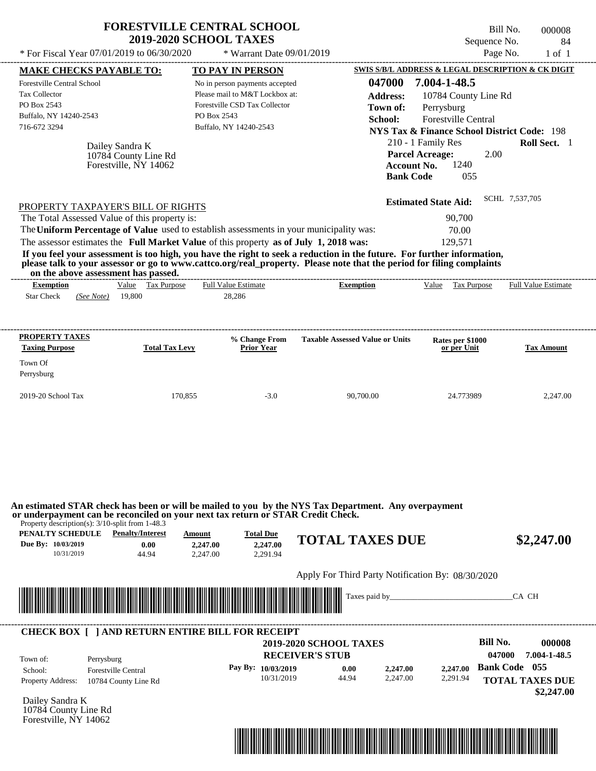# FORESTVILLE CENTRAL SCHOOL
## 2019-2020 SCHOOL TAXES

\* For Fiscal Year 07/01/2019 to 06/30/2020 \* Warrant Date 09/01/2019

Bill No. 000008
Sequence No. 84
Page No. 1 of 1

| MAKE CHECKS PAYABLE TO: | TO PAY IN PERSON | SWIS S/B/L ADDRESS & LEGAL DESCRIPTION & CK DIGIT |
|---|---|---|
| Forestville Central School | No in person payments accepted | 047000 7.004-1-48.5 |
| Tax Collector | Please mail to M&T Lockbox at: | Address: 10784 County Line Rd |
| PO Box 2543 | Forestville CSD Tax Collector | Town of: Perrysburg |
| Buffalo, NY 14240-2543 | PO Box 2543 | School: Forestville Central |
| 716-672 3294 | Buffalo, NY 14240-2543 | NYS Tax & Finance School District Code: 198 |

Dailey Sandra K
10784 County Line Rd
Forestville, NY 14062

210 - 1 Family Res — **Roll Sect.** 1
**Parcel Acreage:** 2.00
**Account No.** 1240
**Bank Code** 055

**Estimated State Aid:** SCHL 7,537,705

PROPERTY TAXPAYER'S BILL OF RIGHTS

The Total Assessed Value of this property is: 90,700

The **Uniform Percentage of Value** used to establish assessments in your municipality was: 70.00

The assessor estimates the **Full Market Value** of this property **as of July 1, 2018 was:** 129,571

**If you feel your assessment is too high, you have the right to seek a reduction in the future. For further information, please talk to your assessor or go to www.cattco.org/real_property. Please note that the period for filing complaints on the above assessment has passed.**

| Exemption | Value | Tax Purpose | Full Value Estimate | Exemption | Value | Tax Purpose | Full Value Estimate |
|---|---|---|---|---|---|---|---|
| Star Check (See Note) | 19,800 | | 28,286 | | | | |

| PROPERTY TAXES Taxing Purpose | Total Tax Levy | % Change From Prior Year | Taxable Assessed Value or Units | Rates per $1000 or per Unit | Tax Amount |
|---|---|---|---|---|---|
| Town Of Perrysburg | | | | | |
| 2019-20 School Tax | 170,855 | -3.0 | 90,700.00 | 24.773989 | 2,247.00 |

**An estimated STAR check has been or will be mailed to you by the NYS Tax Department. Any overpayment or underpayment can be reconciled on your next tax return or STAR Credit Check.**

Property description(s): 3/10-split from 1-48.3

| PENALTY SCHEDULE | Penalty/Interest | Amount | Total Due |
|---|---|---|---|
| Due By: 10/03/2019 | 0.00 | 2,247.00 | 2,247.00 |
| 10/31/2019 | 44.94 | 2,247.00 | 2,291.94 |

**TOTAL TAXES DUE $2,247.00**

Apply For Third Party Notification By: 08/30/2020

Taxes paid by_______________________________CA CH

---

**CHECK BOX [ ] AND RETURN ENTIRE BILL FOR RECEIPT**

**2019-2020 SCHOOL TAXES**
**RECEIVER'S STUB**

**Bill No. 000008**
047000 7.004-1-48.5

Town of: Perrysburg
School: Forestville Central
Property Address: 10784 County Line Rd

| Pay By: | Penalty/Interest | Amount | Total Due |
|---|---|---|---|
| 10/03/2019 | 0.00 | 2,247.00 | 2,247.00 |
| 10/31/2019 | 44.94 | 2,247.00 | 2,291.94 |

**Bank Code 055**

**TOTAL TAXES DUE $2,247.00**

Dailey Sandra K
10784 County Line Rd
Forestville, NY 14062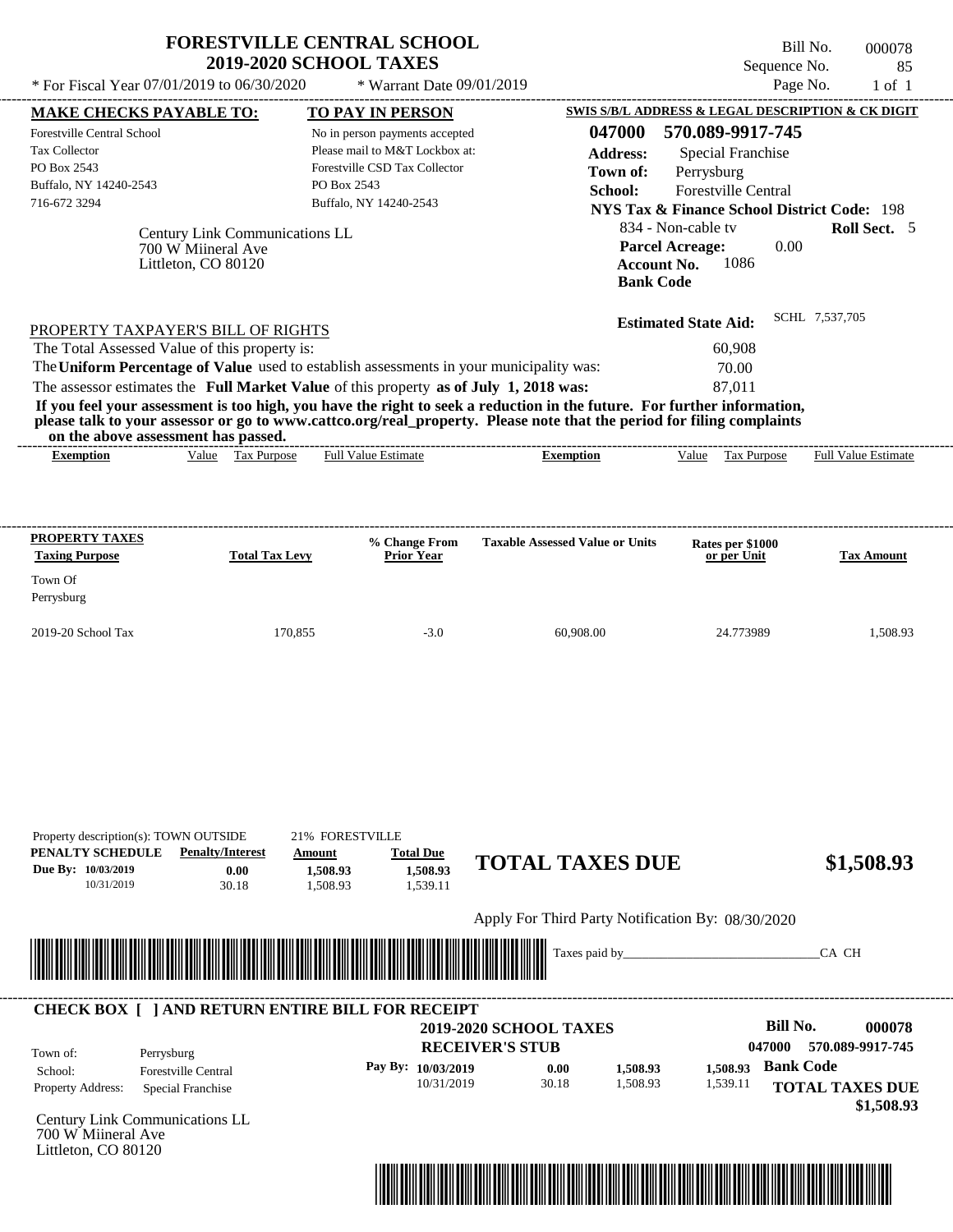# FORESTVILLE CENTRAL SCHOOL
## 2019-2020 SCHOOL TAXES

Bill No. 000078
Sequence No. 85
Page No. 1 of 1

* For Fiscal Year 07/01/2019 to 06/30/2020 * Warrant Date 09/01/2019

**MAKE CHECKS PAYABLE TO:**
Forestville Central School
Tax Collector
PO Box 2543
Buffalo, NY 14240-2543
716-672 3294

**TO PAY IN PERSON**
No in person payments accepted
Please mail to M&T Lockbox at:
Forestville CSD Tax Collector
PO Box 2543
Buffalo, NY 14240-2543

**SWIS S/B/L ADDRESS & LEGAL DESCRIPTION & CK DIGIT**
**047000 570.089-9917-745**
**Address:** Special Franchise
**Town of:** Perrysburg
**School:** Forestville Central
**NYS Tax & Finance School District Code:** 198
834 - Non-cable tv **Roll Sect.** 5
**Parcel Acreage:** 0.00
**Account No.** 1086
**Bank Code**

Century Link Communications LL
700 W Miineral Ave
Littleton, CO 80120

**Estimated State Aid:** SCHL 7,537,705

PROPERTY TAXPAYER'S BILL OF RIGHTS

The Total Assessed Value of this property is: 60,908
The **Uniform Percentage of Value** used to establish assessments in your municipality was: 70.00
The assessor estimates the **Full Market Value** of this property **as of July 1, 2018 was:** 87,011

**If you feel your assessment is too high, you have the right to seek a reduction in the future. For further information, please talk to your assessor or go to www.cattco.org/real_property. Please note that the period for filing complaints on the above assessment has passed.**

| Exemption | Value | Tax Purpose | Full Value Estimate | Exemption | Value | Tax Purpose | Full Value Estimate |
|---|---|---|---|---|---|---|---|

| PROPERTY TAXES Taxing Purpose | Total Tax Levy | % Change From Prior Year | Taxable Assessed Value or Units | Rates per $1000 or per Unit | Tax Amount |
|---|---|---|---|---|---|
| Town Of Perrysburg | | | | | |
| 2019-20 School Tax | 170,855 | -3.0 | 60,908.00 | 24.773989 | 1,508.93 |

Property description(s): TOWN OUTSIDE 21% FORESTVILLE

| PENALTY SCHEDULE | Penalty/Interest | Amount | Total Due |
|---|---|---|---|
| Due By: 10/03/2019 | 0.00 | 1,508.93 | 1,508.93 |
| 10/31/2019 | 30.18 | 1,508.93 | 1,539.11 |

**TOTAL TAXES DUE $1,508.93**

Apply For Third Party Notification By: 08/30/2020

Taxes paid by_______________________________CA CH

**CHECK BOX [ ] AND RETURN ENTIRE BILL FOR RECEIPT**

**2019-2020 SCHOOL TAXES**
**RECEIVER'S STUB**

**Bill No. 000078**
047000 570.089-9917-745

Town of: Perrysburg
School: Forestville Central
Property Address: Special Franchise

| Pay By: | | | |
|---|---|---|---|
| 10/03/2019 | 0.00 | 1,508.93 | 1,508.93 |
| 10/31/2019 | 30.18 | 1,508.93 | 1,539.11 |

**Bank Code**

**TOTAL TAXES DUE $1,508.93**

Century Link Communications LL
700 W Miineral Ave
Littleton, CO 80120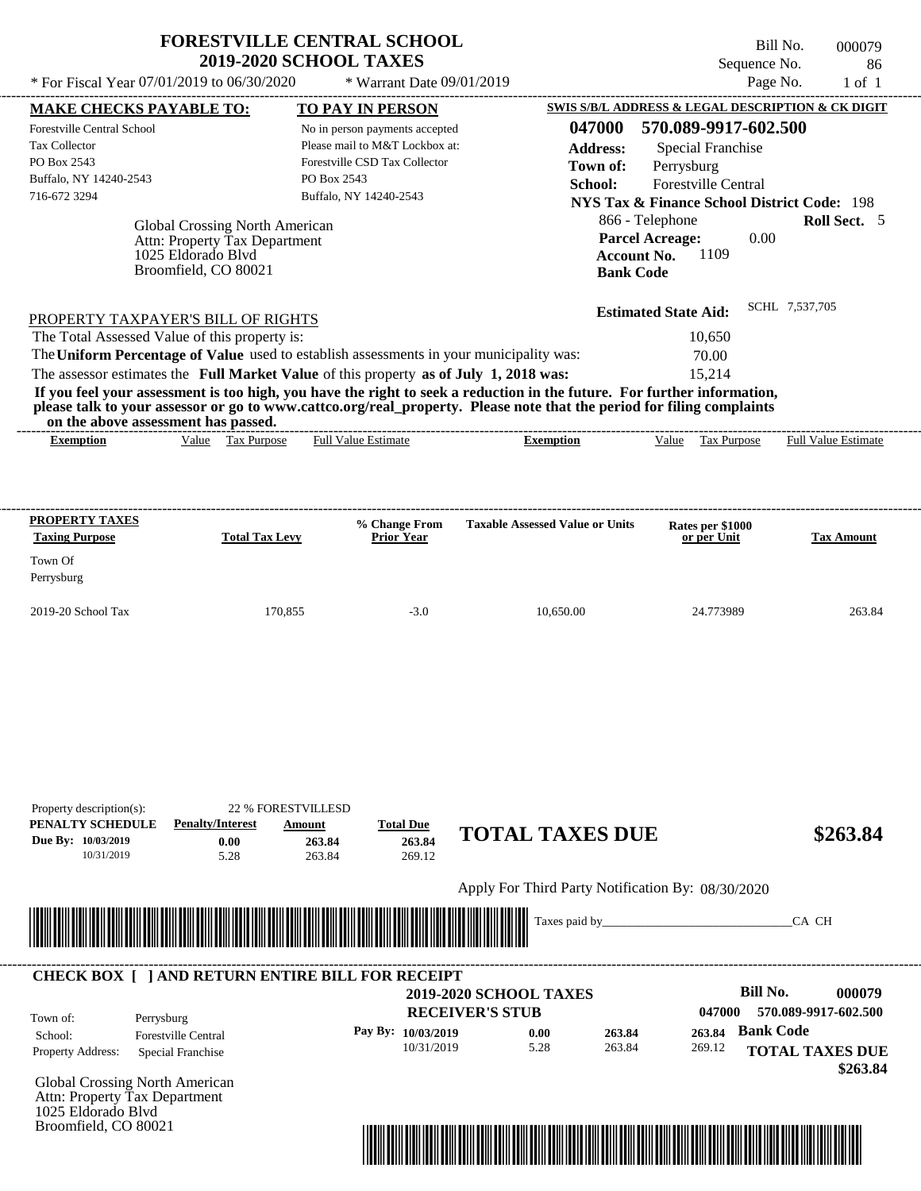# FORESTVILLE CENTRAL SCHOOL
## 2019-2020 SCHOOL TAXES

* For Fiscal Year 07/01/2019 to 06/30/2020 * Warrant Date 09/01/2019

Bill No. 000079
Sequence No. 86
Page No. 1 of 1

**MAKE CHECKS PAYABLE TO:**
Forestville Central School
Tax Collector
PO Box 2543
Buffalo, NY 14240-2543
716-672 3294

**TO PAY IN PERSON**
No in person payments accepted
Please mail to M&T Lockbox at:
Forestville CSD Tax Collector
PO Box 2543
Buffalo, NY 14240-2543

**SWIS S/B/L ADDRESS & LEGAL DESCRIPTION & CK DIGIT**
**047000 570.089-9917-602.500**
**Address:** Special Franchise
**Town of:** Perrysburg
**School:** Forestville Central
**NYS Tax & Finance School District Code:** 198
866 - Telephone **Roll Sect.** 5
**Parcel Acreage:** 0.00
**Account No.** 1109
**Bank Code**

Global Crossing North American
Attn: Property Tax Department
1025 Eldorado Blvd
Broomfield, CO 80021

**Estimated State Aid:** SCHL 7,537,705

PROPERTY TAXPAYER'S BILL OF RIGHTS

The Total Assessed Value of this property is: 10,650
The **Uniform Percentage of Value** used to establish assessments in your municipality was: 70.00
The assessor estimates the **Full Market Value** of this property **as of July 1, 2018 was:** 15,214

**If you feel your assessment is too high, you have the right to seek a reduction in the future. For further information, please talk to your assessor or go to www.cattco.org/real_property. Please note that the period for filing complaints on the above assessment has passed.**

| Exemption | Value | Tax Purpose | Full Value Estimate | Exemption | Value | Tax Purpose | Full Value Estimate |
|---|---|---|---|---|---|---|---|

| PROPERTY TAXES Taxing Purpose | Total Tax Levy | % Change From Prior Year | Taxable Assessed Value or Units | Rates per $1000 or per Unit | Tax Amount |
|---|---|---|---|---|---|
| Town Of Perrysburg | | | | | |
| 2019-20 School Tax | 170,855 | -3.0 | 10,650.00 | 24.773989 | 263.84 |

Property description(s): 22 % FORESTVILLESD

| PENALTY SCHEDULE | Penalty/Interest | Amount | Total Due |
|---|---|---|---|
| Due By: 10/03/2019 | 0.00 | 263.84 | 263.84 |
| 10/31/2019 | 5.28 | 263.84 | 269.12 |

**TOTAL TAXES DUE $263.84**

Apply For Third Party Notification By: 08/30/2020

Taxes paid by_______________________________CA CH

---

**CHECK BOX [ ] AND RETURN ENTIRE BILL FOR RECEIPT**

**2019-2020 SCHOOL TAXES**
**RECEIVER'S STUB**

**Bill No. 000079**
047000 570.089-9917-602.500

Town of: Perrysburg
School: Forestville Central
Property Address: Special Franchise

| Pay By: | | | | |
|---|---|---|---|---|
| 10/03/2019 | 0.00 | 263.84 | 263.84 | **Bank Code** |
| 10/31/2019 | 5.28 | 263.84 | 269.12 | |

**TOTAL TAXES DUE**
**$263.84**

Global Crossing North American
Attn: Property Tax Department
1025 Eldorado Blvd
Broomfield, CO 80021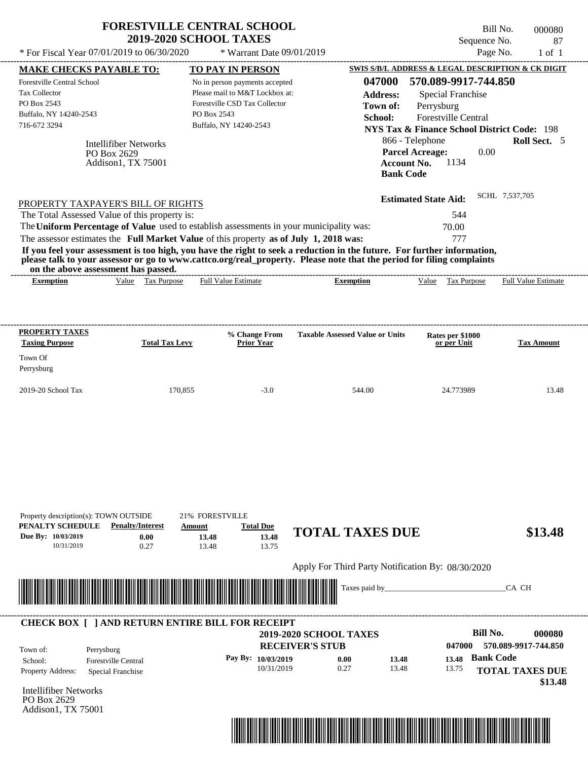# FORESTVILLE CENTRAL SCHOOL
## 2019-2020 SCHOOL TAXES

\* For Fiscal Year 07/01/2019 to 06/30/2020 \* Warrant Date 09/01/2019

Bill No. 000080
Sequence No. 87
Page No. 1 of 1

**MAKE CHECKS PAYABLE TO:**
Forestville Central School
Tax Collector
PO Box 2543
Buffalo, NY 14240-2543
716-672 3294

**TO PAY IN PERSON**
No in person payments accepted
Please mail to M&T Lockbox at:
Forestville CSD Tax Collector
PO Box 2543
Buffalo, NY 14240-2543

**SWIS S/B/L ADDRESS & LEGAL DESCRIPTION & CK DIGIT**
**047000 570.089-9917-744.850**
**Address:** Special Franchise
**Town of:** Perrysburg
**School:** Forestville Central
**NYS Tax & Finance School District Code:** 198
866 - Telephone **Roll Sect.** 5
**Parcel Acreage:** 0.00
**Account No.** 1134
**Bank Code**

Intellifiber Networks
PO Box 2629
Addison1, TX 75001

**Estimated State Aid:** SCHL 7,537,705

PROPERTY TAXPAYER'S BILL OF RIGHTS

The Total Assessed Value of this property is: 544
The **Uniform Percentage of Value** used to establish assessments in your municipality was: 70.00
The assessor estimates the **Full Market Value** of this property **as of July 1, 2018 was:** 777

**If you feel your assessment is too high, you have the right to seek a reduction in the future. For further information, please talk to your assessor or go to www.cattco.org/real_property. Please note that the period for filing complaints on the above assessment has passed.**

| Exemption | Value | Tax Purpose | Full Value Estimate | Exemption | Value | Tax Purpose | Full Value Estimate |
|---|---|---|---|---|---|---|---|

| PROPERTY TAXES Taxing Purpose | Total Tax Levy | % Change From Prior Year | Taxable Assessed Value or Units | Rates per $1000 or per Unit | Tax Amount |
|---|---|---|---|---|---|
| Town Of Perrysburg | | | | | |
| 2019-20 School Tax | 170,855 | -3.0 | 544.00 | 24.773989 | 13.48 |

Property description(s): TOWN OUTSIDE 21% FORESTVILLE

| PENALTY SCHEDULE | Penalty/Interest | Amount | Total Due |
|---|---|---|---|
| Due By: 10/03/2019 | 0.00 | 13.48 | 13.48 |
| 10/31/2019 | 0.27 | 13.48 | 13.75 |

**TOTAL TAXES DUE $13.48**

Apply For Third Party Notification By: 08/30/2020

Taxes paid by_______________________________CA CH

**CHECK BOX [ ] AND RETURN ENTIRE BILL FOR RECEIPT**

**2019-2020 SCHOOL TAXES**
**RECEIVER'S STUB**

**Bill No. 000080**
**047000 570.089-9917-744.850**

Town of: Perrysburg
School: Forestville Central
Property Address: Special Franchise

| Pay By: | | | |
|---|---|---|---|
| 10/03/2019 | 0.00 | 13.48 | 13.48 |
| 10/31/2019 | 0.27 | 13.48 | 13.75 |

**Bank Code**
**TOTAL TAXES DUE $13.48**

Intellifiber Networks
PO Box 2629
Addison1, TX 75001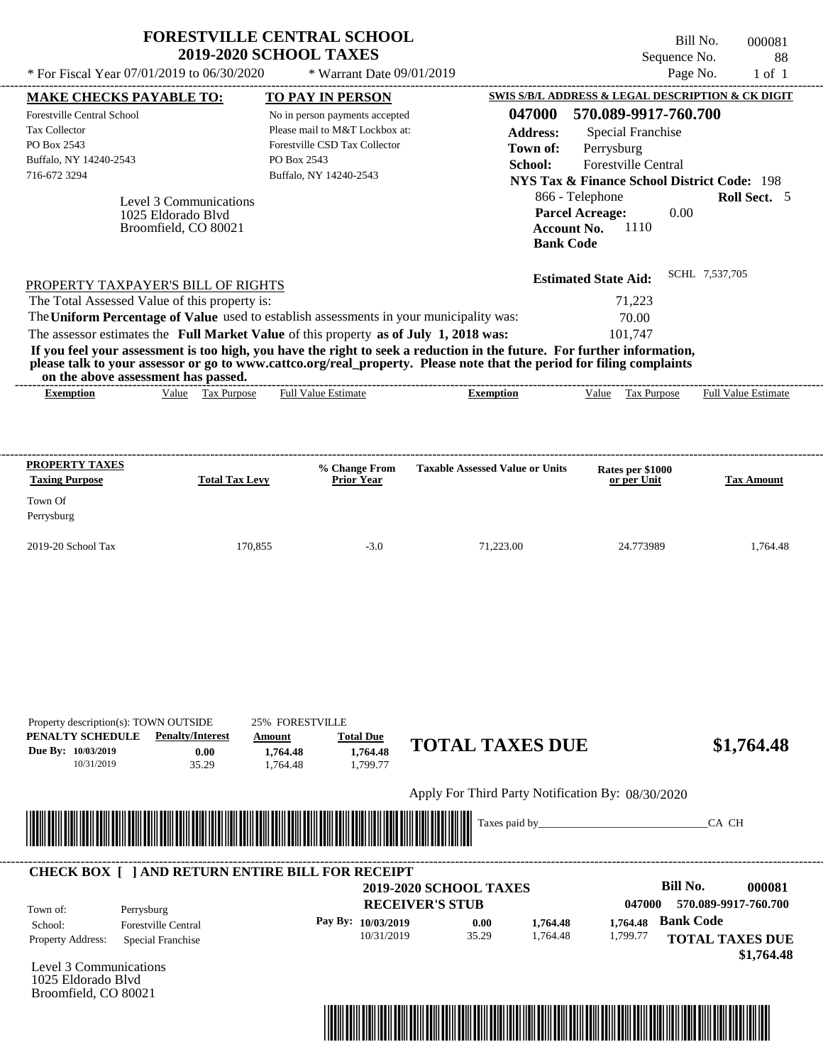# FORESTVILLE CENTRAL SCHOOL
## 2019-2020 SCHOOL TAXES

Bill No. 000081
Sequence No. 88
Page No. 1 of 1

* For Fiscal Year 07/01/2019 to 06/30/2020 * Warrant Date 09/01/2019

**MAKE CHECKS PAYABLE TO:**
Forestville Central School
Tax Collector
PO Box 2543
Buffalo, NY 14240-2543
716-672 3294

**TO PAY IN PERSON**
No in person payments accepted
Please mail to M&T Lockbox at:
Forestville CSD Tax Collector
PO Box 2543
Buffalo, NY 14240-2543

**SWIS S/B/L ADDRESS & LEGAL DESCRIPTION & CK DIGIT**
**047000 570.089-9917-760.700**
**Address:** Special Franchise
**Town of:** Perrysburg
**School:** Forestville Central
**NYS Tax & Finance School District Code:** 198
866 - Telephone **Roll Sect.** 5
**Parcel Acreage:** 0.00
**Account No.** 1110
**Bank Code**

Level 3 Communications
1025 Eldorado Blvd
Broomfield, CO 80021

**Estimated State Aid:** SCHL 7,537,705

PROPERTY TAXPAYER'S BILL OF RIGHTS

The Total Assessed Value of this property is: 71,223
The **Uniform Percentage of Value** used to establish assessments in your municipality was: 70.00
The assessor estimates the **Full Market Value** of this property **as of July 1, 2018 was:** 101,747

**If you feel your assessment is too high, you have the right to seek a reduction in the future. For further information, please talk to your assessor or go to www.cattco.org/real_property. Please note that the period for filing complaints on the above assessment has passed.**

| Exemption | Value | Tax Purpose | Full Value Estimate | Exemption | Value | Tax Purpose | Full Value Estimate |
|---|---|---|---|---|---|---|---|

| PROPERTY TAXES Taxing Purpose | Total Tax Levy | % Change From Prior Year | Taxable Assessed Value or Units | Rates per $1000 or per Unit | Tax Amount |
|---|---|---|---|---|---|
| Town Of Perrysburg | | | | | |
| 2019-20 School Tax | 170,855 | -3.0 | 71,223.00 | 24.773989 | 1,764.48 |

Property description(s): TOWN OUTSIDE 25% FORESTVILLE

| PENALTY SCHEDULE | Penalty/Interest | Amount | Total Due |
|---|---|---|---|
| Due By: 10/03/2019 | 0.00 | 1,764.48 | 1,764.48 |
| 10/31/2019 | 35.29 | 1,764.48 | 1,799.77 |

**TOTAL TAXES DUE $1,764.48**

Apply For Third Party Notification By: 08/30/2020

Taxes paid by_______________________________CA CH

**CHECK BOX [ ] AND RETURN ENTIRE BILL FOR RECEIPT**

**2019-2020 SCHOOL TAXES**
**RECEIVER'S STUB**

**Bill No. 000081**
**047000 570.089-9917-760.700**

Town of: Perrysburg
School: Forestville Central
Property Address: Special Franchise

| Pay By: | | | | |
|---|---|---|---|---|
| 10/03/2019 | 0.00 | 1,764.48 | 1,764.48 | Bank Code |
| 10/31/2019 | 35.29 | 1,764.48 | 1,799.77 | |

**TOTAL TAXES DUE $1,764.48**

Level 3 Communications
1025 Eldorado Blvd
Broomfield, CO 80021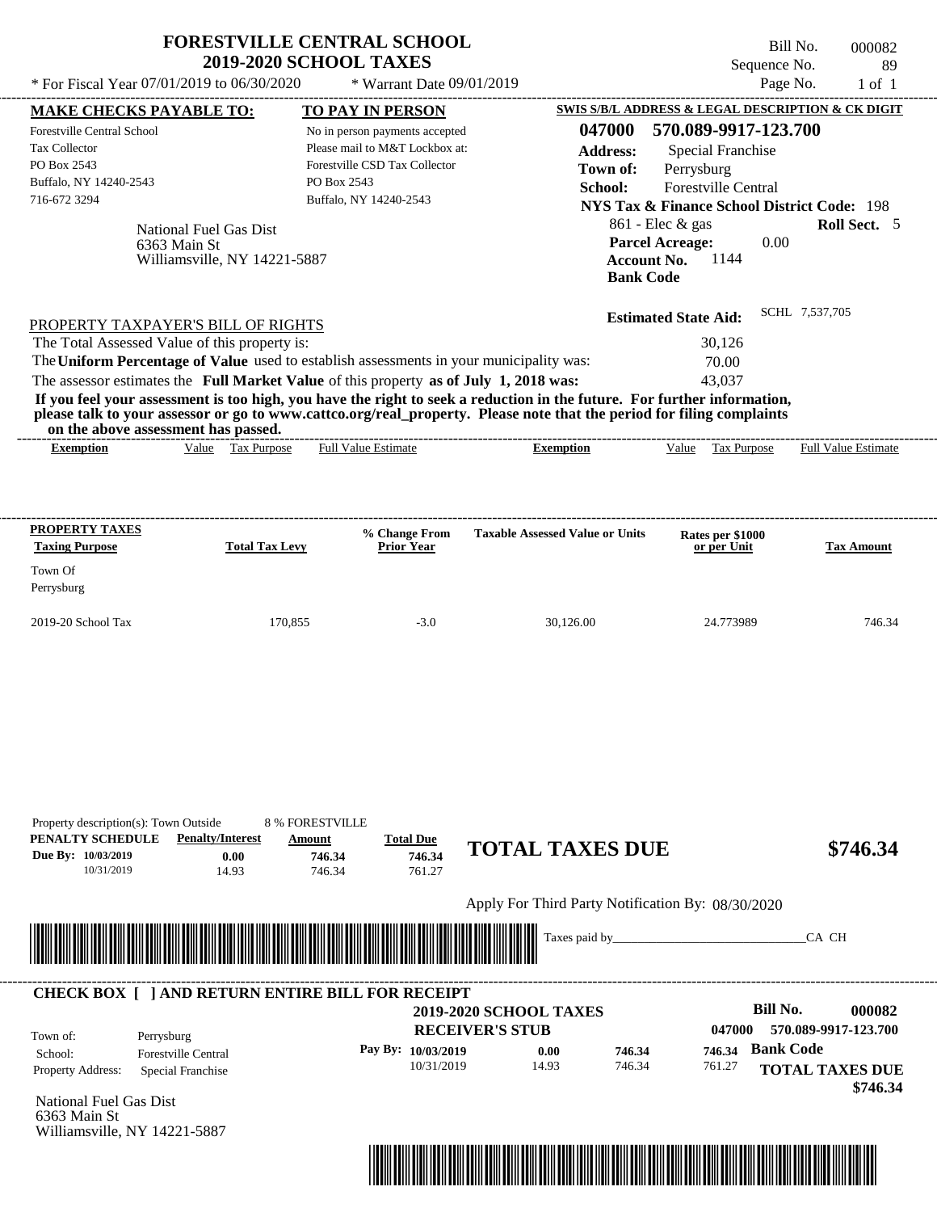# FORESTVILLE CENTRAL SCHOOL
## 2019-2020 SCHOOL TAXES

Bill No. 000082
Sequence No. 89
Page No. 1 of 1

\* For Fiscal Year 07/01/2019 to 06/30/2020 \* Warrant Date 09/01/2019

| MAKE CHECKS PAYABLE TO: | TO PAY IN PERSON | SWIS S/B/L ADDRESS & LEGAL DESCRIPTION & CK DIGIT |
|---|---|---|
| Forestville Central School | No in person payments accepted | 047000 570.089-9917-123.700 |
| Tax Collector | Please mail to M&T Lockbox at: | Address: Special Franchise |
| PO Box 2543 | Forestville CSD Tax Collector | Town of: Perrysburg |
| Buffalo, NY 14240-2543 | PO Box 2543 | School: Forestville Central |
| 716-672 3294 | Buffalo, NY 14240-2543 | NYS Tax & Finance School District Code: 198 |

National Fuel Gas Dist
6363 Main St
Williamsville, NY 14221-5887

861 - Elec & gas **Roll Sect.** 5
**Parcel Acreage:** 0.00
**Account No.** 1144
**Bank Code**

**Estimated State Aid:** SCHL 7,537,705

PROPERTY TAXPAYER'S BILL OF RIGHTS

The Total Assessed Value of this property is: 30,126
The **Uniform Percentage of Value** used to establish assessments in your municipality was: 70.00
The assessor estimates the **Full Market Value** of this property **as of July 1, 2018 was:** 43,037

**If you feel your assessment is too high, you have the right to seek a reduction in the future. For further information, please talk to your assessor or go to www.cattco.org/real_property. Please note that the period for filing complaints on the above assessment has passed.**

| Exemption | Value | Tax Purpose | Full Value Estimate | Exemption | Value | Tax Purpose | Full Value Estimate |
|---|---|---|---|---|---|---|---|

| PROPERTY TAXES Taxing Purpose | Total Tax Levy | % Change From Prior Year | Taxable Assessed Value or Units | Rates per $1000 or per Unit | Tax Amount |
|---|---|---|---|---|---|
| Town Of Perrysburg | | | | | |
| 2019-20 School Tax | 170,855 | -3.0 | 30,126.00 | 24.773989 | 746.34 |

Property description(s): Town Outside 8 % FORESTVILLE

| PENALTY SCHEDULE | Penalty/Interest | Amount | Total Due |
|---|---|---|---|
| Due By: 10/03/2019 | 0.00 | 746.34 | 746.34 |
| 10/31/2019 | 14.93 | 746.34 | 761.27 |

**TOTAL TAXES DUE $746.34**

Apply For Third Party Notification By: 08/30/2020

Taxes paid by_______________________________CA CH

**CHECK BOX [ ] AND RETURN ENTIRE BILL FOR RECEIPT**

**2019-2020 SCHOOL TAXES**
**RECEIVER'S STUB**

**Bill No. 000082**
047000 570.089-9917-123.700

Town of: Perrysburg
School: Forestville Central
Property Address: Special Franchise

| Pay By: | Penalty/Interest | Amount | Total Due |
|---|---|---|---|
| 10/03/2019 | 0.00 | 746.34 | 746.34 |
| 10/31/2019 | 14.93 | 746.34 | 761.27 |

**Bank Code**
**TOTAL TAXES DUE $746.34**

National Fuel Gas Dist
6363 Main St
Williamsville, NY 14221-5887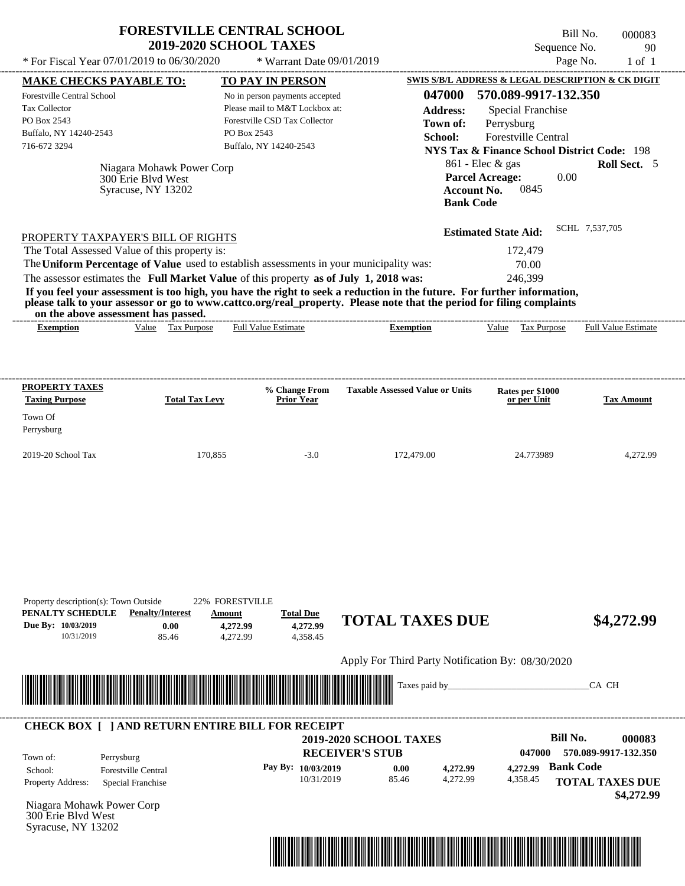# FORESTVILLE CENTRAL SCHOOL
## 2019-2020 SCHOOL TAXES

\* For Fiscal Year 07/01/2019 to 06/30/2020 — \* Warrant Date 09/01/2019

Bill No. 000083
Sequence No. 90
Page No. 1 of 1

**MAKE CHECKS PAYABLE TO:**
Forestville Central School
Tax Collector
PO Box 2543
Buffalo, NY 14240-2543
716-672 3294

**TO PAY IN PERSON**
No in person payments accepted
Please mail to M&T Lockbox at:
Forestville CSD Tax Collector
PO Box 2543
Buffalo, NY 14240-2543

**SWIS S/B/L ADDRESS & LEGAL DESCRIPTION & CK DIGIT**
**047000 570.089-9917-132.350**
**Address:** Special Franchise
**Town of:** Perrysburg
**School:** Forestville Central
**NYS Tax & Finance School District Code:** 198
861 - Elec & gas — **Roll Sect.** 5
**Parcel Acreage:** 0.00
**Account No.** 0845
**Bank Code**

Niagara Mohawk Power Corp
300 Erie Blvd West
Syracuse, NY 13202

**Estimated State Aid:** SCHL 7,537,705

PROPERTY TAXPAYER'S BILL OF RIGHTS

The Total Assessed Value of this property is: 172,479
The **Uniform Percentage of Value** used to establish assessments in your municipality was: 70.00
The assessor estimates the **Full Market Value** of this property **as of July 1, 2018 was:** 246,399

**If you feel your assessment is too high, you have the right to seek a reduction in the future. For further information, please talk to your assessor or go to www.cattco.org/real_property. Please note that the period for filing complaints on the above assessment has passed.**

| Exemption | Value | Tax Purpose | Full Value Estimate | Exemption | Value | Tax Purpose | Full Value Estimate |
|---|---|---|---|---|---|---|---|

| PROPERTY TAXES Taxing Purpose | Total Tax Levy | % Change From Prior Year | Taxable Assessed Value or Units | Rates per $1000 or per Unit | Tax Amount |
|---|---|---|---|---|---|
| Town Of Perrysburg | | | | | |
| 2019-20 School Tax | 170,855 | -3.0 | 172,479.00 | 24.773989 | 4,272.99 |

Property description(s): Town Outside 22% FORESTVILLE

| PENALTY SCHEDULE | Penalty/Interest | Amount | Total Due |
|---|---|---|---|
| Due By: 10/03/2019 | 0.00 | 4,272.99 | 4,272.99 |
| 10/31/2019 | 85.46 | 4,272.99 | 4,358.45 |

**TOTAL TAXES DUE $4,272.99**

Apply For Third Party Notification By: 08/30/2020

Taxes paid by_______________________________CA CH

**CHECK BOX [ ] AND RETURN ENTIRE BILL FOR RECEIPT**

**2019-2020 SCHOOL TAXES**
**RECEIVER'S STUB**

**Bill No. 000083**
047000 570.089-9917-132.350

Town of: Perrysburg
School: Forestville Central
Property Address: Special Franchise

| Pay By: | | | | |
|---|---|---|---|---|
| 10/03/2019 | 0.00 | 4,272.99 | 4,272.99 | **Bank Code** |
| 10/31/2019 | 85.46 | 4,272.99 | 4,358.45 | |

**TOTAL TAXES DUE $4,272.99**

Niagara Mohawk Power Corp
300 Erie Blvd West
Syracuse, NY 13202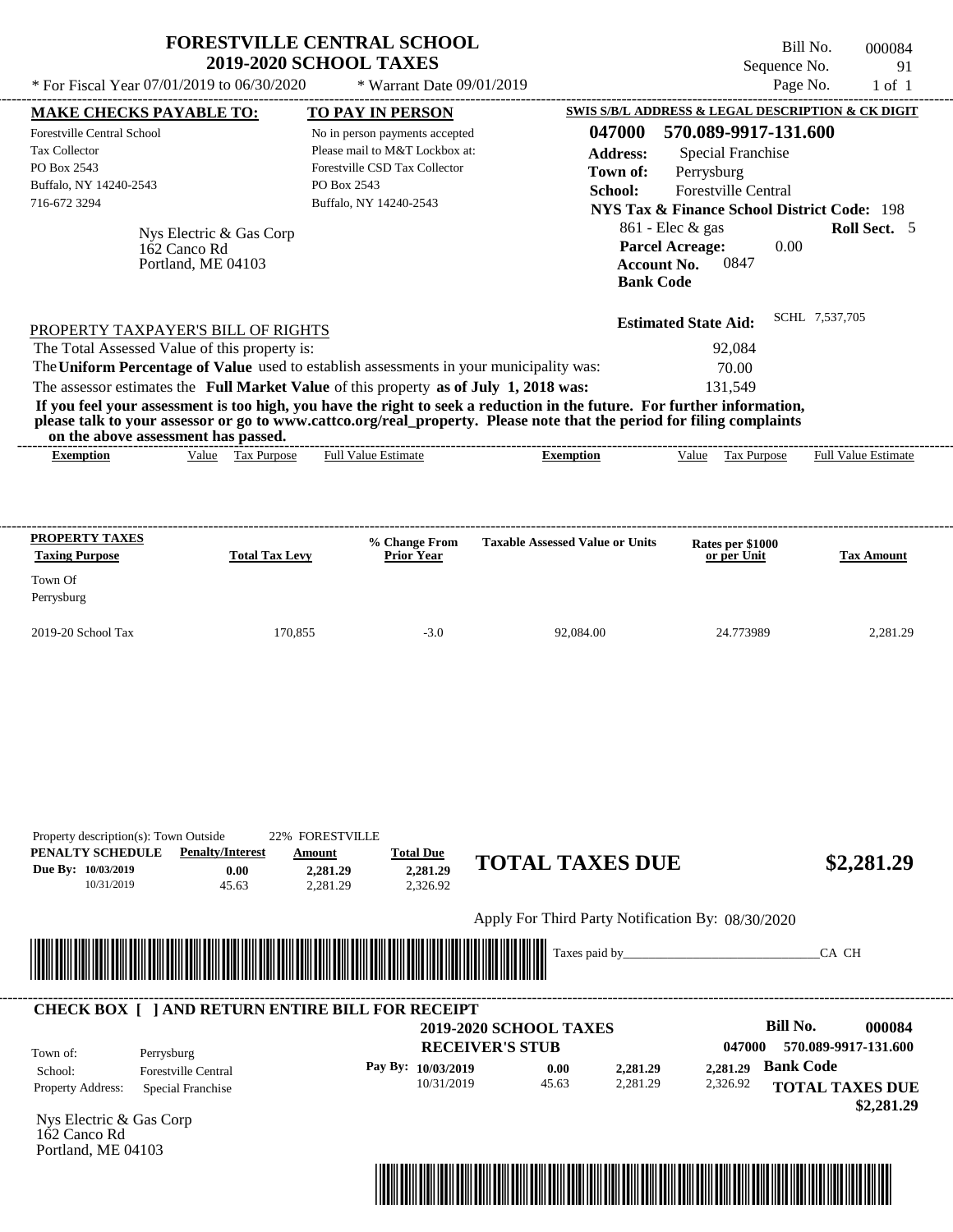# FORESTVILLE CENTRAL SCHOOL
## 2019-2020 SCHOOL TAXES

Bill No. 000084
Sequence No. 91
Page No. 1 of 1

* For Fiscal Year 07/01/2019 to 06/30/2020 * Warrant Date 09/01/2019

**MAKE CHECKS PAYABLE TO:**
Forestville Central School
Tax Collector
PO Box 2543
Buffalo, NY 14240-2543
716-672 3294

**TO PAY IN PERSON**
No in person payments accepted
Please mail to M&T Lockbox at:
Forestville CSD Tax Collector
PO Box 2543
Buffalo, NY 14240-2543

**SWIS S/B/L ADDRESS & LEGAL DESCRIPTION & CK DIGIT**
**047000 570.089-9917-131.600**
**Address:** Special Franchise
**Town of:** Perrysburg
**School:** Forestville Central
**NYS Tax & Finance School District Code:** 198
861 - Elec & gas **Roll Sect.** 5
**Parcel Acreage:** 0.00
**Account No.** 0847
**Bank Code**

Nys Electric & Gas Corp
162 Canco Rd
Portland, ME 04103

**Estimated State Aid:** SCHL 7,537,705

PROPERTY TAXPAYER'S BILL OF RIGHTS

The Total Assessed Value of this property is: 92,084

The **Uniform Percentage of Value** used to establish assessments in your municipality was: 70.00

The assessor estimates the **Full Market Value** of this property **as of July 1, 2018 was:** 131,549

**If you feel your assessment is too high, you have the right to seek a reduction in the future. For further information, please talk to your assessor or go to www.cattco.org/real_property. Please note that the period for filing complaints on the above assessment has passed.**

| Exemption | Value | Tax Purpose | Full Value Estimate | Exemption | Value | Tax Purpose | Full Value Estimate |
|---|---|---|---|---|---|---|---|

| PROPERTY TAXES Taxing Purpose | Total Tax Levy | % Change From Prior Year | Taxable Assessed Value or Units | Rates per $1000 or per Unit | Tax Amount |
|---|---|---|---|---|---|
| Town Of Perrysburg | | | | | |
| 2019-20 School Tax | 170,855 | -3.0 | 92,084.00 | 24.773989 | 2,281.29 |

Property description(s): Town Outside 22% FORESTVILLE

| PENALTY SCHEDULE | Penalty/Interest | Amount | Total Due |
|---|---|---|---|
| Due By: 10/03/2019 | 0.00 | 2,281.29 | 2,281.29 |
| 10/31/2019 | 45.63 | 2,281.29 | 2,326.92 |

**TOTAL TAXES DUE $2,281.29**

Apply For Third Party Notification By: 08/30/2020

Taxes paid by_______________________________CA CH

**CHECK BOX [ ] AND RETURN ENTIRE BILL FOR RECEIPT**

**2019-2020 SCHOOL TAXES**
**RECEIVER'S STUB**

**Bill No. 000084**
**047000 570.089-9917-131.600**

Town of: Perrysburg
School: Forestville Central
Property Address: Special Franchise

| Pay By: | | | |
|---|---|---|---|
| 10/03/2019 | 0.00 | 2,281.29 | 2,281.29 |
| 10/31/2019 | 45.63 | 2,281.29 | 2,326.92 |

**Bank Code**

**TOTAL TAXES DUE $2,281.29**

Nys Electric & Gas Corp
162 Canco Rd
Portland, ME 04103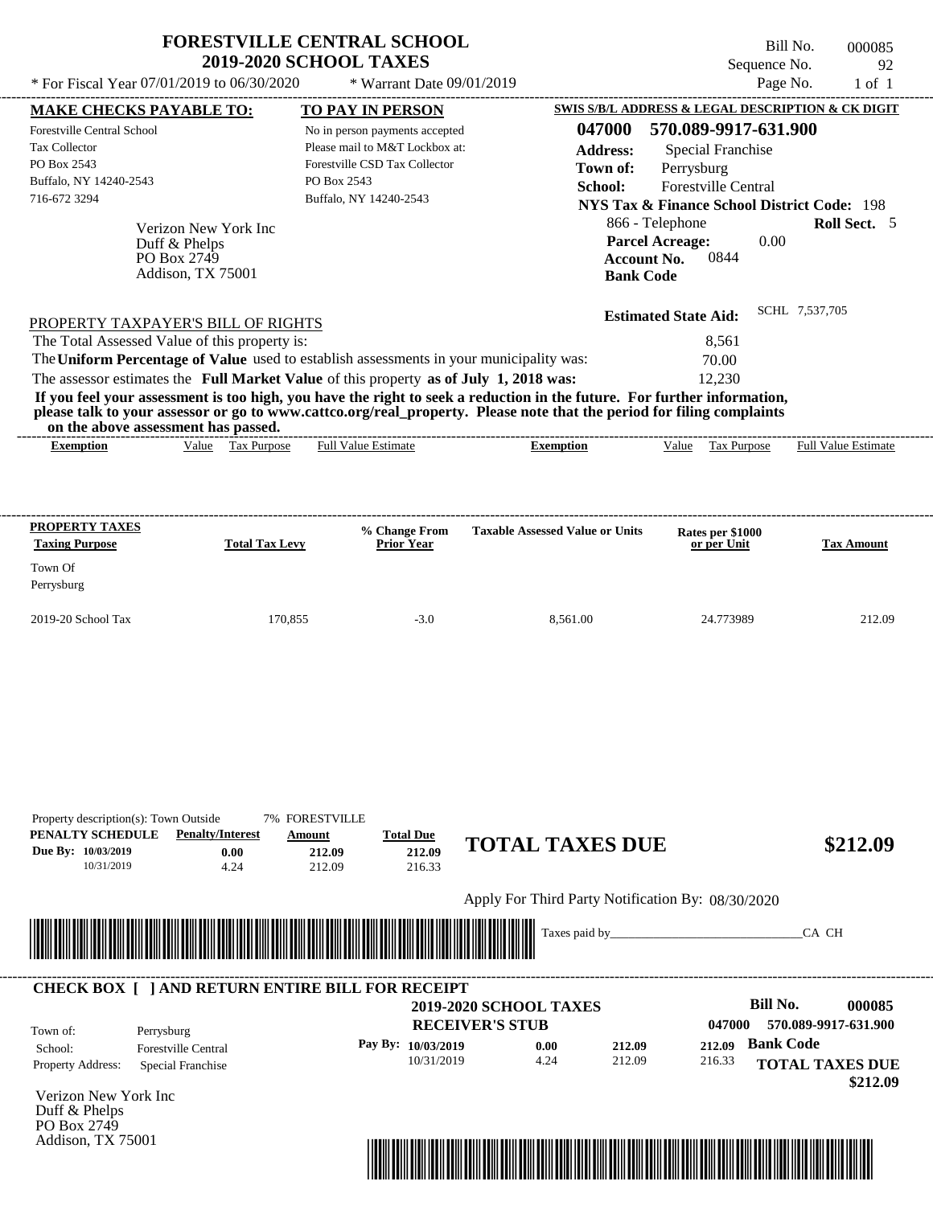# FORESTVILLE CENTRAL SCHOOL
## 2019-2020 SCHOOL TAXES

\* For Fiscal Year 07/01/2019 to 06/30/2020 \* Warrant Date 09/01/2019

Bill No. 000085
Sequence No. 92
Page No. 1 of 1

**MAKE CHECKS PAYABLE TO:**
Forestville Central School
Tax Collector
PO Box 2543
Buffalo, NY 14240-2543
716-672 3294

**TO PAY IN PERSON**
No in person payments accepted
Please mail to M&T Lockbox at:
Forestville CSD Tax Collector
PO Box 2543
Buffalo, NY 14240-2543

**SWIS S/B/L ADDRESS & LEGAL DESCRIPTION & CK DIGIT**
**047000 570.089-9917-631.900**
**Address:** Special Franchise
**Town of:** Perrysburg
**School:** Forestville Central
**NYS Tax & Finance School District Code:** 198
866 - Telephone **Roll Sect.** 5
**Parcel Acreage:** 0.00
**Account No.** 0844
**Bank Code**

Verizon New York Inc
Duff & Phelps
PO Box 2749
Addison, TX 75001

**Estimated State Aid:** SCHL 7,537,705

PROPERTY TAXPAYER'S BILL OF RIGHTS

The Total Assessed Value of this property is: 8,561
The **Uniform Percentage of Value** used to establish assessments in your municipality was: 70.00
The assessor estimates the **Full Market Value** of this property **as of July 1, 2018 was:** 12,230

**If you feel your assessment is too high, you have the right to seek a reduction in the future. For further information, please talk to your assessor or go to www.cattco.org/real_property. Please note that the period for filing complaints on the above assessment has passed.**

| Exemption | Value | Tax Purpose | Full Value Estimate | Exemption | Value | Tax Purpose | Full Value Estimate |
|---|---|---|---|---|---|---|---|

| PROPERTY TAXES Taxing Purpose | Total Tax Levy | % Change From Prior Year | Taxable Assessed Value or Units | Rates per $1000 or per Unit | Tax Amount |
|---|---|---|---|---|---|
| Town Of Perrysburg | | | | | |
| 2019-20 School Tax | 170,855 | -3.0 | 8,561.00 | 24.773989 | 212.09 |

Property description(s): Town Outside 7% FORESTVILLE

| PENALTY SCHEDULE | Penalty/Interest | Amount | Total Due |
|---|---|---|---|
| Due By: 10/03/2019 | 0.00 | 212.09 | 212.09 |
| 10/31/2019 | 4.24 | 212.09 | 216.33 |

**TOTAL TAXES DUE $212.09**

Apply For Third Party Notification By: 08/30/2020

Taxes paid by_______________________________CA CH

**CHECK BOX [ ] AND RETURN ENTIRE BILL FOR RECEIPT**

**2019-2020 SCHOOL TAXES**
**RECEIVER'S STUB**

**Bill No. 000085**
047000 570.089-9917-631.900

Town of: Perrysburg
School: Forestville Central
Property Address: Special Franchise

| Pay By: | | | | |
|---|---|---|---|---|
| 10/03/2019 | 0.00 | 212.09 | 212.09 | **Bank Code** |
| 10/31/2019 | 4.24 | 212.09 | 216.33 | |

**TOTAL TAXES DUE $212.09**

Verizon New York Inc
Duff & Phelps
PO Box 2749
Addison, TX 75001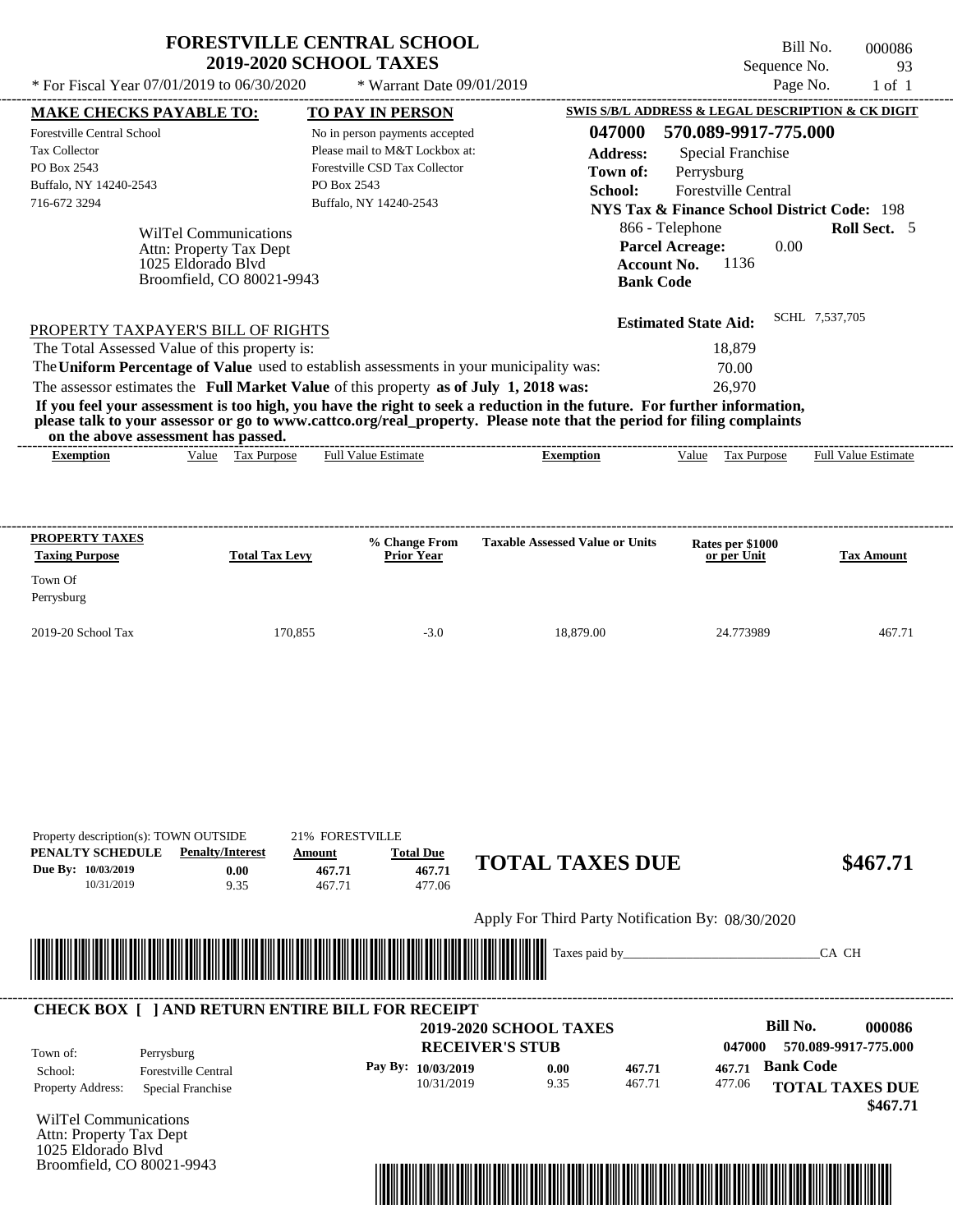# FORESTVILLE CENTRAL SCHOOL
## 2019-2020 SCHOOL TAXES

Bill No. 000086
Sequence No. 93
Page No. 1 of 1

\* For Fiscal Year 07/01/2019 to 06/30/2020 \* Warrant Date 09/01/2019

**MAKE CHECKS PAYABLE TO:**
Forestville Central School
Tax Collector
PO Box 2543
Buffalo, NY 14240-2543
716-672 3294

**TO PAY IN PERSON**
No in person payments accepted
Please mail to M&T Lockbox at:
Forestville CSD Tax Collector
PO Box 2543
Buffalo, NY 14240-2543

**SWIS S/B/L ADDRESS & LEGAL DESCRIPTION & CK DIGIT**
**047000 570.089-9917-775.000**
**Address:** Special Franchise
**Town of:** Perrysburg
**School:** Forestville Central
**NYS Tax & Finance School District Code:** 198
866 - Telephone **Roll Sect.** 5
**Parcel Acreage:** 0.00
**Account No.** 1136
**Bank Code**

WilTel Communications
Attn: Property Tax Dept
1025 Eldorado Blvd
Broomfield, CO 80021-9943

**Estimated State Aid:** SCHL 7,537,705

PROPERTY TAXPAYER'S BILL OF RIGHTS

The Total Assessed Value of this property is: 18,879
The **Uniform Percentage of Value** used to establish assessments in your municipality was: 70.00
The assessor estimates the **Full Market Value** of this property **as of July 1, 2018 was:** 26,970

**If you feel your assessment is too high, you have the right to seek a reduction in the future. For further information, please talk to your assessor or go to www.cattco.org/real_property. Please note that the period for filing complaints on the above assessment has passed.**

| Exemption | Value | Tax Purpose | Full Value Estimate | Exemption | Value | Tax Purpose | Full Value Estimate |
|---|---|---|---|---|---|---|---|

| PROPERTY TAXES Taxing Purpose | Total Tax Levy | % Change From Prior Year | Taxable Assessed Value or Units | Rates per $1000 or per Unit | Tax Amount |
|---|---|---|---|---|---|
| Town Of Perrysburg | | | | | |
| 2019-20 School Tax | 170,855 | -3.0 | 18,879.00 | 24.773989 | 467.71 |

Property description(s): TOWN OUTSIDE 21% FORESTVILLE

| PENALTY SCHEDULE | Penalty/Interest | Amount | Total Due |
|---|---|---|---|
| Due By: 10/03/2019 | 0.00 | 467.71 | 467.71 |
| 10/31/2019 | 9.35 | 467.71 | 477.06 |

**TOTAL TAXES DUE $467.71**

Apply For Third Party Notification By: 08/30/2020

Taxes paid by\_\_\_\_\_\_\_\_\_\_\_\_\_\_\_\_\_\_\_\_\_\_\_\_\_\_\_\_\_\_CA CH

**CHECK BOX [ ] AND RETURN ENTIRE BILL FOR RECEIPT**

**2019-2020 SCHOOL TAXES**
**RECEIVER'S STUB**

**Bill No. 000086**
047000 570.089-9917-775.000

Town of: Perrysburg
School: Forestville Central
Property Address: Special Franchise

| Pay By: | | | |
|---|---|---|---|
| 10/03/2019 | 0.00 | 467.71 | 467.71 |
| 10/31/2019 | 9.35 | 467.71 | 477.06 |

**Bank Code**
**TOTAL TAXES DUE $467.71**

WilTel Communications
Attn: Property Tax Dept
1025 Eldorado Blvd
Broomfield, CO 80021-9943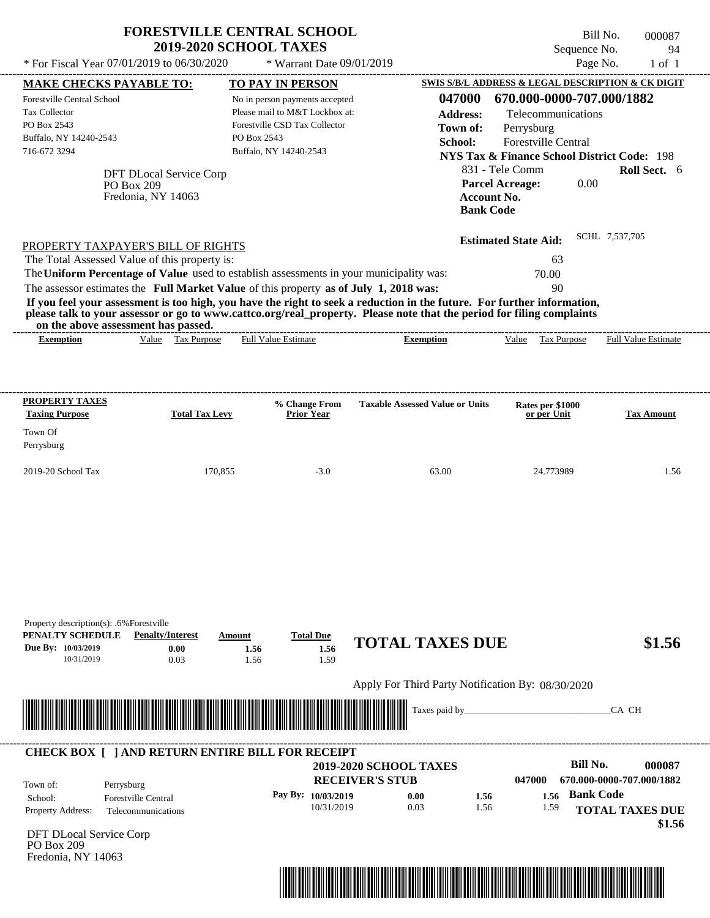# FORESTVILLE CENTRAL SCHOOL
## 2019-2020 SCHOOL TAXES

\* For Fiscal Year 07/01/2019 to 06/30/2020 \* Warrant Date 09/01/2019

Bill No. 000087
Sequence No. 94
Page No. 1 of 1

**MAKE CHECKS PAYABLE TO:**
Forestville Central School
Tax Collector
PO Box 2543
Buffalo, NY 14240-2543
716-672 3294

**TO PAY IN PERSON**
No in person payments accepted
Please mail to M&T Lockbox at:
Forestville CSD Tax Collector
PO Box 2543
Buffalo, NY 14240-2543

**SWIS S/B/L ADDRESS & LEGAL DESCRIPTION & CK DIGIT**
**047000 670.000-0000-707.000/1882**
**Address:** Telecommunications
**Town of:** Perrysburg
**School:** Forestville Central
**NYS Tax & Finance School District Code:** 198
831 - Tele Comm **Roll Sect.** 6
**Parcel Acreage:** 0.00
**Account No.**
**Bank Code**

DFT DLocal Service Corp
PO Box 209
Fredonia, NY 14063

**Estimated State Aid:** SCHL 7,537,705

PROPERTY TAXPAYER'S BILL OF RIGHTS

The Total Assessed Value of this property is: 63
The **Uniform Percentage of Value** used to establish assessments in your municipality was: 70.00
The assessor estimates the **Full Market Value** of this property **as of July 1, 2018 was:** 90

**If you feel your assessment is too high, you have the right to seek a reduction in the future. For further information, please talk to your assessor or go to www.cattco.org/real_property. Please note that the period for filing complaints on the above assessment has passed.**

| Exemption | Value | Tax Purpose | Full Value Estimate | Exemption | Value | Tax Purpose | Full Value Estimate |
|---|---|---|---|---|---|---|---|

| PROPERTY TAXES Taxing Purpose | Total Tax Levy | % Change From Prior Year | Taxable Assessed Value or Units | Rates per $1000 or per Unit | Tax Amount |
|---|---|---|---|---|---|
| Town Of Perrysburg | | | | | |
| 2019-20 School Tax | 170,855 | -3.0 | 63.00 | 24.773989 | 1.56 |

Property description(s): .6%Forestville

| PENALTY SCHEDULE | Penalty/Interest | Amount | Total Due |
|---|---|---|---|
| Due By: 10/03/2019 | 0.00 | 1.56 | 1.56 |
| 10/31/2019 | 0.03 | 1.56 | 1.59 |

**TOTAL TAXES DUE $1.56**

Apply For Third Party Notification By: 08/30/2020

Taxes paid by________________________________CA CH

**CHECK BOX [ ] AND RETURN ENTIRE BILL FOR RECEIPT**

**2019-2020 SCHOOL TAXES**
**RECEIVER'S STUB**

**Bill No. 000087**
047000 670.000-0000-707.000/1882

Town of: Perrysburg
School: Forestville Central
Property Address: Telecommunications

| Pay By: | | | |
|---|---|---|---|
| 10/03/2019 | 0.00 | 1.56 | 1.56 |
| 10/31/2019 | 0.03 | 1.56 | 1.59 |

**Bank Code**

**TOTAL TAXES DUE $1.56**

DFT DLocal Service Corp
PO Box 209
Fredonia, NY 14063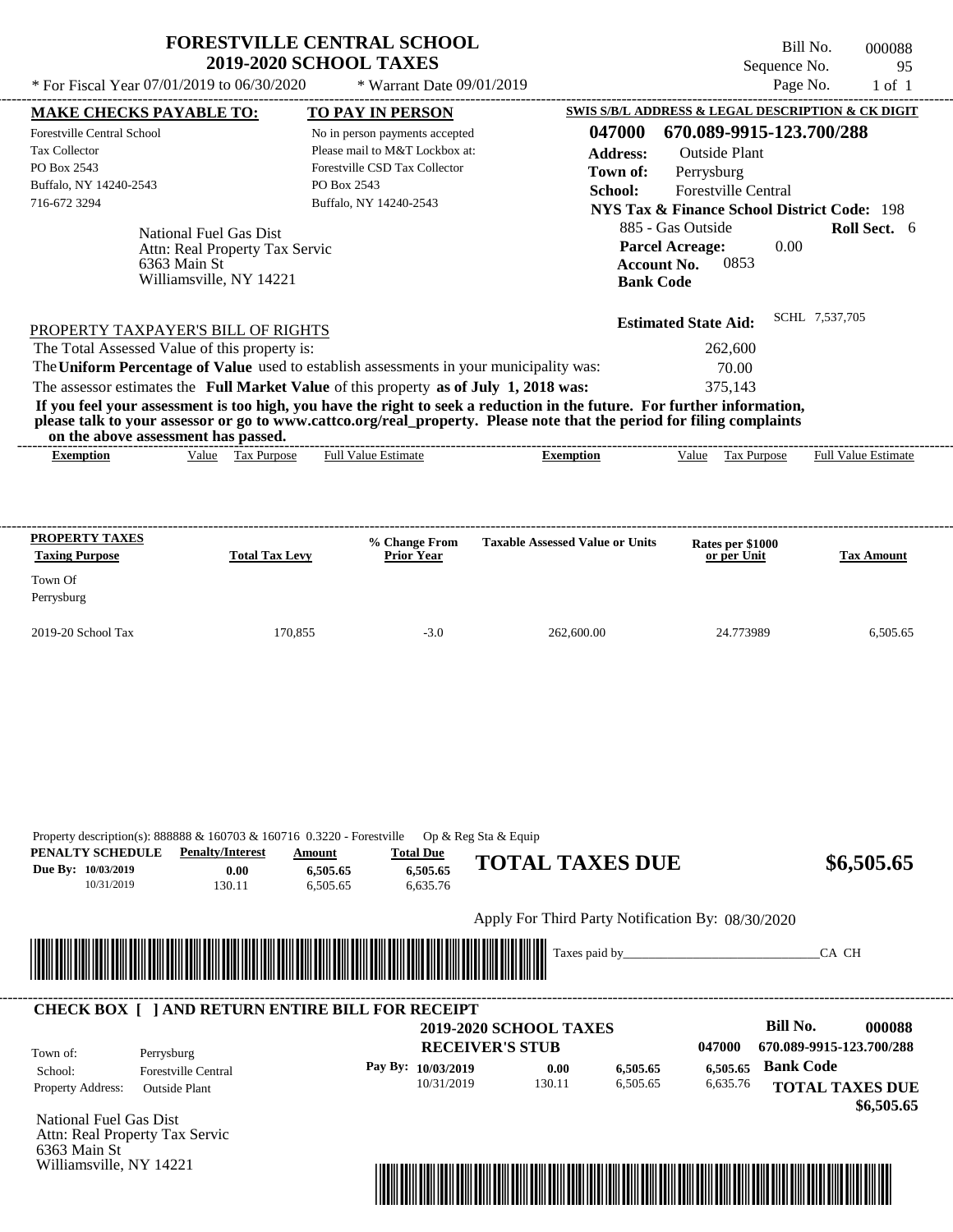# FORESTVILLE CENTRAL SCHOOL
## 2019-2020 SCHOOL TAXES

\* For Fiscal Year 07/01/2019 to 06/30/2020 &nbsp;&nbsp; \* Warrant Date 09/01/2019

Bill No. 000088
Sequence No. 95
Page No. 1 of 1

**MAKE CHECKS PAYABLE TO:**
Forestville Central School
Tax Collector
PO Box 2543
Buffalo, NY 14240-2543
716-672 3294

**TO PAY IN PERSON**
No in person payments accepted
Please mail to M&T Lockbox at:
Forestville CSD Tax Collector
PO Box 2543
Buffalo, NY 14240-2543

**SWIS S/B/L ADDRESS & LEGAL DESCRIPTION & CK DIGIT**
**047000 670.089-9915-123.700/288**
**Address:** Outside Plant
**Town of:** Perrysburg
**School:** Forestville Central
**NYS Tax & Finance School District Code:** 198
885 - Gas Outside &nbsp;&nbsp; **Roll Sect.** 6
**Parcel Acreage:** 0.00
**Account No.** 0853
**Bank Code**

National Fuel Gas Dist
Attn: Real Property Tax Servic
6363 Main St
Williamsville, NY 14221

**Estimated State Aid:** SCHL 7,537,705

PROPERTY TAXPAYER'S BILL OF RIGHTS

The Total Assessed Value of this property is: 262,600
The **Uniform Percentage of Value** used to establish assessments in your municipality was: 70.00
The assessor estimates the **Full Market Value** of this property **as of July 1, 2018 was:** 375,143

**If you feel your assessment is too high, you have the right to seek a reduction in the future. For further information, please talk to your assessor or go to www.cattco.org/real_property. Please note that the period for filing complaints on the above assessment has passed.**

| Exemption | Value | Tax Purpose | Full Value Estimate | Exemption | Value | Tax Purpose | Full Value Estimate |
|---|---|---|---|---|---|---|---|

| PROPERTY TAXES Taxing Purpose | Total Tax Levy | % Change From Prior Year | Taxable Assessed Value or Units | Rates per $1000 or per Unit | Tax Amount |
|---|---|---|---|---|---|
| Town Of Perrysburg | | | | | |
| 2019-20 School Tax | 170,855 | -3.0 | 262,600.00 | 24.773989 | 6,505.65 |

Property description(s): 888888 & 160703 & 160716 0.3220 - Forestville Op & Reg Sta & Equip

| PENALTY SCHEDULE | Penalty/Interest | Amount | Total Due |
|---|---|---|---|
| Due By: 10/03/2019 | 0.00 | 6,505.65 | 6,505.65 |
| 10/31/2019 | 130.11 | 6,505.65 | 6,635.76 |

**TOTAL TAXES DUE $6,505.65**

Apply For Third Party Notification By: 08/30/2020

Taxes paid by_______________________________CA CH

---

**CHECK BOX [ ] AND RETURN ENTIRE BILL FOR RECEIPT**

**2019-2020 SCHOOL TAXES**
**RECEIVER'S STUB**

**Bill No. 000088**
047000 670.089-9915-123.700/288

Town of: Perrysburg
School: Forestville Central
Property Address: Outside Plant

| Pay By: | | | |
|---|---|---|---|
| 10/03/2019 | 0.00 | 6,505.65 | 6,505.65 |
| 10/31/2019 | 130.11 | 6,505.65 | 6,635.76 |

**Bank Code**

**TOTAL TAXES DUE $6,505.65**

National Fuel Gas Dist
Attn: Real Property Tax Servic
6363 Main St
Williamsville, NY 14221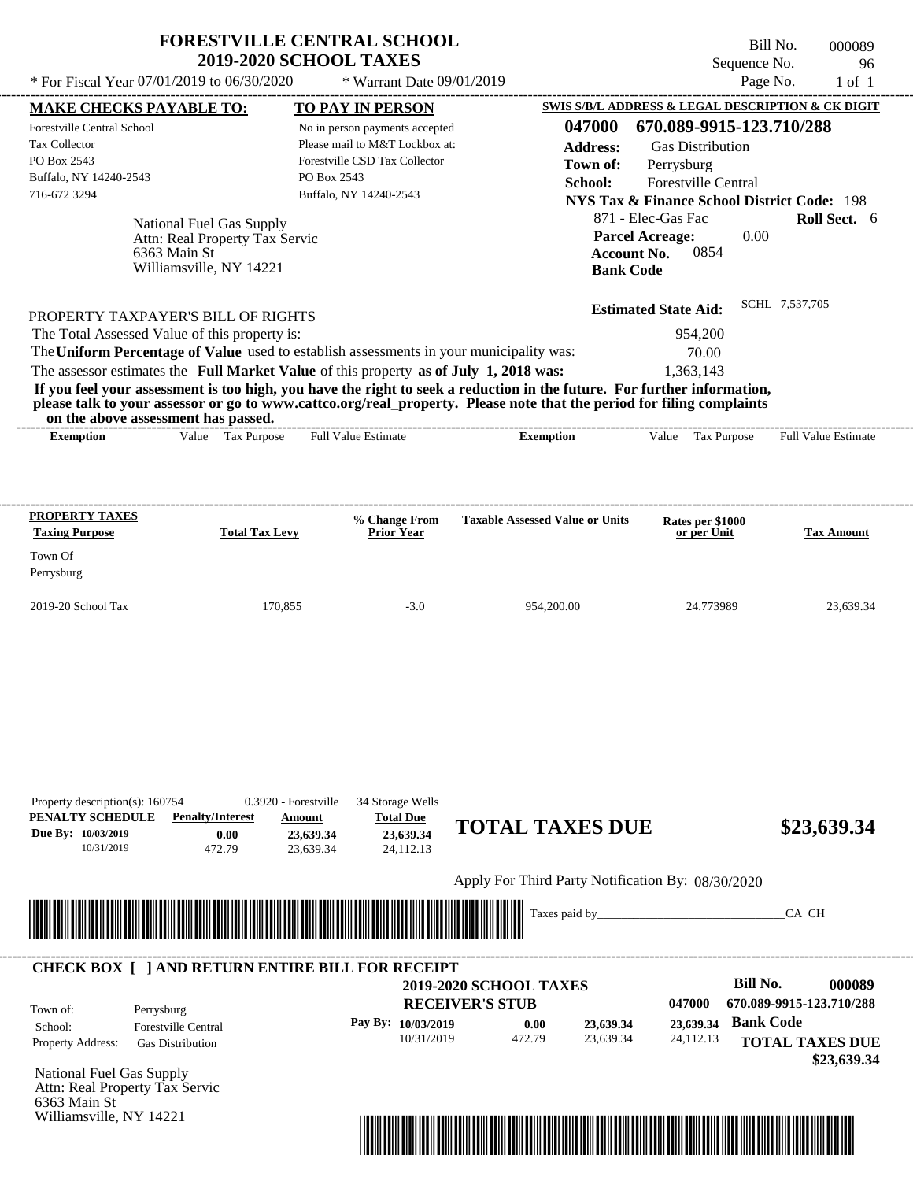# FORESTVILLE CENTRAL SCHOOL
## 2019-2020 SCHOOL TAXES

\* For Fiscal Year 07/01/2019 to 06/30/2020 &nbsp;&nbsp;&nbsp; \* Warrant Date 09/01/2019

Bill No. 000089
Sequence No. 96
Page No. 1 of 1

**MAKE CHECKS PAYABLE TO:**
Forestville Central School
Tax Collector
PO Box 2543
Buffalo, NY 14240-2543
716-672 3294

**TO PAY IN PERSON**
No in person payments accepted
Please mail to M&T Lockbox at:
Forestville CSD Tax Collector
PO Box 2543
Buffalo, NY 14240-2543

**SWIS S/B/L ADDRESS & LEGAL DESCRIPTION & CK DIGIT**
**047000 670.089-9915-123.710/288**
**Address:** Gas Distribution
**Town of:** Perrysburg
**School:** Forestville Central
**NYS Tax & Finance School District Code:** 198
871 - Elec-Gas Fac &nbsp;&nbsp; **Roll Sect.** 6
**Parcel Acreage:** 0.00
**Account No.** 0854
**Bank Code**

National Fuel Gas Supply
Attn: Real Property Tax Servic
6363 Main St
Williamsville, NY 14221

**Estimated State Aid:** SCHL 7,537,705

PROPERTY TAXPAYER'S BILL OF RIGHTS

The Total Assessed Value of this property is: 954,200
The **Uniform Percentage of Value** used to establish assessments in your municipality was: 70.00
The assessor estimates the **Full Market Value** of this property **as of July 1, 2018 was:** 1,363,143

**If you feel your assessment is too high, you have the right to seek a reduction in the future. For further information, please talk to your assessor or go to www.cattco.org/real_property. Please note that the period for filing complaints on the above assessment has passed.**

| Exemption | Value | Tax Purpose | Full Value Estimate | Exemption | Value | Tax Purpose | Full Value Estimate |
|---|---|---|---|---|---|---|---|

| PROPERTY TAXES Taxing Purpose | Total Tax Levy | % Change From Prior Year | Taxable Assessed Value or Units | Rates per $1000 or per Unit | Tax Amount |
|---|---|---|---|---|---|
| Town Of Perrysburg | | | | | |
| 2019-20 School Tax | 170,855 | -3.0 | 954,200.00 | 24.773989 | 23,639.34 |

Property description(s): 160754 &nbsp;&nbsp; 0.3920 - Forestville &nbsp;&nbsp; 34 Storage Wells

| PENALTY SCHEDULE | Penalty/Interest | Amount | Total Due |
|---|---|---|---|
| Due By: 10/03/2019 | 0.00 | 23,639.34 | 23,639.34 |
| 10/31/2019 | 472.79 | 23,639.34 | 24,112.13 |

**TOTAL TAXES DUE** **$23,639.34**

Apply For Third Party Notification By: 08/30/2020

Taxes paid by_______________________________CA CH

**CHECK BOX [ ] AND RETURN ENTIRE BILL FOR RECEIPT**

**2019-2020 SCHOOL TAXES**
**RECEIVER'S STUB**

**Bill No. 000089**
047000 670.089-9915-123.710/288

| | |
|---|---|
| Town of: | Perrysburg |
| School: | Forestville Central |
| Property Address: | Gas Distribution |

| Pay By: | | | |
|---|---|---|---|
| 10/03/2019 | 0.00 | 23,639.34 | 23,639.34 |
| 10/31/2019 | 472.79 | 23,639.34 | 24,112.13 |

**Bank Code**

**TOTAL TAXES DUE**
**$23,639.34**

National Fuel Gas Supply
Attn: Real Property Tax Servic
6363 Main St
Williamsville, NY 14221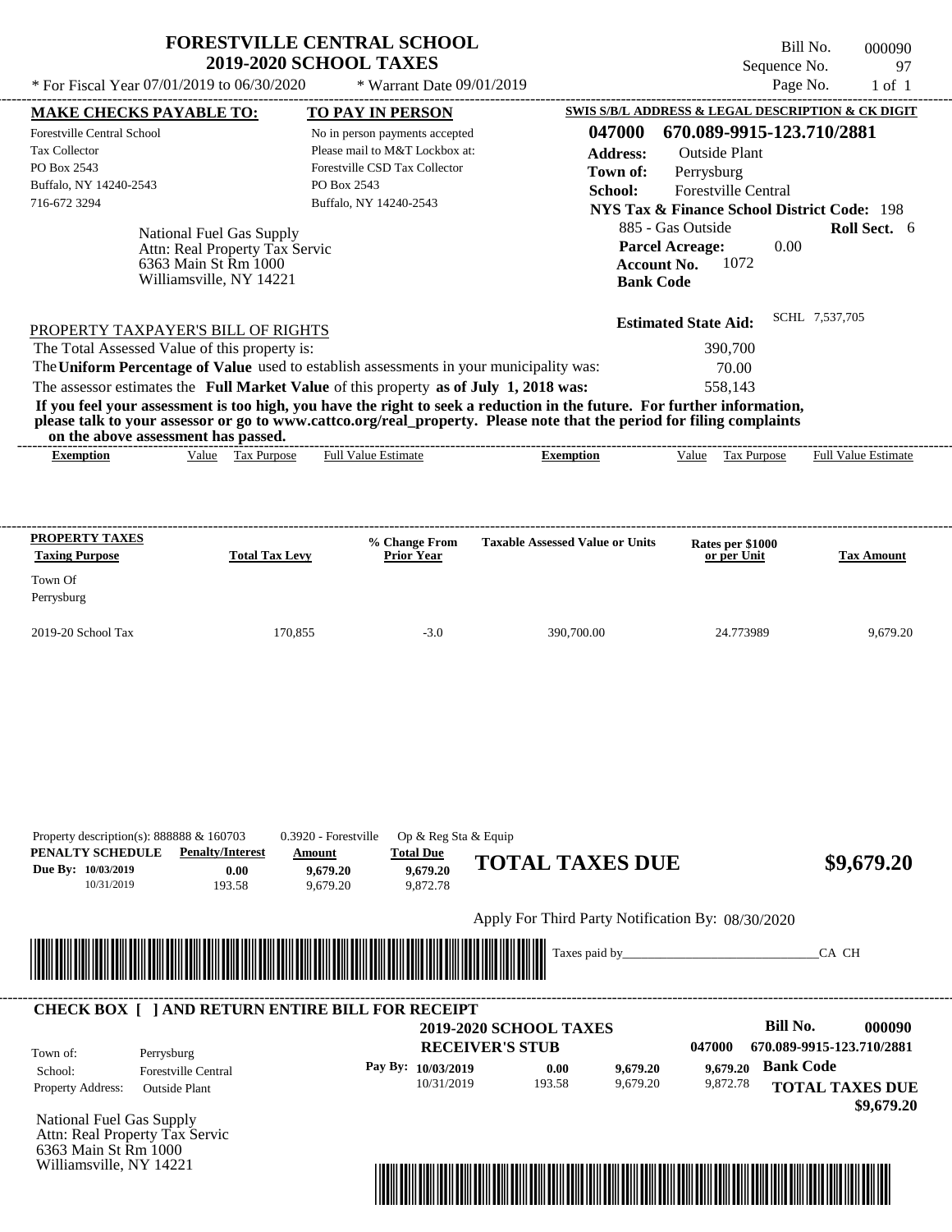# FORESTVILLE CENTRAL SCHOOL
## 2019-2020 SCHOOL TAXES

\* For Fiscal Year 07/01/2019 to 06/30/2020 &nbsp;&nbsp;&nbsp; \* Warrant Date 09/01/2019

Bill No. 000090
Sequence No. 97
Page No. 1 of 1

**MAKE CHECKS PAYABLE TO:**
Forestville Central School
Tax Collector
PO Box 2543
Buffalo, NY 14240-2543
716-672 3294

**TO PAY IN PERSON**
No in person payments accepted
Please mail to M&T Lockbox at:
Forestville CSD Tax Collector
PO Box 2543
Buffalo, NY 14240-2543

**SWIS S/B/L ADDRESS & LEGAL DESCRIPTION & CK DIGIT**
**047000 670.089-9915-123.710/2881**
**Address:** Outside Plant
**Town of:** Perrysburg
**School:** Forestville Central
**NYS Tax & Finance School District Code:** 198
885 - Gas Outside &nbsp;&nbsp; **Roll Sect.** 6
**Parcel Acreage:** 0.00
**Account No.** 1072
**Bank Code**

National Fuel Gas Supply
Attn: Real Property Tax Servic
6363 Main St Rm 1000
Williamsville, NY 14221

**Estimated State Aid:** SCHL 7,537,705

PROPERTY TAXPAYER'S BILL OF RIGHTS

The Total Assessed Value of this property is: 390,700
The **Uniform Percentage of Value** used to establish assessments in your municipality was: 70.00
The assessor estimates the **Full Market Value** of this property **as of July 1, 2018 was:** 558,143

**If you feel your assessment is too high, you have the right to seek a reduction in the future. For further information, please talk to your assessor or go to www.cattco.org/real_property. Please note that the period for filing complaints on the above assessment has passed.**

| Exemption | Value | Tax Purpose | Full Value Estimate | Exemption | Value | Tax Purpose | Full Value Estimate |
|---|---|---|---|---|---|---|---|

| PROPERTY TAXES Taxing Purpose | Total Tax Levy | % Change From Prior Year | Taxable Assessed Value or Units | Rates per $1000 or per Unit | Tax Amount |
|---|---|---|---|---|---|
| Town Of Perrysburg | | | | | |
| 2019-20 School Tax | 170,855 | -3.0 | 390,700.00 | 24.773989 | 9,679.20 |

Property description(s): 888888 & 160703 &nbsp;&nbsp; 0.3920 - Forestville &nbsp;&nbsp; Op & Reg Sta & Equip

| PENALTY SCHEDULE | Penalty/Interest | Amount | Total Due |
|---|---|---|---|
| Due By: 10/03/2019 | 0.00 | 9,679.20 | 9,679.20 |
| 10/31/2019 | 193.58 | 9,679.20 | 9,872.78 |

**TOTAL TAXES DUE $9,679.20**

Apply For Third Party Notification By: 08/30/2020

Taxes paid by_______________________________CA CH

**CHECK BOX [ ] AND RETURN ENTIRE BILL FOR RECEIPT**

**2019-2020 SCHOOL TAXES**
**RECEIVER'S STUB**

**Bill No. 000090**
047000 670.089-9915-123.710/2881

Town of: Perrysburg
School: Forestville Central
Property Address: Outside Plant

| Pay By: | | | |
|---|---|---|---|
| 10/03/2019 | 0.00 | 9,679.20 | 9,679.20 |
| 10/31/2019 | 193.58 | 9,679.20 | 9,872.78 |

**Bank Code**

**TOTAL TAXES DUE $9,679.20**

National Fuel Gas Supply
Attn: Real Property Tax Servic
6363 Main St Rm 1000
Williamsville, NY 14221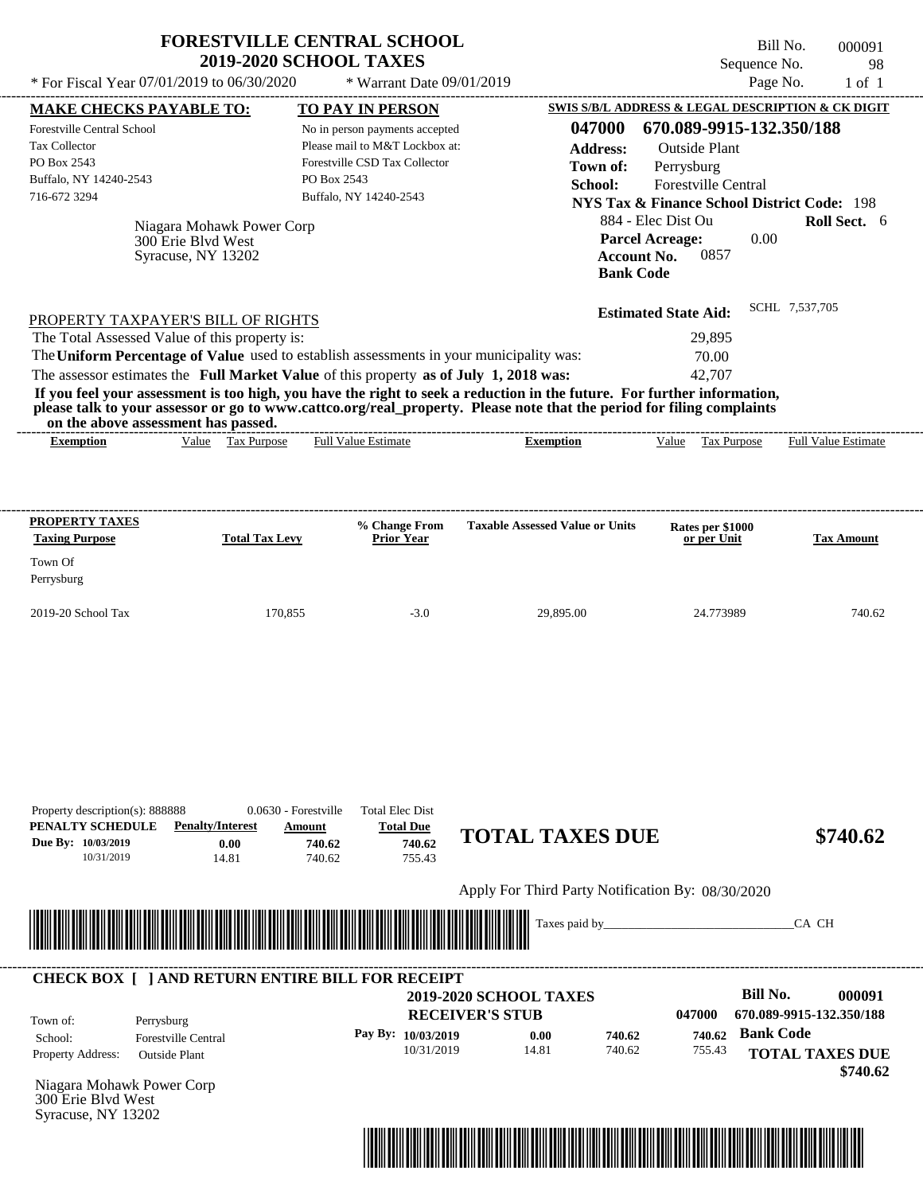# FORESTVILLE CENTRAL SCHOOL
## 2019-2020 SCHOOL TAXES

* For Fiscal Year 07/01/2019 to 06/30/2020 * Warrant Date 09/01/2019

Bill No. 000091
Sequence No. 98
Page No. 1 of 1

| MAKE CHECKS PAYABLE TO: | TO PAY IN PERSON | SWIS S/B/L ADDRESS & LEGAL DESCRIPTION & CK DIGIT |
|---|---|---|
| Forestville Central School | No in person payments accepted | **047000 670.089-9915-132.350/188** |
| Tax Collector | Please mail to M&T Lockbox at: | **Address:** Outside Plant |
| PO Box 2543 | Forestville CSD Tax Collector | **Town of:** Perrysburg |
| Buffalo, NY 14240-2543 | PO Box 2543 | **School:** Forestville Central |
| 716-672 3294 | Buffalo, NY 14240-2543 | **NYS Tax & Finance School District Code:** 198 |

Niagara Mohawk Power Corp
300 Erie Blvd West
Syracuse, NY 13202

884 - Elec Dist Ou **Roll Sect.** 6
**Parcel Acreage:** 0.00
**Account No.** 0857
**Bank Code**

**Estimated State Aid:** SCHL 7,537,705

PROPERTY TAXPAYER'S BILL OF RIGHTS

The Total Assessed Value of this property is: 29,895

The **Uniform Percentage of Value** used to establish assessments in your municipality was: 70.00

The assessor estimates the **Full Market Value** of this property **as of July 1, 2018 was:** 42,707

**If you feel your assessment is too high, you have the right to seek a reduction in the future. For further information, please talk to your assessor or go to www.cattco.org/real_property. Please note that the period for filing complaints on the above assessment has passed.**

| Exemption | Value | Tax Purpose | Full Value Estimate | Exemption | Value | Tax Purpose | Full Value Estimate |
|---|---|---|---|---|---|---|---|

| PROPERTY TAXES Taxing Purpose | Total Tax Levy | % Change From Prior Year | Taxable Assessed Value or Units | Rates per $1000 or per Unit | Tax Amount |
|---|---|---|---|---|---|
| Town Of Perrysburg | | | | | |
| 2019-20 School Tax | 170,855 | -3.0 | 29,895.00 | 24.773989 | 740.62 |

Property description(s): 888888 0.0630 - Forestville Total Elec Dist

| PENALTY SCHEDULE | Penalty/Interest | Amount | Total Due |
|---|---|---|---|
| Due By: 10/03/2019 | 0.00 | 740.62 | 740.62 |
| 10/31/2019 | 14.81 | 740.62 | 755.43 |

**TOTAL TAXES DUE $740.62**

Apply For Third Party Notification By: 08/30/2020

Taxes paid by_______________________________CA CH

---

**CHECK BOX [ ] AND RETURN ENTIRE BILL FOR RECEIPT**

**2019-2020 SCHOOL TAXES**
**RECEIVER'S STUB**

**Bill No. 000091**
047000 670.089-9915-132.350/188

Town of: Perrysburg
School: Forestville Central
Property Address: Outside Plant

| Pay By: | | | |
|---|---|---|---|
| 10/03/2019 | 0.00 | 740.62 | 740.62 |
| 10/31/2019 | 14.81 | 740.62 | 755.43 |

**Bank Code**

**TOTAL TAXES DUE $740.62**

Niagara Mohawk Power Corp
300 Erie Blvd West
Syracuse, NY 13202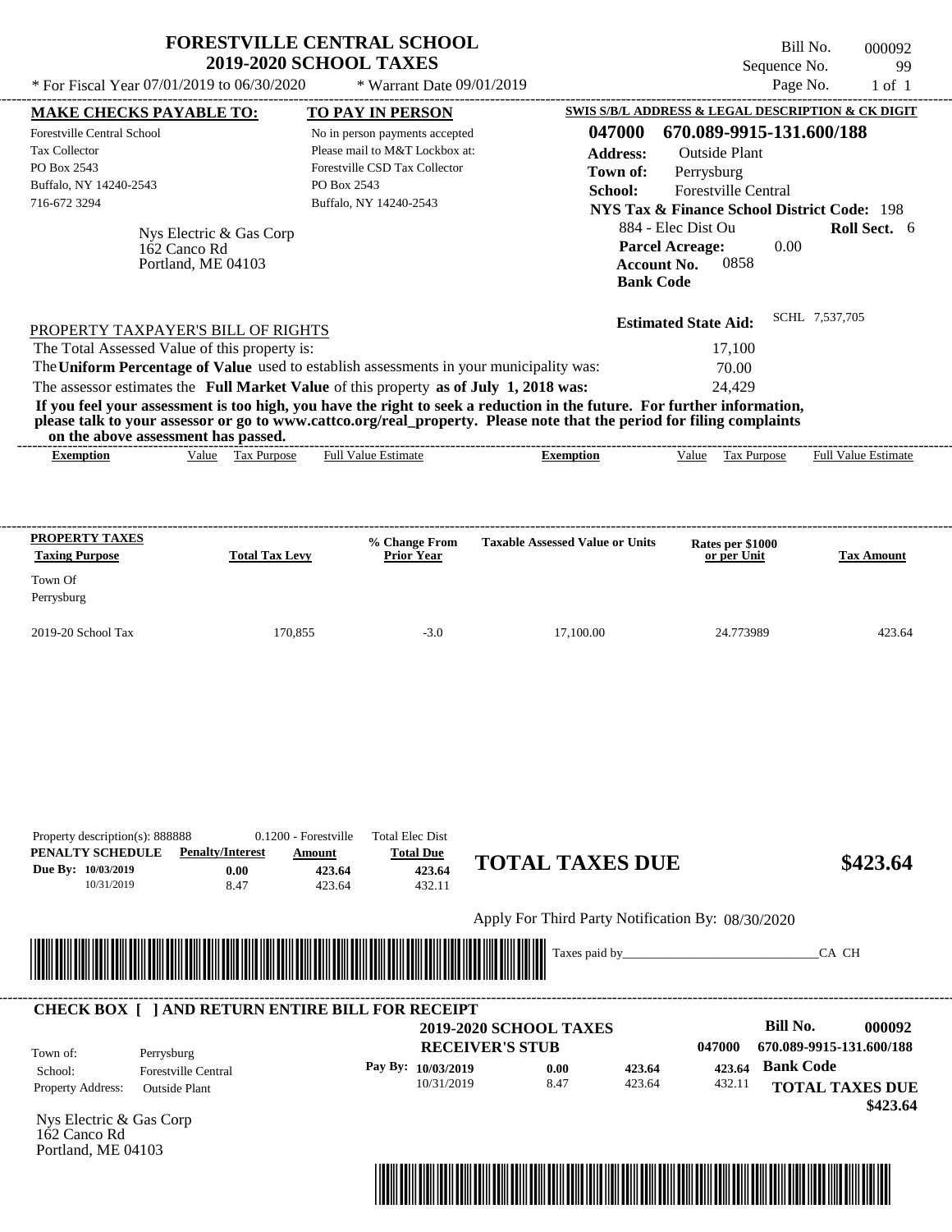# FORESTVILLE CENTRAL SCHOOL
## 2019-2020 SCHOOL TAXES

Bill No. 000092
Sequence No. 99

* For Fiscal Year 07/01/2019 to 06/30/2020 * Warrant Date 09/01/2019

**MAKE CHECKS PAYABLE TO:**
Forestville Central School
Tax Collector
PO Box 2543
Buffalo, NY 14240-2543
716-672 3294

**TO PAY IN PERSON**
No in person payments accepted
Please mail to M&T Lockbox at:
Forestville CSD Tax Collector
PO Box 2543
Buffalo, NY 14240-2543

**SWIS S/B/L ADDRESS & LEGAL DESCRIPTION & CK DIGIT**
**047000 670.089-9915-131.600/188**
**Address:** Outside Plant
**Town of:** Perrysburg
**School:** Forestville Central
**NYS Tax & Finance School District Code:** 198
884 - Elec Dist Ou **Roll Sect.** 6
**Parcel Acreage:** 0.00
**Account No.** 0858
**Bank Code**

Nys Electric & Gas Corp
162 Canco Rd
Portland, ME 04103

**Estimated State Aid:** SCHL 7,537,705

PROPERTY TAXPAYER'S BILL OF RIGHTS

The Total Assessed Value of this property is: 17,100
The **Uniform Percentage of Value** used to establish assessments in your municipality was: 70.00
The assessor estimates the **Full Market Value** of this property **as of July 1, 2018 was:** 24,429

**If you feel your assessment is too high, you have the right to seek a reduction in the future. For further information, please talk to your assessor or go to www.cattco.org/real_property. Please note that the period for filing complaints on the above assessment has passed.**

| Exemption | Value | Tax Purpose | Full Value Estimate | Exemption | Value | Tax Purpose | Full Value Estimate |
|---|---|---|---|---|---|---|---|

| PROPERTY TAXES Taxing Purpose | Total Tax Levy | % Change From Prior Year | Taxable Assessed Value or Units | Rates per $1000 or per Unit | Tax Amount |
|---|---|---|---|---|---|
| Town Of Perrysburg | | | | | |
| 2019-20 School Tax | 170,855 | -3.0 | 17,100.00 | 24.773989 | 423.64 |

Property description(s): 888888 0.1200 - Forestville Total Elec Dist

| PENALTY SCHEDULE | Penalty/Interest | Amount | Total Due |
|---|---|---|---|
| Due By: 10/03/2019 | 0.00 | 423.64 | 423.64 |
| 10/31/2019 | 8.47 | 423.64 | 432.11 |

**TOTAL TAXES DUE** **$423.64**

Apply For Third Party Notification By: 08/30/2020

Taxes paid by_______________________________CA CH

---

**CHECK BOX [ ] AND RETURN ENTIRE BILL FOR RECEIPT**

**2019-2020 SCHOOL TAXES**
**RECEIVER'S STUB**

**Bill No. 000092**
047000 670.089-9915-131.600/188

Town of: Perrysburg
School: Forestville Central
Property Address: Outside Plant

| Pay By: | | | |
|---|---|---|---|
| 10/03/2019 | 0.00 | 423.64 | 423.64 |
| 10/31/2019 | 8.47 | 423.64 | 432.11 |

**Bank Code**

**TOTAL TAXES DUE**
**$423.64**

Nys Electric & Gas Corp
162 Canco Rd
Portland, ME 04103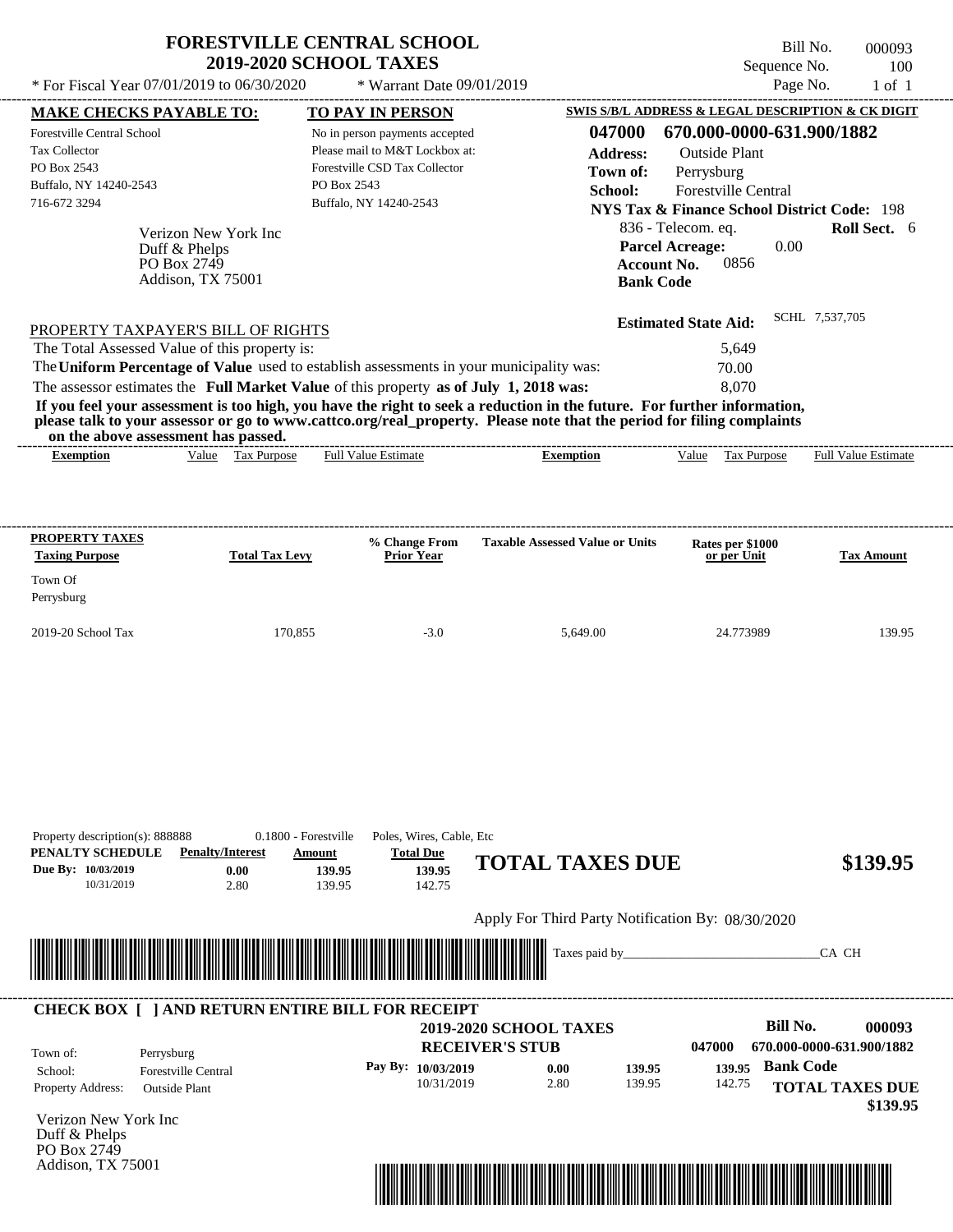# FORESTVILLE CENTRAL SCHOOL
## 2019-2020 SCHOOL TAXES

Bill No. 000093
Sequence No. 100
Page No. 1 of 1

* For Fiscal Year 07/01/2019 to 06/30/2020 * Warrant Date 09/01/2019

**MAKE CHECKS PAYABLE TO:**
Forestville Central School
Tax Collector
PO Box 2543
Buffalo, NY 14240-2543
716-672 3294

**TO PAY IN PERSON**
No in person payments accepted
Please mail to M&T Lockbox at:
Forestville CSD Tax Collector
PO Box 2543
Buffalo, NY 14240-2543

**SWIS S/B/L ADDRESS & LEGAL DESCRIPTION & CK DIGIT**
**047000 670.000-0000-631.900/1882**
**Address:** Outside Plant
**Town of:** Perrysburg
**School:** Forestville Central
**NYS Tax & Finance School District Code:** 198
836 - Telecom. eq. **Roll Sect.** 6
**Parcel Acreage:** 0.00
**Account No.** 0856
**Bank Code**

Verizon New York Inc
Duff & Phelps
PO Box 2749
Addison, TX 75001

**Estimated State Aid:** SCHL 7,537,705

PROPERTY TAXPAYER'S BILL OF RIGHTS

| | |
|---|---|
| The Total Assessed Value of this property is: | 5,649 |
| The **Uniform Percentage of Value** used to establish assessments in your municipality was: | 70.00 |
| The assessor estimates the **Full Market Value** of this property **as of July 1, 2018 was:** | 8,070 |

**If you feel your assessment is too high, you have the right to seek a reduction in the future. For further information, please talk to your assessor or go to www.cattco.org/real_property. Please note that the period for filing complaints on the above assessment has passed.**

| Exemption | Value | Tax Purpose | Full Value Estimate | Exemption | Value | Tax Purpose | Full Value Estimate |
|---|---|---|---|---|---|---|---|

| PROPERTY TAXES Taxing Purpose | Total Tax Levy | % Change From Prior Year | Taxable Assessed Value or Units | Rates per $1000 or per Unit | Tax Amount |
|---|---|---|---|---|---|
| Town Of Perrysburg | | | | | |
| 2019-20 School Tax | 170,855 | -3.0 | 5,649.00 | 24.773989 | 139.95 |

Property description(s): 888888 0.1800 - Forestville Poles, Wires, Cable, Etc

| PENALTY SCHEDULE | Penalty/Interest | Amount | Total Due |
|---|---|---|---|
| Due By: 10/03/2019 | 0.00 | 139.95 | 139.95 |
| 10/31/2019 | 2.80 | 139.95 | 142.75 |

**TOTAL TAXES DUE $139.95**

Apply For Third Party Notification By: 08/30/2020

Taxes paid by_______________________________CA CH

**CHECK BOX [ ] AND RETURN ENTIRE BILL FOR RECEIPT**

**2019-2020 SCHOOL TAXES**
**RECEIVER'S STUB**

**Bill No. 000093**
047000 670.000-0000-631.900/1882

Town of: Perrysburg
School: Forestville Central
Property Address: Outside Plant

| | | | | |
|---|---|---|---|---|
| Pay By: 10/03/2019 | 0.00 | 139.95 | 139.95 | **Bank Code** |
| 10/31/2019 | 2.80 | 139.95 | 142.75 | |

**TOTAL TAXES DUE $139.95**

Verizon New York Inc
Duff & Phelps
PO Box 2749
Addison, TX 75001